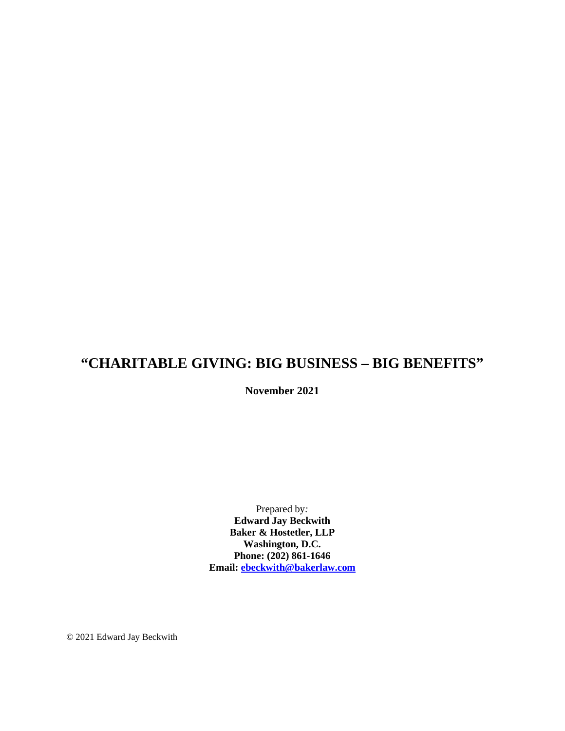# "CHARITABLE GIVING: BIG BUSINESS – BIG BENEFITS"

**November 2021**

Prepared by:
**Edward Jay Beckwith**
**Baker & Hostetler, LLP**
**Washington, D.C.**
**Phone: (202) 861-1646**
**Email: ebeckwith@bakerlaw.com**

© 2021 Edward Jay Beckwith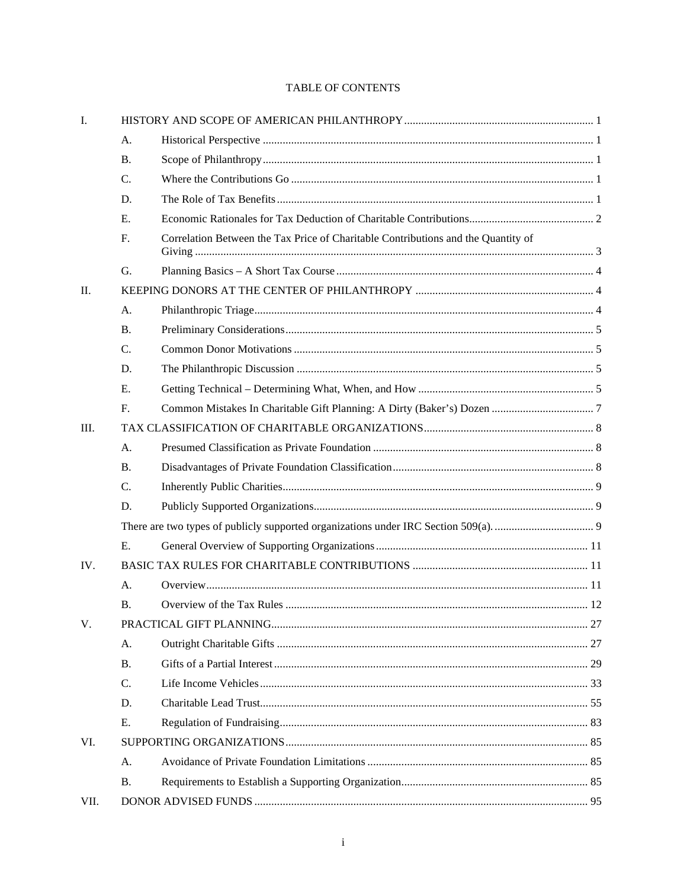# TABLE OF CONTENTS

| | | | |
|---|---|---|---|
| I. | HISTORY AND SCOPE OF AMERICAN PHILANTHROPY | | 1 |
| | A. | Historical Perspective | 1 |
| | B. | Scope of Philanthropy | 1 |
| | C. | Where the Contributions Go | 1 |
| | D. | The Role of Tax Benefits | 1 |
| | E. | Economic Rationales for Tax Deduction of Charitable Contributions | 2 |
| | F. | Correlation Between the Tax Price of Charitable Contributions and the Quantity of Giving | 3 |
| | G. | Planning Basics – A Short Tax Course | 4 |
| II. | KEEPING DONORS AT THE CENTER OF PHILANTHROPY | | 4 |
| | A. | Philanthropic Triage | 4 |
| | B. | Preliminary Considerations | 5 |
| | C. | Common Donor Motivations | 5 |
| | D. | The Philanthropic Discussion | 5 |
| | E. | Getting Technical – Determining What, When, and How | 5 |
| | F. | Common Mistakes In Charitable Gift Planning: A Dirty (Baker's) Dozen | 7 |
| III. | TAX CLASSIFICATION OF CHARITABLE ORGANIZATIONS | | 8 |
| | A. | Presumed Classification as Private Foundation | 8 |
| | B. | Disadvantages of Private Foundation Classification | 8 |
| | C. | Inherently Public Charities | 9 |
| | D. | Publicly Supported Organizations | 9 |
| | There are two types of publicly supported organizations under IRC Section 509(a). | | 9 |
| | E. | General Overview of Supporting Organizations | 11 |
| IV. | BASIC TAX RULES FOR CHARITABLE CONTRIBUTIONS | | 11 |
| | A. | Overview | 11 |
| | B. | Overview of the Tax Rules | 12 |
| V. | PRACTICAL GIFT PLANNING | | 27 |
| | A. | Outright Charitable Gifts | 27 |
| | B. | Gifts of a Partial Interest | 29 |
| | C. | Life Income Vehicles | 33 |
| | D. | Charitable Lead Trust | 55 |
| | E. | Regulation of Fundraising | 83 |
| VI. | SUPPORTING ORGANIZATIONS | | 85 |
| | A. | Avoidance of Private Foundation Limitations | 85 |
| | B. | Requirements to Establish a Supporting Organization | 85 |
| VII. | DONOR ADVISED FUNDS | | 95 |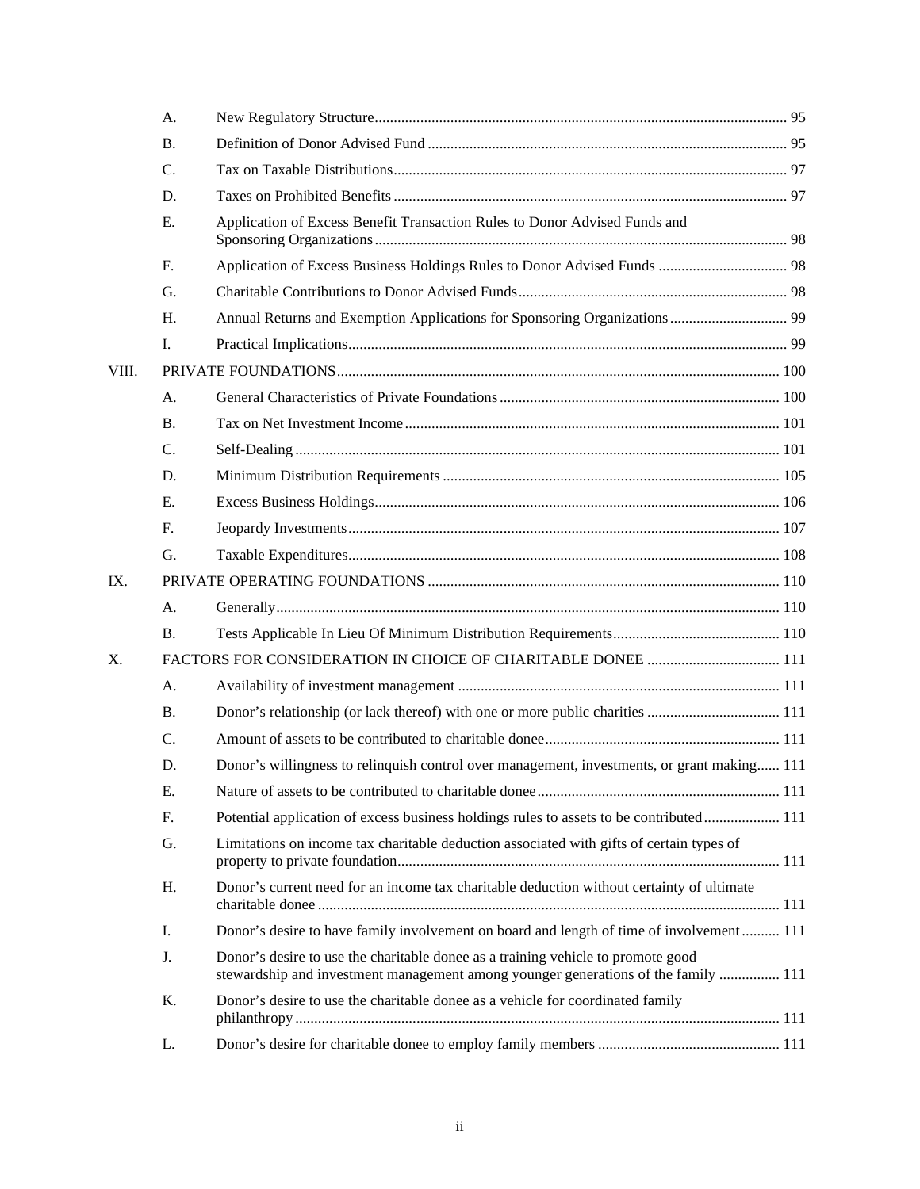| | | |
|---|---|---|
| A. | New Regulatory Structure | 95 |
| B. | Definition of Donor Advised Fund | 95 |
| C. | Tax on Taxable Distributions | 97 |
| D. | Taxes on Prohibited Benefits | 97 |
| E. | Application of Excess Benefit Transaction Rules to Donor Advised Funds and Sponsoring Organizations | 98 |
| F. | Application of Excess Business Holdings Rules to Donor Advised Funds | 98 |
| G. | Charitable Contributions to Donor Advised Funds | 98 |
| H. | Annual Returns and Exemption Applications for Sponsoring Organizations | 99 |
| I. | Practical Implications | 99 |

| | | |
|---|---|---|
| VIII. | PRIVATE FOUNDATIONS | 100 |
| A. | General Characteristics of Private Foundations | 100 |
| B. | Tax on Net Investment Income | 101 |
| C. | Self-Dealing | 101 |
| D. | Minimum Distribution Requirements | 105 |
| E. | Excess Business Holdings | 106 |
| F. | Jeopardy Investments | 107 |
| G. | Taxable Expenditures | 108 |
| IX. | PRIVATE OPERATING FOUNDATIONS | 110 |
| A. | Generally | 110 |
| B. | Tests Applicable In Lieu Of Minimum Distribution Requirements | 110 |
| X. | FACTORS FOR CONSIDERATION IN CHOICE OF CHARITABLE DONEE | 111 |
| A. | Availability of investment management | 111 |
| B. | Donor's relationship (or lack thereof) with one or more public charities | 111 |
| C. | Amount of assets to be contributed to charitable donee | 111 |
| D. | Donor's willingness to relinquish control over management, investments, or grant making | 111 |
| E. | Nature of assets to be contributed to charitable donee | 111 |
| F. | Potential application of excess business holdings rules to assets to be contributed | 111 |
| G. | Limitations on income tax charitable deduction associated with gifts of certain types of property to private foundation | 111 |
| H. | Donor's current need for an income tax charitable deduction without certainty of ultimate charitable donee | 111 |
| I. | Donor's desire to have family involvement on board and length of time of involvement | 111 |
| J. | Donor's desire to use the charitable donee as a training vehicle to promote good stewardship and investment management among younger generations of the family | 111 |
| K. | Donor's desire to use the charitable donee as a vehicle for coordinated family philanthropy | 111 |
| L. | Donor's desire for charitable donee to employ family members | 111 |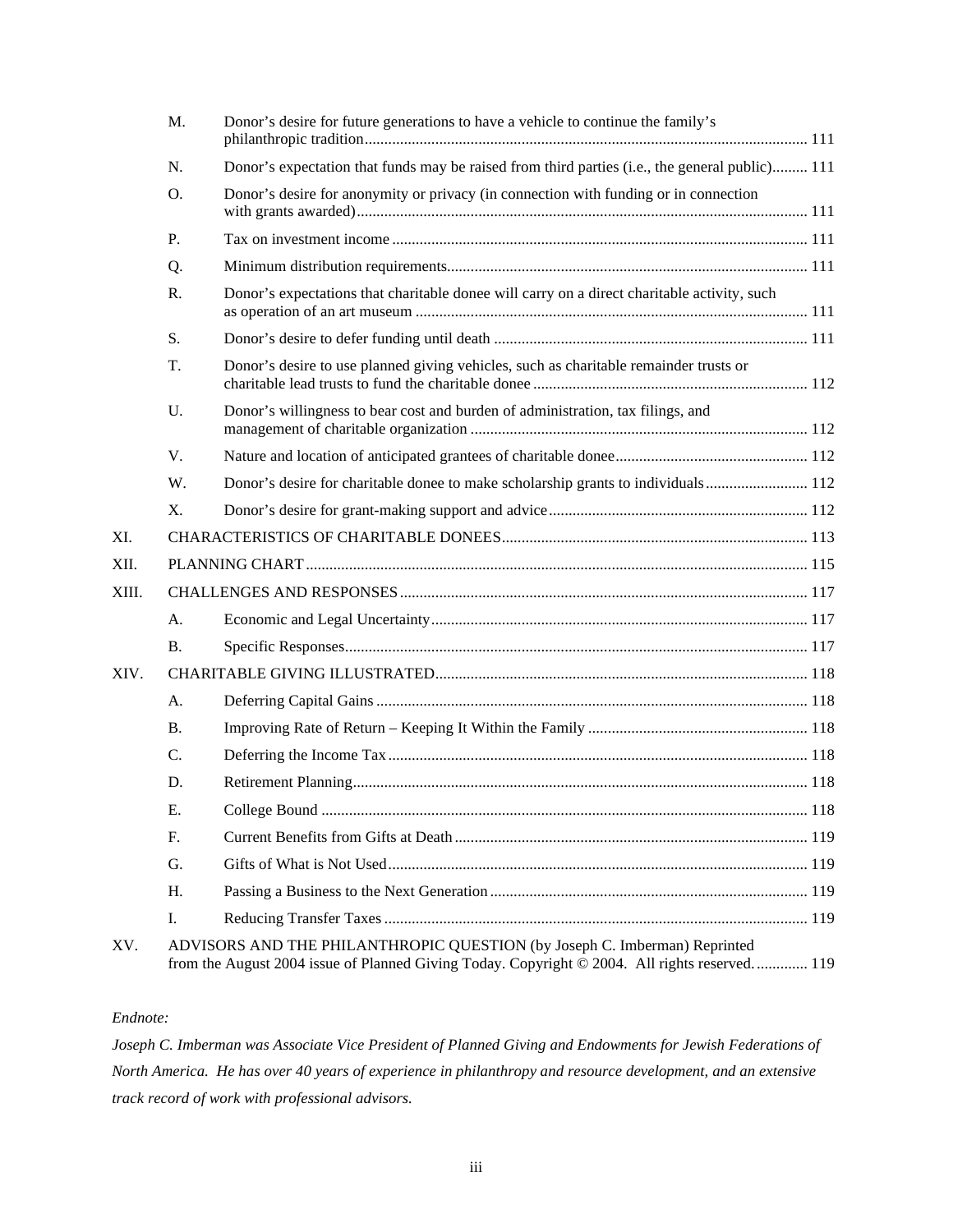- M. Donor's desire for future generations to have a vehicle to continue the family's philanthropic tradition ... 111
- N. Donor's expectation that funds may be raised from third parties (i.e., the general public) ... 111
- O. Donor's desire for anonymity or privacy (in connection with funding or in connection with grants awarded) ... 111
- P. Tax on investment income ... 111
- Q. Minimum distribution requirements ... 111
- R. Donor's expectations that charitable donee will carry on a direct charitable activity, such as operation of an art museum ... 111
- S. Donor's desire to defer funding until death ... 111
- T. Donor's desire to use planned giving vehicles, such as charitable remainder trusts or charitable lead trusts to fund the charitable donee ... 112
- U. Donor's willingness to bear cost and burden of administration, tax filings, and management of charitable organization ... 112
- V. Nature and location of anticipated grantees of charitable donee ... 112
- W. Donor's desire for charitable donee to make scholarship grants to individuals ... 112
- X. Donor's desire for grant-making support and advice ... 112

XI. CHARACTERISTICS OF CHARITABLE DONEES ... 113

XII. PLANNING CHART ... 115

XIII. CHALLENGES AND RESPONSES ... 117

- A. Economic and Legal Uncertainty ... 117
- B. Specific Responses ... 117

XIV. CHARITABLE GIVING ILLUSTRATED ... 118

- A. Deferring Capital Gains ... 118
- B. Improving Rate of Return – Keeping It Within the Family ... 118
- C. Deferring the Income Tax ... 118
- D. Retirement Planning ... 118
- E. College Bound ... 118
- F. Current Benefits from Gifts at Death ... 119
- G. Gifts of What is Not Used ... 119
- H. Passing a Business to the Next Generation ... 119
- I. Reducing Transfer Taxes ... 119

XV. ADVISORS AND THE PHILANTHROPIC QUESTION (by Joseph C. Imberman) Reprinted from the August 2004 issue of Planned Giving Today. Copyright © 2004. All rights reserved. ... 119

*Endnote:*

*Joseph C. Imberman was Associate Vice President of Planned Giving and Endowments for Jewish Federations of North America. He has over 40 years of experience in philanthropy and resource development, and an extensive track record of work with professional advisors.*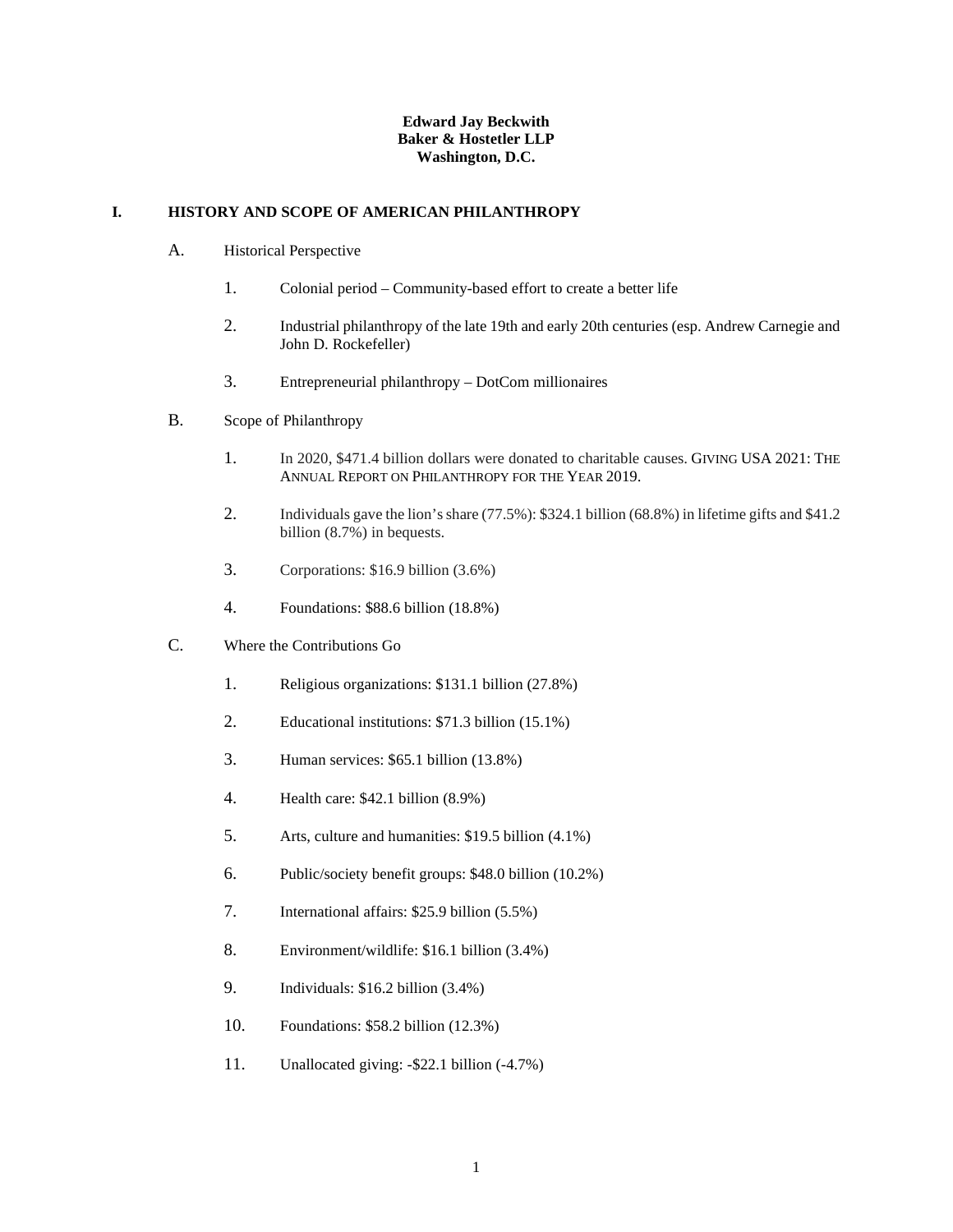**Edward Jay Beckwith**
**Baker & Hostetler LLP**
**Washington, D.C.**

# I. HISTORY AND SCOPE OF AMERICAN PHILANTHROPY

## A. Historical Perspective

1. Colonial period – Community-based effort to create a better life

2. Industrial philanthropy of the late 19th and early 20th centuries (esp. Andrew Carnegie and John D. Rockefeller)

3. Entrepreneurial philanthropy – DotCom millionaires

## B. Scope of Philanthropy

1. In 2020, $471.4 billion dollars were donated to charitable causes. GIVING USA 2021: THE ANNUAL REPORT ON PHILANTHROPY FOR THE YEAR 2019.

2. Individuals gave the lion's share (77.5%): $324.1 billion (68.8%) in lifetime gifts and $41.2 billion (8.7%) in bequests.

3. Corporations: $16.9 billion (3.6%)

4. Foundations: $88.6 billion (18.8%)

## C. Where the Contributions Go

1. Religious organizations: $131.1 billion (27.8%)

2. Educational institutions: $71.3 billion (15.1%)

3. Human services: $65.1 billion (13.8%)

4. Health care: $42.1 billion (8.9%)

5. Arts, culture and humanities: $19.5 billion (4.1%)

6. Public/society benefit groups: $48.0 billion (10.2%)

7. International affairs: $25.9 billion (5.5%)

8. Environment/wildlife: $16.1 billion (3.4%)

9. Individuals: $16.2 billion (3.4%)

10. Foundations: $58.2 billion (12.3%)

11. Unallocated giving: -$22.1 billion (-4.7%)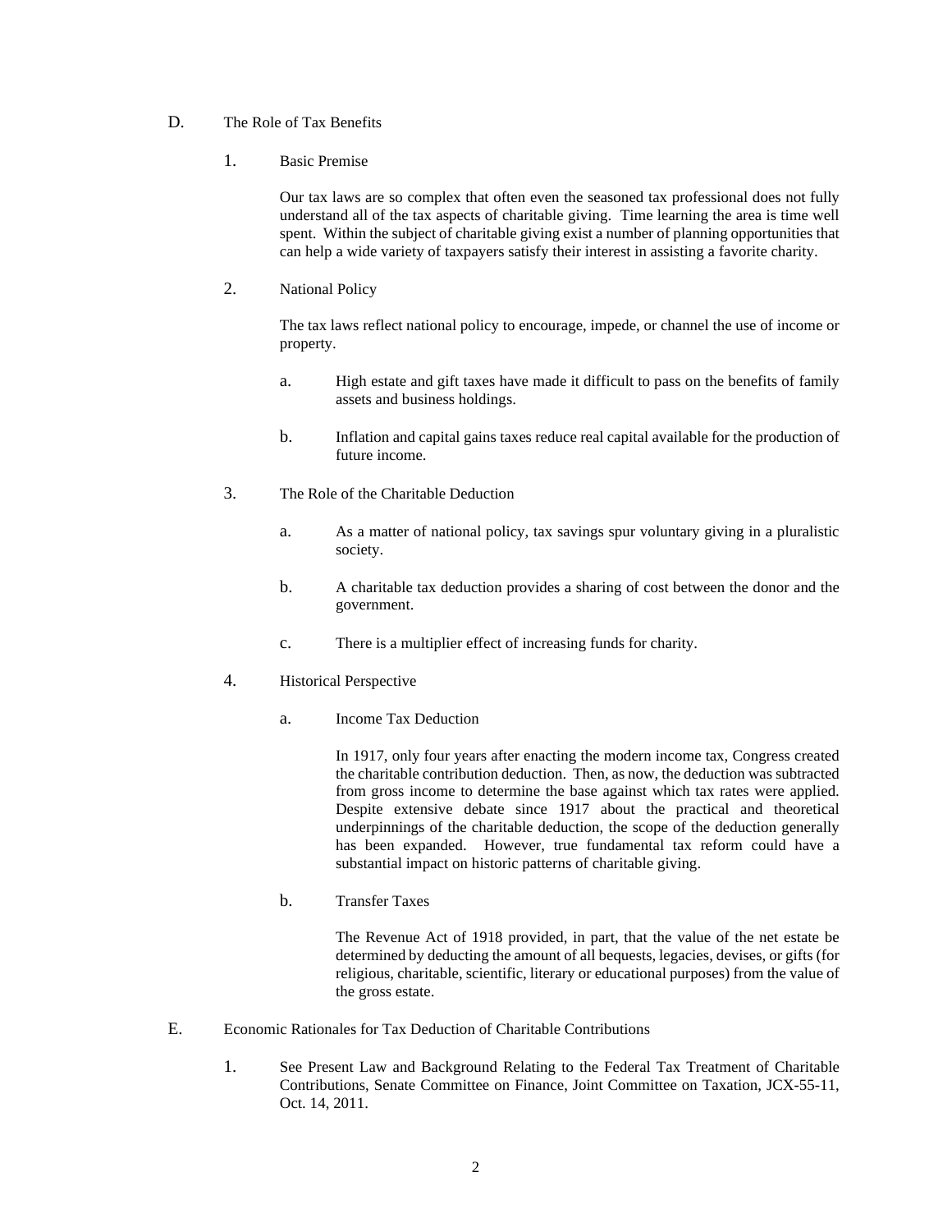## D. The Role of Tax Benefits

### 1. Basic Premise

Our tax laws are so complex that often even the seasoned tax professional does not fully understand all of the tax aspects of charitable giving. Time learning the area is time well spent. Within the subject of charitable giving exist a number of planning opportunities that can help a wide variety of taxpayers satisfy their interest in assisting a favorite charity.

### 2. National Policy

The tax laws reflect national policy to encourage, impede, or channel the use of income or property.

a. High estate and gift taxes have made it difficult to pass on the benefits of family assets and business holdings.

b. Inflation and capital gains taxes reduce real capital available for the production of future income.

### 3. The Role of the Charitable Deduction

a. As a matter of national policy, tax savings spur voluntary giving in a pluralistic society.

b. A charitable tax deduction provides a sharing of cost between the donor and the government.

c. There is a multiplier effect of increasing funds for charity.

### 4. Historical Perspective

#### a. Income Tax Deduction

In 1917, only four years after enacting the modern income tax, Congress created the charitable contribution deduction. Then, as now, the deduction was subtracted from gross income to determine the base against which tax rates were applied. Despite extensive debate since 1917 about the practical and theoretical underpinnings of the charitable deduction, the scope of the deduction generally has been expanded. However, true fundamental tax reform could have a substantial impact on historic patterns of charitable giving.

#### b. Transfer Taxes

The Revenue Act of 1918 provided, in part, that the value of the net estate be determined by deducting the amount of all bequests, legacies, devises, or gifts (for religious, charitable, scientific, literary or educational purposes) from the value of the gross estate.

## E. Economic Rationales for Tax Deduction of Charitable Contributions

1. See Present Law and Background Relating to the Federal Tax Treatment of Charitable Contributions, Senate Committee on Finance, Joint Committee on Taxation, JCX-55-11, Oct. 14, 2011.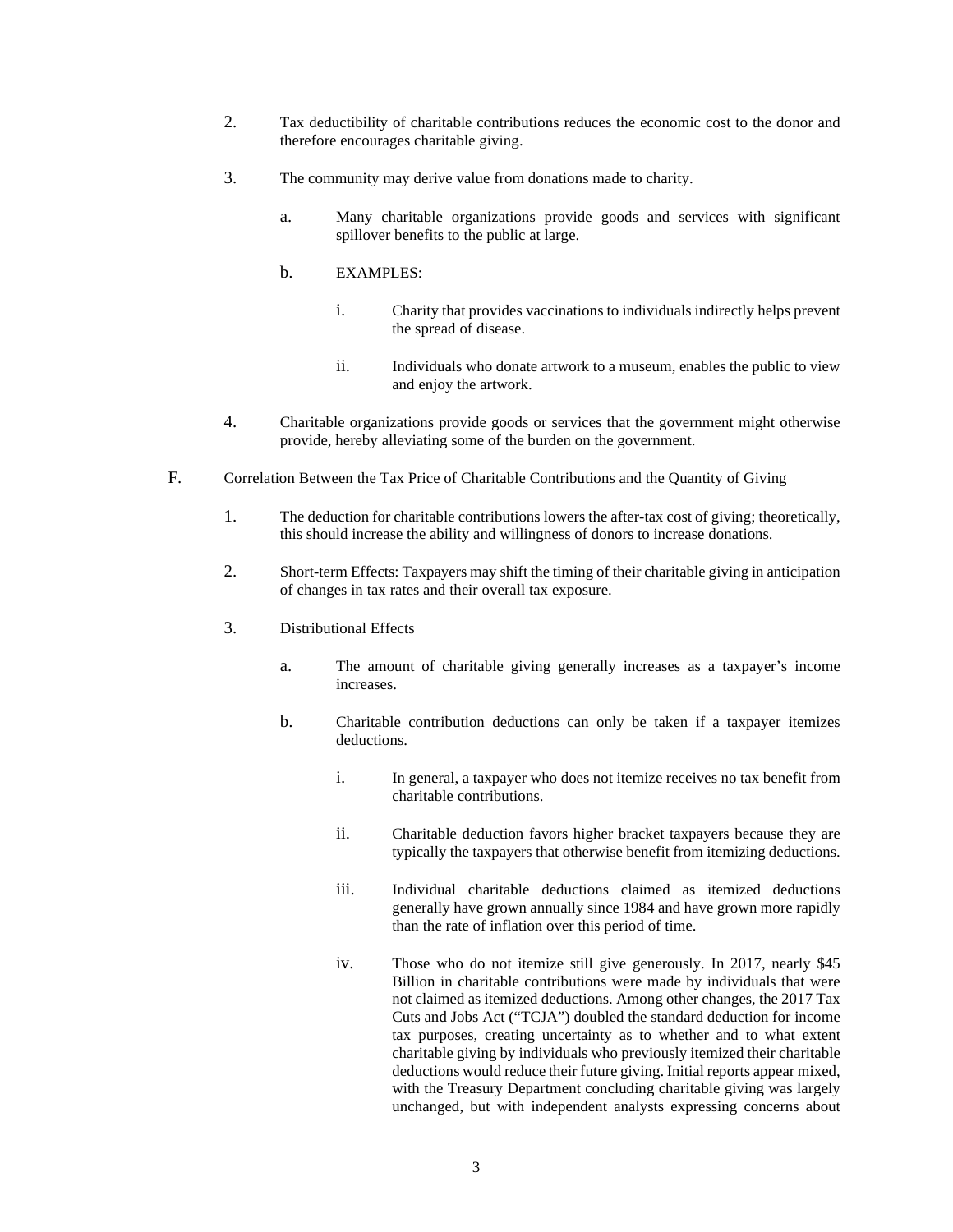2. Tax deductibility of charitable contributions reduces the economic cost to the donor and therefore encourages charitable giving.

3. The community may derive value from donations made to charity.

   a. Many charitable organizations provide goods and services with significant spillover benefits to the public at large.

   b. EXAMPLES:

      i. Charity that provides vaccinations to individuals indirectly helps prevent the spread of disease.

      ii. Individuals who donate artwork to a museum, enables the public to view and enjoy the artwork.

4. Charitable organizations provide goods or services that the government might otherwise provide, hereby alleviating some of the burden on the government.

F. Correlation Between the Tax Price of Charitable Contributions and the Quantity of Giving

1. The deduction for charitable contributions lowers the after-tax cost of giving; theoretically, this should increase the ability and willingness of donors to increase donations.

2. Short-term Effects: Taxpayers may shift the timing of their charitable giving in anticipation of changes in tax rates and their overall tax exposure.

3. Distributional Effects

   a. The amount of charitable giving generally increases as a taxpayer's income increases.

   b. Charitable contribution deductions can only be taken if a taxpayer itemizes deductions.

      i. In general, a taxpayer who does not itemize receives no tax benefit from charitable contributions.

      ii. Charitable deduction favors higher bracket taxpayers because they are typically the taxpayers that otherwise benefit from itemizing deductions.

      iii. Individual charitable deductions claimed as itemized deductions generally have grown annually since 1984 and have grown more rapidly than the rate of inflation over this period of time.

      iv. Those who do not itemize still give generously. In 2017, nearly $45 Billion in charitable contributions were made by individuals that were not claimed as itemized deductions. Among other changes, the 2017 Tax Cuts and Jobs Act ("TCJA") doubled the standard deduction for income tax purposes, creating uncertainty as to whether and to what extent charitable giving by individuals who previously itemized their charitable deductions would reduce their future giving. Initial reports appear mixed, with the Treasury Department concluding charitable giving was largely unchanged, but with independent analysts expressing concerns about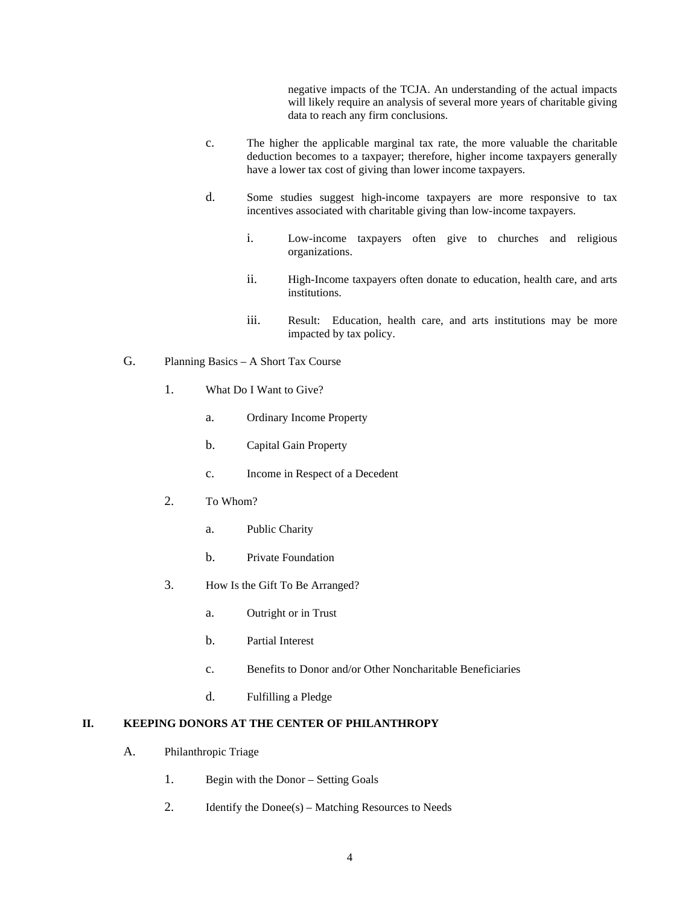negative impacts of the TCJA. An understanding of the actual impacts will likely require an analysis of several more years of charitable giving data to reach any firm conclusions.

c. The higher the applicable marginal tax rate, the more valuable the charitable deduction becomes to a taxpayer; therefore, higher income taxpayers generally have a lower tax cost of giving than lower income taxpayers.

d. Some studies suggest high-income taxpayers are more responsive to tax incentives associated with charitable giving than low-income taxpayers.

  i. Low-income taxpayers often give to churches and religious organizations.

  ii. High-Income taxpayers often donate to education, health care, and arts institutions.

  iii. Result: Education, health care, and arts institutions may be more impacted by tax policy.

G. Planning Basics – A Short Tax Course

1. What Do I Want to Give?

  a. Ordinary Income Property

  b. Capital Gain Property

  c. Income in Respect of a Decedent

2. To Whom?

  a. Public Charity

  b. Private Foundation

3. How Is the Gift To Be Arranged?

  a. Outright or in Trust

  b. Partial Interest

  c. Benefits to Donor and/or Other Noncharitable Beneficiaries

  d. Fulfilling a Pledge

## II. KEEPING DONORS AT THE CENTER OF PHILANTHROPY

A. Philanthropic Triage

1. Begin with the Donor – Setting Goals

2. Identify the Donee(s) – Matching Resources to Needs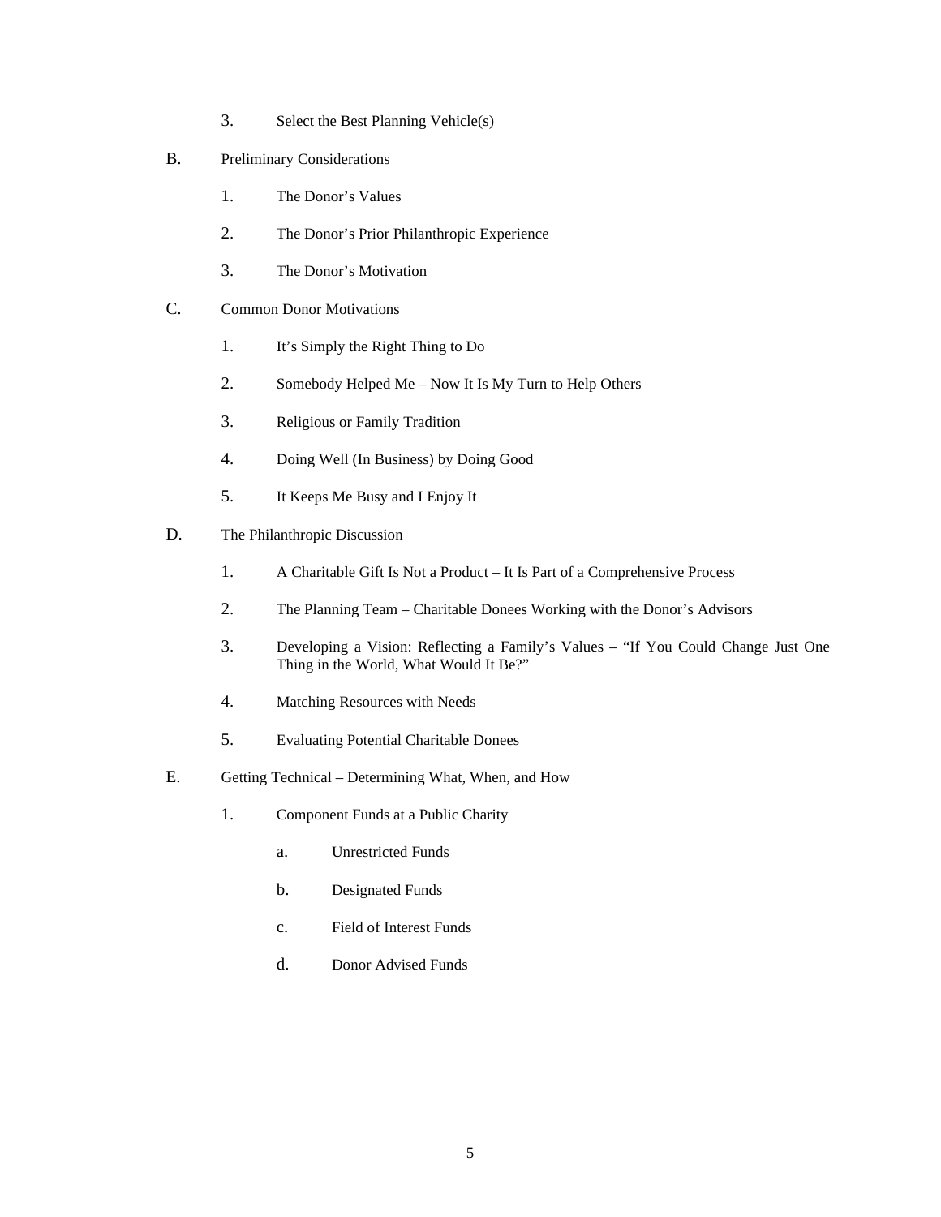3. Select the Best Planning Vehicle(s)

B. Preliminary Considerations

1. The Donor's Values

2. The Donor's Prior Philanthropic Experience

3. The Donor's Motivation

C. Common Donor Motivations

1. It's Simply the Right Thing to Do

2. Somebody Helped Me – Now It Is My Turn to Help Others

3. Religious or Family Tradition

4. Doing Well (In Business) by Doing Good

5. It Keeps Me Busy and I Enjoy It

D. The Philanthropic Discussion

1. A Charitable Gift Is Not a Product – It Is Part of a Comprehensive Process

2. The Planning Team – Charitable Donees Working with the Donor's Advisors

3. Developing a Vision: Reflecting a Family's Values – "If You Could Change Just One Thing in the World, What Would It Be?"

4. Matching Resources with Needs

5. Evaluating Potential Charitable Donees

E. Getting Technical – Determining What, When, and How

1. Component Funds at a Public Charity

a. Unrestricted Funds

b. Designated Funds

c. Field of Interest Funds

d. Donor Advised Funds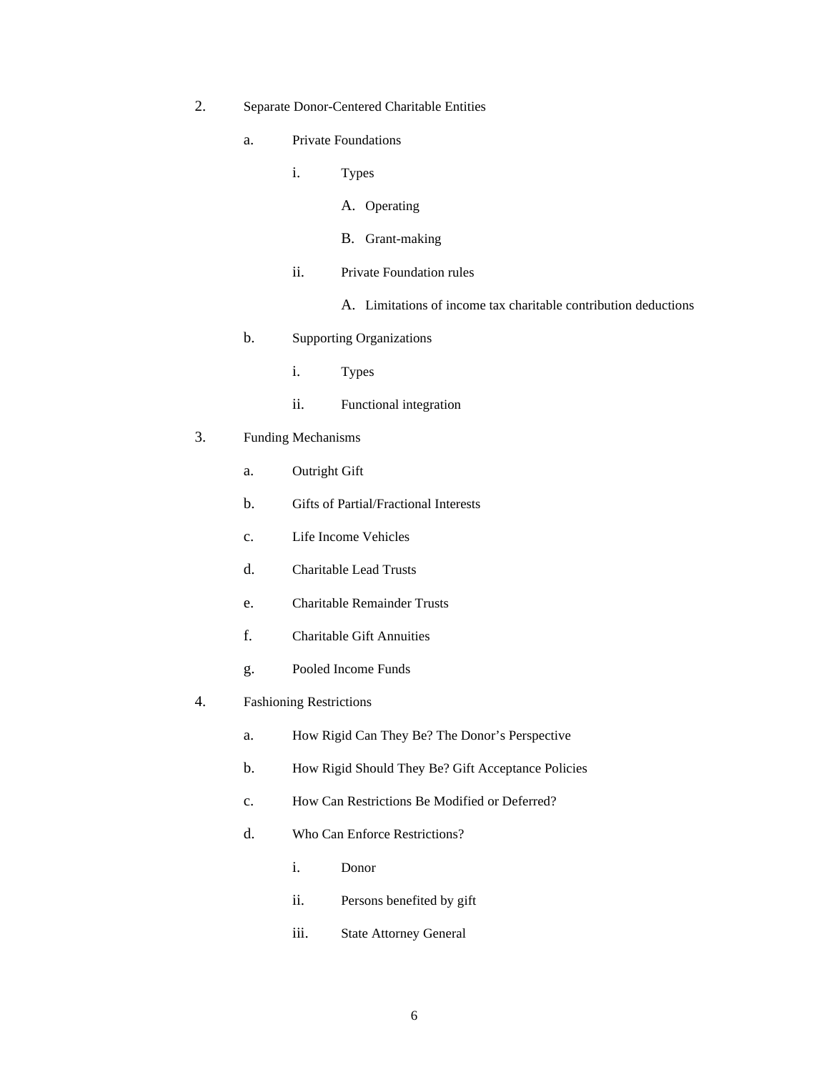2. Separate Donor-Centered Charitable Entities

   a. Private Foundations

      i. Types

         A. Operating

         B. Grant-making

      ii. Private Foundation rules

         A. Limitations of income tax charitable contribution deductions

   b. Supporting Organizations

      i. Types

      ii. Functional integration

3. Funding Mechanisms

   a. Outright Gift

   b. Gifts of Partial/Fractional Interests

   c. Life Income Vehicles

   d. Charitable Lead Trusts

   e. Charitable Remainder Trusts

   f. Charitable Gift Annuities

   g. Pooled Income Funds

4. Fashioning Restrictions

   a. How Rigid Can They Be? The Donor's Perspective

   b. How Rigid Should They Be? Gift Acceptance Policies

   c. How Can Restrictions Be Modified or Deferred?

   d. Who Can Enforce Restrictions?

      i. Donor

      ii. Persons benefited by gift

      iii. State Attorney General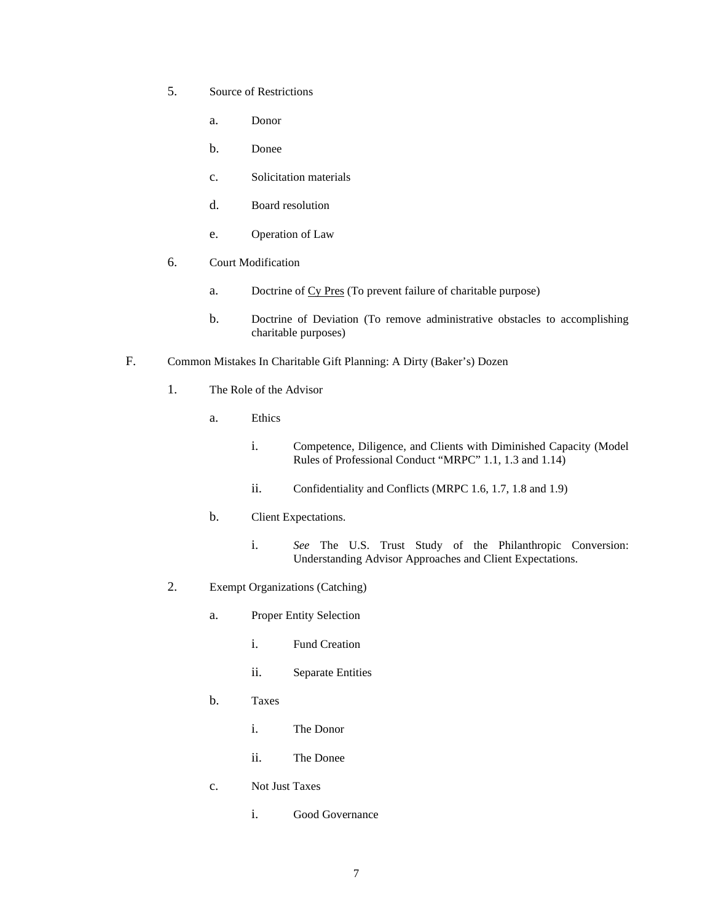5. Source of Restrictions

   a. Donor

   b. Donee

   c. Solicitation materials

   d. Board resolution

   e. Operation of Law

6. Court Modification

   a. Doctrine of <u>Cy Pres</u> (To prevent failure of charitable purpose)

   b. Doctrine of Deviation (To remove administrative obstacles to accomplishing charitable purposes)

F. Common Mistakes In Charitable Gift Planning: A Dirty (Baker's) Dozen

1. The Role of the Advisor

   a. Ethics

      i. Competence, Diligence, and Clients with Diminished Capacity (Model Rules of Professional Conduct "MRPC" 1.1, 1.3 and 1.14)

      ii. Confidentiality and Conflicts (MRPC 1.6, 1.7, 1.8 and 1.9)

   b. Client Expectations.

      i. *See* The U.S. Trust Study of the Philanthropic Conversion: Understanding Advisor Approaches and Client Expectations.

2. Exempt Organizations (Catching)

   a. Proper Entity Selection

      i. Fund Creation

      ii. Separate Entities

   b. Taxes

      i. The Donor

      ii. The Donee

   c. Not Just Taxes

      i. Good Governance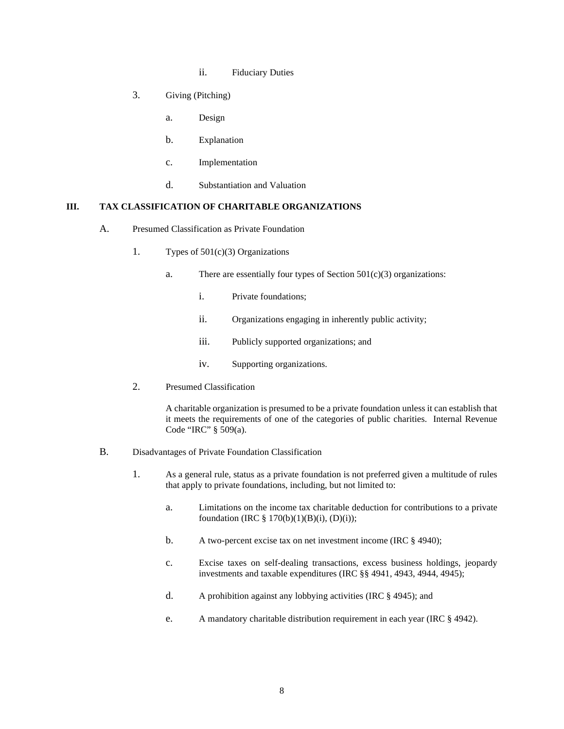ii. Fiduciary Duties

3. Giving (Pitching)

   a. Design

   b. Explanation

   c. Implementation

   d. Substantiation and Valuation

## III. TAX CLASSIFICATION OF CHARITABLE ORGANIZATIONS

A. Presumed Classification as Private Foundation

1. Types of 501(c)(3) Organizations

   a. There are essentially four types of Section 501(c)(3) organizations:

      i. Private foundations;

      ii. Organizations engaging in inherently public activity;

      iii. Publicly supported organizations; and

      iv. Supporting organizations.

2. Presumed Classification

   A charitable organization is presumed to be a private foundation unless it can establish that it meets the requirements of one of the categories of public charities. Internal Revenue Code "IRC" § 509(a).

B. Disadvantages of Private Foundation Classification

1. As a general rule, status as a private foundation is not preferred given a multitude of rules that apply to private foundations, including, but not limited to:

   a. Limitations on the income tax charitable deduction for contributions to a private foundation (IRC § 170(b)(1)(B)(i), (D)(i));

   b. A two-percent excise tax on net investment income (IRC § 4940);

   c. Excise taxes on self-dealing transactions, excess business holdings, jeopardy investments and taxable expenditures (IRC §§ 4941, 4943, 4944, 4945);

   d. A prohibition against any lobbying activities (IRC § 4945); and

   e. A mandatory charitable distribution requirement in each year (IRC § 4942).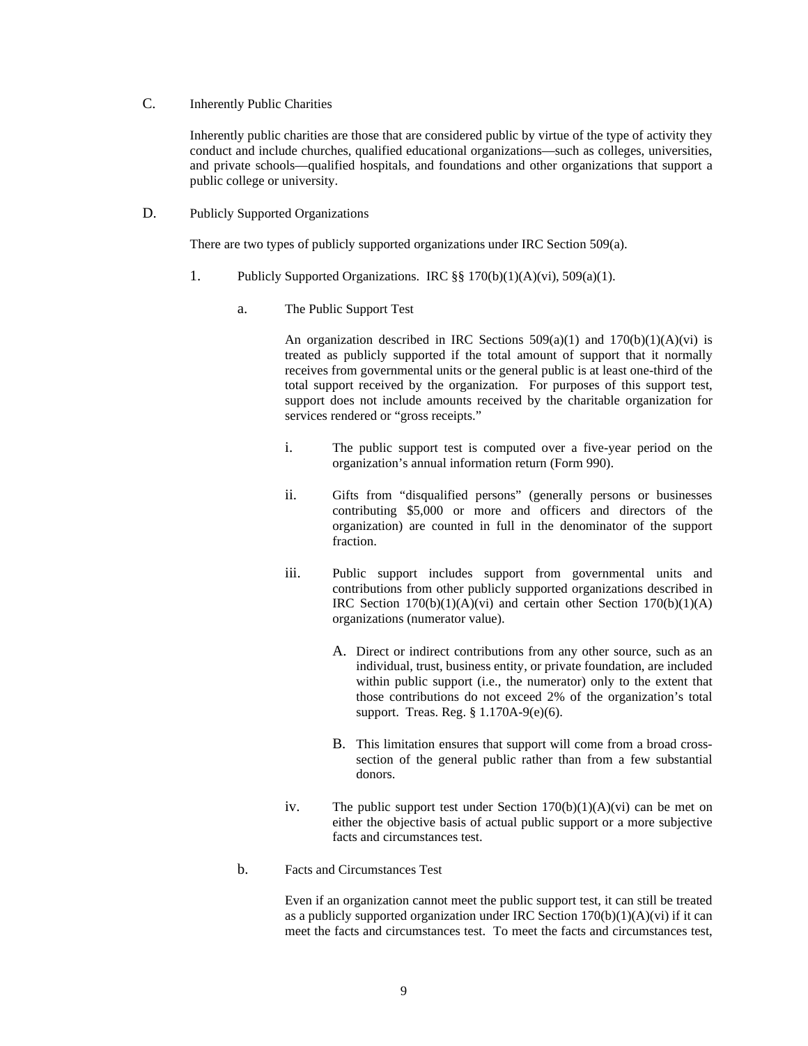## C. Inherently Public Charities

Inherently public charities are those that are considered public by virtue of the type of activity they conduct and include churches, qualified educational organizations—such as colleges, universities, and private schools—qualified hospitals, and foundations and other organizations that support a public college or university.

## D. Publicly Supported Organizations

There are two types of publicly supported organizations under IRC Section 509(a).

### 1. Publicly Supported Organizations. IRC §§ 170(b)(1)(A)(vi), 509(a)(1).

#### a. The Public Support Test

An organization described in IRC Sections 509(a)(1) and 170(b)(1)(A)(vi) is treated as publicly supported if the total amount of support that it normally receives from governmental units or the general public is at least one-third of the total support received by the organization. For purposes of this support test, support does not include amounts received by the charitable organization for services rendered or "gross receipts."

i. The public support test is computed over a five-year period on the organization's annual information return (Form 990).

ii. Gifts from "disqualified persons" (generally persons or businesses contributing $5,000 or more and officers and directors of the organization) are counted in full in the denominator of the support fraction.

iii. Public support includes support from governmental units and contributions from other publicly supported organizations described in IRC Section 170(b)(1)(A)(vi) and certain other Section 170(b)(1)(A) organizations (numerator value).

   A. Direct or indirect contributions from any other source, such as an individual, trust, business entity, or private foundation, are included within public support (i.e., the numerator) only to the extent that those contributions do not exceed 2% of the organization's total support. Treas. Reg. § 1.170A-9(e)(6).

   B. This limitation ensures that support will come from a broad cross-section of the general public rather than from a few substantial donors.

iv. The public support test under Section 170(b)(1)(A)(vi) can be met on either the objective basis of actual public support or a more subjective facts and circumstances test.

#### b. Facts and Circumstances Test

Even if an organization cannot meet the public support test, it can still be treated as a publicly supported organization under IRC Section 170(b)(1)(A)(vi) if it can meet the facts and circumstances test. To meet the facts and circumstances test,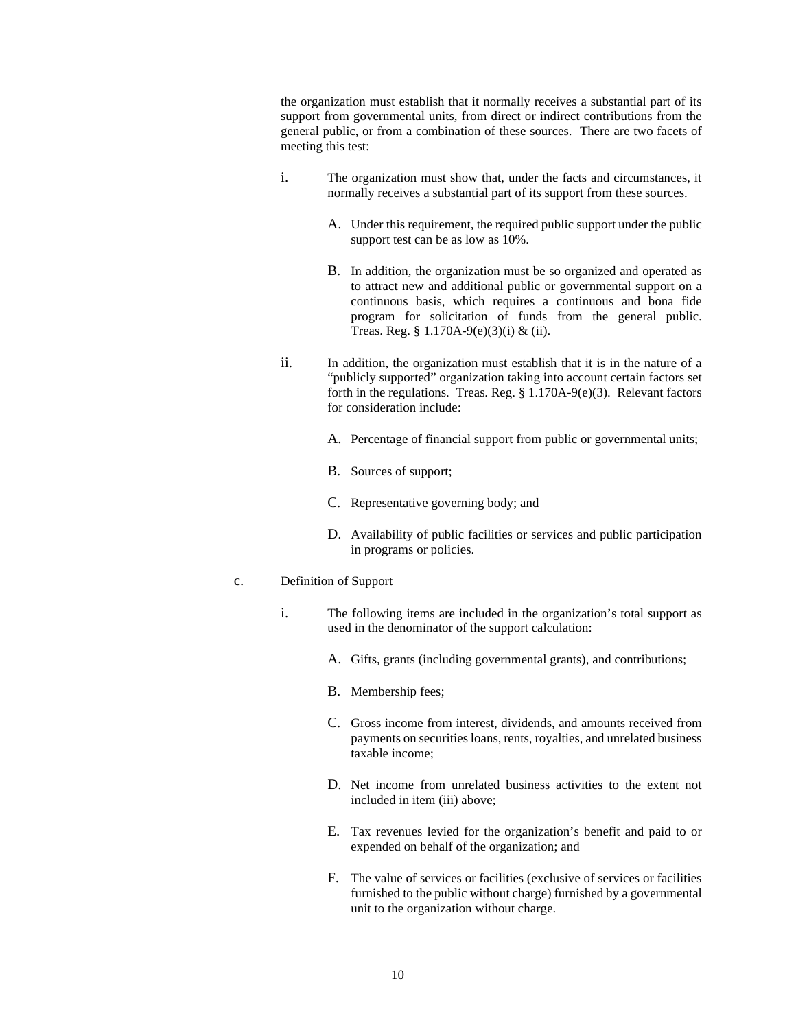the organization must establish that it normally receives a substantial part of its support from governmental units, from direct or indirect contributions from the general public, or from a combination of these sources. There are two facets of meeting this test:

i. The organization must show that, under the facts and circumstances, it normally receives a substantial part of its support from these sources.

   A. Under this requirement, the required public support under the public support test can be as low as 10%.

   B. In addition, the organization must be so organized and operated as to attract new and additional public or governmental support on a continuous basis, which requires a continuous and bona fide program for solicitation of funds from the general public. Treas. Reg. § 1.170A-9(e)(3)(i) & (ii).

ii. In addition, the organization must establish that it is in the nature of a "publicly supported" organization taking into account certain factors set forth in the regulations. Treas. Reg. § 1.170A-9(e)(3). Relevant factors for consideration include:

   A. Percentage of financial support from public or governmental units;

   B. Sources of support;

   C. Representative governing body; and

   D. Availability of public facilities or services and public participation in programs or policies.

c. Definition of Support

i. The following items are included in the organization's total support as used in the denominator of the support calculation:

   A. Gifts, grants (including governmental grants), and contributions;

   B. Membership fees;

   C. Gross income from interest, dividends, and amounts received from payments on securities loans, rents, royalties, and unrelated business taxable income;

   D. Net income from unrelated business activities to the extent not included in item (iii) above;

   E. Tax revenues levied for the organization's benefit and paid to or expended on behalf of the organization; and

   F. The value of services or facilities (exclusive of services or facilities furnished to the public without charge) furnished by a governmental unit to the organization without charge.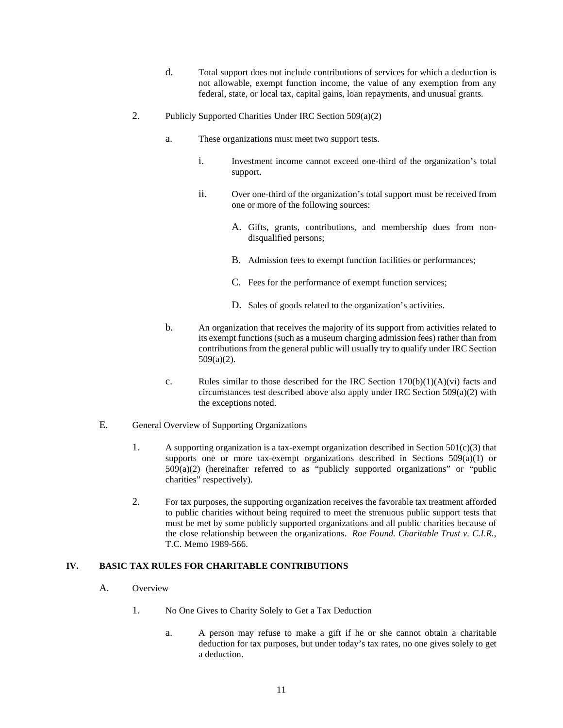d. Total support does not include contributions of services for which a deduction is not allowable, exempt function income, the value of any exemption from any federal, state, or local tax, capital gains, loan repayments, and unusual grants.

2. Publicly Supported Charities Under IRC Section 509(a)(2)

   a. These organizations must meet two support tests.

      i. Investment income cannot exceed one-third of the organization's total support.

      ii. Over one-third of the organization's total support must be received from one or more of the following sources:

         A. Gifts, grants, contributions, and membership dues from non-disqualified persons;

         B. Admission fees to exempt function facilities or performances;

         C. Fees for the performance of exempt function services;

         D. Sales of goods related to the organization's activities.

   b. An organization that receives the majority of its support from activities related to its exempt functions (such as a museum charging admission fees) rather than from contributions from the general public will usually try to qualify under IRC Section 509(a)(2).

   c. Rules similar to those described for the IRC Section 170(b)(1)(A)(vi) facts and circumstances test described above also apply under IRC Section 509(a)(2) with the exceptions noted.

E. General Overview of Supporting Organizations

1. A supporting organization is a tax-exempt organization described in Section 501(c)(3) that supports one or more tax-exempt organizations described in Sections 509(a)(1) or 509(a)(2) (hereinafter referred to as "publicly supported organizations" or "public charities" respectively).

2. For tax purposes, the supporting organization receives the favorable tax treatment afforded to public charities without being required to meet the strenuous public support tests that must be met by some publicly supported organizations and all public charities because of the close relationship between the organizations. *Roe Found. Charitable Trust v. C.I.R.*, T.C. Memo 1989-566.

## IV. BASIC TAX RULES FOR CHARITABLE CONTRIBUTIONS

A. Overview

1. No One Gives to Charity Solely to Get a Tax Deduction

   a. A person may refuse to make a gift if he or she cannot obtain a charitable deduction for tax purposes, but under today's tax rates, no one gives solely to get a deduction.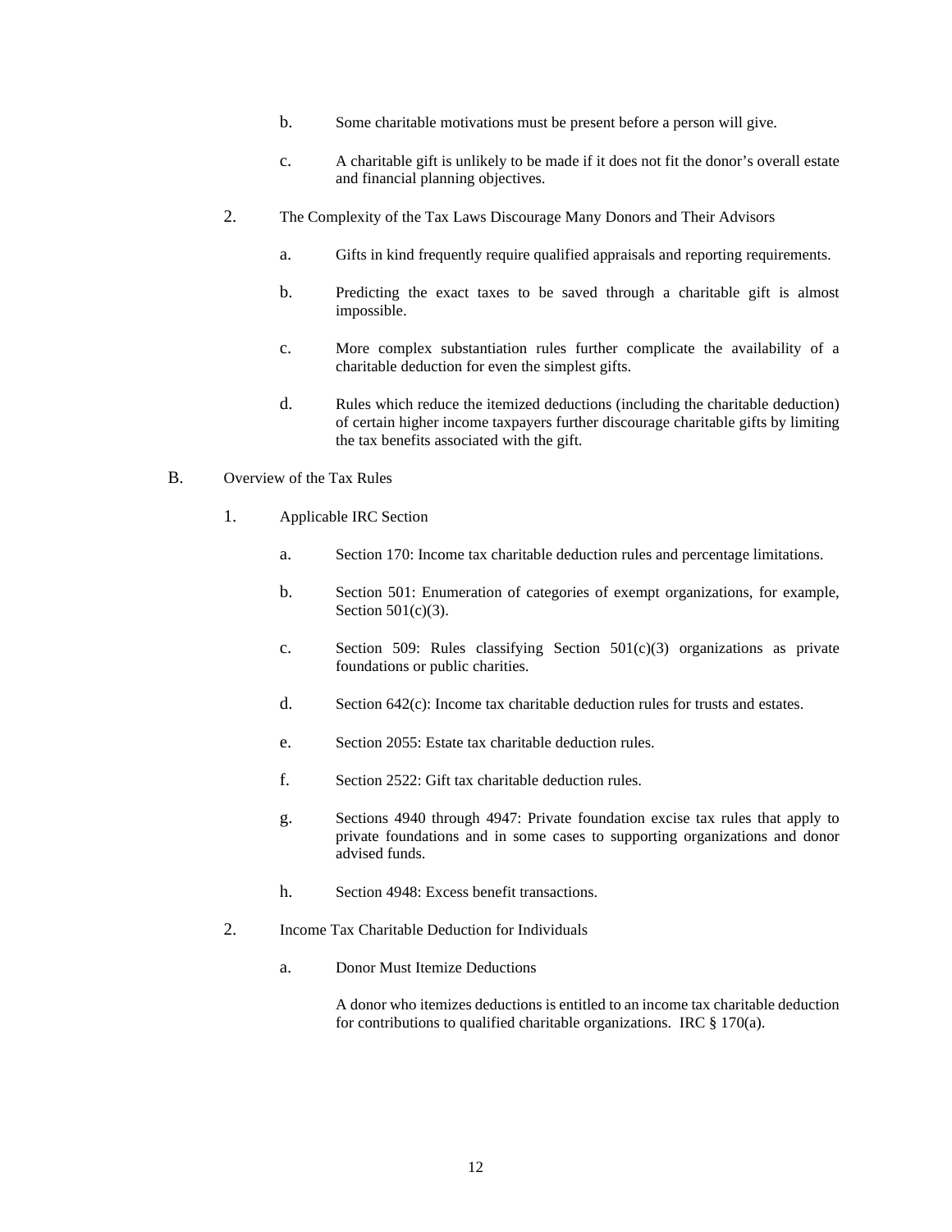b. Some charitable motivations must be present before a person will give.

c. A charitable gift is unlikely to be made if it does not fit the donor's overall estate and financial planning objectives.

2. The Complexity of the Tax Laws Discourage Many Donors and Their Advisors

   a. Gifts in kind frequently require qualified appraisals and reporting requirements.

   b. Predicting the exact taxes to be saved through a charitable gift is almost impossible.

   c. More complex substantiation rules further complicate the availability of a charitable deduction for even the simplest gifts.

   d. Rules which reduce the itemized deductions (including the charitable deduction) of certain higher income taxpayers further discourage charitable gifts by limiting the tax benefits associated with the gift.

B. Overview of the Tax Rules

1. Applicable IRC Section

   a. Section 170: Income tax charitable deduction rules and percentage limitations.

   b. Section 501: Enumeration of categories of exempt organizations, for example, Section 501(c)(3).

   c. Section 509: Rules classifying Section 501(c)(3) organizations as private foundations or public charities.

   d. Section 642(c): Income tax charitable deduction rules for trusts and estates.

   e. Section 2055: Estate tax charitable deduction rules.

   f. Section 2522: Gift tax charitable deduction rules.

   g. Sections 4940 through 4947: Private foundation excise tax rules that apply to private foundations and in some cases to supporting organizations and donor advised funds.

   h. Section 4948: Excess benefit transactions.

2. Income Tax Charitable Deduction for Individuals

   a. Donor Must Itemize Deductions

      A donor who itemizes deductions is entitled to an income tax charitable deduction for contributions to qualified charitable organizations. IRC § 170(a).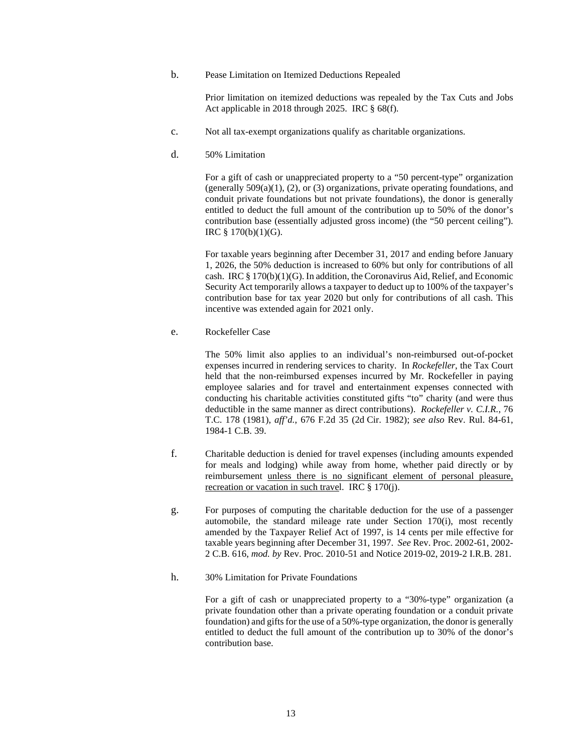b. Pease Limitation on Itemized Deductions Repealed

Prior limitation on itemized deductions was repealed by the Tax Cuts and Jobs Act applicable in 2018 through 2025. IRC § 68(f).

c. Not all tax-exempt organizations qualify as charitable organizations.

d. 50% Limitation

For a gift of cash or unappreciated property to a "50 percent-type" organization (generally 509(a)(1), (2), or (3) organizations, private operating foundations, and conduit private foundations but not private foundations), the donor is generally entitled to deduct the full amount of the contribution up to 50% of the donor's contribution base (essentially adjusted gross income) (the "50 percent ceiling"). IRC § 170(b)(1)(G).

For taxable years beginning after December 31, 2017 and ending before January 1, 2026, the 50% deduction is increased to 60% but only for contributions of all cash. IRC § 170(b)(1)(G). In addition, the Coronavirus Aid, Relief, and Economic Security Act temporarily allows a taxpayer to deduct up to 100% of the taxpayer's contribution base for tax year 2020 but only for contributions of all cash. This incentive was extended again for 2021 only.

e. Rockefeller Case

The 50% limit also applies to an individual's non-reimbursed out-of-pocket expenses incurred in rendering services to charity. In *Rockefeller*, the Tax Court held that the non-reimbursed expenses incurred by Mr. Rockefeller in paying employee salaries and for travel and entertainment expenses connected with conducting his charitable activities constituted gifts "to" charity (and were thus deductible in the same manner as direct contributions). *Rockefeller v. C.I.R.*, 76 T.C. 178 (1981), *aff'd.*, 676 F.2d 35 (2d Cir. 1982); *see also* Rev. Rul. 84-61, 1984-1 C.B. 39.

f. Charitable deduction is denied for travel expenses (including amounts expended for meals and lodging) while away from home, whether paid directly or by reimbursement <u>unless there is no significant element of personal pleasure, recreation or vacation in such travel</u>. IRC § 170(j).

g. For purposes of computing the charitable deduction for the use of a passenger automobile, the standard mileage rate under Section 170(i), most recently amended by the Taxpayer Relief Act of 1997, is 14 cents per mile effective for taxable years beginning after December 31, 1997. *See* Rev. Proc. 2002-61, 2002-2 C.B. 616, *mod. by* Rev. Proc. 2010-51 and Notice 2019-02, 2019-2 I.R.B. 281.

h. 30% Limitation for Private Foundations

For a gift of cash or unappreciated property to a "30%-type" organization (a private foundation other than a private operating foundation or a conduit private foundation) and gifts for the use of a 50%-type organization, the donor is generally entitled to deduct the full amount of the contribution up to 30% of the donor's contribution base.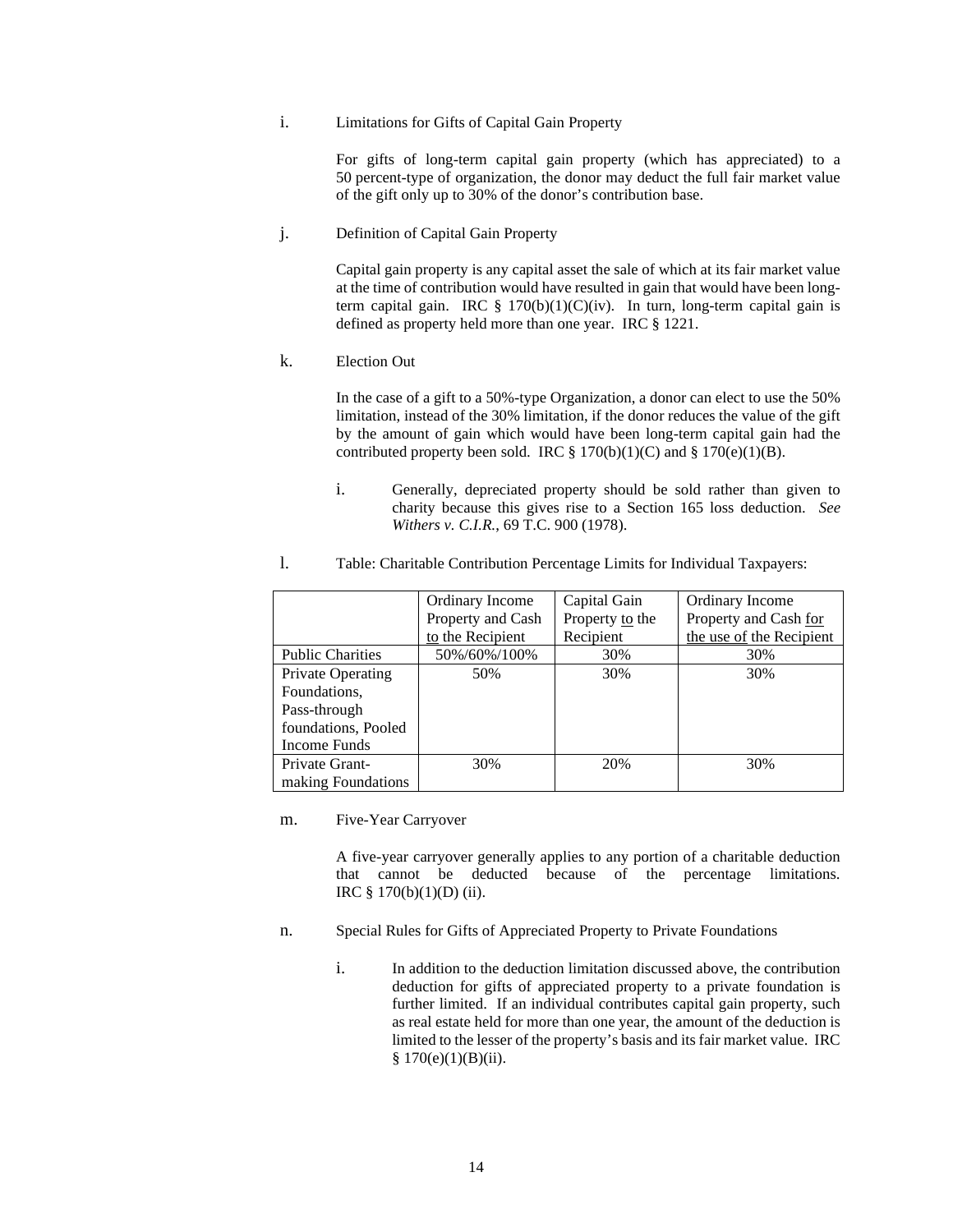i. Limitations for Gifts of Capital Gain Property

For gifts of long-term capital gain property (which has appreciated) to a 50 percent-type of organization, the donor may deduct the full fair market value of the gift only up to 30% of the donor's contribution base.

j. Definition of Capital Gain Property

Capital gain property is any capital asset the sale of which at its fair market value at the time of contribution would have resulted in gain that would have been long-term capital gain. IRC § 170(b)(1)(C)(iv). In turn, long-term capital gain is defined as property held more than one year. IRC § 1221.

k. Election Out

In the case of a gift to a 50%-type Organization, a donor can elect to use the 50% limitation, instead of the 30% limitation, if the donor reduces the value of the gift by the amount of gain which would have been long-term capital gain had the contributed property been sold. IRC § 170(b)(1)(C) and § 170(e)(1)(B).

i. Generally, depreciated property should be sold rather than given to charity because this gives rise to a Section 165 loss deduction. *See Withers v. C.I.R.*, 69 T.C. 900 (1978).

l. Table: Charitable Contribution Percentage Limits for Individual Taxpayers:

| | Ordinary Income Property and Cash to the Recipient | Capital Gain Property to the Recipient | Ordinary Income Property and Cash for the use of the Recipient |
|---|---|---|---|
| Public Charities | 50%/60%/100% | 30% | 30% |
| Private Operating Foundations, Pass-through foundations, Pooled Income Funds | 50% | 30% | 30% |
| Private Grant-making Foundations | 30% | 20% | 30% |

m. Five-Year Carryover

A five-year carryover generally applies to any portion of a charitable deduction that cannot be deducted because of the percentage limitations. IRC § 170(b)(1)(D) (ii).

n. Special Rules for Gifts of Appreciated Property to Private Foundations

i. In addition to the deduction limitation discussed above, the contribution deduction for gifts of appreciated property to a private foundation is further limited. If an individual contributes capital gain property, such as real estate held for more than one year, the amount of the deduction is limited to the lesser of the property's basis and its fair market value. IRC § 170(e)(1)(B)(ii).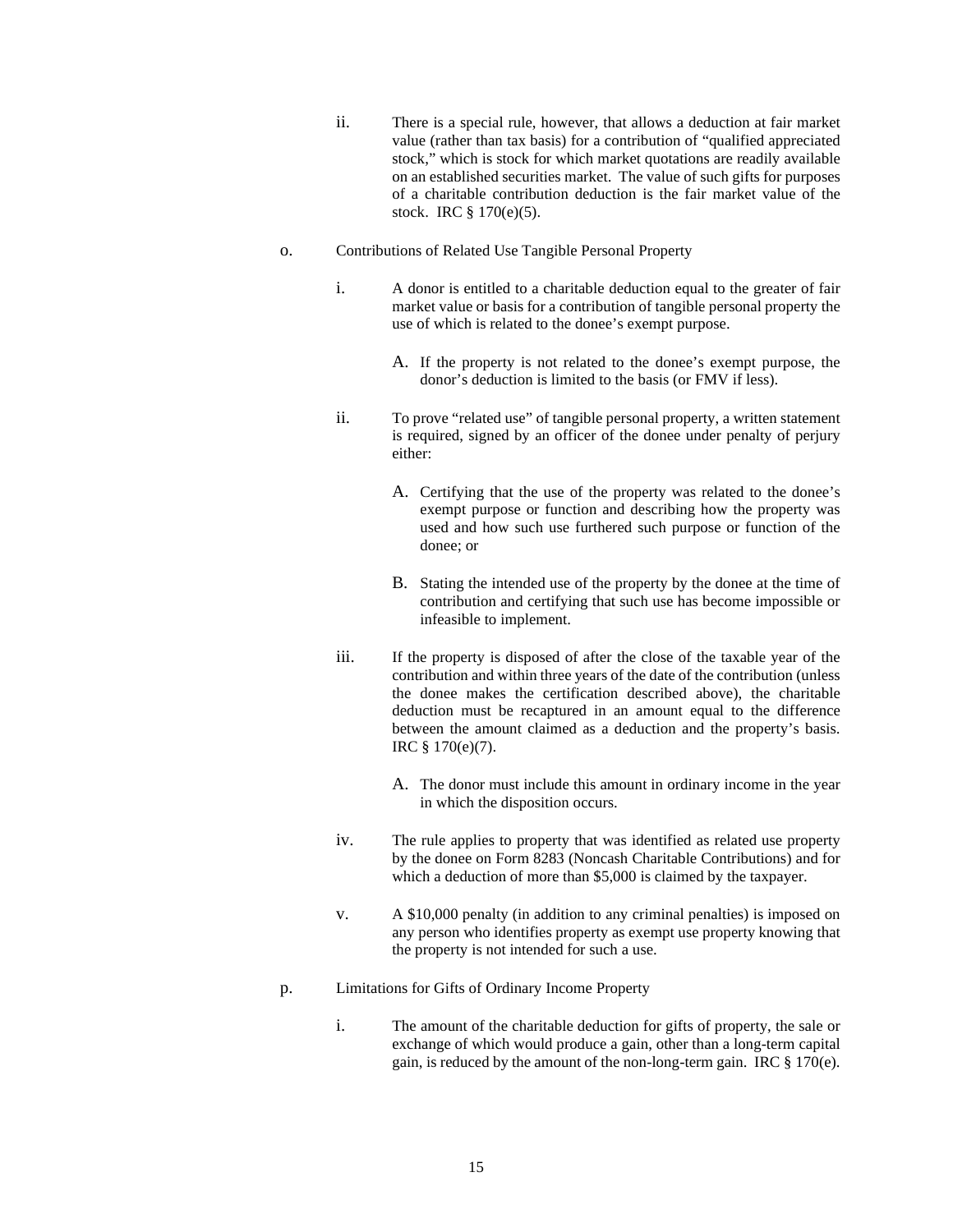ii. There is a special rule, however, that allows a deduction at fair market value (rather than tax basis) for a contribution of "qualified appreciated stock," which is stock for which market quotations are readily available on an established securities market. The value of such gifts for purposes of a charitable contribution deduction is the fair market value of the stock. IRC § 170(e)(5).

o. Contributions of Related Use Tangible Personal Property

i. A donor is entitled to a charitable deduction equal to the greater of fair market value or basis for a contribution of tangible personal property the use of which is related to the donee's exempt purpose.

A. If the property is not related to the donee's exempt purpose, the donor's deduction is limited to the basis (or FMV if less).

ii. To prove "related use" of tangible personal property, a written statement is required, signed by an officer of the donee under penalty of perjury either:

A. Certifying that the use of the property was related to the donee's exempt purpose or function and describing how the property was used and how such use furthered such purpose or function of the donee; or

B. Stating the intended use of the property by the donee at the time of contribution and certifying that such use has become impossible or infeasible to implement.

iii. If the property is disposed of after the close of the taxable year of the contribution and within three years of the date of the contribution (unless the donee makes the certification described above), the charitable deduction must be recaptured in an amount equal to the difference between the amount claimed as a deduction and the property's basis. IRC § 170(e)(7).

A. The donor must include this amount in ordinary income in the year in which the disposition occurs.

iv. The rule applies to property that was identified as related use property by the donee on Form 8283 (Noncash Charitable Contributions) and for which a deduction of more than $5,000 is claimed by the taxpayer.

v. A $10,000 penalty (in addition to any criminal penalties) is imposed on any person who identifies property as exempt use property knowing that the property is not intended for such a use.

p. Limitations for Gifts of Ordinary Income Property

i. The amount of the charitable deduction for gifts of property, the sale or exchange of which would produce a gain, other than a long-term capital gain, is reduced by the amount of the non-long-term gain. IRC § 170(e).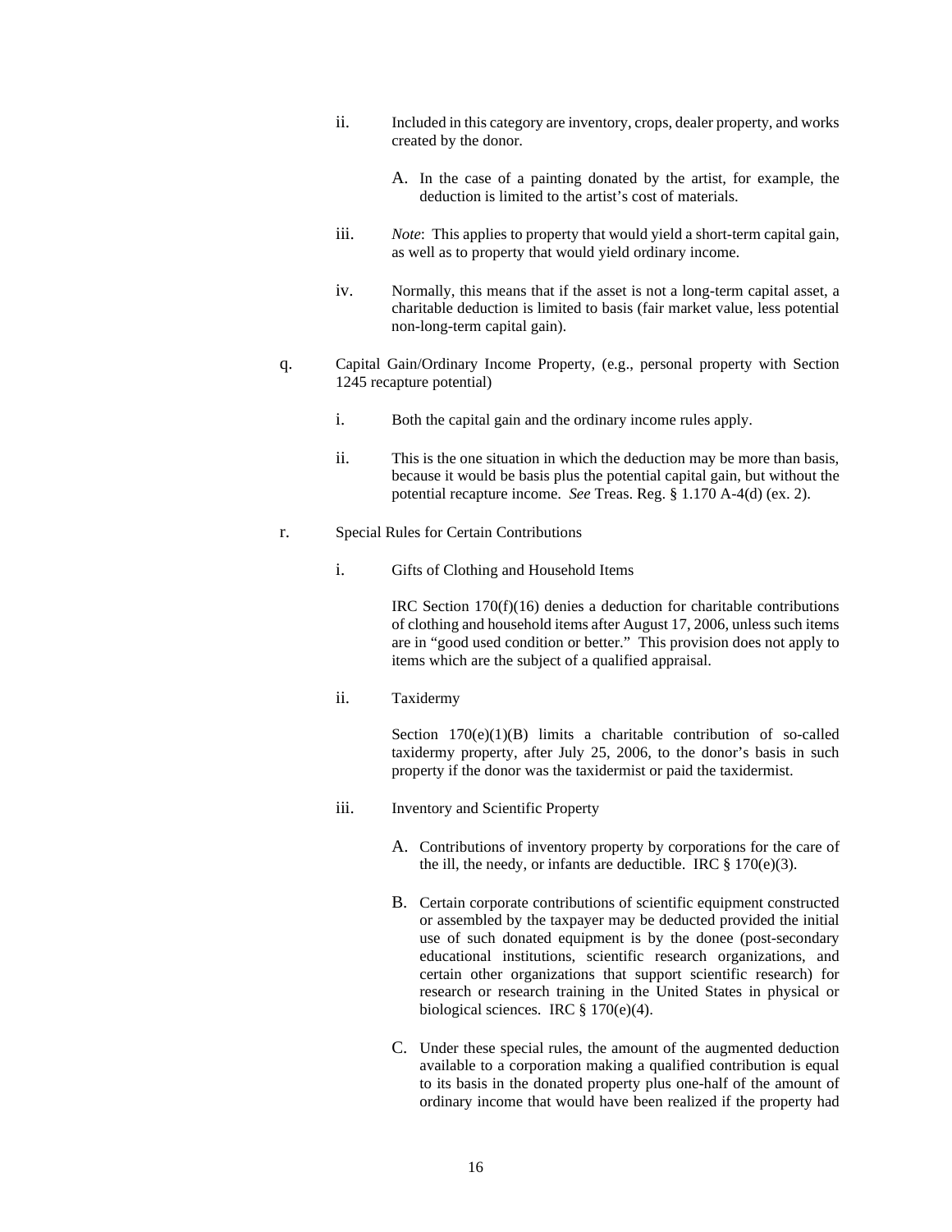ii. Included in this category are inventory, crops, dealer property, and works created by the donor.

  A. In the case of a painting donated by the artist, for example, the deduction is limited to the artist's cost of materials.

iii. *Note*: This applies to property that would yield a short-term capital gain, as well as to property that would yield ordinary income.

iv. Normally, this means that if the asset is not a long-term capital asset, a charitable deduction is limited to basis (fair market value, less potential non-long-term capital gain).

q. Capital Gain/Ordinary Income Property, (e.g., personal property with Section 1245 recapture potential)

  i. Both the capital gain and the ordinary income rules apply.

  ii. This is the one situation in which the deduction may be more than basis, because it would be basis plus the potential capital gain, but without the potential recapture income. *See* Treas. Reg. § 1.170 A-4(d) (ex. 2).

r. Special Rules for Certain Contributions

  i. Gifts of Clothing and Household Items

  IRC Section 170(f)(16) denies a deduction for charitable contributions of clothing and household items after August 17, 2006, unless such items are in "good used condition or better." This provision does not apply to items which are the subject of a qualified appraisal.

  ii. Taxidermy

  Section 170(e)(1)(B) limits a charitable contribution of so-called taxidermy property, after July 25, 2006, to the donor's basis in such property if the donor was the taxidermist or paid the taxidermist.

  iii. Inventory and Scientific Property

    A. Contributions of inventory property by corporations for the care of the ill, the needy, or infants are deductible. IRC § 170(e)(3).

    B. Certain corporate contributions of scientific equipment constructed or assembled by the taxpayer may be deducted provided the initial use of such donated equipment is by the donee (post-secondary educational institutions, scientific research organizations, and certain other organizations that support scientific research) for research or research training in the United States in physical or biological sciences. IRC § 170(e)(4).

    C. Under these special rules, the amount of the augmented deduction available to a corporation making a qualified contribution is equal to its basis in the donated property plus one-half of the amount of ordinary income that would have been realized if the property had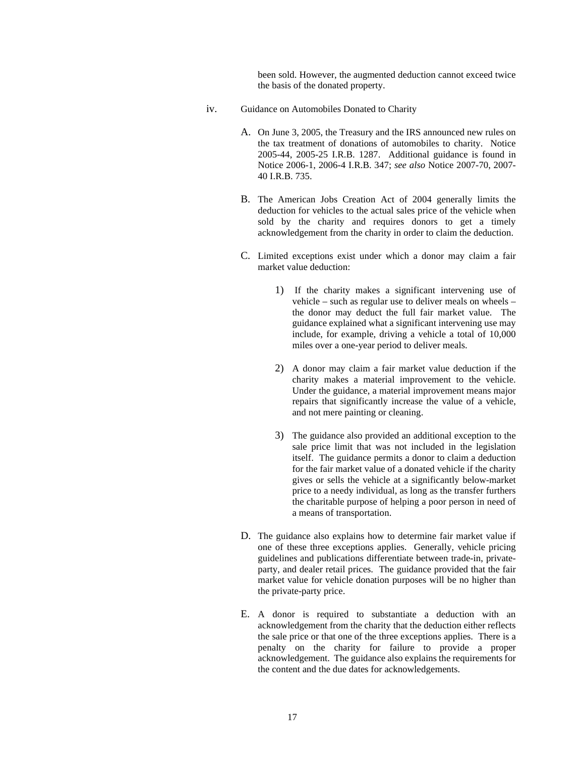been sold. However, the augmented deduction cannot exceed twice the basis of the donated property.

iv. Guidance on Automobiles Donated to Charity

A. On June 3, 2005, the Treasury and the IRS announced new rules on the tax treatment of donations of automobiles to charity. Notice 2005-44, 2005-25 I.R.B. 1287. Additional guidance is found in Notice 2006-1, 2006-4 I.R.B. 347; *see also* Notice 2007-70, 2007-40 I.R.B. 735.

B. The American Jobs Creation Act of 2004 generally limits the deduction for vehicles to the actual sales price of the vehicle when sold by the charity and requires donors to get a timely acknowledgement from the charity in order to claim the deduction.

C. Limited exceptions exist under which a donor may claim a fair market value deduction:

1) If the charity makes a significant intervening use of vehicle – such as regular use to deliver meals on wheels – the donor may deduct the full fair market value. The guidance explained what a significant intervening use may include, for example, driving a vehicle a total of 10,000 miles over a one-year period to deliver meals.

2) A donor may claim a fair market value deduction if the charity makes a material improvement to the vehicle. Under the guidance, a material improvement means major repairs that significantly increase the value of a vehicle, and not mere painting or cleaning.

3) The guidance also provided an additional exception to the sale price limit that was not included in the legislation itself. The guidance permits a donor to claim a deduction for the fair market value of a donated vehicle if the charity gives or sells the vehicle at a significantly below-market price to a needy individual, as long as the transfer furthers the charitable purpose of helping a poor person in need of a means of transportation.

D. The guidance also explains how to determine fair market value if one of these three exceptions applies. Generally, vehicle pricing guidelines and publications differentiate between trade-in, private-party, and dealer retail prices. The guidance provided that the fair market value for vehicle donation purposes will be no higher than the private-party price.

E. A donor is required to substantiate a deduction with an acknowledgement from the charity that the deduction either reflects the sale price or that one of the three exceptions applies. There is a penalty on the charity for failure to provide a proper acknowledgement. The guidance also explains the requirements for the content and the due dates for acknowledgements.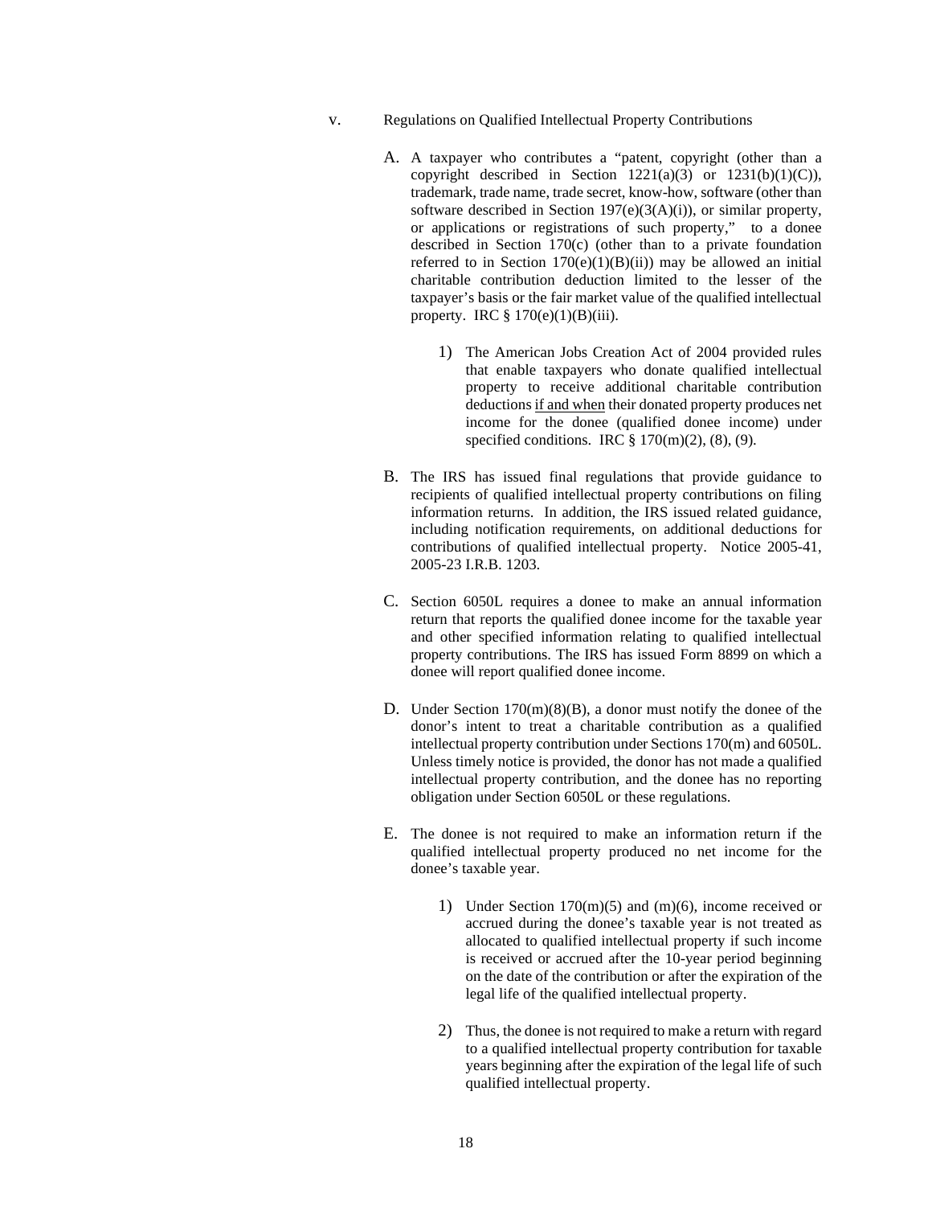v. Regulations on Qualified Intellectual Property Contributions

A. A taxpayer who contributes a "patent, copyright (other than a copyright described in Section 1221(a)(3) or 1231(b)(1)(C)), trademark, trade name, trade secret, know-how, software (other than software described in Section 197(e)(3(A)(i)), or similar property, or applications or registrations of such property," to a donee described in Section 170(c) (other than to a private foundation referred to in Section 170(e)(1)(B)(ii)) may be allowed an initial charitable contribution deduction limited to the lesser of the taxpayer's basis or the fair market value of the qualified intellectual property. IRC § 170(e)(1)(B)(iii).

1) The American Jobs Creation Act of 2004 provided rules that enable taxpayers who donate qualified intellectual property to receive additional charitable contribution deductions <u>if and when</u> their donated property produces net income for the donee (qualified donee income) under specified conditions. IRC § 170(m)(2), (8), (9).

B. The IRS has issued final regulations that provide guidance to recipients of qualified intellectual property contributions on filing information returns. In addition, the IRS issued related guidance, including notification requirements, on additional deductions for contributions of qualified intellectual property. Notice 2005-41, 2005-23 I.R.B. 1203.

C. Section 6050L requires a donee to make an annual information return that reports the qualified donee income for the taxable year and other specified information relating to qualified intellectual property contributions. The IRS has issued Form 8899 on which a donee will report qualified donee income.

D. Under Section 170(m)(8)(B), a donor must notify the donee of the donor's intent to treat a charitable contribution as a qualified intellectual property contribution under Sections 170(m) and 6050L. Unless timely notice is provided, the donor has not made a qualified intellectual property contribution, and the donee has no reporting obligation under Section 6050L or these regulations.

E. The donee is not required to make an information return if the qualified intellectual property produced no net income for the donee's taxable year.

1) Under Section 170(m)(5) and (m)(6), income received or accrued during the donee's taxable year is not treated as allocated to qualified intellectual property if such income is received or accrued after the 10-year period beginning on the date of the contribution or after the expiration of the legal life of the qualified intellectual property.

2) Thus, the donee is not required to make a return with regard to a qualified intellectual property contribution for taxable years beginning after the expiration of the legal life of such qualified intellectual property.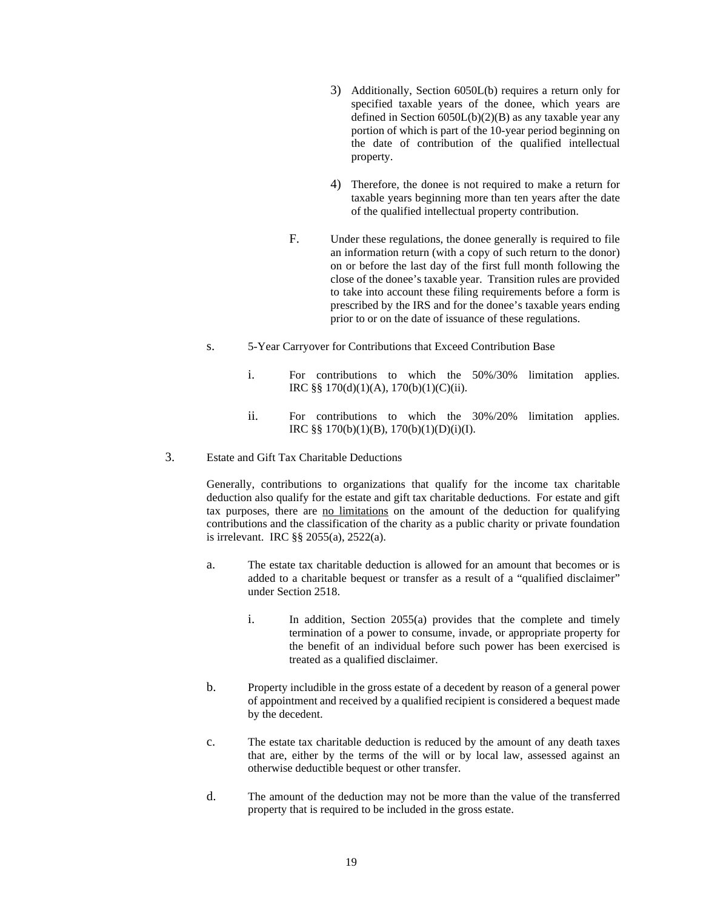3) Additionally, Section 6050L(b) requires a return only for specified taxable years of the donee, which years are defined in Section 6050L(b)(2)(B) as any taxable year any portion of which is part of the 10-year period beginning on the date of contribution of the qualified intellectual property.

4) Therefore, the donee is not required to make a return for taxable years beginning more than ten years after the date of the qualified intellectual property contribution.

F. Under these regulations, the donee generally is required to file an information return (with a copy of such return to the donor) on or before the last day of the first full month following the close of the donee's taxable year. Transition rules are provided to take into account these filing requirements before a form is prescribed by the IRS and for the donee's taxable years ending prior to or on the date of issuance of these regulations.

s. 5-Year Carryover for Contributions that Exceed Contribution Base

i. For contributions to which the 50%/30% limitation applies. IRC §§ 170(d)(1)(A), 170(b)(1)(C)(ii).

ii. For contributions to which the 30%/20% limitation applies. IRC §§ 170(b)(1)(B), 170(b)(1)(D)(i)(I).

3. Estate and Gift Tax Charitable Deductions

Generally, contributions to organizations that qualify for the income tax charitable deduction also qualify for the estate and gift tax charitable deductions. For estate and gift tax purposes, there are no limitations on the amount of the deduction for qualifying contributions and the classification of the charity as a public charity or private foundation is irrelevant. IRC §§ 2055(a), 2522(a).

a. The estate tax charitable deduction is allowed for an amount that becomes or is added to a charitable bequest or transfer as a result of a "qualified disclaimer" under Section 2518.

i. In addition, Section 2055(a) provides that the complete and timely termination of a power to consume, invade, or appropriate property for the benefit of an individual before such power has been exercised is treated as a qualified disclaimer.

b. Property includible in the gross estate of a decedent by reason of a general power of appointment and received by a qualified recipient is considered a bequest made by the decedent.

c. The estate tax charitable deduction is reduced by the amount of any death taxes that are, either by the terms of the will or by local law, assessed against an otherwise deductible bequest or other transfer.

d. The amount of the deduction may not be more than the value of the transferred property that is required to be included in the gross estate.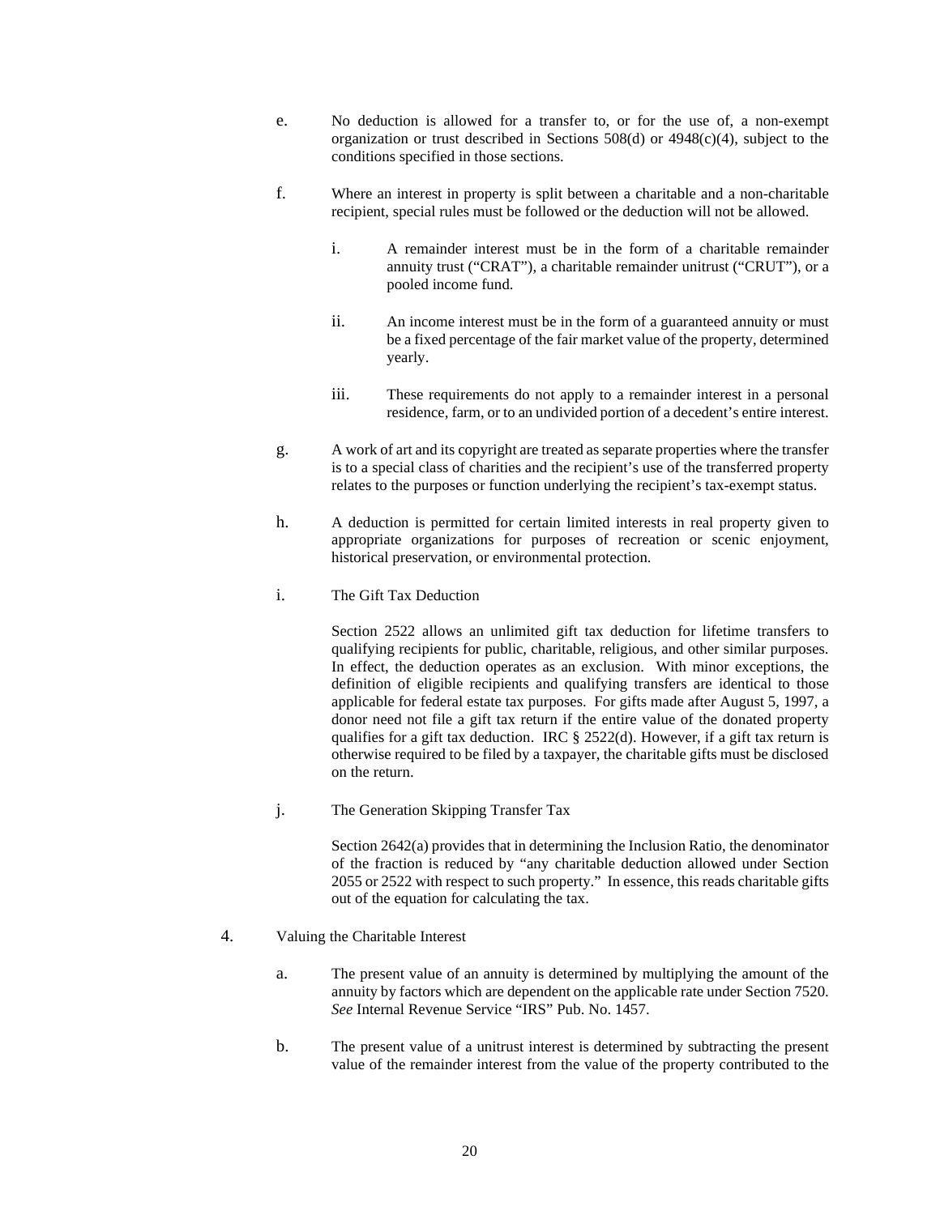e. No deduction is allowed for a transfer to, or for the use of, a non-exempt organization or trust described in Sections 508(d) or 4948(c)(4), subject to the conditions specified in those sections.

f. Where an interest in property is split between a charitable and a non-charitable recipient, special rules must be followed or the deduction will not be allowed.

   i. A remainder interest must be in the form of a charitable remainder annuity trust ("CRAT"), a charitable remainder unitrust ("CRUT"), or a pooled income fund.

   ii. An income interest must be in the form of a guaranteed annuity or must be a fixed percentage of the fair market value of the property, determined yearly.

   iii. These requirements do not apply to a remainder interest in a personal residence, farm, or to an undivided portion of a decedent's entire interest.

g. A work of art and its copyright are treated as separate properties where the transfer is to a special class of charities and the recipient's use of the transferred property relates to the purposes or function underlying the recipient's tax-exempt status.

h. A deduction is permitted for certain limited interests in real property given to appropriate organizations for purposes of recreation or scenic enjoyment, historical preservation, or environmental protection.

i. The Gift Tax Deduction

   Section 2522 allows an unlimited gift tax deduction for lifetime transfers to qualifying recipients for public, charitable, religious, and other similar purposes. In effect, the deduction operates as an exclusion. With minor exceptions, the definition of eligible recipients and qualifying transfers are identical to those applicable for federal estate tax purposes. For gifts made after August 5, 1997, a donor need not file a gift tax return if the entire value of the donated property qualifies for a gift tax deduction. IRC § 2522(d). However, if a gift tax return is otherwise required to be filed by a taxpayer, the charitable gifts must be disclosed on the return.

j. The Generation Skipping Transfer Tax

   Section 2642(a) provides that in determining the Inclusion Ratio, the denominator of the fraction is reduced by "any charitable deduction allowed under Section 2055 or 2522 with respect to such property." In essence, this reads charitable gifts out of the equation for calculating the tax.

4. Valuing the Charitable Interest

   a. The present value of an annuity is determined by multiplying the amount of the annuity by factors which are dependent on the applicable rate under Section 7520. *See* Internal Revenue Service "IRS" Pub. No. 1457.

   b. The present value of a unitrust interest is determined by subtracting the present value of the remainder interest from the value of the property contributed to the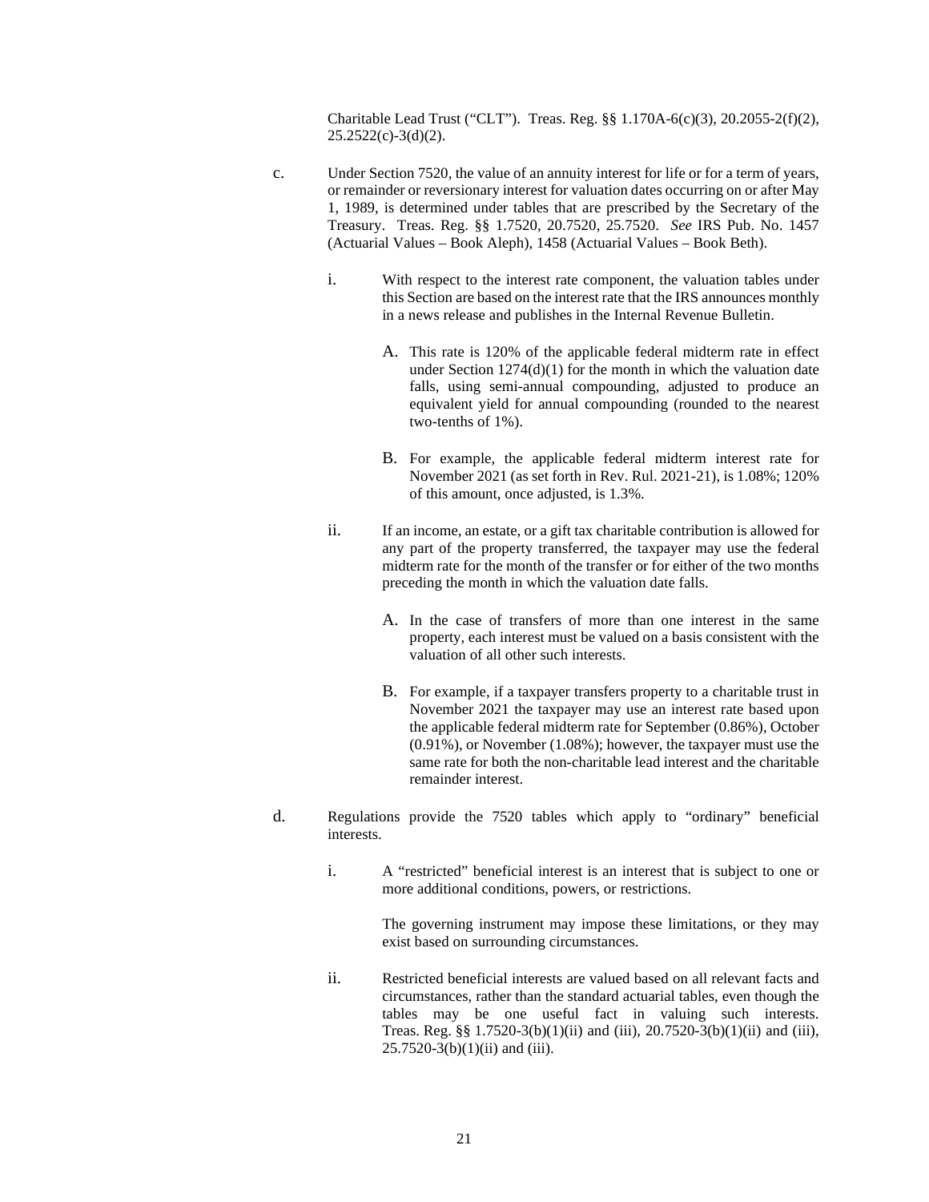Charitable Lead Trust ("CLT"). Treas. Reg. §§ 1.170A-6(c)(3), 20.2055-2(f)(2), 25.2522(c)-3(d)(2).

c. Under Section 7520, the value of an annuity interest for life or for a term of years, or remainder or reversionary interest for valuation dates occurring on or after May 1, 1989, is determined under tables that are prescribed by the Secretary of the Treasury. Treas. Reg. §§ 1.7520, 20.7520, 25.7520. *See* IRS Pub. No. 1457 (Actuarial Values – Book Aleph), 1458 (Actuarial Values – Book Beth).

   i. With respect to the interest rate component, the valuation tables under this Section are based on the interest rate that the IRS announces monthly in a news release and publishes in the Internal Revenue Bulletin.

      A. This rate is 120% of the applicable federal midterm rate in effect under Section 1274(d)(1) for the month in which the valuation date falls, using semi-annual compounding, adjusted to produce an equivalent yield for annual compounding (rounded to the nearest two-tenths of 1%).

      B. For example, the applicable federal midterm interest rate for November 2021 (as set forth in Rev. Rul. 2021-21), is 1.08%; 120% of this amount, once adjusted, is 1.3%.

   ii. If an income, an estate, or a gift tax charitable contribution is allowed for any part of the property transferred, the taxpayer may use the federal midterm rate for the month of the transfer or for either of the two months preceding the month in which the valuation date falls.

      A. In the case of transfers of more than one interest in the same property, each interest must be valued on a basis consistent with the valuation of all other such interests.

      B. For example, if a taxpayer transfers property to a charitable trust in November 2021 the taxpayer may use an interest rate based upon the applicable federal midterm rate for September (0.86%), October (0.91%), or November (1.08%); however, the taxpayer must use the same rate for both the non-charitable lead interest and the charitable remainder interest.

d. Regulations provide the 7520 tables which apply to "ordinary" beneficial interests.

   i. A "restricted" beneficial interest is an interest that is subject to one or more additional conditions, powers, or restrictions.

      The governing instrument may impose these limitations, or they may exist based on surrounding circumstances.

   ii. Restricted beneficial interests are valued based on all relevant facts and circumstances, rather than the standard actuarial tables, even though the tables may be one useful fact in valuing such interests. Treas. Reg. §§ 1.7520-3(b)(1)(ii) and (iii), 20.7520-3(b)(1)(ii) and (iii), 25.7520-3(b)(1)(ii) and (iii).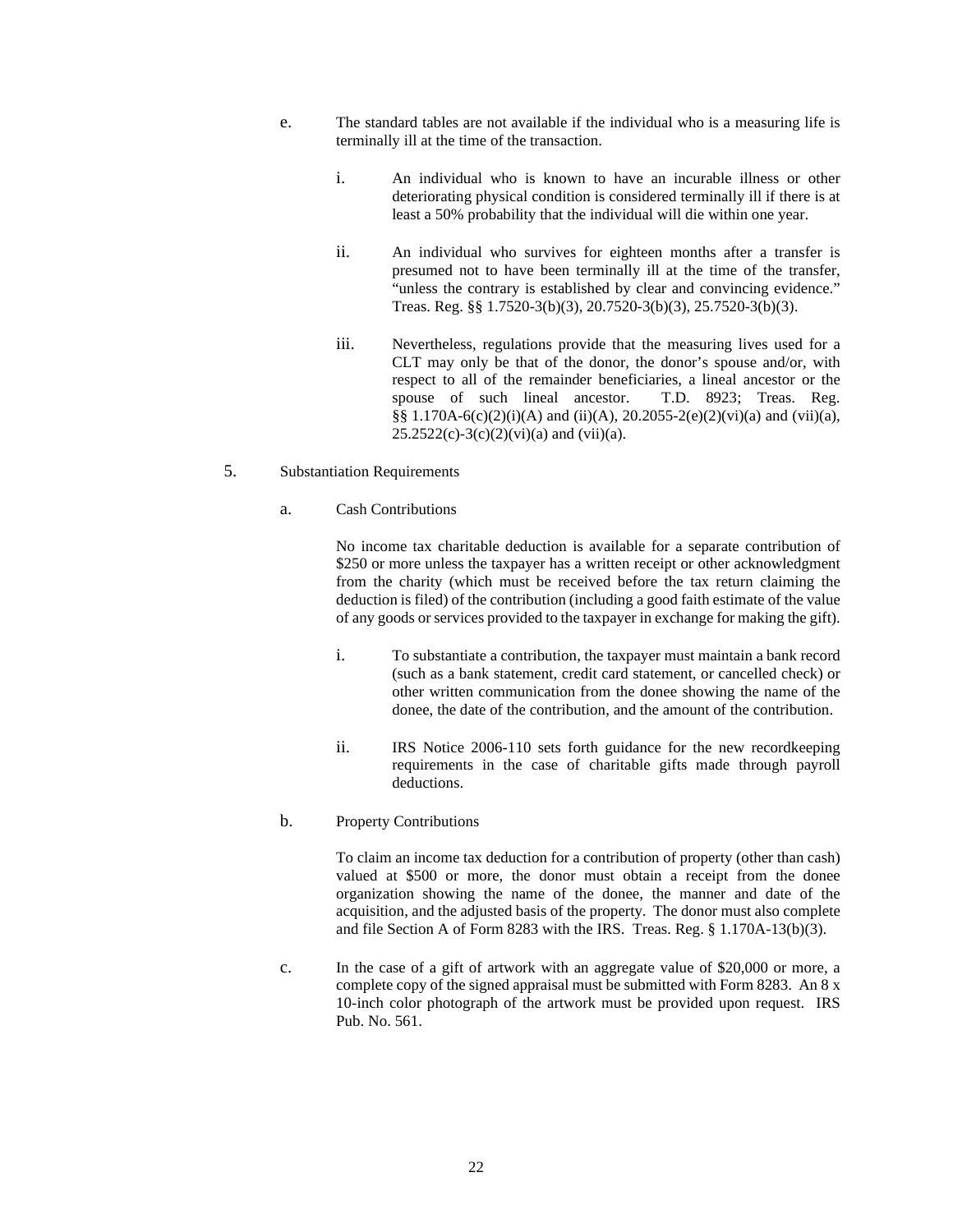e. The standard tables are not available if the individual who is a measuring life is terminally ill at the time of the transaction.

   i. An individual who is known to have an incurable illness or other deteriorating physical condition is considered terminally ill if there is at least a 50% probability that the individual will die within one year.

   ii. An individual who survives for eighteen months after a transfer is presumed not to have been terminally ill at the time of the transfer, "unless the contrary is established by clear and convincing evidence." Treas. Reg. §§ 1.7520-3(b)(3), 20.7520-3(b)(3), 25.7520-3(b)(3).

   iii. Nevertheless, regulations provide that the measuring lives used for a CLT may only be that of the donor, the donor's spouse and/or, with respect to all of the remainder beneficiaries, a lineal ancestor or the spouse of such lineal ancestor. T.D. 8923; Treas. Reg. §§ 1.170A-6(c)(2)(i)(A) and (ii)(A), 20.2055-2(e)(2)(vi)(a) and (vii)(a), 25.2522(c)-3(c)(2)(vi)(a) and (vii)(a).

5. Substantiation Requirements

   a. Cash Contributions

   No income tax charitable deduction is available for a separate contribution of $250 or more unless the taxpayer has a written receipt or other acknowledgment from the charity (which must be received before the tax return claiming the deduction is filed) of the contribution (including a good faith estimate of the value of any goods or services provided to the taxpayer in exchange for making the gift).

      i. To substantiate a contribution, the taxpayer must maintain a bank record (such as a bank statement, credit card statement, or cancelled check) or other written communication from the donee showing the name of the donee, the date of the contribution, and the amount of the contribution.

      ii. IRS Notice 2006-110 sets forth guidance for the new recordkeeping requirements in the case of charitable gifts made through payroll deductions.

   b. Property Contributions

   To claim an income tax deduction for a contribution of property (other than cash) valued at $500 or more, the donor must obtain a receipt from the donee organization showing the name of the donee, the manner and date of the acquisition, and the adjusted basis of the property. The donor must also complete and file Section A of Form 8283 with the IRS. Treas. Reg. § 1.170A-13(b)(3).

   c. In the case of a gift of artwork with an aggregate value of $20,000 or more, a complete copy of the signed appraisal must be submitted with Form 8283. An 8 x 10-inch color photograph of the artwork must be provided upon request. IRS Pub. No. 561.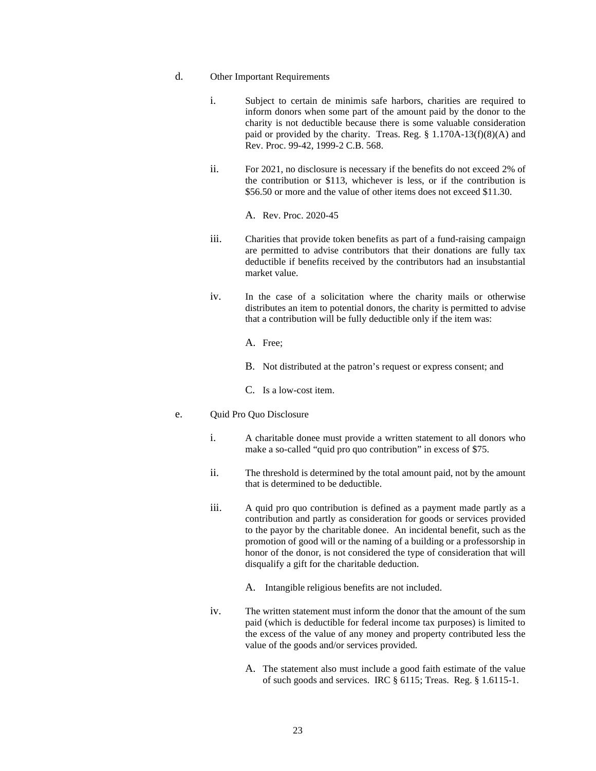d. Other Important Requirements

i. Subject to certain de minimis safe harbors, charities are required to inform donors when some part of the amount paid by the donor to the charity is not deductible because there is some valuable consideration paid or provided by the charity. Treas. Reg. § 1.170A-13(f)(8)(A) and Rev. Proc. 99-42, 1999-2 C.B. 568.

ii. For 2021, no disclosure is necessary if the benefits do not exceed 2% of the contribution or $113, whichever is less, or if the contribution is $56.50 or more and the value of other items does not exceed $11.30.

A. Rev. Proc. 2020-45

iii. Charities that provide token benefits as part of a fund-raising campaign are permitted to advise contributors that their donations are fully tax deductible if benefits received by the contributors had an insubstantial market value.

iv. In the case of a solicitation where the charity mails or otherwise distributes an item to potential donors, the charity is permitted to advise that a contribution will be fully deductible only if the item was:

A. Free;

B. Not distributed at the patron's request or express consent; and

C. Is a low-cost item.

e. Quid Pro Quo Disclosure

i. A charitable donee must provide a written statement to all donors who make a so-called "quid pro quo contribution" in excess of $75.

ii. The threshold is determined by the total amount paid, not by the amount that is determined to be deductible.

iii. A quid pro quo contribution is defined as a payment made partly as a contribution and partly as consideration for goods or services provided to the payor by the charitable donee. An incidental benefit, such as the promotion of good will or the naming of a building or a professorship in honor of the donor, is not considered the type of consideration that will disqualify a gift for the charitable deduction.

A. Intangible religious benefits are not included.

iv. The written statement must inform the donor that the amount of the sum paid (which is deductible for federal income tax purposes) is limited to the excess of the value of any money and property contributed less the value of the goods and/or services provided.

A. The statement also must include a good faith estimate of the value of such goods and services. IRC § 6115; Treas. Reg. § 1.6115-1.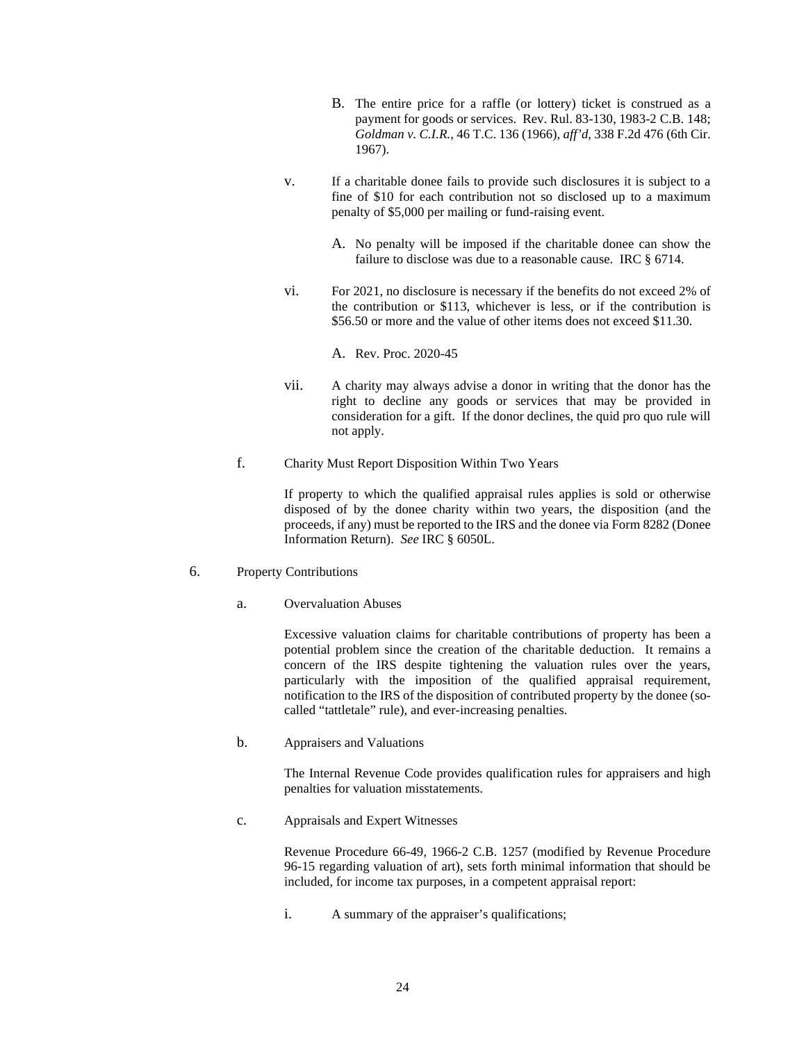B. The entire price for a raffle (or lottery) ticket is construed as a payment for goods or services. Rev. Rul. 83-130, 1983-2 C.B. 148; *Goldman v. C.I.R.*, 46 T.C. 136 (1966), *aff'd*, 338 F.2d 476 (6th Cir. 1967).

v. If a charitable donee fails to provide such disclosures it is subject to a fine of $10 for each contribution not so disclosed up to a maximum penalty of $5,000 per mailing or fund-raising event.

A. No penalty will be imposed if the charitable donee can show the failure to disclose was due to a reasonable cause. IRC § 6714.

vi. For 2021, no disclosure is necessary if the benefits do not exceed 2% of the contribution or $113, whichever is less, or if the contribution is $56.50 or more and the value of other items does not exceed $11.30.

A. Rev. Proc. 2020-45

vii. A charity may always advise a donor in writing that the donor has the right to decline any goods or services that may be provided in consideration for a gift. If the donor declines, the quid pro quo rule will not apply.

f. Charity Must Report Disposition Within Two Years

If property to which the qualified appraisal rules applies is sold or otherwise disposed of by the donee charity within two years, the disposition (and the proceeds, if any) must be reported to the IRS and the donee via Form 8282 (Donee Information Return). *See* IRC § 6050L.

6. Property Contributions

a. Overvaluation Abuses

Excessive valuation claims for charitable contributions of property has been a potential problem since the creation of the charitable deduction. It remains a concern of the IRS despite tightening the valuation rules over the years, particularly with the imposition of the qualified appraisal requirement, notification to the IRS of the disposition of contributed property by the donee (so-called "tattletale" rule), and ever-increasing penalties.

b. Appraisers and Valuations

The Internal Revenue Code provides qualification rules for appraisers and high penalties for valuation misstatements.

c. Appraisals and Expert Witnesses

Revenue Procedure 66-49, 1966-2 C.B. 1257 (modified by Revenue Procedure 96-15 regarding valuation of art), sets forth minimal information that should be included, for income tax purposes, in a competent appraisal report:

i. A summary of the appraiser's qualifications;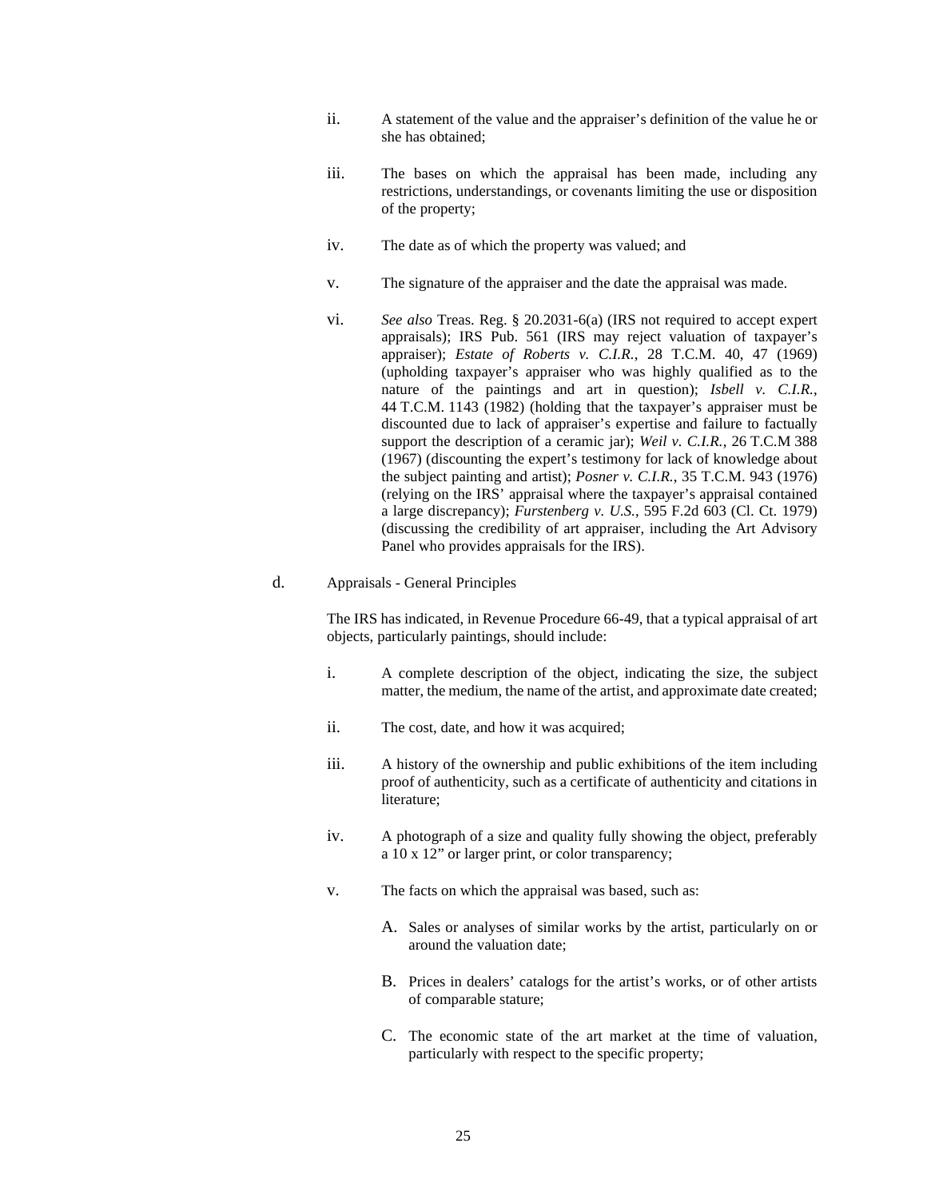ii. A statement of the value and the appraiser's definition of the value he or she has obtained;

iii. The bases on which the appraisal has been made, including any restrictions, understandings, or covenants limiting the use or disposition of the property;

iv. The date as of which the property was valued; and

v. The signature of the appraiser and the date the appraisal was made.

vi. *See also* Treas. Reg. § 20.2031-6(a) (IRS not required to accept expert appraisals); IRS Pub. 561 (IRS may reject valuation of taxpayer's appraiser); *Estate of Roberts v. C.I.R.*, 28 T.C.M. 40, 47 (1969) (upholding taxpayer's appraiser who was highly qualified as to the nature of the paintings and art in question); *Isbell v. C.I.R.*, 44 T.C.M. 1143 (1982) (holding that the taxpayer's appraiser must be discounted due to lack of appraiser's expertise and failure to factually support the description of a ceramic jar); *Weil v. C.I.R.*, 26 T.C.M 388 (1967) (discounting the expert's testimony for lack of knowledge about the subject painting and artist); *Posner v. C.I.R.*, 35 T.C.M. 943 (1976) (relying on the IRS' appraisal where the taxpayer's appraisal contained a large discrepancy); *Furstenberg v. U.S.*, 595 F.2d 603 (Cl. Ct. 1979) (discussing the credibility of art appraiser, including the Art Advisory Panel who provides appraisals for the IRS).

d. Appraisals - General Principles

The IRS has indicated, in Revenue Procedure 66-49, that a typical appraisal of art objects, particularly paintings, should include:

i. A complete description of the object, indicating the size, the subject matter, the medium, the name of the artist, and approximate date created;

ii. The cost, date, and how it was acquired;

iii. A history of the ownership and public exhibitions of the item including proof of authenticity, such as a certificate of authenticity and citations in literature;

iv. A photograph of a size and quality fully showing the object, preferably a 10 x 12" or larger print, or color transparency;

v. The facts on which the appraisal was based, such as:

A. Sales or analyses of similar works by the artist, particularly on or around the valuation date;

B. Prices in dealers' catalogs for the artist's works, or of other artists of comparable stature;

C. The economic state of the art market at the time of valuation, particularly with respect to the specific property;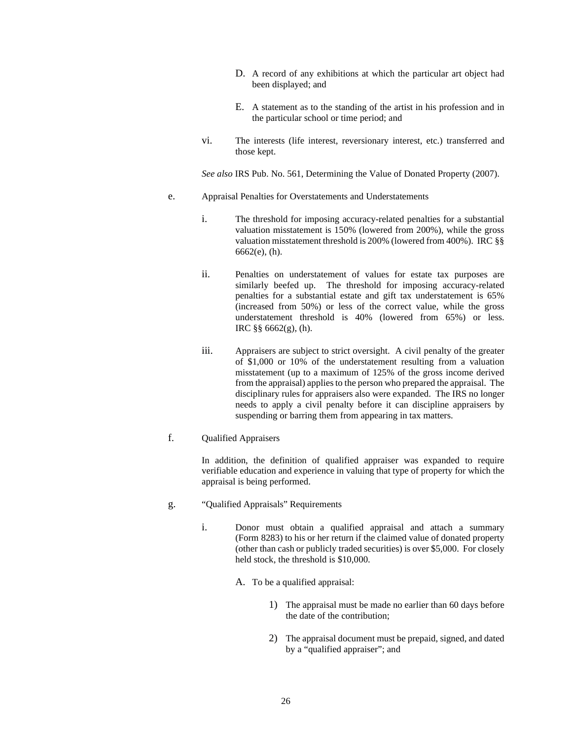D. A record of any exhibitions at which the particular art object had been displayed; and

E. A statement as to the standing of the artist in his profession and in the particular school or time period; and

vi. The interests (life interest, reversionary interest, etc.) transferred and those kept.

*See also* IRS Pub. No. 561, Determining the Value of Donated Property (2007).

e. Appraisal Penalties for Overstatements and Understatements

i. The threshold for imposing accuracy-related penalties for a substantial valuation misstatement is 150% (lowered from 200%), while the gross valuation misstatement threshold is 200% (lowered from 400%). IRC §§ 6662(e), (h).

ii. Penalties on understatement of values for estate tax purposes are similarly beefed up. The threshold for imposing accuracy-related penalties for a substantial estate and gift tax understatement is 65% (increased from 50%) or less of the correct value, while the gross understatement threshold is 40% (lowered from 65%) or less. IRC §§ 6662(g), (h).

iii. Appraisers are subject to strict oversight. A civil penalty of the greater of $1,000 or 10% of the understatement resulting from a valuation misstatement (up to a maximum of 125% of the gross income derived from the appraisal) applies to the person who prepared the appraisal. The disciplinary rules for appraisers also were expanded. The IRS no longer needs to apply a civil penalty before it can discipline appraisers by suspending or barring them from appearing in tax matters.

f. Qualified Appraisers

In addition, the definition of qualified appraiser was expanded to require verifiable education and experience in valuing that type of property for which the appraisal is being performed.

g. "Qualified Appraisals" Requirements

i. Donor must obtain a qualified appraisal and attach a summary (Form 8283) to his or her return if the claimed value of donated property (other than cash or publicly traded securities) is over $5,000. For closely held stock, the threshold is $10,000.

A. To be a qualified appraisal:

1) The appraisal must be made no earlier than 60 days before the date of the contribution;

2) The appraisal document must be prepaid, signed, and dated by a "qualified appraiser"; and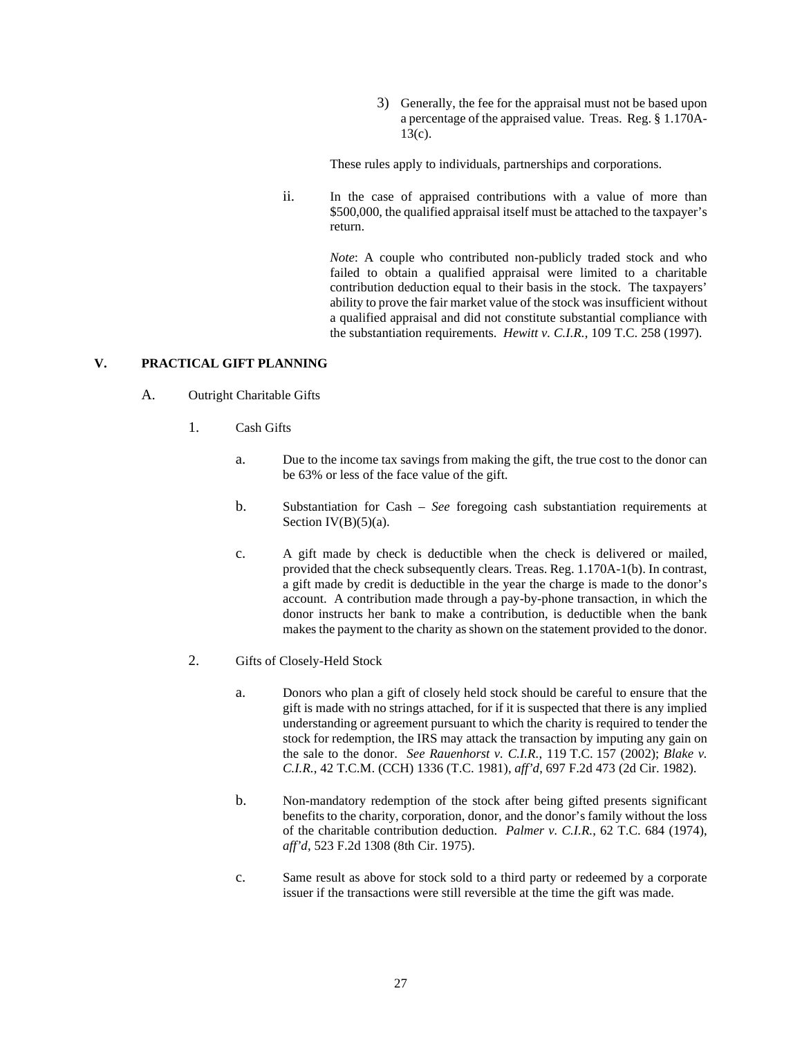3) Generally, the fee for the appraisal must not be based upon a percentage of the appraised value. Treas. Reg. § 1.170A-13(c).

These rules apply to individuals, partnerships and corporations.

ii. In the case of appraised contributions with a value of more than $500,000, the qualified appraisal itself must be attached to the taxpayer's return.

*Note*: A couple who contributed non-publicly traded stock and who failed to obtain a qualified appraisal were limited to a charitable contribution deduction equal to their basis in the stock. The taxpayers' ability to prove the fair market value of the stock was insufficient without a qualified appraisal and did not constitute substantial compliance with the substantiation requirements. *Hewitt v. C.I.R.*, 109 T.C. 258 (1997).

## V. PRACTICAL GIFT PLANNING

### A. Outright Charitable Gifts

1. Cash Gifts

   a. Due to the income tax savings from making the gift, the true cost to the donor can be 63% or less of the face value of the gift.

   b. Substantiation for Cash – *See* foregoing cash substantiation requirements at Section IV(B)(5)(a).

   c. A gift made by check is deductible when the check is delivered or mailed, provided that the check subsequently clears. Treas. Reg. 1.170A-1(b). In contrast, a gift made by credit is deductible in the year the charge is made to the donor's account. A contribution made through a pay-by-phone transaction, in which the donor instructs her bank to make a contribution, is deductible when the bank makes the payment to the charity as shown on the statement provided to the donor.

2. Gifts of Closely-Held Stock

   a. Donors who plan a gift of closely held stock should be careful to ensure that the gift is made with no strings attached, for if it is suspected that there is any implied understanding or agreement pursuant to which the charity is required to tender the stock for redemption, the IRS may attack the transaction by imputing any gain on the sale to the donor. *See Rauenhorst v. C.I.R.*, 119 T.C. 157 (2002); *Blake v. C.I.R.*, 42 T.C.M. (CCH) 1336 (T.C. 1981), *aff'd*, 697 F.2d 473 (2d Cir. 1982).

   b. Non-mandatory redemption of the stock after being gifted presents significant benefits to the charity, corporation, donor, and the donor's family without the loss of the charitable contribution deduction. *Palmer v. C.I.R.*, 62 T.C. 684 (1974), *aff'd*, 523 F.2d 1308 (8th Cir. 1975).

   c. Same result as above for stock sold to a third party or redeemed by a corporate issuer if the transactions were still reversible at the time the gift was made.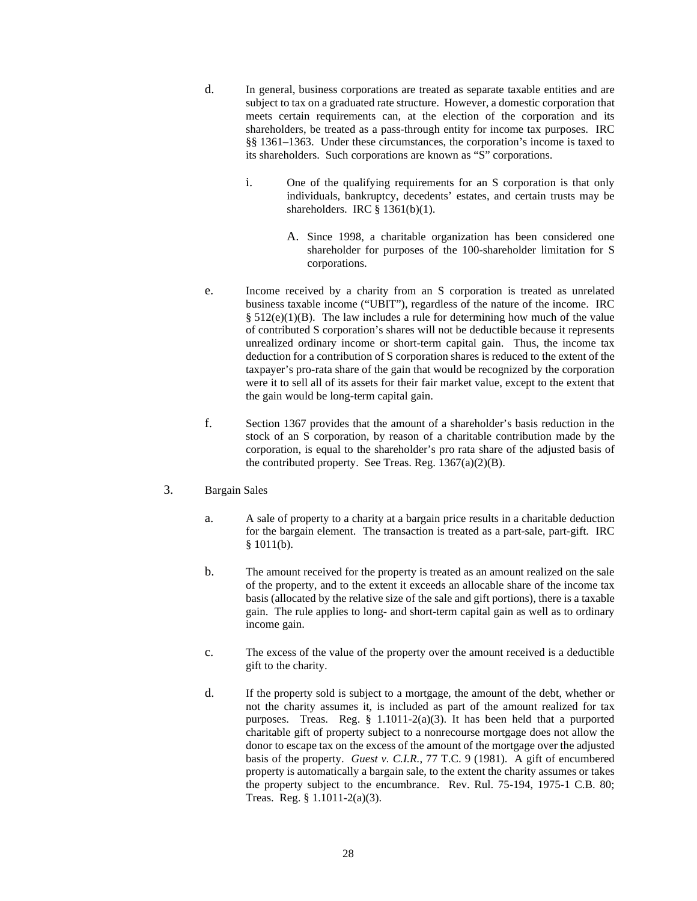d. In general, business corporations are treated as separate taxable entities and are subject to tax on a graduated rate structure. However, a domestic corporation that meets certain requirements can, at the election of the corporation and its shareholders, be treated as a pass-through entity for income tax purposes. IRC §§ 1361–1363. Under these circumstances, the corporation's income is taxed to its shareholders. Such corporations are known as "S" corporations.

   i. One of the qualifying requirements for an S corporation is that only individuals, bankruptcy, decedents' estates, and certain trusts may be shareholders. IRC § 1361(b)(1).

      A. Since 1998, a charitable organization has been considered one shareholder for purposes of the 100-shareholder limitation for S corporations.

e. Income received by a charity from an S corporation is treated as unrelated business taxable income ("UBIT"), regardless of the nature of the income. IRC § 512(e)(1)(B). The law includes a rule for determining how much of the value of contributed S corporation's shares will not be deductible because it represents unrealized ordinary income or short-term capital gain. Thus, the income tax deduction for a contribution of S corporation shares is reduced to the extent of the taxpayer's pro-rata share of the gain that would be recognized by the corporation were it to sell all of its assets for their fair market value, except to the extent that the gain would be long-term capital gain.

f. Section 1367 provides that the amount of a shareholder's basis reduction in the stock of an S corporation, by reason of a charitable contribution made by the corporation, is equal to the shareholder's pro rata share of the adjusted basis of the contributed property. See Treas. Reg. 1367(a)(2)(B).

3. Bargain Sales

   a. A sale of property to a charity at a bargain price results in a charitable deduction for the bargain element. The transaction is treated as a part-sale, part-gift. IRC § 1011(b).

   b. The amount received for the property is treated as an amount realized on the sale of the property, and to the extent it exceeds an allocable share of the income tax basis (allocated by the relative size of the sale and gift portions), there is a taxable gain. The rule applies to long- and short-term capital gain as well as to ordinary income gain.

   c. The excess of the value of the property over the amount received is a deductible gift to the charity.

   d. If the property sold is subject to a mortgage, the amount of the debt, whether or not the charity assumes it, is included as part of the amount realized for tax purposes. Treas. Reg. § 1.1011-2(a)(3). It has been held that a purported charitable gift of property subject to a nonrecourse mortgage does not allow the donor to escape tax on the excess of the amount of the mortgage over the adjusted basis of the property. *Guest v. C.I.R.*, 77 T.C. 9 (1981). A gift of encumbered property is automatically a bargain sale, to the extent the charity assumes or takes the property subject to the encumbrance. Rev. Rul. 75-194, 1975-1 C.B. 80; Treas. Reg. § 1.1011-2(a)(3).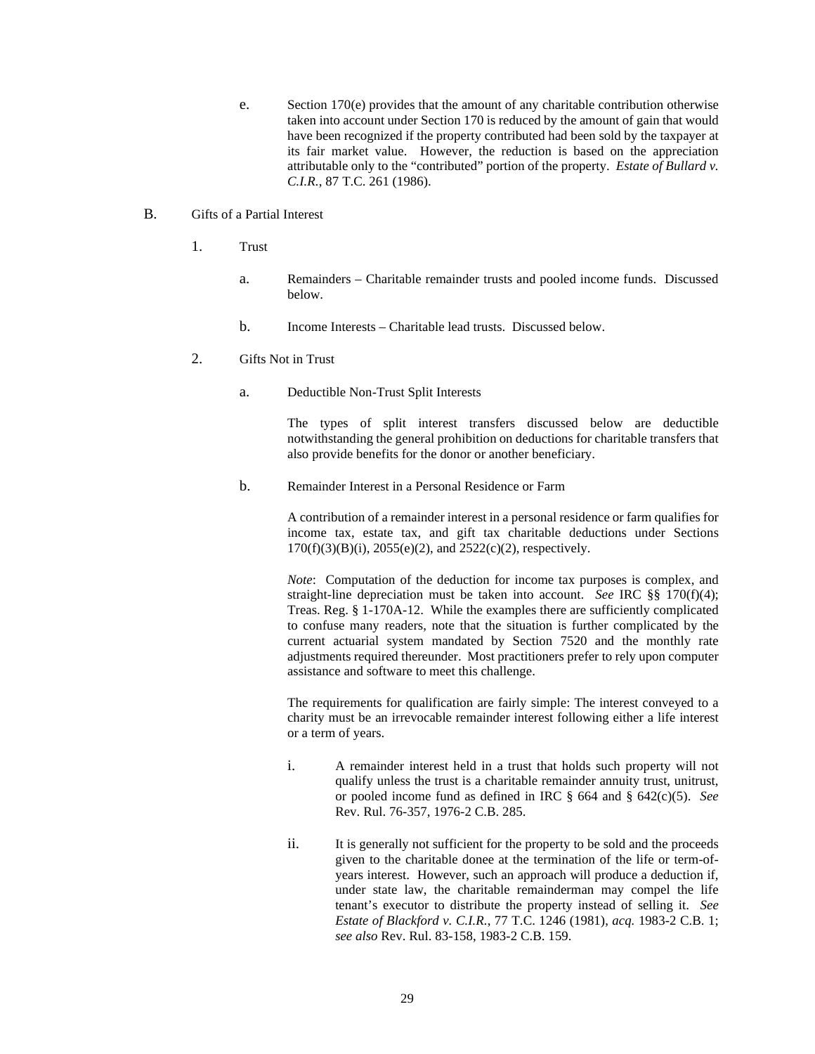e. Section 170(e) provides that the amount of any charitable contribution otherwise taken into account under Section 170 is reduced by the amount of gain that would have been recognized if the property contributed had been sold by the taxpayer at its fair market value. However, the reduction is based on the appreciation attributable only to the "contributed" portion of the property. *Estate of Bullard v. C.I.R.*, 87 T.C. 261 (1986).

B. Gifts of a Partial Interest

1. Trust

a. Remainders – Charitable remainder trusts and pooled income funds. Discussed below.

b. Income Interests – Charitable lead trusts. Discussed below.

2. Gifts Not in Trust

a. Deductible Non-Trust Split Interests

The types of split interest transfers discussed below are deductible notwithstanding the general prohibition on deductions for charitable transfers that also provide benefits for the donor or another beneficiary.

b. Remainder Interest in a Personal Residence or Farm

A contribution of a remainder interest in a personal residence or farm qualifies for income tax, estate tax, and gift tax charitable deductions under Sections 170(f)(3)(B)(i), 2055(e)(2), and 2522(c)(2), respectively.

*Note*: Computation of the deduction for income tax purposes is complex, and straight-line depreciation must be taken into account. *See* IRC §§ 170(f)(4); Treas. Reg. § 1-170A-12. While the examples there are sufficiently complicated to confuse many readers, note that the situation is further complicated by the current actuarial system mandated by Section 7520 and the monthly rate adjustments required thereunder. Most practitioners prefer to rely upon computer assistance and software to meet this challenge.

The requirements for qualification are fairly simple: The interest conveyed to a charity must be an irrevocable remainder interest following either a life interest or a term of years.

i. A remainder interest held in a trust that holds such property will not qualify unless the trust is a charitable remainder annuity trust, unitrust, or pooled income fund as defined in IRC § 664 and § 642(c)(5). *See* Rev. Rul. 76-357, 1976-2 C.B. 285.

ii. It is generally not sufficient for the property to be sold and the proceeds given to the charitable donee at the termination of the life or term-of-years interest. However, such an approach will produce a deduction if, under state law, the charitable remainderman may compel the life tenant's executor to distribute the property instead of selling it. *See Estate of Blackford v. C.I.R.*, 77 T.C. 1246 (1981), *acq.* 1983-2 C.B. 1; *see also* Rev. Rul. 83-158, 1983-2 C.B. 159.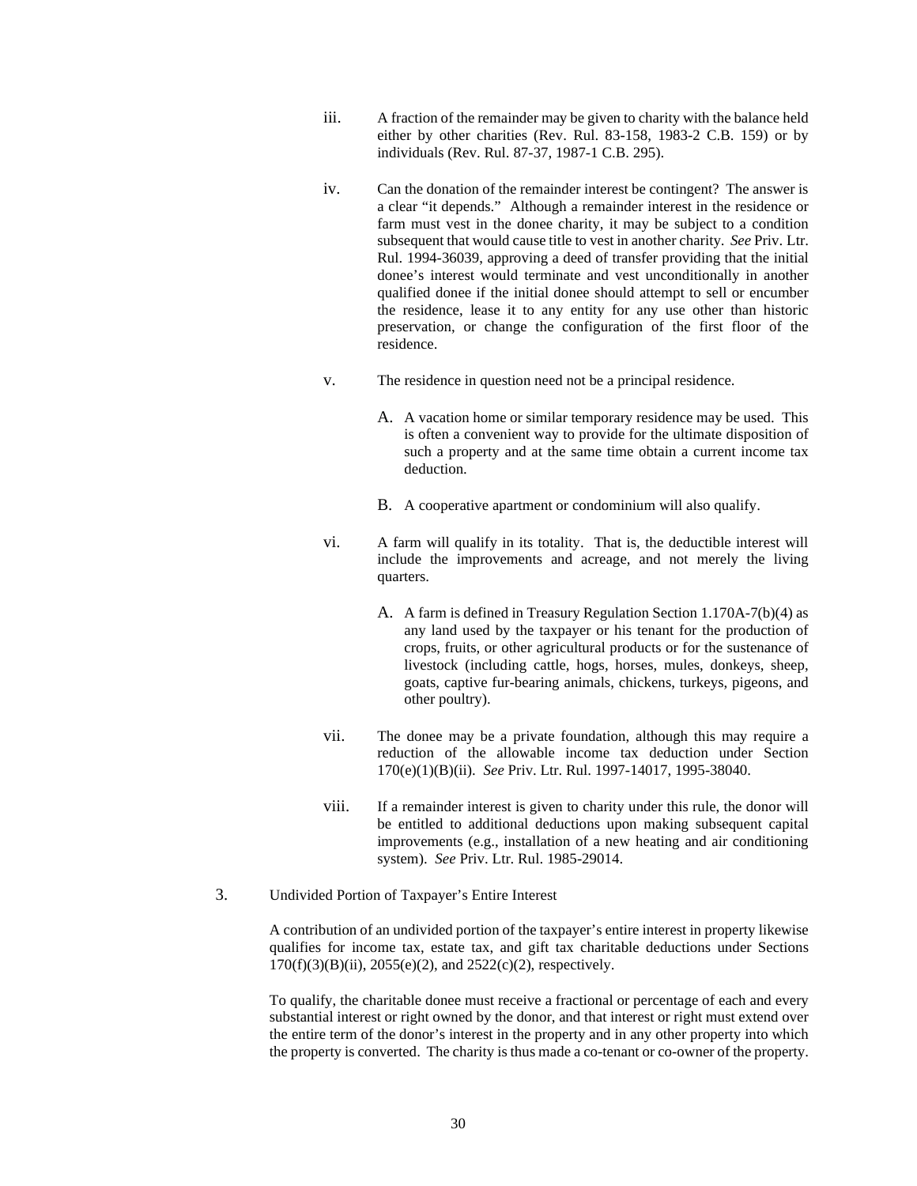iii. A fraction of the remainder may be given to charity with the balance held either by other charities (Rev. Rul. 83-158, 1983-2 C.B. 159) or by individuals (Rev. Rul. 87-37, 1987-1 C.B. 295).

iv. Can the donation of the remainder interest be contingent? The answer is a clear "it depends." Although a remainder interest in the residence or farm must vest in the donee charity, it may be subject to a condition subsequent that would cause title to vest in another charity. *See* Priv. Ltr. Rul. 1994-36039, approving a deed of transfer providing that the initial donee's interest would terminate and vest unconditionally in another qualified donee if the initial donee should attempt to sell or encumber the residence, lease it to any entity for any use other than historic preservation, or change the configuration of the first floor of the residence.

v. The residence in question need not be a principal residence.

   A. A vacation home or similar temporary residence may be used. This is often a convenient way to provide for the ultimate disposition of such a property and at the same time obtain a current income tax deduction.

   B. A cooperative apartment or condominium will also qualify.

vi. A farm will qualify in its totality. That is, the deductible interest will include the improvements and acreage, and not merely the living quarters.

   A. A farm is defined in Treasury Regulation Section 1.170A-7(b)(4) as any land used by the taxpayer or his tenant for the production of crops, fruits, or other agricultural products or for the sustenance of livestock (including cattle, hogs, horses, mules, donkeys, sheep, goats, captive fur-bearing animals, chickens, turkeys, pigeons, and other poultry).

vii. The donee may be a private foundation, although this may require a reduction of the allowable income tax deduction under Section 170(e)(1)(B)(ii). *See* Priv. Ltr. Rul. 1997-14017, 1995-38040.

viii. If a remainder interest is given to charity under this rule, the donor will be entitled to additional deductions upon making subsequent capital improvements (e.g., installation of a new heating and air conditioning system). *See* Priv. Ltr. Rul. 1985-29014.

3. Undivided Portion of Taxpayer's Entire Interest

A contribution of an undivided portion of the taxpayer's entire interest in property likewise qualifies for income tax, estate tax, and gift tax charitable deductions under Sections 170(f)(3)(B)(ii), 2055(e)(2), and 2522(c)(2), respectively.

To qualify, the charitable donee must receive a fractional or percentage of each and every substantial interest or right owned by the donor, and that interest or right must extend over the entire term of the donor's interest in the property and in any other property into which the property is converted. The charity is thus made a co-tenant or co-owner of the property.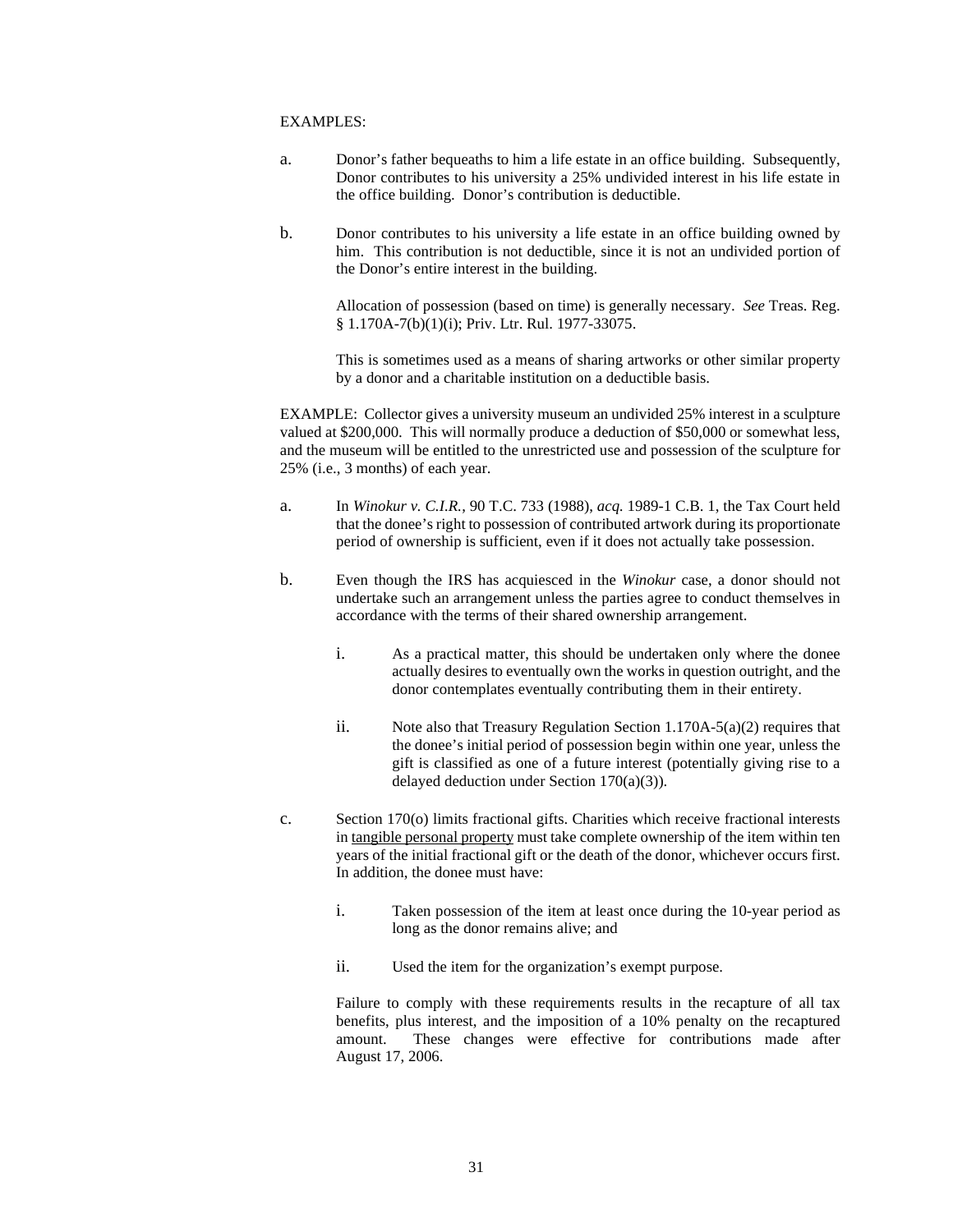EXAMPLES:

a. Donor's father bequeaths to him a life estate in an office building. Subsequently, Donor contributes to his university a 25% undivided interest in his life estate in the office building. Donor's contribution is deductible.

b. Donor contributes to his university a life estate in an office building owned by him. This contribution is not deductible, since it is not an undivided portion of the Donor's entire interest in the building.

   Allocation of possession (based on time) is generally necessary. *See* Treas. Reg. § 1.170A-7(b)(1)(i); Priv. Ltr. Rul. 1977-33075.

   This is sometimes used as a means of sharing artworks or other similar property by a donor and a charitable institution on a deductible basis.

EXAMPLE: Collector gives a university museum an undivided 25% interest in a sculpture valued at $200,000. This will normally produce a deduction of $50,000 or somewhat less, and the museum will be entitled to the unrestricted use and possession of the sculpture for 25% (i.e., 3 months) of each year.

a. In *Winokur v. C.I.R.*, 90 T.C. 733 (1988), *acq.* 1989-1 C.B. 1, the Tax Court held that the donee's right to possession of contributed artwork during its proportionate period of ownership is sufficient, even if it does not actually take possession.

b. Even though the IRS has acquiesced in the *Winokur* case, a donor should not undertake such an arrangement unless the parties agree to conduct themselves in accordance with the terms of their shared ownership arrangement.

   i. As a practical matter, this should be undertaken only where the donee actually desires to eventually own the works in question outright, and the donor contemplates eventually contributing them in their entirety.

   ii. Note also that Treasury Regulation Section 1.170A-5(a)(2) requires that the donee's initial period of possession begin within one year, unless the gift is classified as one of a future interest (potentially giving rise to a delayed deduction under Section 170(a)(3)).

c. Section 170(o) limits fractional gifts. Charities which receive fractional interests in <u>tangible personal property</u> must take complete ownership of the item within ten years of the initial fractional gift or the death of the donor, whichever occurs first. In addition, the donee must have:

   i. Taken possession of the item at least once during the 10-year period as long as the donor remains alive; and

   ii. Used the item for the organization's exempt purpose.

   Failure to comply with these requirements results in the recapture of all tax benefits, plus interest, and the imposition of a 10% penalty on the recaptured amount. These changes were effective for contributions made after August 17, 2006.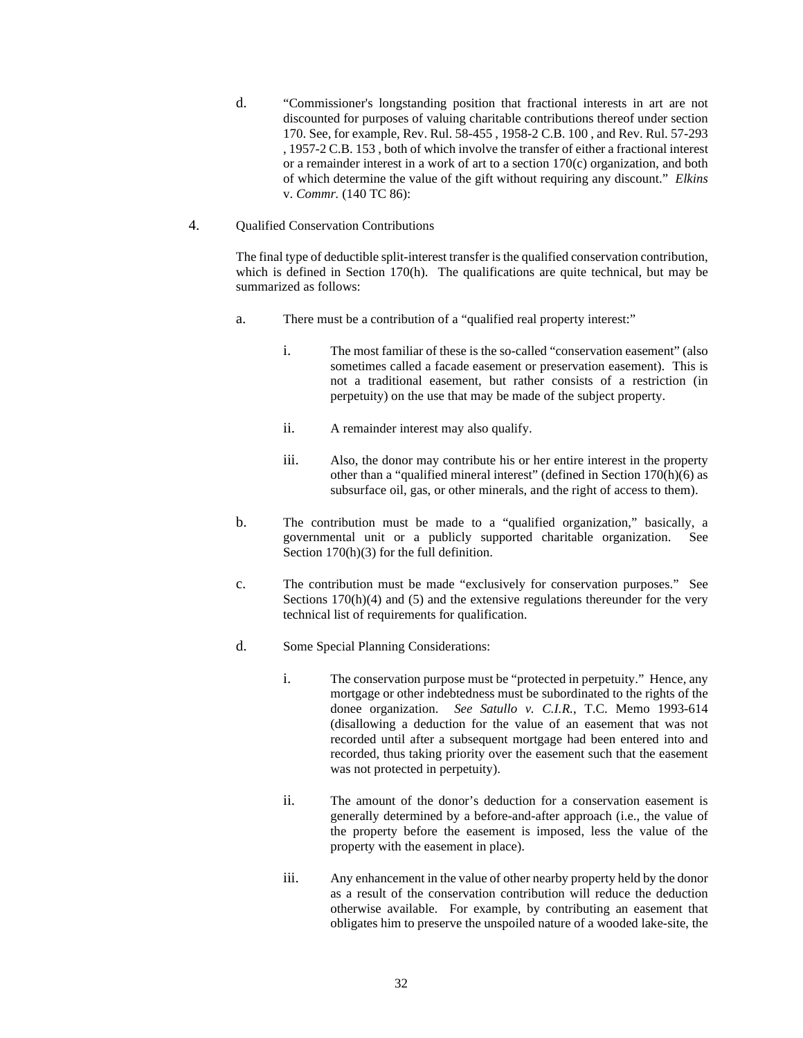d. "Commissioner's longstanding position that fractional interests in art are not discounted for purposes of valuing charitable contributions thereof under section 170. See, for example, Rev. Rul. 58-455 , 1958-2 C.B. 100 , and Rev. Rul. 57-293 , 1957-2 C.B. 153 , both of which involve the transfer of either a fractional interest or a remainder interest in a work of art to a section 170(c) organization, and both of which determine the value of the gift without requiring any discount." *Elkins* v. *Commr.* (140 TC 86):

4. Qualified Conservation Contributions

The final type of deductible split-interest transfer is the qualified conservation contribution, which is defined in Section 170(h). The qualifications are quite technical, but may be summarized as follows:

a. There must be a contribution of a "qualified real property interest:"

   i. The most familiar of these is the so-called "conservation easement" (also sometimes called a facade easement or preservation easement). This is not a traditional easement, but rather consists of a restriction (in perpetuity) on the use that may be made of the subject property.

   ii. A remainder interest may also qualify.

   iii. Also, the donor may contribute his or her entire interest in the property other than a "qualified mineral interest" (defined in Section 170(h)(6) as subsurface oil, gas, or other minerals, and the right of access to them).

b. The contribution must be made to a "qualified organization," basically, a governmental unit or a publicly supported charitable organization. See Section 170(h)(3) for the full definition.

c. The contribution must be made "exclusively for conservation purposes." See Sections 170(h)(4) and (5) and the extensive regulations thereunder for the very technical list of requirements for qualification.

d. Some Special Planning Considerations:

   i. The conservation purpose must be "protected in perpetuity." Hence, any mortgage or other indebtedness must be subordinated to the rights of the donee organization. *See Satullo v. C.I.R.*, T.C. Memo 1993-614 (disallowing a deduction for the value of an easement that was not recorded until after a subsequent mortgage had been entered into and recorded, thus taking priority over the easement such that the easement was not protected in perpetuity).

   ii. The amount of the donor's deduction for a conservation easement is generally determined by a before-and-after approach (i.e., the value of the property before the easement is imposed, less the value of the property with the easement in place).

   iii. Any enhancement in the value of other nearby property held by the donor as a result of the conservation contribution will reduce the deduction otherwise available. For example, by contributing an easement that obligates him to preserve the unspoiled nature of a wooded lake-site, the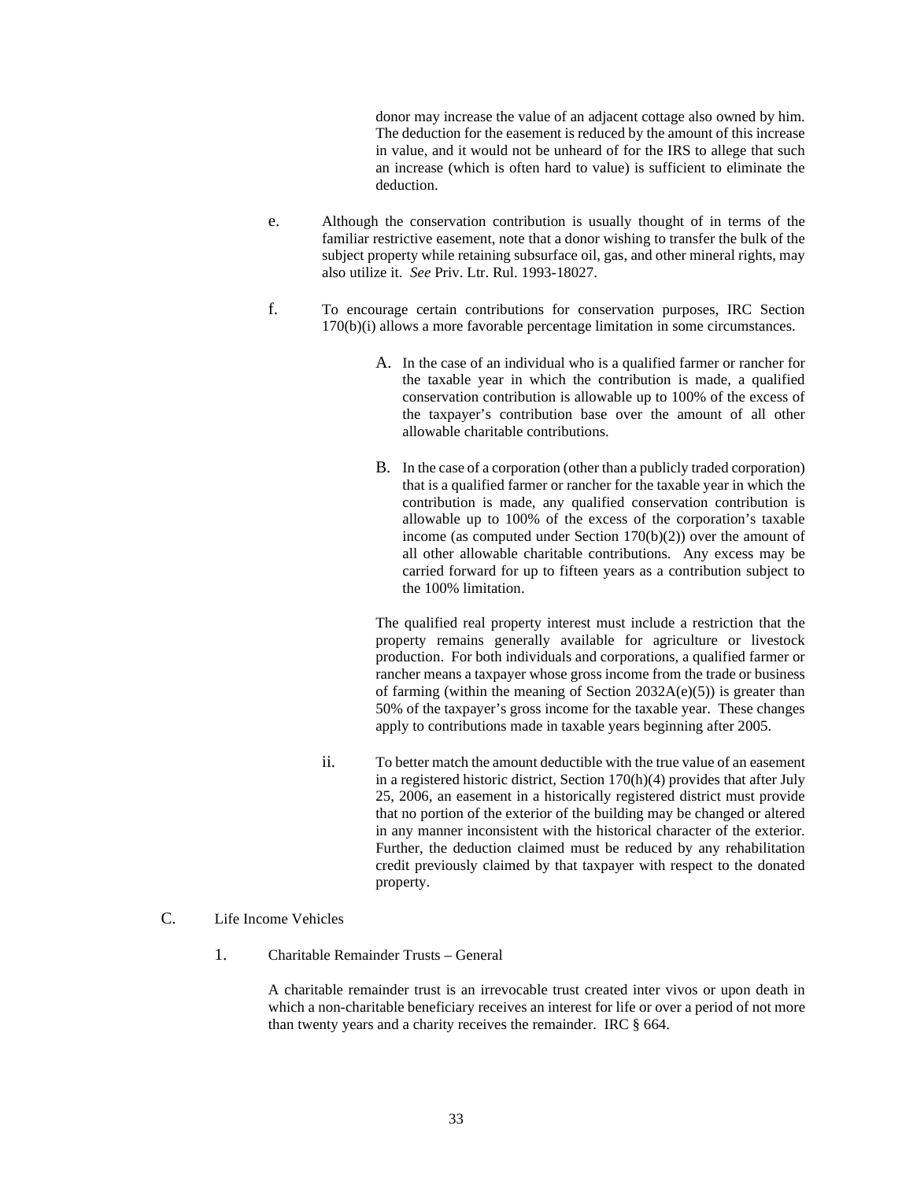donor may increase the value of an adjacent cottage also owned by him. The deduction for the easement is reduced by the amount of this increase in value, and it would not be unheard of for the IRS to allege that such an increase (which is often hard to value) is sufficient to eliminate the deduction.

e. Although the conservation contribution is usually thought of in terms of the familiar restrictive easement, note that a donor wishing to transfer the bulk of the subject property while retaining subsurface oil, gas, and other mineral rights, may also utilize it. *See* Priv. Ltr. Rul. 1993-18027.

f. To encourage certain contributions for conservation purposes, IRC Section 170(b)(i) allows a more favorable percentage limitation in some circumstances.

A. In the case of an individual who is a qualified farmer or rancher for the taxable year in which the contribution is made, a qualified conservation contribution is allowable up to 100% of the excess of the taxpayer's contribution base over the amount of all other allowable charitable contributions.

B. In the case of a corporation (other than a publicly traded corporation) that is a qualified farmer or rancher for the taxable year in which the contribution is made, any qualified conservation contribution is allowable up to 100% of the excess of the corporation's taxable income (as computed under Section 170(b)(2)) over the amount of all other allowable charitable contributions. Any excess may be carried forward for up to fifteen years as a contribution subject to the 100% limitation.

The qualified real property interest must include a restriction that the property remains generally available for agriculture or livestock production. For both individuals and corporations, a qualified farmer or rancher means a taxpayer whose gross income from the trade or business of farming (within the meaning of Section 2032A(e)(5)) is greater than 50% of the taxpayer's gross income for the taxable year. These changes apply to contributions made in taxable years beginning after 2005.

ii. To better match the amount deductible with the true value of an easement in a registered historic district, Section 170(h)(4) provides that after July 25, 2006, an easement in a historically registered district must provide that no portion of the exterior of the building may be changed or altered in any manner inconsistent with the historical character of the exterior. Further, the deduction claimed must be reduced by any rehabilitation credit previously claimed by that taxpayer with respect to the donated property.

## C. Life Income Vehicles

### 1. Charitable Remainder Trusts – General

A charitable remainder trust is an irrevocable trust created inter vivos or upon death in which a non-charitable beneficiary receives an interest for life or over a period of not more than twenty years and a charity receives the remainder. IRC § 664.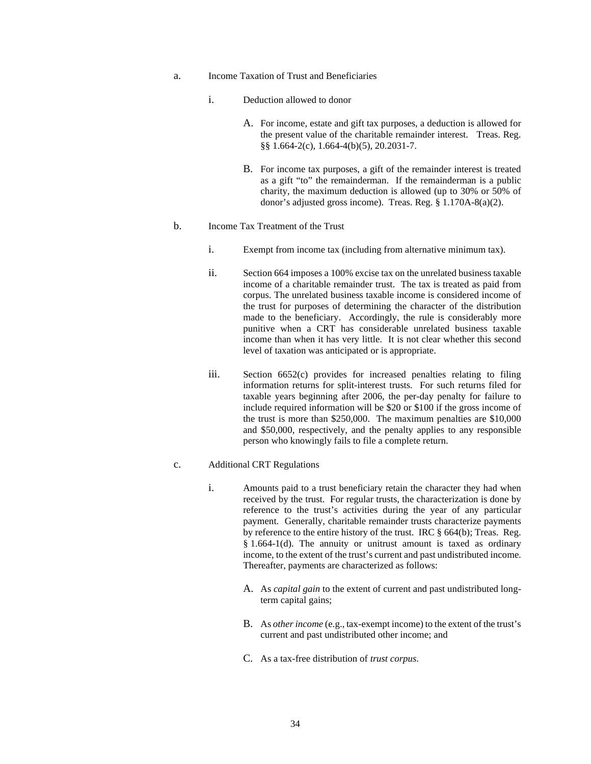a. Income Taxation of Trust and Beneficiaries

   i. Deduction allowed to donor

      A. For income, estate and gift tax purposes, a deduction is allowed for the present value of the charitable remainder interest. Treas. Reg. §§ 1.664-2(c), 1.664-4(b)(5), 20.2031-7.

      B. For income tax purposes, a gift of the remainder interest is treated as a gift "to" the remainderman. If the remainderman is a public charity, the maximum deduction is allowed (up to 30% or 50% of donor's adjusted gross income). Treas. Reg. § 1.170A-8(a)(2).

b. Income Tax Treatment of the Trust

   i. Exempt from income tax (including from alternative minimum tax).

   ii. Section 664 imposes a 100% excise tax on the unrelated business taxable income of a charitable remainder trust. The tax is treated as paid from corpus. The unrelated business taxable income is considered income of the trust for purposes of determining the character of the distribution made to the beneficiary. Accordingly, the rule is considerably more punitive when a CRT has considerable unrelated business taxable income than when it has very little. It is not clear whether this second level of taxation was anticipated or is appropriate.

   iii. Section 6652(c) provides for increased penalties relating to filing information returns for split-interest trusts. For such returns filed for taxable years beginning after 2006, the per-day penalty for failure to include required information will be $20 or $100 if the gross income of the trust is more than $250,000. The maximum penalties are $10,000 and $50,000, respectively, and the penalty applies to any responsible person who knowingly fails to file a complete return.

c. Additional CRT Regulations

   i. Amounts paid to a trust beneficiary retain the character they had when received by the trust. For regular trusts, the characterization is done by reference to the trust's activities during the year of any particular payment. Generally, charitable remainder trusts characterize payments by reference to the entire history of the trust. IRC § 664(b); Treas. Reg. § 1.664-1(d). The annuity or unitrust amount is taxed as ordinary income, to the extent of the trust's current and past undistributed income. Thereafter, payments are characterized as follows:

      A. As *capital gain* to the extent of current and past undistributed long-term capital gains;

      B. As *other income* (e.g., tax-exempt income) to the extent of the trust's current and past undistributed other income; and

      C. As a tax-free distribution of *trust corpus*.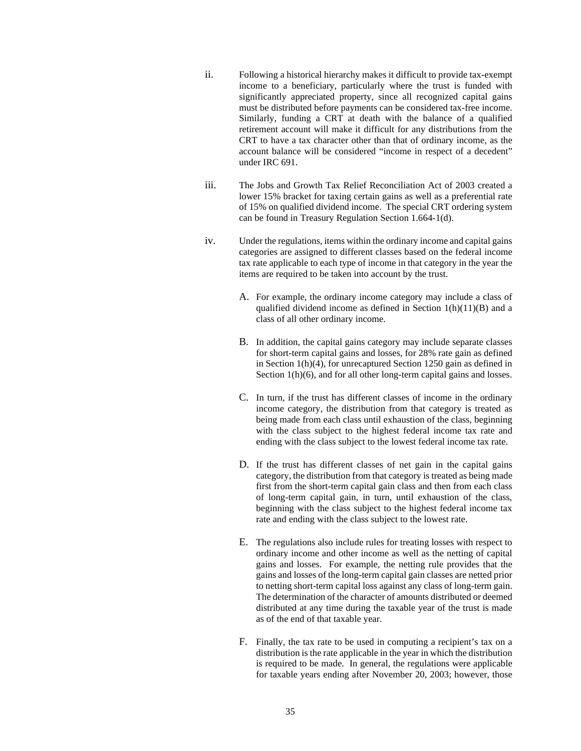ii. Following a historical hierarchy makes it difficult to provide tax-exempt income to a beneficiary, particularly where the trust is funded with significantly appreciated property, since all recognized capital gains must be distributed before payments can be considered tax-free income. Similarly, funding a CRT at death with the balance of a qualified retirement account will make it difficult for any distributions from the CRT to have a tax character other than that of ordinary income, as the account balance will be considered "income in respect of a decedent" under IRC 691.

iii. The Jobs and Growth Tax Relief Reconciliation Act of 2003 created a lower 15% bracket for taxing certain gains as well as a preferential rate of 15% on qualified dividend income. The special CRT ordering system can be found in Treasury Regulation Section 1.664-1(d).

iv. Under the regulations, items within the ordinary income and capital gains categories are assigned to different classes based on the federal income tax rate applicable to each type of income in that category in the year the items are required to be taken into account by the trust.

A. For example, the ordinary income category may include a class of qualified dividend income as defined in Section 1(h)(11)(B) and a class of all other ordinary income.

B. In addition, the capital gains category may include separate classes for short-term capital gains and losses, for 28% rate gain as defined in Section 1(h)(4), for unrecaptured Section 1250 gain as defined in Section 1(h)(6), and for all other long-term capital gains and losses.

C. In turn, if the trust has different classes of income in the ordinary income category, the distribution from that category is treated as being made from each class until exhaustion of the class, beginning with the class subject to the highest federal income tax rate and ending with the class subject to the lowest federal income tax rate.

D. If the trust has different classes of net gain in the capital gains category, the distribution from that category is treated as being made first from the short-term capital gain class and then from each class of long-term capital gain, in turn, until exhaustion of the class, beginning with the class subject to the highest federal income tax rate and ending with the class subject to the lowest rate.

E. The regulations also include rules for treating losses with respect to ordinary income and other income as well as the netting of capital gains and losses. For example, the netting rule provides that the gains and losses of the long-term capital gain classes are netted prior to netting short-term capital loss against any class of long-term gain. The determination of the character of amounts distributed or deemed distributed at any time during the taxable year of the trust is made as of the end of that taxable year.

F. Finally, the tax rate to be used in computing a recipient's tax on a distribution is the rate applicable in the year in which the distribution is required to be made. In general, the regulations were applicable for taxable years ending after November 20, 2003; however, those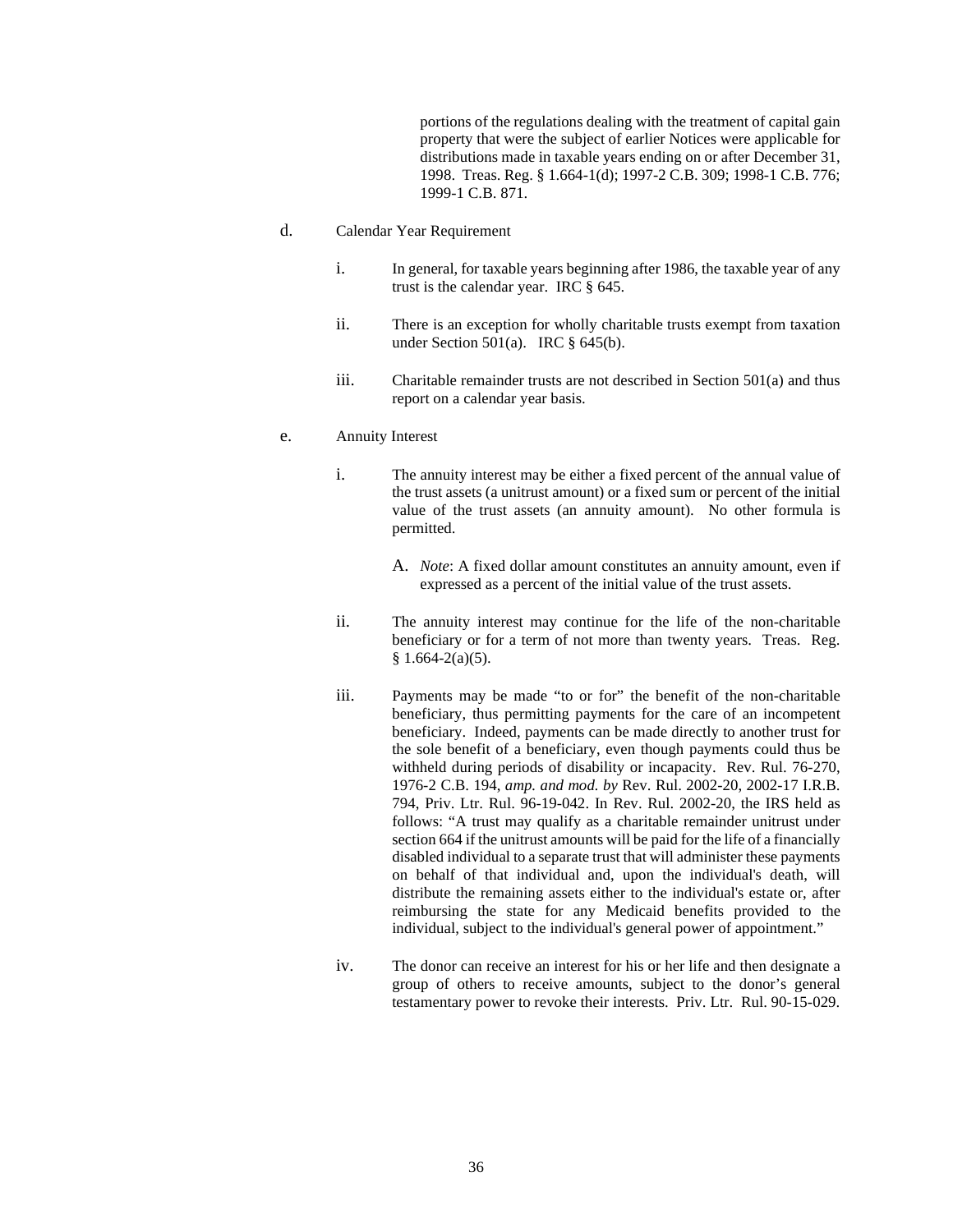portions of the regulations dealing with the treatment of capital gain property that were the subject of earlier Notices were applicable for distributions made in taxable years ending on or after December 31, 1998. Treas. Reg. § 1.664-1(d); 1997-2 C.B. 309; 1998-1 C.B. 776; 1999-1 C.B. 871.

d. Calendar Year Requirement

   i. In general, for taxable years beginning after 1986, the taxable year of any trust is the calendar year. IRC § 645.

   ii. There is an exception for wholly charitable trusts exempt from taxation under Section 501(a). IRC § 645(b).

   iii. Charitable remainder trusts are not described in Section 501(a) and thus report on a calendar year basis.

e. Annuity Interest

   i. The annuity interest may be either a fixed percent of the annual value of the trust assets (a unitrust amount) or a fixed sum or percent of the initial value of the trust assets (an annuity amount). No other formula is permitted.

      A. *Note*: A fixed dollar amount constitutes an annuity amount, even if expressed as a percent of the initial value of the trust assets.

   ii. The annuity interest may continue for the life of the non-charitable beneficiary or for a term of not more than twenty years. Treas. Reg. § 1.664-2(a)(5).

   iii. Payments may be made "to or for" the benefit of the non-charitable beneficiary, thus permitting payments for the care of an incompetent beneficiary. Indeed, payments can be made directly to another trust for the sole benefit of a beneficiary, even though payments could thus be withheld during periods of disability or incapacity. Rev. Rul. 76-270, 1976-2 C.B. 194, *amp. and mod. by* Rev. Rul. 2002-20, 2002-17 I.R.B. 794, Priv. Ltr. Rul. 96-19-042. In Rev. Rul. 2002-20, the IRS held as follows: "A trust may qualify as a charitable remainder unitrust under section 664 if the unitrust amounts will be paid for the life of a financially disabled individual to a separate trust that will administer these payments on behalf of that individual and, upon the individual's death, will distribute the remaining assets either to the individual's estate or, after reimbursing the state for any Medicaid benefits provided to the individual, subject to the individual's general power of appointment."

   iv. The donor can receive an interest for his or her life and then designate a group of others to receive amounts, subject to the donor's general testamentary power to revoke their interests. Priv. Ltr. Rul. 90-15-029.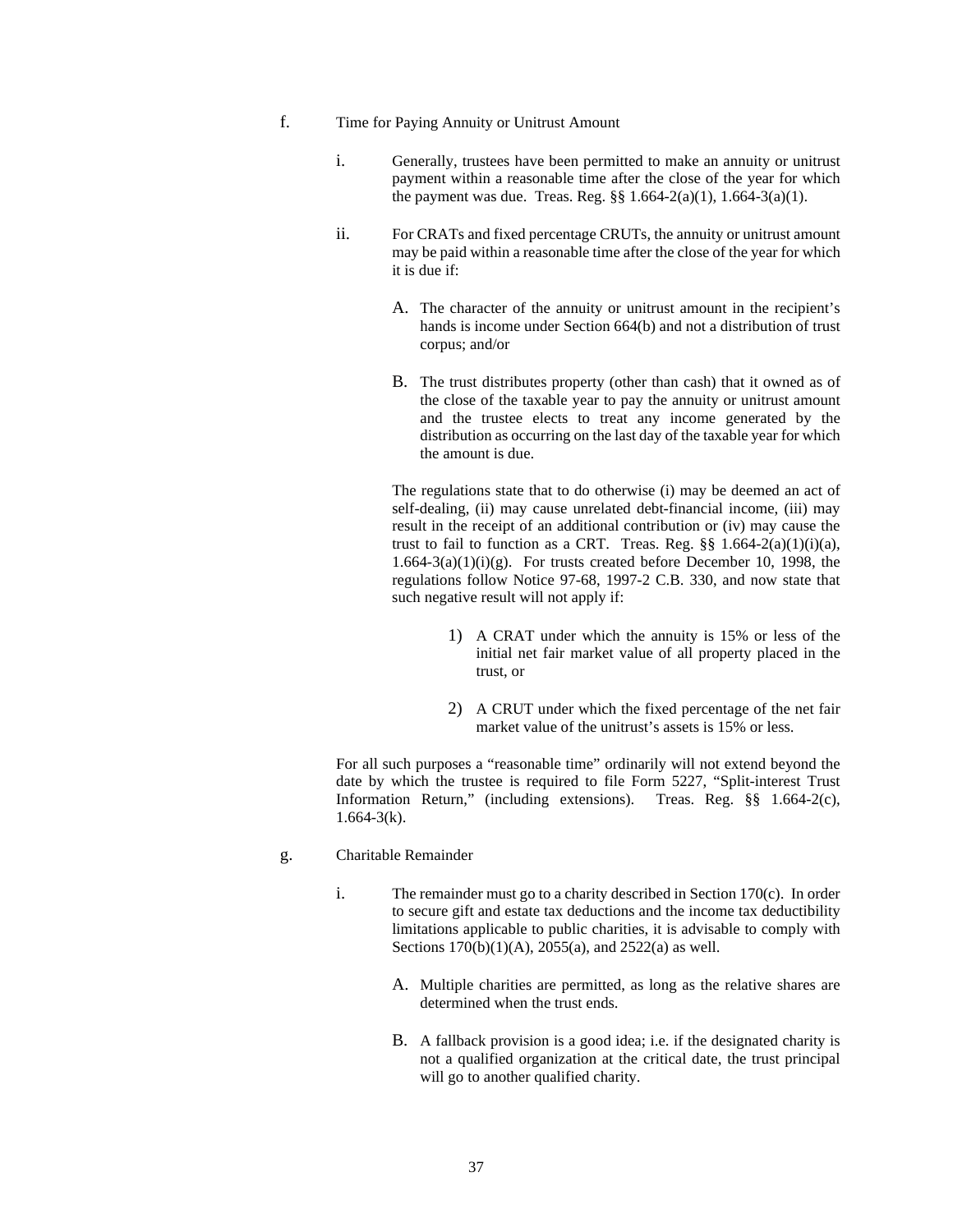f. Time for Paying Annuity or Unitrust Amount

  i. Generally, trustees have been permitted to make an annuity or unitrust payment within a reasonable time after the close of the year for which the payment was due. Treas. Reg. §§ 1.664-2(a)(1), 1.664-3(a)(1).

  ii. For CRATs and fixed percentage CRUTs, the annuity or unitrust amount may be paid within a reasonable time after the close of the year for which it is due if:

    A. The character of the annuity or unitrust amount in the recipient's hands is income under Section 664(b) and not a distribution of trust corpus; and/or

    B. The trust distributes property (other than cash) that it owned as of the close of the taxable year to pay the annuity or unitrust amount and the trustee elects to treat any income generated by the distribution as occurring on the last day of the taxable year for which the amount is due.

    The regulations state that to do otherwise (i) may be deemed an act of self-dealing, (ii) may cause unrelated debt-financial income, (iii) may result in the receipt of an additional contribution or (iv) may cause the trust to fail to function as a CRT. Treas. Reg. §§ 1.664-2(a)(1)(i)(a), 1.664-3(a)(1)(i)(g). For trusts created before December 10, 1998, the regulations follow Notice 97-68, 1997-2 C.B. 330, and now state that such negative result will not apply if:

      1) A CRAT under which the annuity is 15% or less of the initial net fair market value of all property placed in the trust, or

      2) A CRUT under which the fixed percentage of the net fair market value of the unitrust's assets is 15% or less.

  For all such purposes a "reasonable time" ordinarily will not extend beyond the date by which the trustee is required to file Form 5227, "Split-interest Trust Information Return," (including extensions). Treas. Reg. §§ 1.664-2(c), 1.664-3(k).

g. Charitable Remainder

  i. The remainder must go to a charity described in Section 170(c). In order to secure gift and estate tax deductions and the income tax deductibility limitations applicable to public charities, it is advisable to comply with Sections 170(b)(1)(A), 2055(a), and 2522(a) as well.

    A. Multiple charities are permitted, as long as the relative shares are determined when the trust ends.

    B. A fallback provision is a good idea; i.e. if the designated charity is not a qualified organization at the critical date, the trust principal will go to another qualified charity.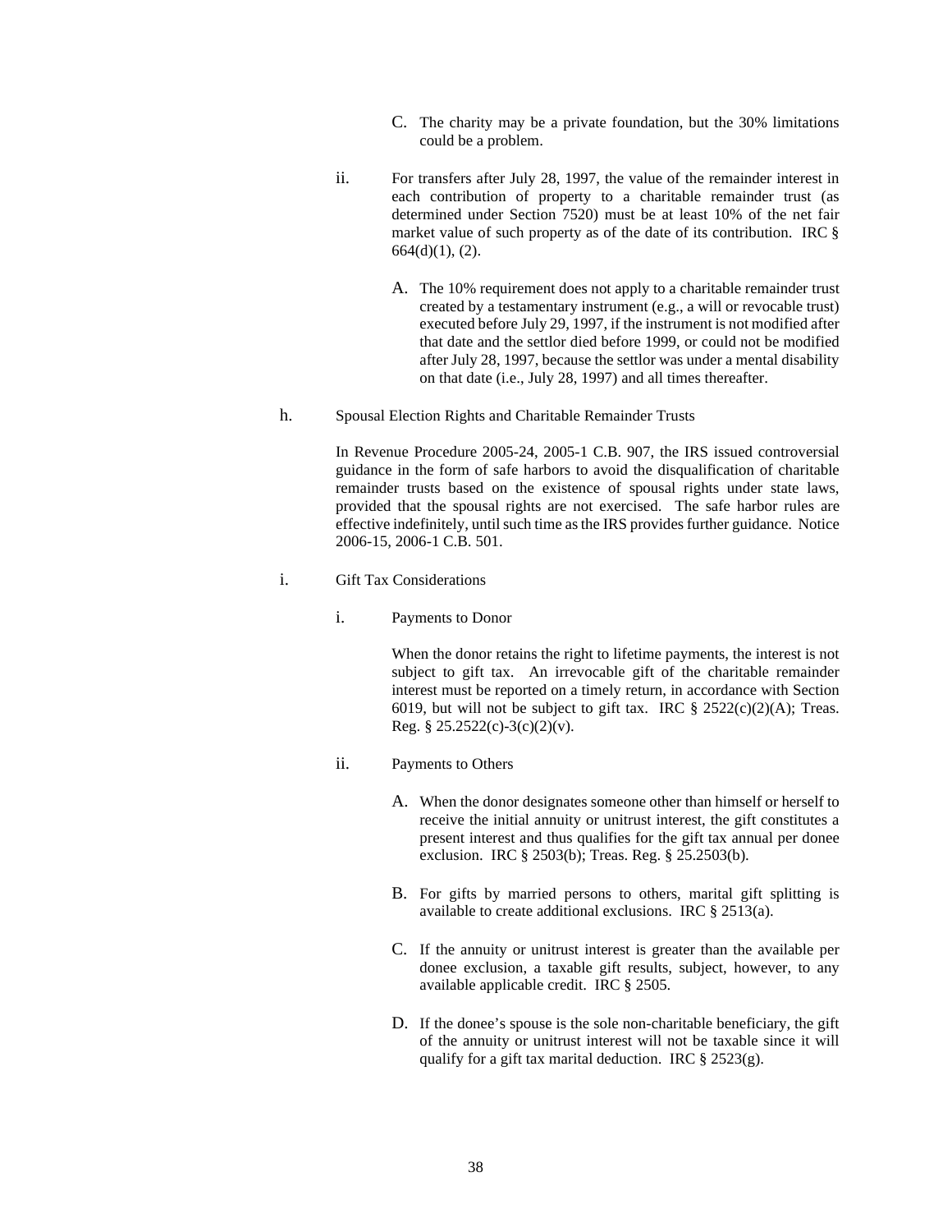C. The charity may be a private foundation, but the 30% limitations could be a problem.

ii. For transfers after July 28, 1997, the value of the remainder interest in each contribution of property to a charitable remainder trust (as determined under Section 7520) must be at least 10% of the net fair market value of such property as of the date of its contribution. IRC § 664(d)(1), (2).

A. The 10% requirement does not apply to a charitable remainder trust created by a testamentary instrument (e.g., a will or revocable trust) executed before July 29, 1997, if the instrument is not modified after that date and the settlor died before 1999, or could not be modified after July 28, 1997, because the settlor was under a mental disability on that date (i.e., July 28, 1997) and all times thereafter.

h. Spousal Election Rights and Charitable Remainder Trusts

In Revenue Procedure 2005-24, 2005-1 C.B. 907, the IRS issued controversial guidance in the form of safe harbors to avoid the disqualification of charitable remainder trusts based on the existence of spousal rights under state laws, provided that the spousal rights are not exercised. The safe harbor rules are effective indefinitely, until such time as the IRS provides further guidance. Notice 2006-15, 2006-1 C.B. 501.

i. Gift Tax Considerations

i. Payments to Donor

When the donor retains the right to lifetime payments, the interest is not subject to gift tax. An irrevocable gift of the charitable remainder interest must be reported on a timely return, in accordance with Section 6019, but will not be subject to gift tax. IRC § 2522(c)(2)(A); Treas. Reg. § 25.2522(c)-3(c)(2)(v).

ii. Payments to Others

A. When the donor designates someone other than himself or herself to receive the initial annuity or unitrust interest, the gift constitutes a present interest and thus qualifies for the gift tax annual per donee exclusion. IRC § 2503(b); Treas. Reg. § 25.2503(b).

B. For gifts by married persons to others, marital gift splitting is available to create additional exclusions. IRC § 2513(a).

C. If the annuity or unitrust interest is greater than the available per donee exclusion, a taxable gift results, subject, however, to any available applicable credit. IRC § 2505.

D. If the donee's spouse is the sole non-charitable beneficiary, the gift of the annuity or unitrust interest will not be taxable since it will qualify for a gift tax marital deduction. IRC § 2523(g).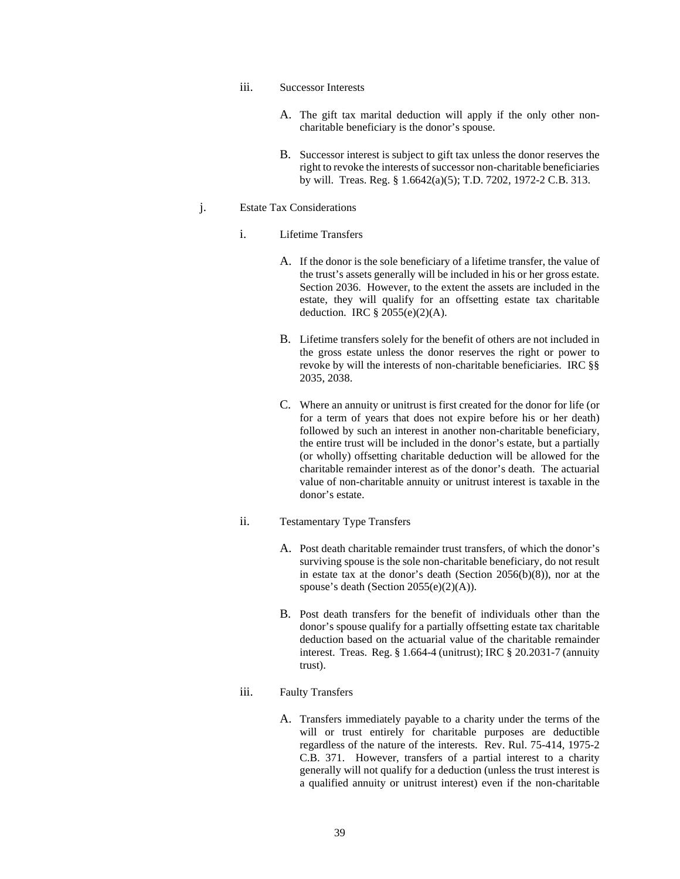iii. Successor Interests

A. The gift tax marital deduction will apply if the only other non-charitable beneficiary is the donor's spouse.

B. Successor interest is subject to gift tax unless the donor reserves the right to revoke the interests of successor non-charitable beneficiaries by will. Treas. Reg. § 1.6642(a)(5); T.D. 7202, 1972-2 C.B. 313.

j. Estate Tax Considerations

i. Lifetime Transfers

A. If the donor is the sole beneficiary of a lifetime transfer, the value of the trust's assets generally will be included in his or her gross estate. Section 2036. However, to the extent the assets are included in the estate, they will qualify for an offsetting estate tax charitable deduction. IRC § 2055(e)(2)(A).

B. Lifetime transfers solely for the benefit of others are not included in the gross estate unless the donor reserves the right or power to revoke by will the interests of non-charitable beneficiaries. IRC §§ 2035, 2038.

C. Where an annuity or unitrust is first created for the donor for life (or for a term of years that does not expire before his or her death) followed by such an interest in another non-charitable beneficiary, the entire trust will be included in the donor's estate, but a partially (or wholly) offsetting charitable deduction will be allowed for the charitable remainder interest as of the donor's death. The actuarial value of non-charitable annuity or unitrust interest is taxable in the donor's estate.

ii. Testamentary Type Transfers

A. Post death charitable remainder trust transfers, of which the donor's surviving spouse is the sole non-charitable beneficiary, do not result in estate tax at the donor's death (Section 2056(b)(8)), nor at the spouse's death (Section 2055(e)(2)(A)).

B. Post death transfers for the benefit of individuals other than the donor's spouse qualify for a partially offsetting estate tax charitable deduction based on the actuarial value of the charitable remainder interest. Treas. Reg. § 1.664-4 (unitrust); IRC § 20.2031-7 (annuity trust).

iii. Faulty Transfers

A. Transfers immediately payable to a charity under the terms of the will or trust entirely for charitable purposes are deductible regardless of the nature of the interests. Rev. Rul. 75-414, 1975-2 C.B. 371. However, transfers of a partial interest to a charity generally will not qualify for a deduction (unless the trust interest is a qualified annuity or unitrust interest) even if the non-charitable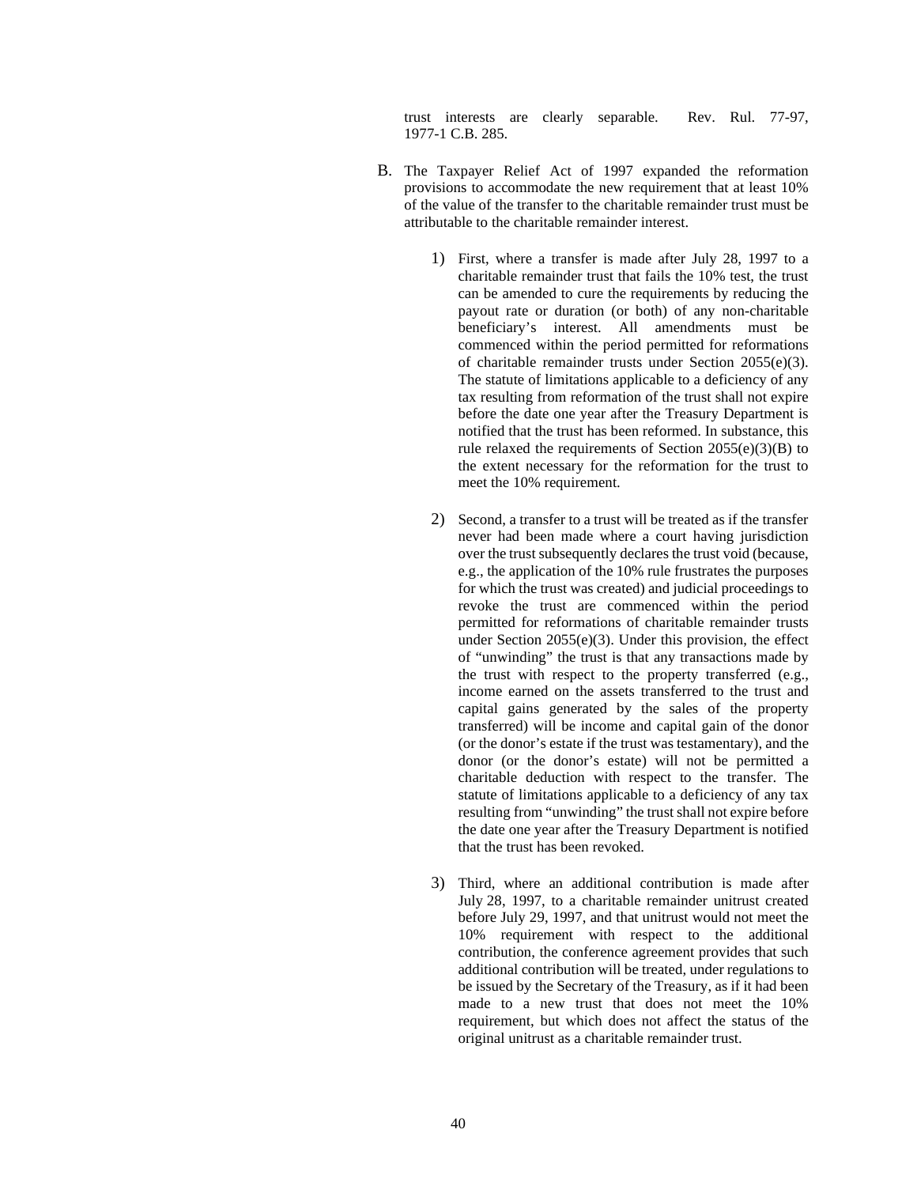trust interests are clearly separable. Rev. Rul. 77-97, 1977-1 C.B. 285.

B. The Taxpayer Relief Act of 1997 expanded the reformation provisions to accommodate the new requirement that at least 10% of the value of the transfer to the charitable remainder trust must be attributable to the charitable remainder interest.

1) First, where a transfer is made after July 28, 1997 to a charitable remainder trust that fails the 10% test, the trust can be amended to cure the requirements by reducing the payout rate or duration (or both) of any non-charitable beneficiary's interest. All amendments must be commenced within the period permitted for reformations of charitable remainder trusts under Section 2055(e)(3). The statute of limitations applicable to a deficiency of any tax resulting from reformation of the trust shall not expire before the date one year after the Treasury Department is notified that the trust has been reformed. In substance, this rule relaxed the requirements of Section 2055(e)(3)(B) to the extent necessary for the reformation for the trust to meet the 10% requirement.

2) Second, a transfer to a trust will be treated as if the transfer never had been made where a court having jurisdiction over the trust subsequently declares the trust void (because, e.g., the application of the 10% rule frustrates the purposes for which the trust was created) and judicial proceedings to revoke the trust are commenced within the period permitted for reformations of charitable remainder trusts under Section 2055(e)(3). Under this provision, the effect of "unwinding" the trust is that any transactions made by the trust with respect to the property transferred (e.g., income earned on the assets transferred to the trust and capital gains generated by the sales of the property transferred) will be income and capital gain of the donor (or the donor's estate if the trust was testamentary), and the donor (or the donor's estate) will not be permitted a charitable deduction with respect to the transfer. The statute of limitations applicable to a deficiency of any tax resulting from "unwinding" the trust shall not expire before the date one year after the Treasury Department is notified that the trust has been revoked.

3) Third, where an additional contribution is made after July 28, 1997, to a charitable remainder unitrust created before July 29, 1997, and that unitrust would not meet the 10% requirement with respect to the additional contribution, the conference agreement provides that such additional contribution will be treated, under regulations to be issued by the Secretary of the Treasury, as if it had been made to a new trust that does not meet the 10% requirement, but which does not affect the status of the original unitrust as a charitable remainder trust.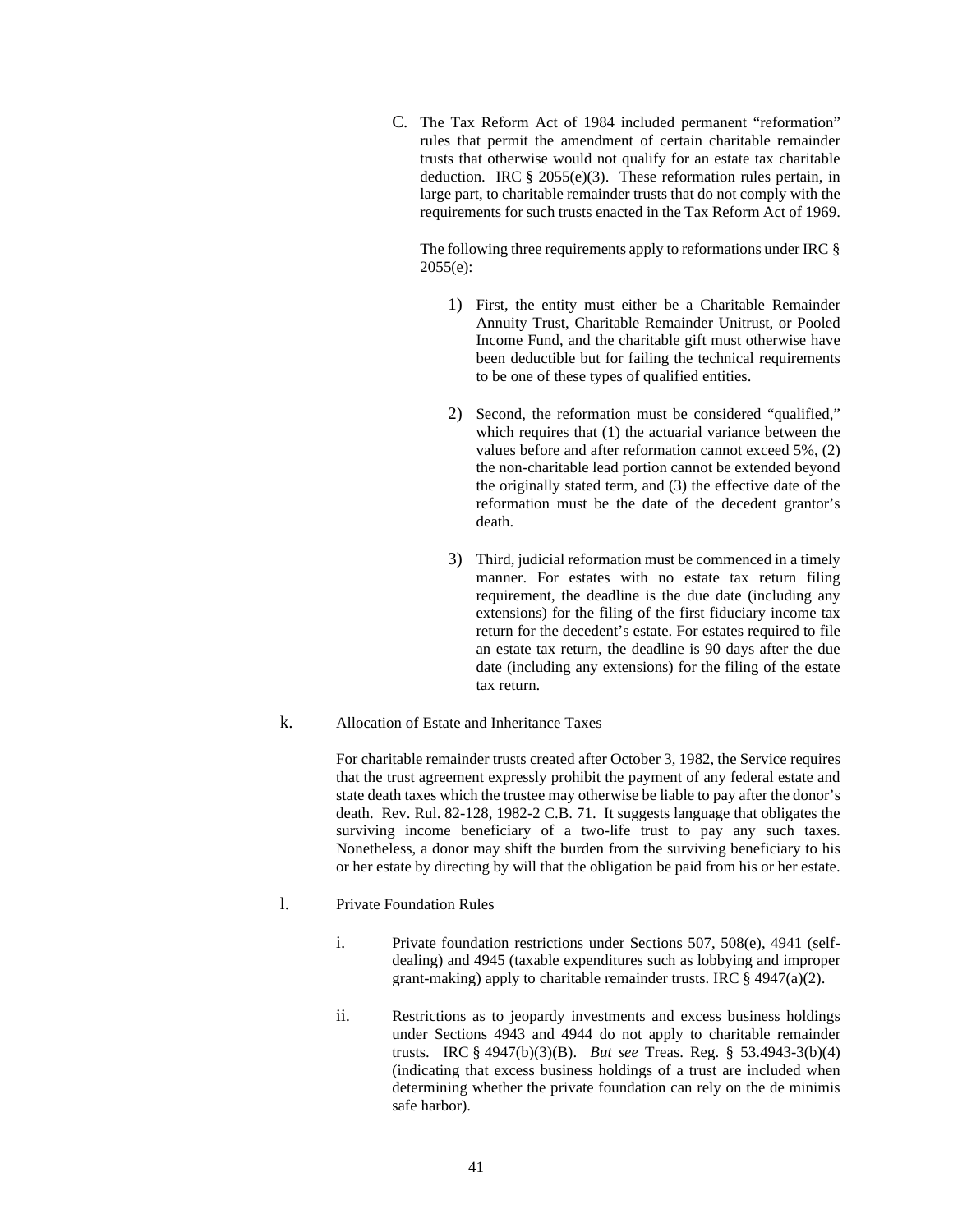C. The Tax Reform Act of 1984 included permanent "reformation" rules that permit the amendment of certain charitable remainder trusts that otherwise would not qualify for an estate tax charitable deduction. IRC § 2055(e)(3). These reformation rules pertain, in large part, to charitable remainder trusts that do not comply with the requirements for such trusts enacted in the Tax Reform Act of 1969.

The following three requirements apply to reformations under IRC § 2055(e):

1) First, the entity must either be a Charitable Remainder Annuity Trust, Charitable Remainder Unitrust, or Pooled Income Fund, and the charitable gift must otherwise have been deductible but for failing the technical requirements to be one of these types of qualified entities.

2) Second, the reformation must be considered "qualified," which requires that (1) the actuarial variance between the values before and after reformation cannot exceed 5%, (2) the non-charitable lead portion cannot be extended beyond the originally stated term, and (3) the effective date of the reformation must be the date of the decedent grantor's death.

3) Third, judicial reformation must be commenced in a timely manner. For estates with no estate tax return filing requirement, the deadline is the due date (including any extensions) for the filing of the first fiduciary income tax return for the decedent's estate. For estates required to file an estate tax return, the deadline is 90 days after the due date (including any extensions) for the filing of the estate tax return.

k. Allocation of Estate and Inheritance Taxes

For charitable remainder trusts created after October 3, 1982, the Service requires that the trust agreement expressly prohibit the payment of any federal estate and state death taxes which the trustee may otherwise be liable to pay after the donor's death. Rev. Rul. 82-128, 1982-2 C.B. 71. It suggests language that obligates the surviving income beneficiary of a two-life trust to pay any such taxes. Nonetheless, a donor may shift the burden from the surviving beneficiary to his or her estate by directing by will that the obligation be paid from his or her estate.

l. Private Foundation Rules

i. Private foundation restrictions under Sections 507, 508(e), 4941 (self-dealing) and 4945 (taxable expenditures such as lobbying and improper grant-making) apply to charitable remainder trusts. IRC § 4947(a)(2).

ii. Restrictions as to jeopardy investments and excess business holdings under Sections 4943 and 4944 do not apply to charitable remainder trusts. IRC § 4947(b)(3)(B). *But see* Treas. Reg. § 53.4943-3(b)(4) (indicating that excess business holdings of a trust are included when determining whether the private foundation can rely on the de minimis safe harbor).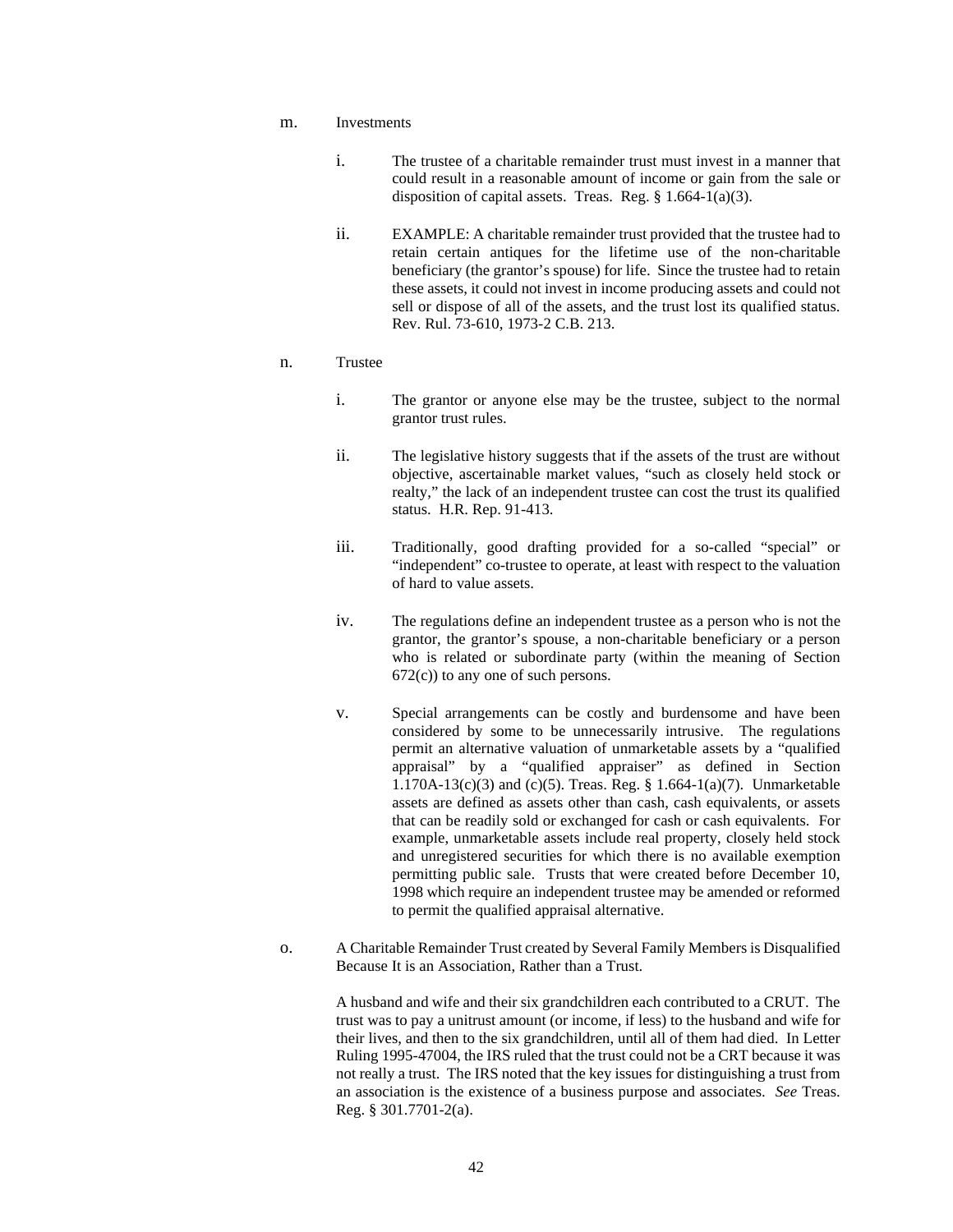m. Investments

i. The trustee of a charitable remainder trust must invest in a manner that could result in a reasonable amount of income or gain from the sale or disposition of capital assets. Treas. Reg. § 1.664-1(a)(3).

ii. EXAMPLE: A charitable remainder trust provided that the trustee had to retain certain antiques for the lifetime use of the non-charitable beneficiary (the grantor's spouse) for life. Since the trustee had to retain these assets, it could not invest in income producing assets and could not sell or dispose of all of the assets, and the trust lost its qualified status. Rev. Rul. 73-610, 1973-2 C.B. 213.

n. Trustee

i. The grantor or anyone else may be the trustee, subject to the normal grantor trust rules.

ii. The legislative history suggests that if the assets of the trust are without objective, ascertainable market values, "such as closely held stock or realty," the lack of an independent trustee can cost the trust its qualified status. H.R. Rep. 91-413.

iii. Traditionally, good drafting provided for a so-called "special" or "independent" co-trustee to operate, at least with respect to the valuation of hard to value assets.

iv. The regulations define an independent trustee as a person who is not the grantor, the grantor's spouse, a non-charitable beneficiary or a person who is related or subordinate party (within the meaning of Section 672(c)) to any one of such persons.

v. Special arrangements can be costly and burdensome and have been considered by some to be unnecessarily intrusive. The regulations permit an alternative valuation of unmarketable assets by a "qualified appraisal" by a "qualified appraiser" as defined in Section 1.170A-13(c)(3) and (c)(5). Treas. Reg. § 1.664-1(a)(7). Unmarketable assets are defined as assets other than cash, cash equivalents, or assets that can be readily sold or exchanged for cash or cash equivalents. For example, unmarketable assets include real property, closely held stock and unregistered securities for which there is no available exemption permitting public sale. Trusts that were created before December 10, 1998 which require an independent trustee may be amended or reformed to permit the qualified appraisal alternative.

o. A Charitable Remainder Trust created by Several Family Members is Disqualified Because It is an Association, Rather than a Trust.

A husband and wife and their six grandchildren each contributed to a CRUT. The trust was to pay a unitrust amount (or income, if less) to the husband and wife for their lives, and then to the six grandchildren, until all of them had died. In Letter Ruling 1995-47004, the IRS ruled that the trust could not be a CRT because it was not really a trust. The IRS noted that the key issues for distinguishing a trust from an association is the existence of a business purpose and associates. *See* Treas. Reg. § 301.7701-2(a).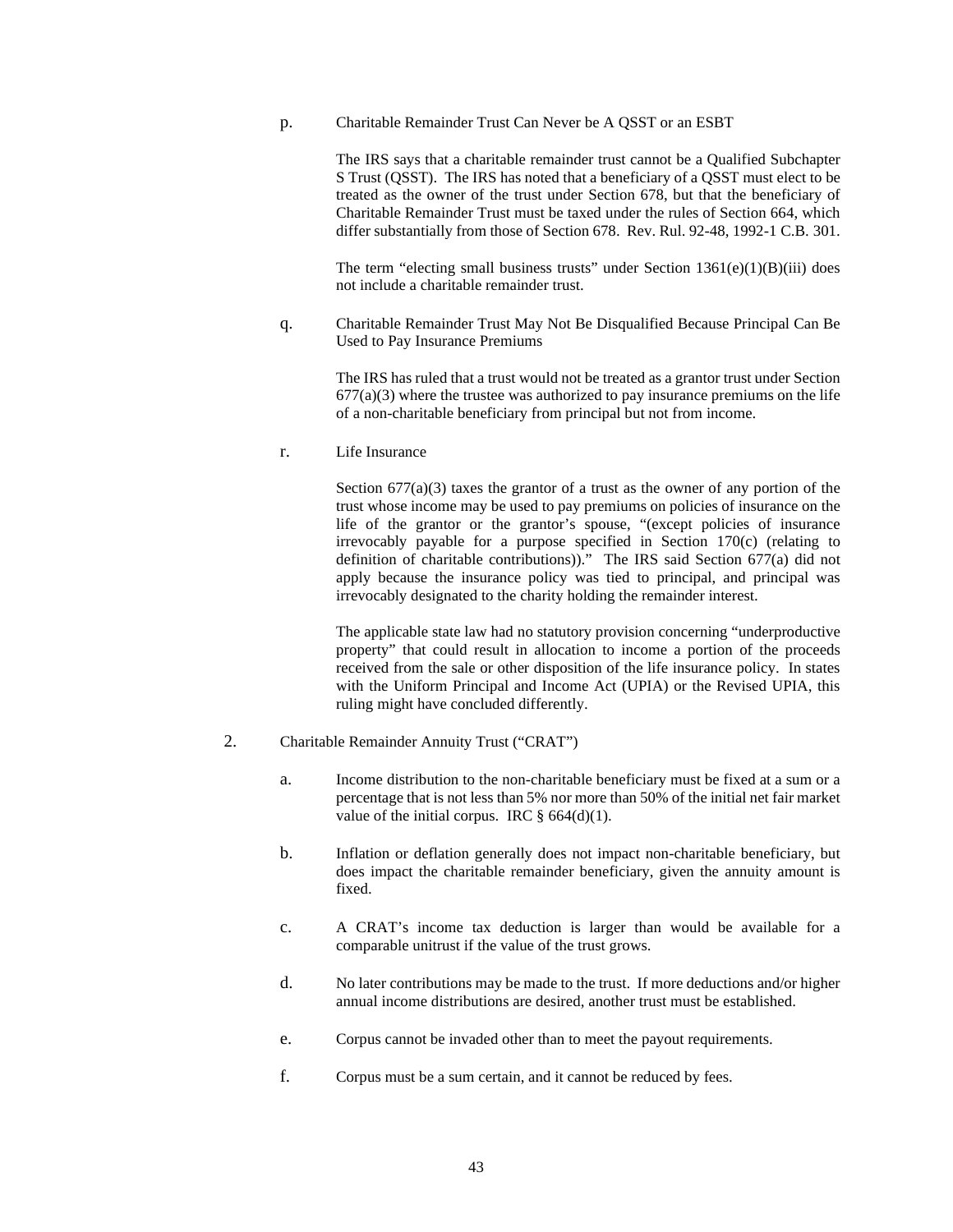p. Charitable Remainder Trust Can Never be A QSST or an ESBT

The IRS says that a charitable remainder trust cannot be a Qualified Subchapter S Trust (QSST). The IRS has noted that a beneficiary of a QSST must elect to be treated as the owner of the trust under Section 678, but that the beneficiary of Charitable Remainder Trust must be taxed under the rules of Section 664, which differ substantially from those of Section 678. Rev. Rul. 92-48, 1992-1 C.B. 301.

The term "electing small business trusts" under Section 1361(e)(1)(B)(iii) does not include a charitable remainder trust.

q. Charitable Remainder Trust May Not Be Disqualified Because Principal Can Be Used to Pay Insurance Premiums

The IRS has ruled that a trust would not be treated as a grantor trust under Section 677(a)(3) where the trustee was authorized to pay insurance premiums on the life of a non-charitable beneficiary from principal but not from income.

r. Life Insurance

Section 677(a)(3) taxes the grantor of a trust as the owner of any portion of the trust whose income may be used to pay premiums on policies of insurance on the life of the grantor or the grantor's spouse, "(except policies of insurance irrevocably payable for a purpose specified in Section 170(c) (relating to definition of charitable contributions))." The IRS said Section 677(a) did not apply because the insurance policy was tied to principal, and principal was irrevocably designated to the charity holding the remainder interest.

The applicable state law had no statutory provision concerning "underproductive property" that could result in allocation to income a portion of the proceeds received from the sale or other disposition of the life insurance policy. In states with the Uniform Principal and Income Act (UPIA) or the Revised UPIA, this ruling might have concluded differently.

2. Charitable Remainder Annuity Trust ("CRAT")

a. Income distribution to the non-charitable beneficiary must be fixed at a sum or a percentage that is not less than 5% nor more than 50% of the initial net fair market value of the initial corpus. IRC § 664(d)(1).

b. Inflation or deflation generally does not impact non-charitable beneficiary, but does impact the charitable remainder beneficiary, given the annuity amount is fixed.

c. A CRAT's income tax deduction is larger than would be available for a comparable unitrust if the value of the trust grows.

d. No later contributions may be made to the trust. If more deductions and/or higher annual income distributions are desired, another trust must be established.

e. Corpus cannot be invaded other than to meet the payout requirements.

f. Corpus must be a sum certain, and it cannot be reduced by fees.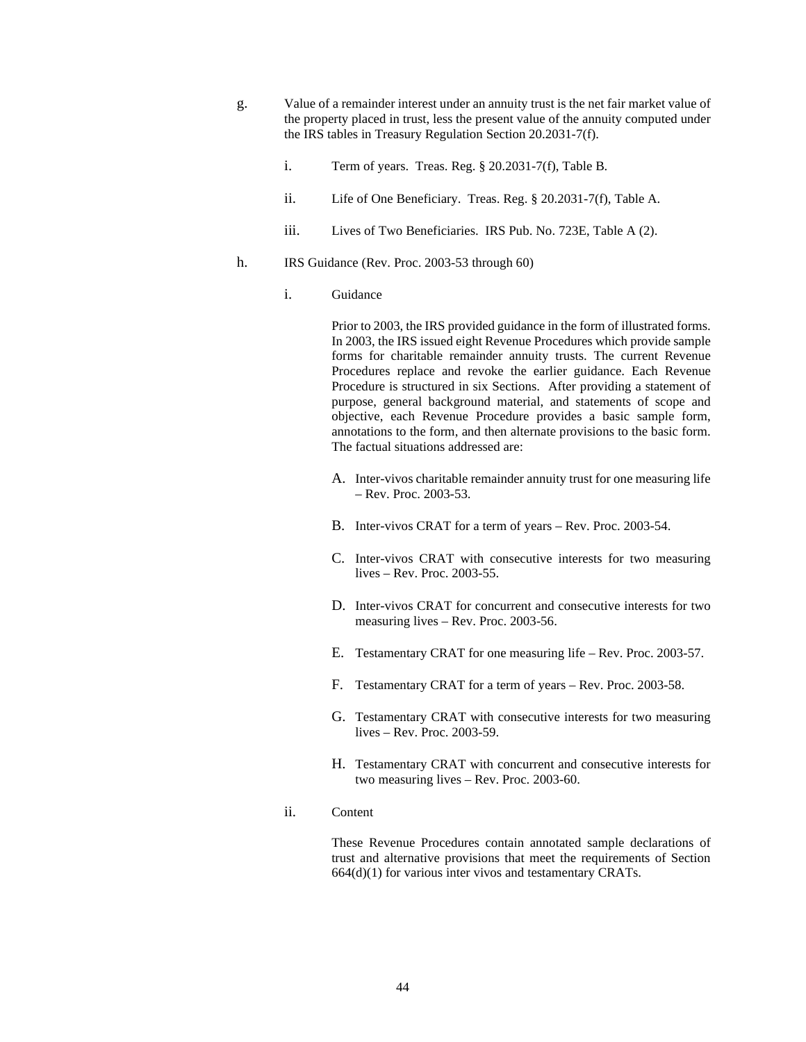g. Value of a remainder interest under an annuity trust is the net fair market value of the property placed in trust, less the present value of the annuity computed under the IRS tables in Treasury Regulation Section 20.2031-7(f).

   i. Term of years. Treas. Reg. § 20.2031-7(f), Table B.

   ii. Life of One Beneficiary. Treas. Reg. § 20.2031-7(f), Table A.

   iii. Lives of Two Beneficiaries. IRS Pub. No. 723E, Table A (2).

h. IRS Guidance (Rev. Proc. 2003-53 through 60)

   i. Guidance

      Prior to 2003, the IRS provided guidance in the form of illustrated forms. In 2003, the IRS issued eight Revenue Procedures which provide sample forms for charitable remainder annuity trusts. The current Revenue Procedures replace and revoke the earlier guidance. Each Revenue Procedure is structured in six Sections. After providing a statement of purpose, general background material, and statements of scope and objective, each Revenue Procedure provides a basic sample form, annotations to the form, and then alternate provisions to the basic form. The factual situations addressed are:

      A. Inter-vivos charitable remainder annuity trust for one measuring life – Rev. Proc. 2003-53.

      B. Inter-vivos CRAT for a term of years – Rev. Proc. 2003-54.

      C. Inter-vivos CRAT with consecutive interests for two measuring lives – Rev. Proc. 2003-55.

      D. Inter-vivos CRAT for concurrent and consecutive interests for two measuring lives – Rev. Proc. 2003-56.

      E. Testamentary CRAT for one measuring life – Rev. Proc. 2003-57.

      F. Testamentary CRAT for a term of years – Rev. Proc. 2003-58.

      G. Testamentary CRAT with consecutive interests for two measuring lives – Rev. Proc. 2003-59.

      H. Testamentary CRAT with concurrent and consecutive interests for two measuring lives – Rev. Proc. 2003-60.

   ii. Content

      These Revenue Procedures contain annotated sample declarations of trust and alternative provisions that meet the requirements of Section 664(d)(1) for various inter vivos and testamentary CRATs.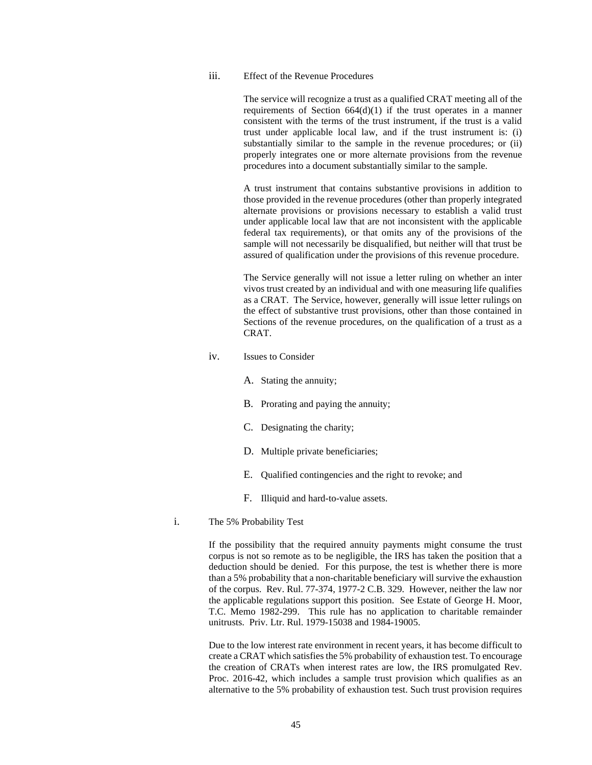iii. Effect of the Revenue Procedures

The service will recognize a trust as a qualified CRAT meeting all of the requirements of Section 664(d)(1) if the trust operates in a manner consistent with the terms of the trust instrument, if the trust is a valid trust under applicable local law, and if the trust instrument is: (i) substantially similar to the sample in the revenue procedures; or (ii) properly integrates one or more alternate provisions from the revenue procedures into a document substantially similar to the sample.

A trust instrument that contains substantive provisions in addition to those provided in the revenue procedures (other than properly integrated alternate provisions or provisions necessary to establish a valid trust under applicable local law that are not inconsistent with the applicable federal tax requirements), or that omits any of the provisions of the sample will not necessarily be disqualified, but neither will that trust be assured of qualification under the provisions of this revenue procedure.

The Service generally will not issue a letter ruling on whether an inter vivos trust created by an individual and with one measuring life qualifies as a CRAT. The Service, however, generally will issue letter rulings on the effect of substantive trust provisions, other than those contained in Sections of the revenue procedures, on the qualification of a trust as a CRAT.

iv. Issues to Consider

A. Stating the annuity;

B. Prorating and paying the annuity;

C. Designating the charity;

D. Multiple private beneficiaries;

E. Qualified contingencies and the right to revoke; and

F. Illiquid and hard-to-value assets.

i. The 5% Probability Test

If the possibility that the required annuity payments might consume the trust corpus is not so remote as to be negligible, the IRS has taken the position that a deduction should be denied. For this purpose, the test is whether there is more than a 5% probability that a non-charitable beneficiary will survive the exhaustion of the corpus. Rev. Rul. 77-374, 1977-2 C.B. 329. However, neither the law nor the applicable regulations support this position. See Estate of George H. Moor, T.C. Memo 1982-299. This rule has no application to charitable remainder unitrusts. Priv. Ltr. Rul. 1979-15038 and 1984-19005.

Due to the low interest rate environment in recent years, it has become difficult to create a CRAT which satisfies the 5% probability of exhaustion test. To encourage the creation of CRATs when interest rates are low, the IRS promulgated Rev. Proc. 2016-42, which includes a sample trust provision which qualifies as an alternative to the 5% probability of exhaustion test. Such trust provision requires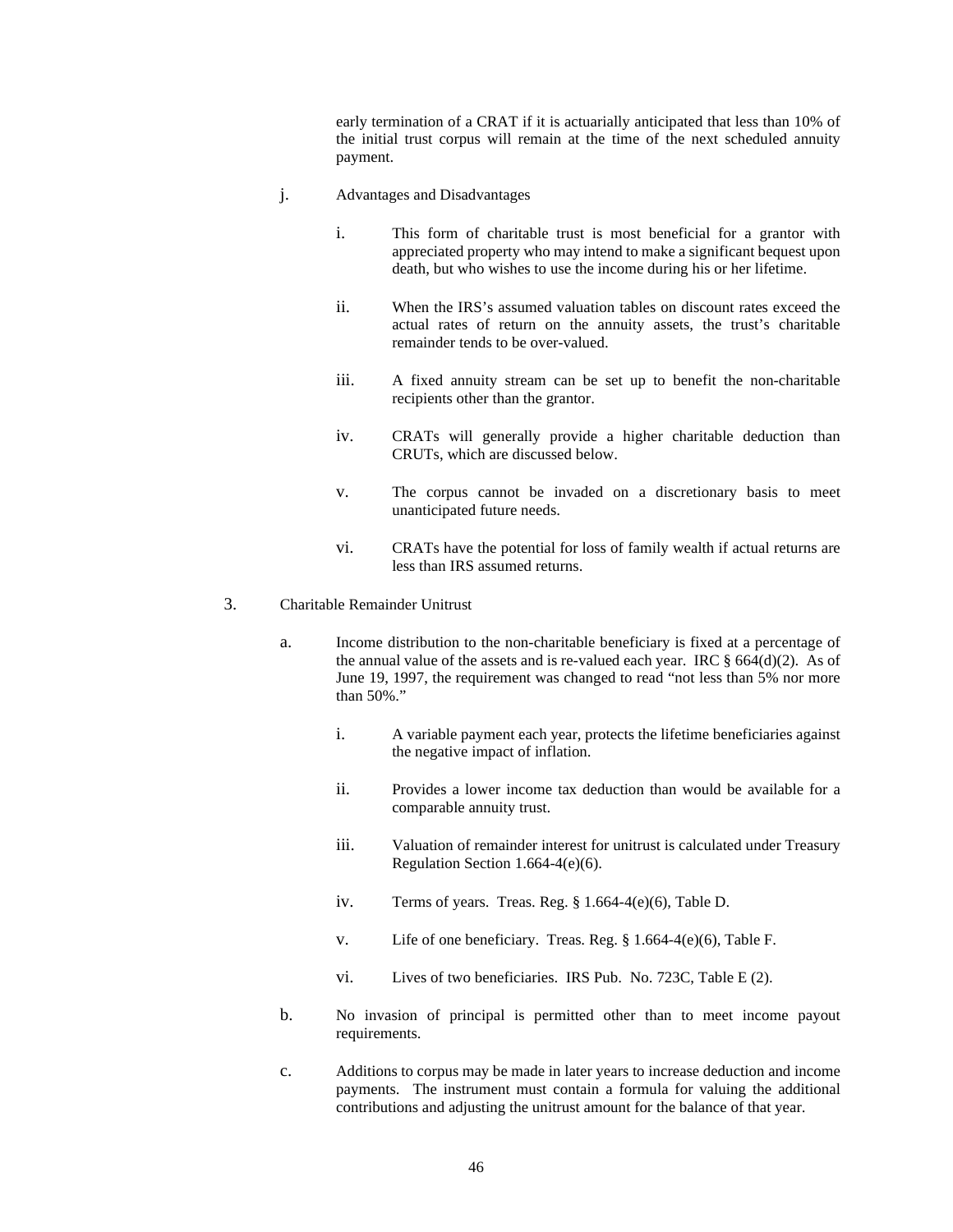early termination of a CRAT if it is actuarially anticipated that less than 10% of the initial trust corpus will remain at the time of the next scheduled annuity payment.

j. Advantages and Disadvantages

i. This form of charitable trust is most beneficial for a grantor with appreciated property who may intend to make a significant bequest upon death, but who wishes to use the income during his or her lifetime.

ii. When the IRS's assumed valuation tables on discount rates exceed the actual rates of return on the annuity assets, the trust's charitable remainder tends to be over-valued.

iii. A fixed annuity stream can be set up to benefit the non-charitable recipients other than the grantor.

iv. CRATs will generally provide a higher charitable deduction than CRUTs, which are discussed below.

v. The corpus cannot be invaded on a discretionary basis to meet unanticipated future needs.

vi. CRATs have the potential for loss of family wealth if actual returns are less than IRS assumed returns.

3. Charitable Remainder Unitrust

a. Income distribution to the non-charitable beneficiary is fixed at a percentage of the annual value of the assets and is re-valued each year. IRC § 664(d)(2). As of June 19, 1997, the requirement was changed to read "not less than 5% nor more than 50%."

i. A variable payment each year, protects the lifetime beneficiaries against the negative impact of inflation.

ii. Provides a lower income tax deduction than would be available for a comparable annuity trust.

iii. Valuation of remainder interest for unitrust is calculated under Treasury Regulation Section 1.664-4(e)(6).

iv. Terms of years. Treas. Reg. § 1.664-4(e)(6), Table D.

v. Life of one beneficiary. Treas. Reg. § 1.664-4(e)(6), Table F.

vi. Lives of two beneficiaries. IRS Pub. No. 723C, Table E (2).

b. No invasion of principal is permitted other than to meet income payout requirements.

c. Additions to corpus may be made in later years to increase deduction and income payments. The instrument must contain a formula for valuing the additional contributions and adjusting the unitrust amount for the balance of that year.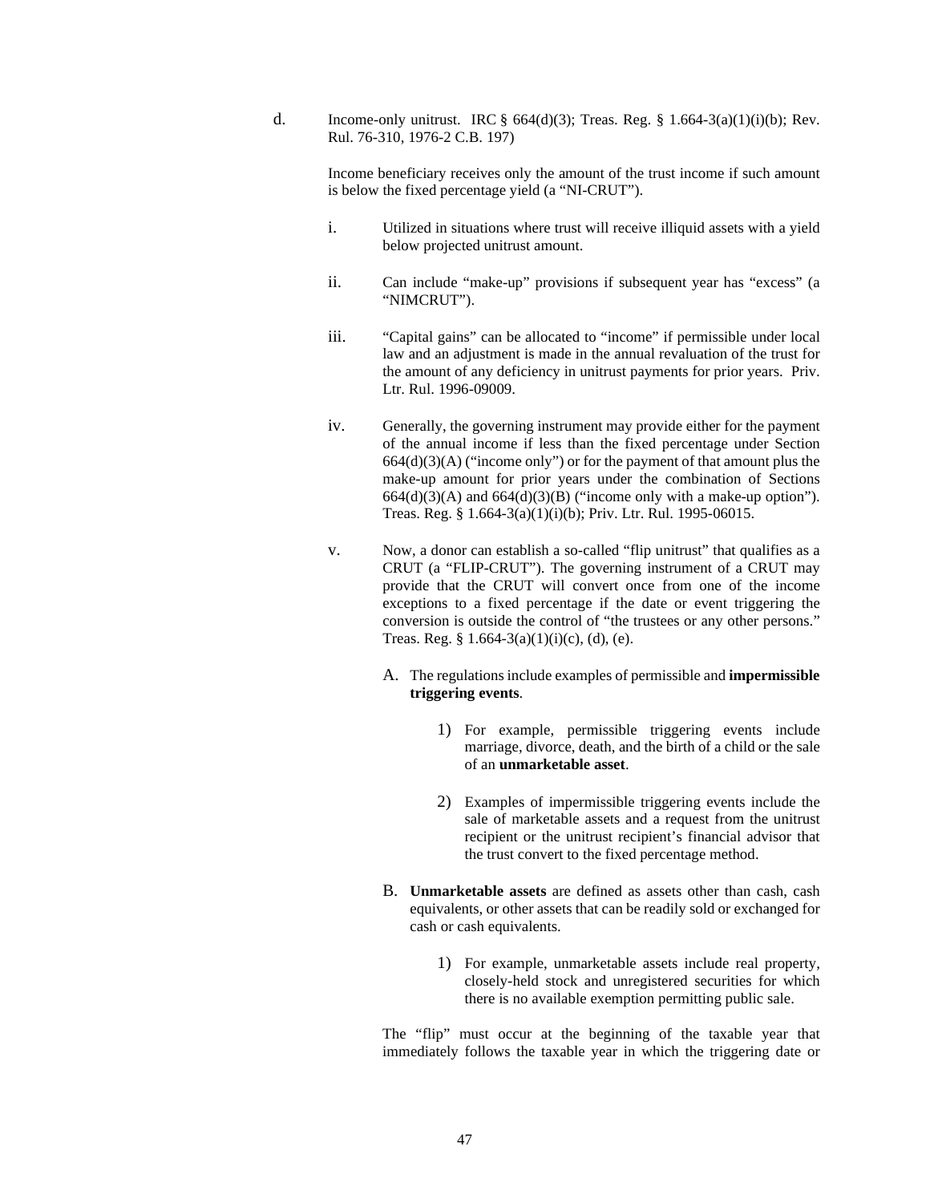d. Income-only unitrust. IRC § 664(d)(3); Treas. Reg. § 1.664-3(a)(1)(i)(b); Rev. Rul. 76-310, 1976-2 C.B. 197)

Income beneficiary receives only the amount of the trust income if such amount is below the fixed percentage yield (a "NI-CRUT").

i. Utilized in situations where trust will receive illiquid assets with a yield below projected unitrust amount.

ii. Can include "make-up" provisions if subsequent year has "excess" (a "NIMCRUT").

iii. "Capital gains" can be allocated to "income" if permissible under local law and an adjustment is made in the annual revaluation of the trust for the amount of any deficiency in unitrust payments for prior years. Priv. Ltr. Rul. 1996-09009.

iv. Generally, the governing instrument may provide either for the payment of the annual income if less than the fixed percentage under Section 664(d)(3)(A) ("income only") or for the payment of that amount plus the make-up amount for prior years under the combination of Sections 664(d)(3)(A) and 664(d)(3)(B) ("income only with a make-up option"). Treas. Reg. § 1.664-3(a)(1)(i)(b); Priv. Ltr. Rul. 1995-06015.

v. Now, a donor can establish a so-called "flip unitrust" that qualifies as a CRUT (a "FLIP-CRUT"). The governing instrument of a CRUT may provide that the CRUT will convert once from one of the income exceptions to a fixed percentage if the date or event triggering the conversion is outside the control of "the trustees or any other persons." Treas. Reg. § 1.664-3(a)(1)(i)(c), (d), (e).

A. The regulations include examples of permissible and **impermissible triggering events**.

1) For example, permissible triggering events include marriage, divorce, death, and the birth of a child or the sale of an **unmarketable asset**.

2) Examples of impermissible triggering events include the sale of marketable assets and a request from the unitrust recipient or the unitrust recipient's financial advisor that the trust convert to the fixed percentage method.

B. **Unmarketable assets** are defined as assets other than cash, cash equivalents, or other assets that can be readily sold or exchanged for cash or cash equivalents.

1) For example, unmarketable assets include real property, closely-held stock and unregistered securities for which there is no available exemption permitting public sale.

The "flip" must occur at the beginning of the taxable year that immediately follows the taxable year in which the triggering date or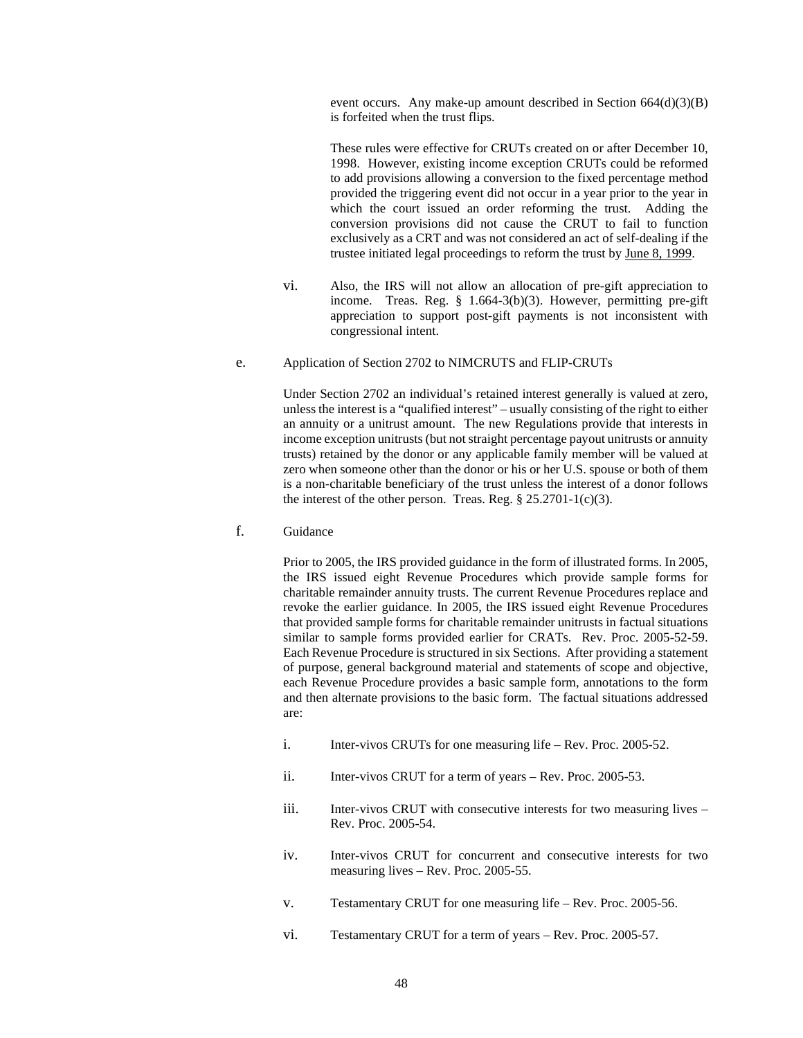event occurs. Any make-up amount described in Section 664(d)(3)(B) is forfeited when the trust flips.

These rules were effective for CRUTs created on or after December 10, 1998. However, existing income exception CRUTs could be reformed to add provisions allowing a conversion to the fixed percentage method provided the triggering event did not occur in a year prior to the year in which the court issued an order reforming the trust. Adding the conversion provisions did not cause the CRUT to fail to function exclusively as a CRT and was not considered an act of self-dealing if the trustee initiated legal proceedings to reform the trust by June 8, 1999.

vi. Also, the IRS will not allow an allocation of pre-gift appreciation to income. Treas. Reg. § 1.664-3(b)(3). However, permitting pre-gift appreciation to support post-gift payments is not inconsistent with congressional intent.

e. Application of Section 2702 to NIMCRUTS and FLIP-CRUTs

Under Section 2702 an individual's retained interest generally is valued at zero, unless the interest is a "qualified interest" – usually consisting of the right to either an annuity or a unitrust amount. The new Regulations provide that interests in income exception unitrusts (but not straight percentage payout unitrusts or annuity trusts) retained by the donor or any applicable family member will be valued at zero when someone other than the donor or his or her U.S. spouse or both of them is a non-charitable beneficiary of the trust unless the interest of a donor follows the interest of the other person. Treas. Reg. § 25.2701-1(c)(3).

f. Guidance

Prior to 2005, the IRS provided guidance in the form of illustrated forms. In 2005, the IRS issued eight Revenue Procedures which provide sample forms for charitable remainder annuity trusts. The current Revenue Procedures replace and revoke the earlier guidance. In 2005, the IRS issued eight Revenue Procedures that provided sample forms for charitable remainder unitrusts in factual situations similar to sample forms provided earlier for CRATs. Rev. Proc. 2005-52-59. Each Revenue Procedure is structured in six Sections. After providing a statement of purpose, general background material and statements of scope and objective, each Revenue Procedure provides a basic sample form, annotations to the form and then alternate provisions to the basic form. The factual situations addressed are:

i. Inter-vivos CRUTs for one measuring life – Rev. Proc. 2005-52.

ii. Inter-vivos CRUT for a term of years – Rev. Proc. 2005-53.

iii. Inter-vivos CRUT with consecutive interests for two measuring lives – Rev. Proc. 2005-54.

iv. Inter-vivos CRUT for concurrent and consecutive interests for two measuring lives – Rev. Proc. 2005-55.

v. Testamentary CRUT for one measuring life – Rev. Proc. 2005-56.

vi. Testamentary CRUT for a term of years – Rev. Proc. 2005-57.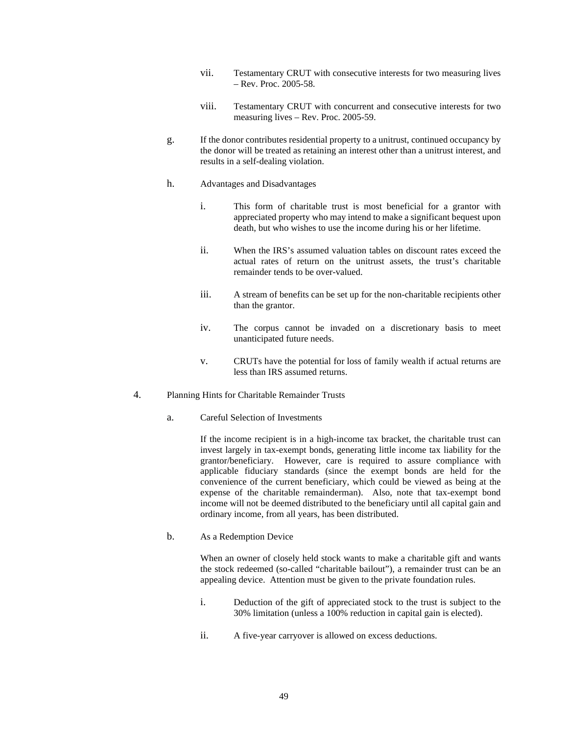vii. Testamentary CRUT with consecutive interests for two measuring lives – Rev. Proc. 2005-58.

viii. Testamentary CRUT with concurrent and consecutive interests for two measuring lives – Rev. Proc. 2005-59.

g. If the donor contributes residential property to a unitrust, continued occupancy by the donor will be treated as retaining an interest other than a unitrust interest, and results in a self-dealing violation.

h. Advantages and Disadvantages

i. This form of charitable trust is most beneficial for a grantor with appreciated property who may intend to make a significant bequest upon death, but who wishes to use the income during his or her lifetime.

ii. When the IRS's assumed valuation tables on discount rates exceed the actual rates of return on the unitrust assets, the trust's charitable remainder tends to be over-valued.

iii. A stream of benefits can be set up for the non-charitable recipients other than the grantor.

iv. The corpus cannot be invaded on a discretionary basis to meet unanticipated future needs.

v. CRUTs have the potential for loss of family wealth if actual returns are less than IRS assumed returns.

4. Planning Hints for Charitable Remainder Trusts

a. Careful Selection of Investments

If the income recipient is in a high-income tax bracket, the charitable trust can invest largely in tax-exempt bonds, generating little income tax liability for the grantor/beneficiary. However, care is required to assure compliance with applicable fiduciary standards (since the exempt bonds are held for the convenience of the current beneficiary, which could be viewed as being at the expense of the charitable remainderman). Also, note that tax-exempt bond income will not be deemed distributed to the beneficiary until all capital gain and ordinary income, from all years, has been distributed.

b. As a Redemption Device

When an owner of closely held stock wants to make a charitable gift and wants the stock redeemed (so-called "charitable bailout"), a remainder trust can be an appealing device. Attention must be given to the private foundation rules.

i. Deduction of the gift of appreciated stock to the trust is subject to the 30% limitation (unless a 100% reduction in capital gain is elected).

ii. A five-year carryover is allowed on excess deductions.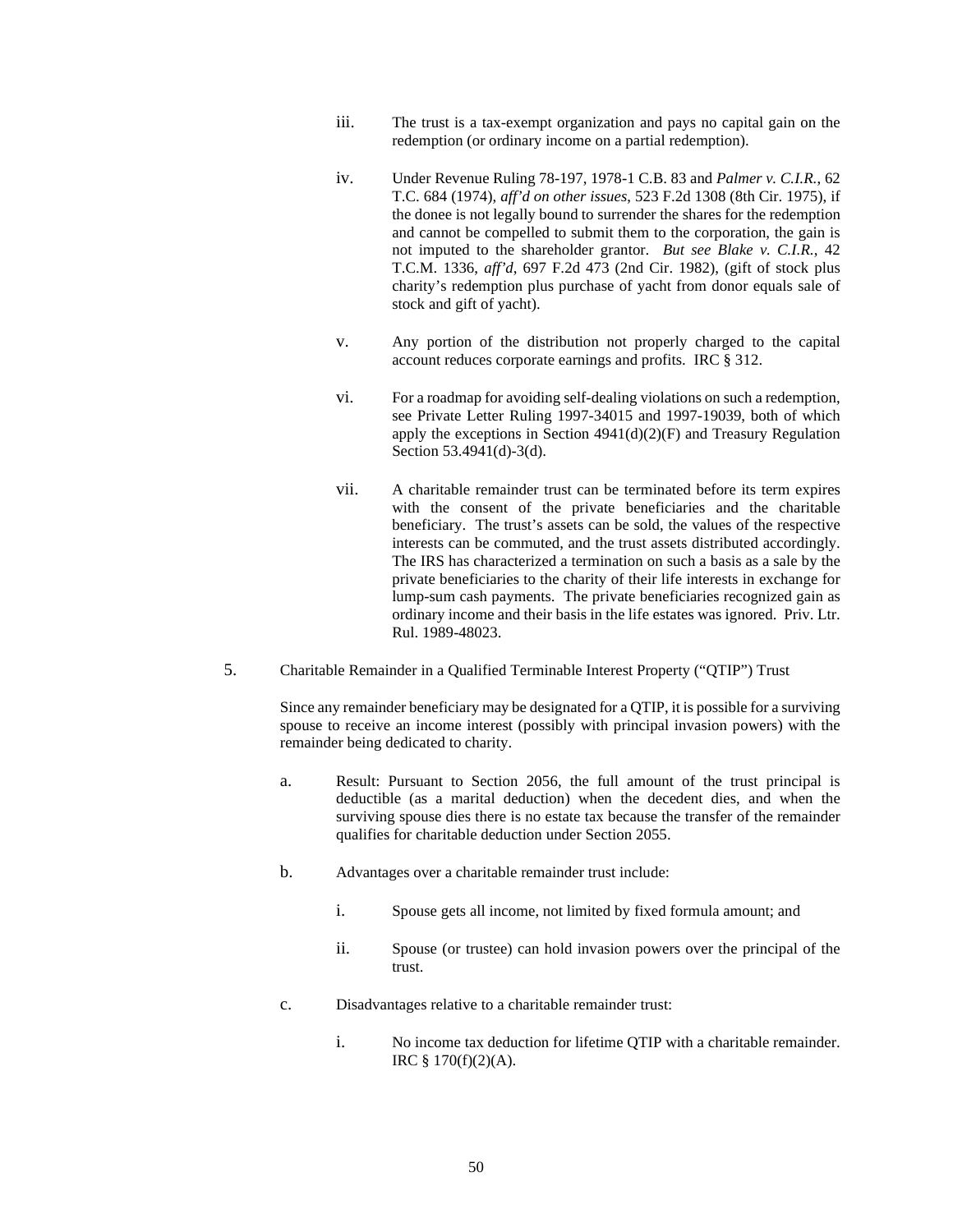iii. The trust is a tax-exempt organization and pays no capital gain on the redemption (or ordinary income on a partial redemption).

iv. Under Revenue Ruling 78-197, 1978-1 C.B. 83 and *Palmer v. C.I.R.*, 62 T.C. 684 (1974), *aff'd on other issues*, 523 F.2d 1308 (8th Cir. 1975), if the donee is not legally bound to surrender the shares for the redemption and cannot be compelled to submit them to the corporation, the gain is not imputed to the shareholder grantor. *But see Blake v. C.I.R.*, 42 T.C.M. 1336, *aff'd*, 697 F.2d 473 (2nd Cir. 1982), (gift of stock plus charity's redemption plus purchase of yacht from donor equals sale of stock and gift of yacht).

v. Any portion of the distribution not properly charged to the capital account reduces corporate earnings and profits. IRC § 312.

vi. For a roadmap for avoiding self-dealing violations on such a redemption, see Private Letter Ruling 1997-34015 and 1997-19039, both of which apply the exceptions in Section 4941(d)(2)(F) and Treasury Regulation Section 53.4941(d)-3(d).

vii. A charitable remainder trust can be terminated before its term expires with the consent of the private beneficiaries and the charitable beneficiary. The trust's assets can be sold, the values of the respective interests can be commuted, and the trust assets distributed accordingly. The IRS has characterized a termination on such a basis as a sale by the private beneficiaries to the charity of their life interests in exchange for lump-sum cash payments. The private beneficiaries recognized gain as ordinary income and their basis in the life estates was ignored. Priv. Ltr. Rul. 1989-48023.

5. Charitable Remainder in a Qualified Terminable Interest Property ("QTIP") Trust

Since any remainder beneficiary may be designated for a QTIP, it is possible for a surviving spouse to receive an income interest (possibly with principal invasion powers) with the remainder being dedicated to charity.

a. Result: Pursuant to Section 2056, the full amount of the trust principal is deductible (as a marital deduction) when the decedent dies, and when the surviving spouse dies there is no estate tax because the transfer of the remainder qualifies for charitable deduction under Section 2055.

b. Advantages over a charitable remainder trust include:

i. Spouse gets all income, not limited by fixed formula amount; and

ii. Spouse (or trustee) can hold invasion powers over the principal of the trust.

c. Disadvantages relative to a charitable remainder trust:

i. No income tax deduction for lifetime QTIP with a charitable remainder. IRC § 170(f)(2)(A).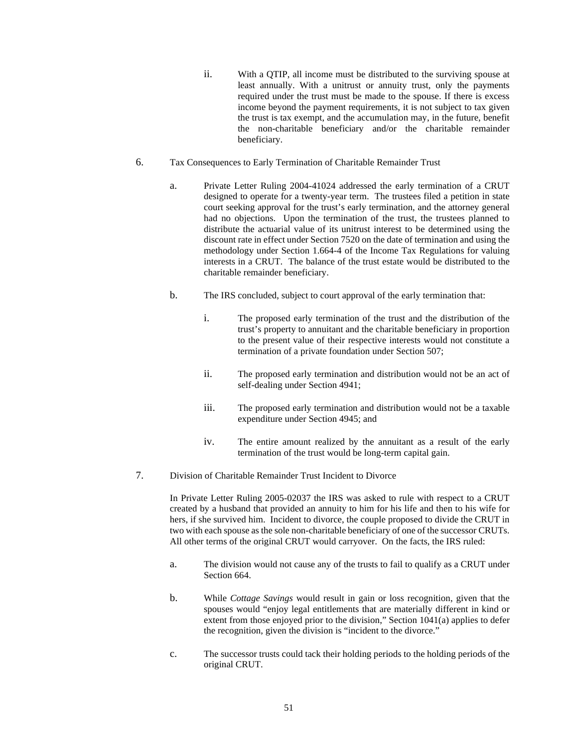ii. With a QTIP, all income must be distributed to the surviving spouse at least annually. With a unitrust or annuity trust, only the payments required under the trust must be made to the spouse. If there is excess income beyond the payment requirements, it is not subject to tax given the trust is tax exempt, and the accumulation may, in the future, benefit the non-charitable beneficiary and/or the charitable remainder beneficiary.

6. Tax Consequences to Early Termination of Charitable Remainder Trust

a. Private Letter Ruling 2004-41024 addressed the early termination of a CRUT designed to operate for a twenty-year term. The trustees filed a petition in state court seeking approval for the trust's early termination, and the attorney general had no objections. Upon the termination of the trust, the trustees planned to distribute the actuarial value of its unitrust interest to be determined using the discount rate in effect under Section 7520 on the date of termination and using the methodology under Section 1.664-4 of the Income Tax Regulations for valuing interests in a CRUT. The balance of the trust estate would be distributed to the charitable remainder beneficiary.

b. The IRS concluded, subject to court approval of the early termination that:

i. The proposed early termination of the trust and the distribution of the trust's property to annuitant and the charitable beneficiary in proportion to the present value of their respective interests would not constitute a termination of a private foundation under Section 507;

ii. The proposed early termination and distribution would not be an act of self-dealing under Section 4941;

iii. The proposed early termination and distribution would not be a taxable expenditure under Section 4945; and

iv. The entire amount realized by the annuitant as a result of the early termination of the trust would be long-term capital gain.

7. Division of Charitable Remainder Trust Incident to Divorce

In Private Letter Ruling 2005-02037 the IRS was asked to rule with respect to a CRUT created by a husband that provided an annuity to him for his life and then to his wife for hers, if she survived him. Incident to divorce, the couple proposed to divide the CRUT in two with each spouse as the sole non-charitable beneficiary of one of the successor CRUTs. All other terms of the original CRUT would carryover. On the facts, the IRS ruled:

a. The division would not cause any of the trusts to fail to qualify as a CRUT under Section 664.

b. While *Cottage Savings* would result in gain or loss recognition, given that the spouses would "enjoy legal entitlements that are materially different in kind or extent from those enjoyed prior to the division," Section 1041(a) applies to defer the recognition, given the division is "incident to the divorce."

c. The successor trusts could tack their holding periods to the holding periods of the original CRUT.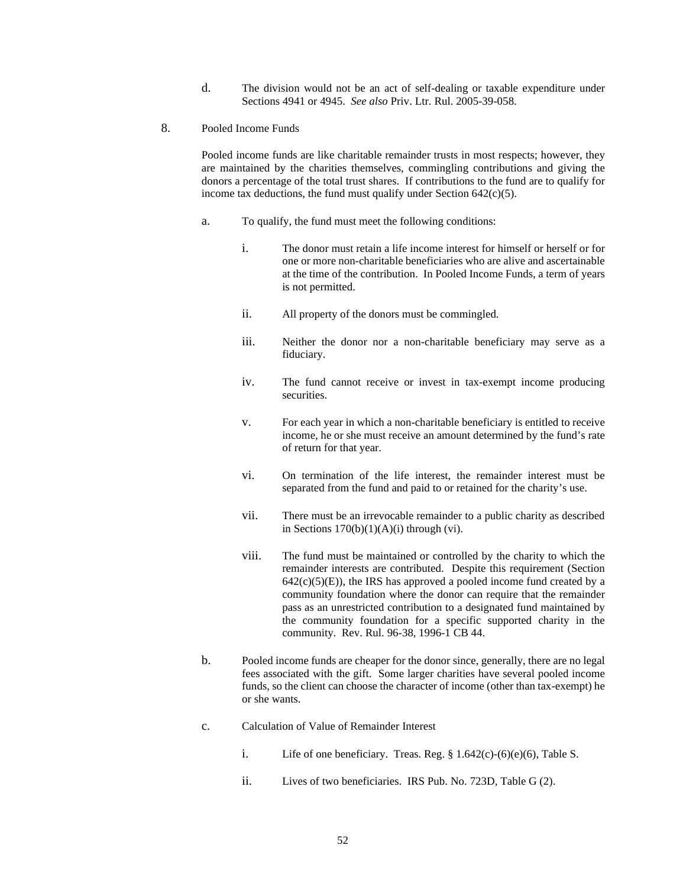d. The division would not be an act of self-dealing or taxable expenditure under Sections 4941 or 4945. *See also* Priv. Ltr. Rul. 2005-39-058.

8. Pooled Income Funds

Pooled income funds are like charitable remainder trusts in most respects; however, they are maintained by the charities themselves, commingling contributions and giving the donors a percentage of the total trust shares. If contributions to the fund are to qualify for income tax deductions, the fund must qualify under Section 642(c)(5).

a. To qualify, the fund must meet the following conditions:

i. The donor must retain a life income interest for himself or herself or for one or more non-charitable beneficiaries who are alive and ascertainable at the time of the contribution. In Pooled Income Funds, a term of years is not permitted.

ii. All property of the donors must be commingled.

iii. Neither the donor nor a non-charitable beneficiary may serve as a fiduciary.

iv. The fund cannot receive or invest in tax-exempt income producing securities.

v. For each year in which a non-charitable beneficiary is entitled to receive income, he or she must receive an amount determined by the fund's rate of return for that year.

vi. On termination of the life interest, the remainder interest must be separated from the fund and paid to or retained for the charity's use.

vii. There must be an irrevocable remainder to a public charity as described in Sections 170(b)(1)(A)(i) through (vi).

viii. The fund must be maintained or controlled by the charity to which the remainder interests are contributed. Despite this requirement (Section 642(c)(5)(E)), the IRS has approved a pooled income fund created by a community foundation where the donor can require that the remainder pass as an unrestricted contribution to a designated fund maintained by the community foundation for a specific supported charity in the community. Rev. Rul. 96-38, 1996-1 CB 44.

b. Pooled income funds are cheaper for the donor since, generally, there are no legal fees associated with the gift. Some larger charities have several pooled income funds, so the client can choose the character of income (other than tax-exempt) he or she wants.

c. Calculation of Value of Remainder Interest

i. Life of one beneficiary. Treas. Reg. § 1.642(c)-(6)(e)(6), Table S.

ii. Lives of two beneficiaries. IRS Pub. No. 723D, Table G (2).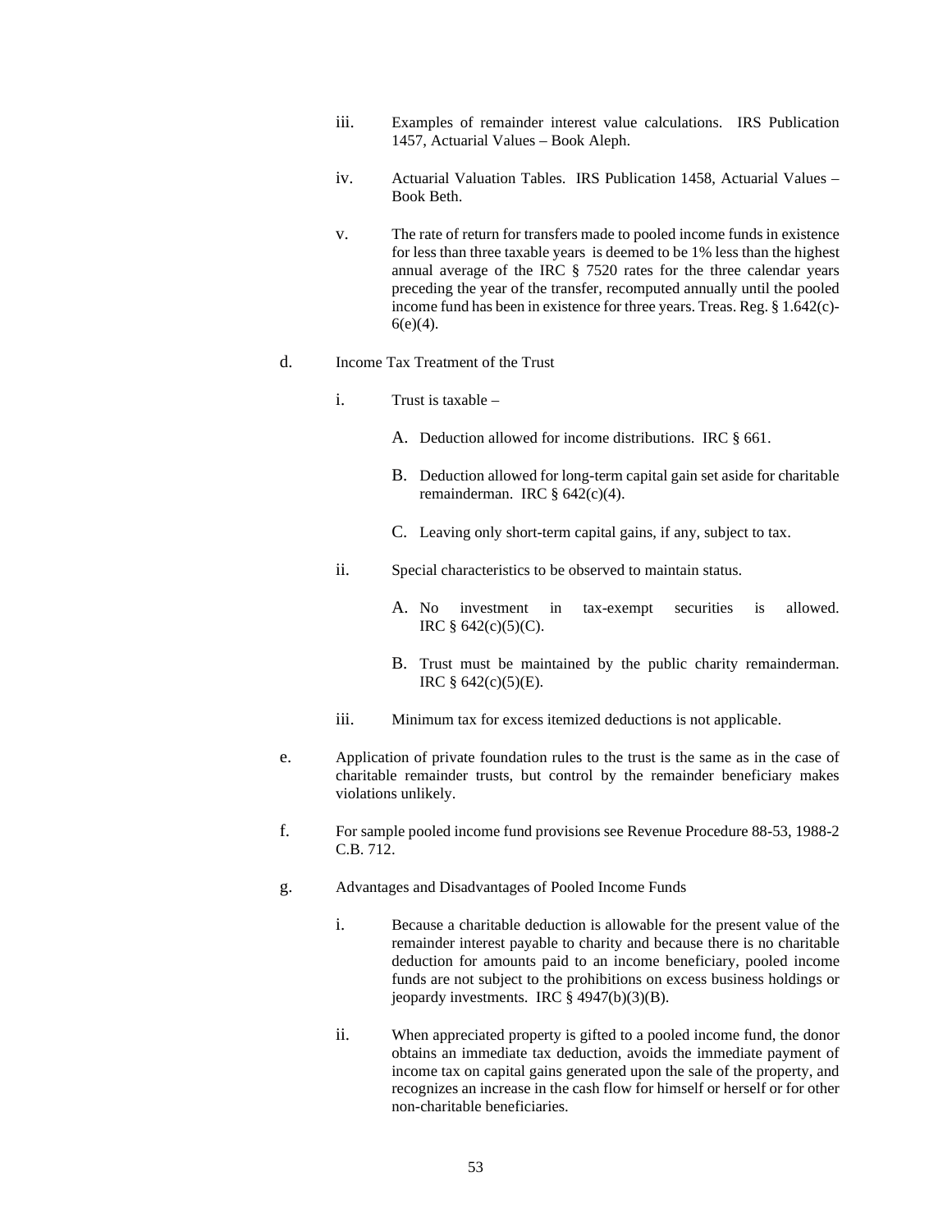iii. Examples of remainder interest value calculations. IRS Publication 1457, Actuarial Values – Book Aleph.

iv. Actuarial Valuation Tables. IRS Publication 1458, Actuarial Values – Book Beth.

v. The rate of return for transfers made to pooled income funds in existence for less than three taxable years is deemed to be 1% less than the highest annual average of the IRC § 7520 rates for the three calendar years preceding the year of the transfer, recomputed annually until the pooled income fund has been in existence for three years. Treas. Reg. § 1.642(c)-6(e)(4).

d. Income Tax Treatment of the Trust

i. Trust is taxable –

A. Deduction allowed for income distributions. IRC § 661.

B. Deduction allowed for long-term capital gain set aside for charitable remainderman. IRC § 642(c)(4).

C. Leaving only short-term capital gains, if any, subject to tax.

ii. Special characteristics to be observed to maintain status.

A. No investment in tax-exempt securities is allowed. IRC § 642(c)(5)(C).

B. Trust must be maintained by the public charity remainderman. IRC § 642(c)(5)(E).

iii. Minimum tax for excess itemized deductions is not applicable.

e. Application of private foundation rules to the trust is the same as in the case of charitable remainder trusts, but control by the remainder beneficiary makes violations unlikely.

f. For sample pooled income fund provisions see Revenue Procedure 88-53, 1988-2 C.B. 712.

g. Advantages and Disadvantages of Pooled Income Funds

i. Because a charitable deduction is allowable for the present value of the remainder interest payable to charity and because there is no charitable deduction for amounts paid to an income beneficiary, pooled income funds are not subject to the prohibitions on excess business holdings or jeopardy investments. IRC § 4947(b)(3)(B).

ii. When appreciated property is gifted to a pooled income fund, the donor obtains an immediate tax deduction, avoids the immediate payment of income tax on capital gains generated upon the sale of the property, and recognizes an increase in the cash flow for himself or herself or for other non-charitable beneficiaries.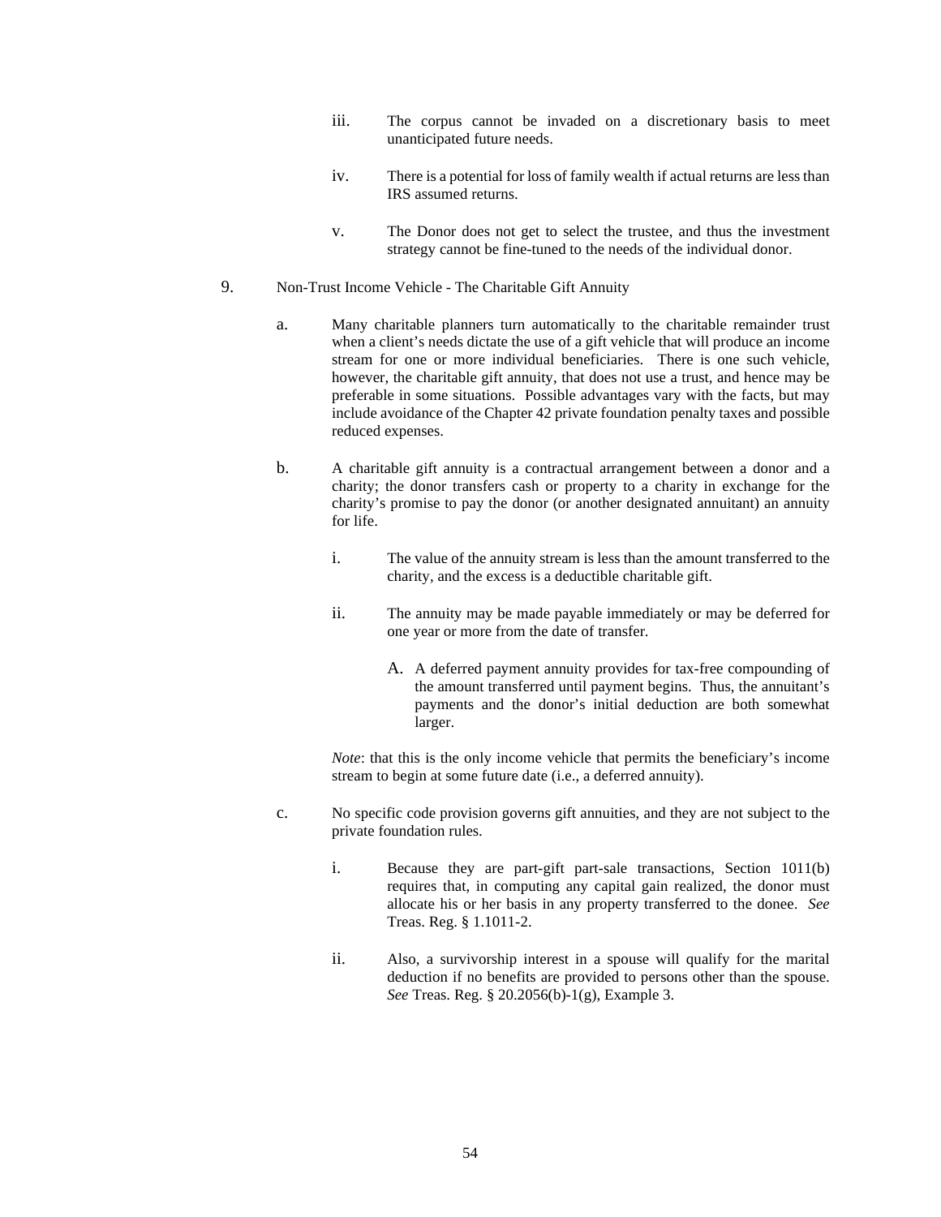iii. The corpus cannot be invaded on a discretionary basis to meet unanticipated future needs.

iv. There is a potential for loss of family wealth if actual returns are less than IRS assumed returns.

v. The Donor does not get to select the trustee, and thus the investment strategy cannot be fine-tuned to the needs of the individual donor.

9. Non-Trust Income Vehicle - The Charitable Gift Annuity

a. Many charitable planners turn automatically to the charitable remainder trust when a client's needs dictate the use of a gift vehicle that will produce an income stream for one or more individual beneficiaries. There is one such vehicle, however, the charitable gift annuity, that does not use a trust, and hence may be preferable in some situations. Possible advantages vary with the facts, but may include avoidance of the Chapter 42 private foundation penalty taxes and possible reduced expenses.

b. A charitable gift annuity is a contractual arrangement between a donor and a charity; the donor transfers cash or property to a charity in exchange for the charity's promise to pay the donor (or another designated annuitant) an annuity for life.

i. The value of the annuity stream is less than the amount transferred to the charity, and the excess is a deductible charitable gift.

ii. The annuity may be made payable immediately or may be deferred for one year or more from the date of transfer.

A. A deferred payment annuity provides for tax-free compounding of the amount transferred until payment begins. Thus, the annuitant's payments and the donor's initial deduction are both somewhat larger.

*Note*: that this is the only income vehicle that permits the beneficiary's income stream to begin at some future date (i.e., a deferred annuity).

c. No specific code provision governs gift annuities, and they are not subject to the private foundation rules.

i. Because they are part-gift part-sale transactions, Section 1011(b) requires that, in computing any capital gain realized, the donor must allocate his or her basis in any property transferred to the donee. *See* Treas. Reg. § 1.1011-2.

ii. Also, a survivorship interest in a spouse will qualify for the marital deduction if no benefits are provided to persons other than the spouse. *See* Treas. Reg. § 20.2056(b)-1(g), Example 3.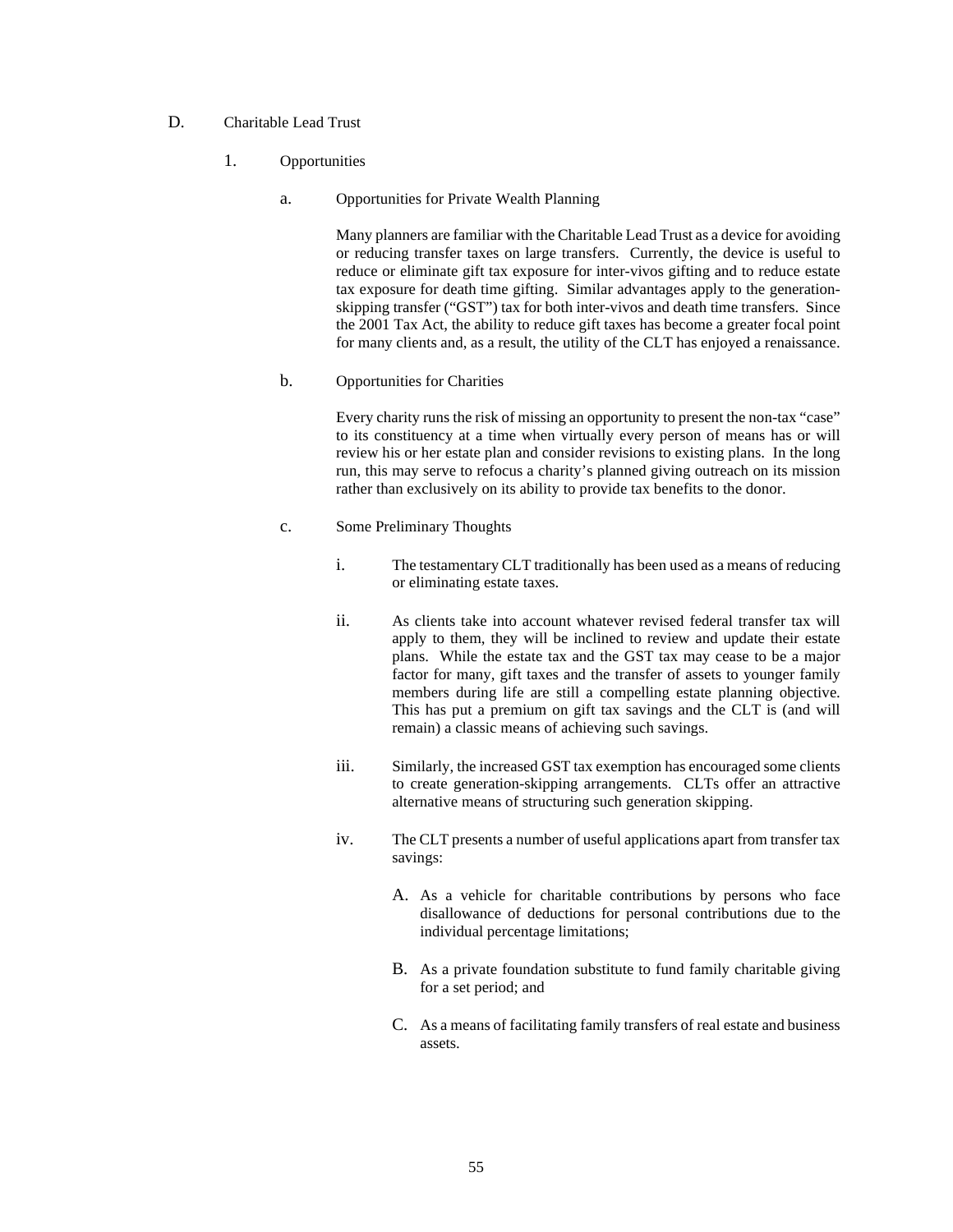## D. Charitable Lead Trust

### 1. Opportunities

#### a. Opportunities for Private Wealth Planning

Many planners are familiar with the Charitable Lead Trust as a device for avoiding or reducing transfer taxes on large transfers. Currently, the device is useful to reduce or eliminate gift tax exposure for inter-vivos gifting and to reduce estate tax exposure for death time gifting. Similar advantages apply to the generation-skipping transfer ("GST") tax for both inter-vivos and death time transfers. Since the 2001 Tax Act, the ability to reduce gift taxes has become a greater focal point for many clients and, as a result, the utility of the CLT has enjoyed a renaissance.

#### b. Opportunities for Charities

Every charity runs the risk of missing an opportunity to present the non-tax "case" to its constituency at a time when virtually every person of means has or will review his or her estate plan and consider revisions to existing plans. In the long run, this may serve to refocus a charity's planned giving outreach on its mission rather than exclusively on its ability to provide tax benefits to the donor.

#### c. Some Preliminary Thoughts

i. The testamentary CLT traditionally has been used as a means of reducing or eliminating estate taxes.

ii. As clients take into account whatever revised federal transfer tax will apply to them, they will be inclined to review and update their estate plans. While the estate tax and the GST tax may cease to be a major factor for many, gift taxes and the transfer of assets to younger family members during life are still a compelling estate planning objective. This has put a premium on gift tax savings and the CLT is (and will remain) a classic means of achieving such savings.

iii. Similarly, the increased GST tax exemption has encouraged some clients to create generation-skipping arrangements. CLTs offer an attractive alternative means of structuring such generation skipping.

iv. The CLT presents a number of useful applications apart from transfer tax savings:

A. As a vehicle for charitable contributions by persons who face disallowance of deductions for personal contributions due to the individual percentage limitations;

B. As a private foundation substitute to fund family charitable giving for a set period; and

C. As a means of facilitating family transfers of real estate and business assets.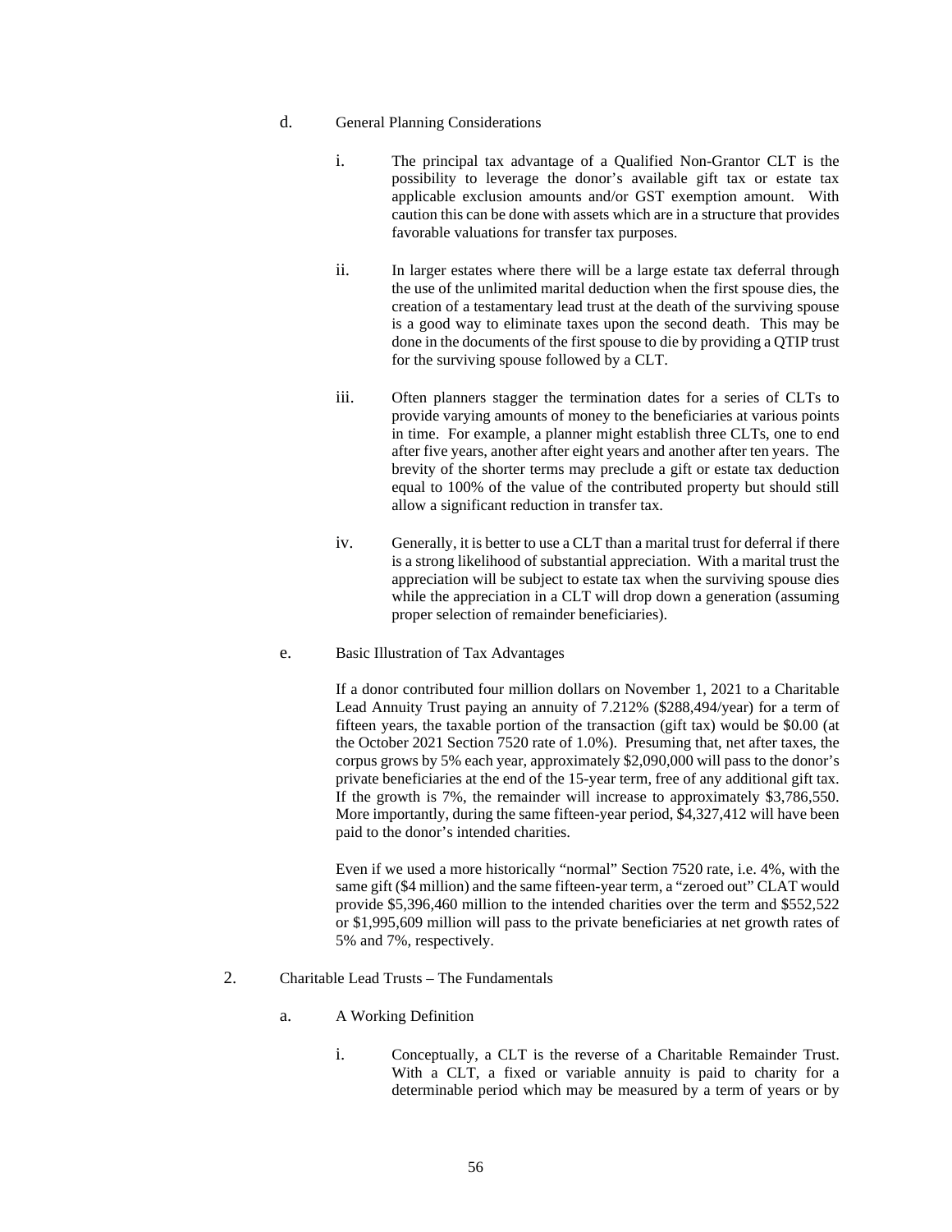d. General Planning Considerations

i. The principal tax advantage of a Qualified Non-Grantor CLT is the possibility to leverage the donor's available gift tax or estate tax applicable exclusion amounts and/or GST exemption amount. With caution this can be done with assets which are in a structure that provides favorable valuations for transfer tax purposes.

ii. In larger estates where there will be a large estate tax deferral through the use of the unlimited marital deduction when the first spouse dies, the creation of a testamentary lead trust at the death of the surviving spouse is a good way to eliminate taxes upon the second death. This may be done in the documents of the first spouse to die by providing a QTIP trust for the surviving spouse followed by a CLT.

iii. Often planners stagger the termination dates for a series of CLTs to provide varying amounts of money to the beneficiaries at various points in time. For example, a planner might establish three CLTs, one to end after five years, another after eight years and another after ten years. The brevity of the shorter terms may preclude a gift or estate tax deduction equal to 100% of the value of the contributed property but should still allow a significant reduction in transfer tax.

iv. Generally, it is better to use a CLT than a marital trust for deferral if there is a strong likelihood of substantial appreciation. With a marital trust the appreciation will be subject to estate tax when the surviving spouse dies while the appreciation in a CLT will drop down a generation (assuming proper selection of remainder beneficiaries).

e. Basic Illustration of Tax Advantages

If a donor contributed four million dollars on November 1, 2021 to a Charitable Lead Annuity Trust paying an annuity of 7.212% ($288,494/year) for a term of fifteen years, the taxable portion of the transaction (gift tax) would be $0.00 (at the October 2021 Section 7520 rate of 1.0%). Presuming that, net after taxes, the corpus grows by 5% each year, approximately $2,090,000 will pass to the donor's private beneficiaries at the end of the 15-year term, free of any additional gift tax. If the growth is 7%, the remainder will increase to approximately $3,786,550. More importantly, during the same fifteen-year period, $4,327,412 will have been paid to the donor's intended charities.

Even if we used a more historically "normal" Section 7520 rate, i.e. 4%, with the same gift ($4 million) and the same fifteen-year term, a "zeroed out" CLAT would provide $5,396,460 million to the intended charities over the term and $552,522 or $1,995,609 million will pass to the private beneficiaries at net growth rates of 5% and 7%, respectively.

2. Charitable Lead Trusts – The Fundamentals

a. A Working Definition

i. Conceptually, a CLT is the reverse of a Charitable Remainder Trust. With a CLT, a fixed or variable annuity is paid to charity for a determinable period which may be measured by a term of years or by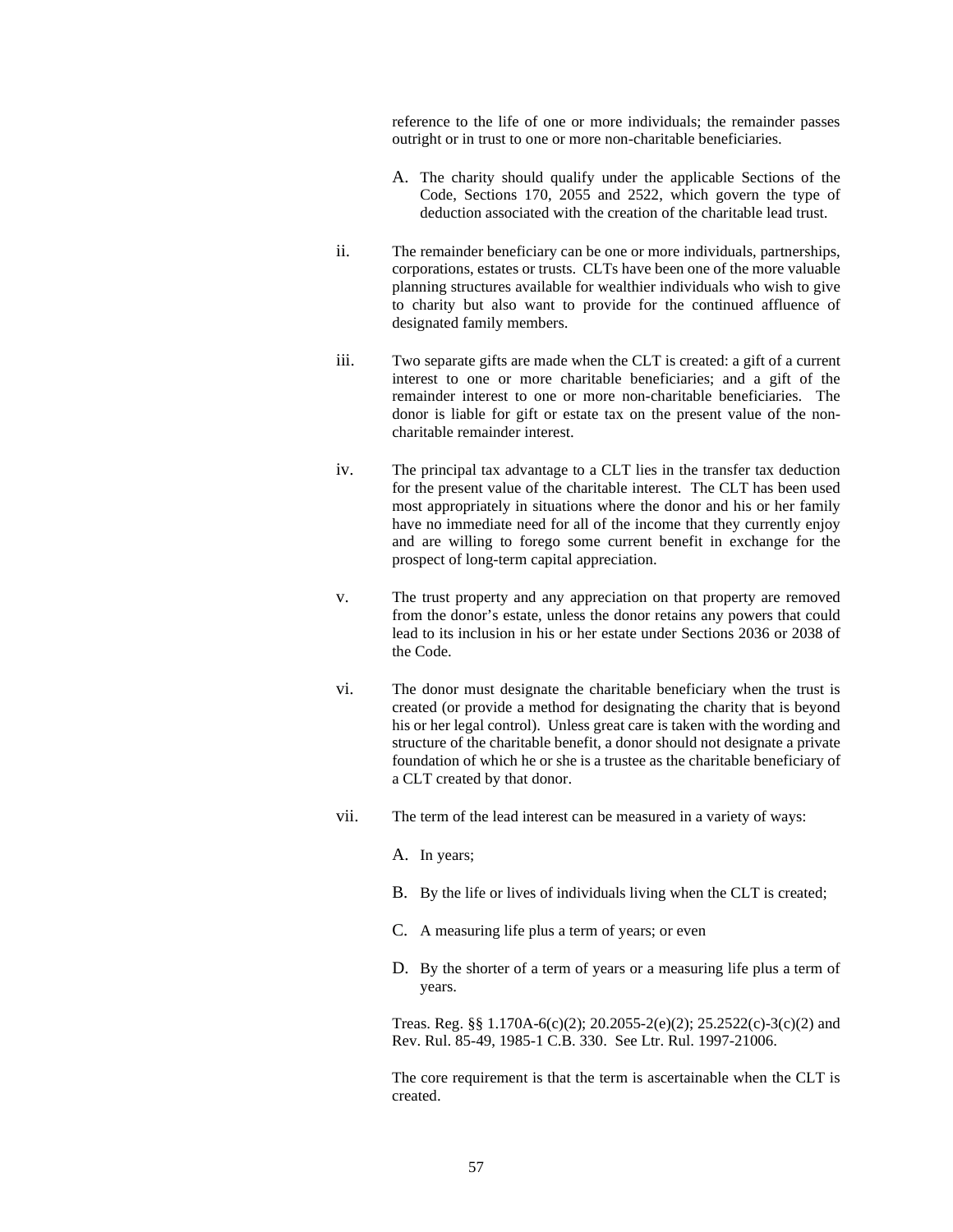reference to the life of one or more individuals; the remainder passes outright or in trust to one or more non-charitable beneficiaries.

A. The charity should qualify under the applicable Sections of the Code, Sections 170, 2055 and 2522, which govern the type of deduction associated with the creation of the charitable lead trust.

ii. The remainder beneficiary can be one or more individuals, partnerships, corporations, estates or trusts. CLTs have been one of the more valuable planning structures available for wealthier individuals who wish to give to charity but also want to provide for the continued affluence of designated family members.

iii. Two separate gifts are made when the CLT is created: a gift of a current interest to one or more charitable beneficiaries; and a gift of the remainder interest to one or more non-charitable beneficiaries. The donor is liable for gift or estate tax on the present value of the non-charitable remainder interest.

iv. The principal tax advantage to a CLT lies in the transfer tax deduction for the present value of the charitable interest. The CLT has been used most appropriately in situations where the donor and his or her family have no immediate need for all of the income that they currently enjoy and are willing to forego some current benefit in exchange for the prospect of long-term capital appreciation.

v. The trust property and any appreciation on that property are removed from the donor's estate, unless the donor retains any powers that could lead to its inclusion in his or her estate under Sections 2036 or 2038 of the Code.

vi. The donor must designate the charitable beneficiary when the trust is created (or provide a method for designating the charity that is beyond his or her legal control). Unless great care is taken with the wording and structure of the charitable benefit, a donor should not designate a private foundation of which he or she is a trustee as the charitable beneficiary of a CLT created by that donor.

vii. The term of the lead interest can be measured in a variety of ways:

A. In years;

B. By the life or lives of individuals living when the CLT is created;

C. A measuring life plus a term of years; or even

D. By the shorter of a term of years or a measuring life plus a term of years.

Treas. Reg. §§ 1.170A-6(c)(2); 20.2055-2(e)(2); 25.2522(c)-3(c)(2) and Rev. Rul. 85-49, 1985-1 C.B. 330. See Ltr. Rul. 1997-21006.

The core requirement is that the term is ascertainable when the CLT is created.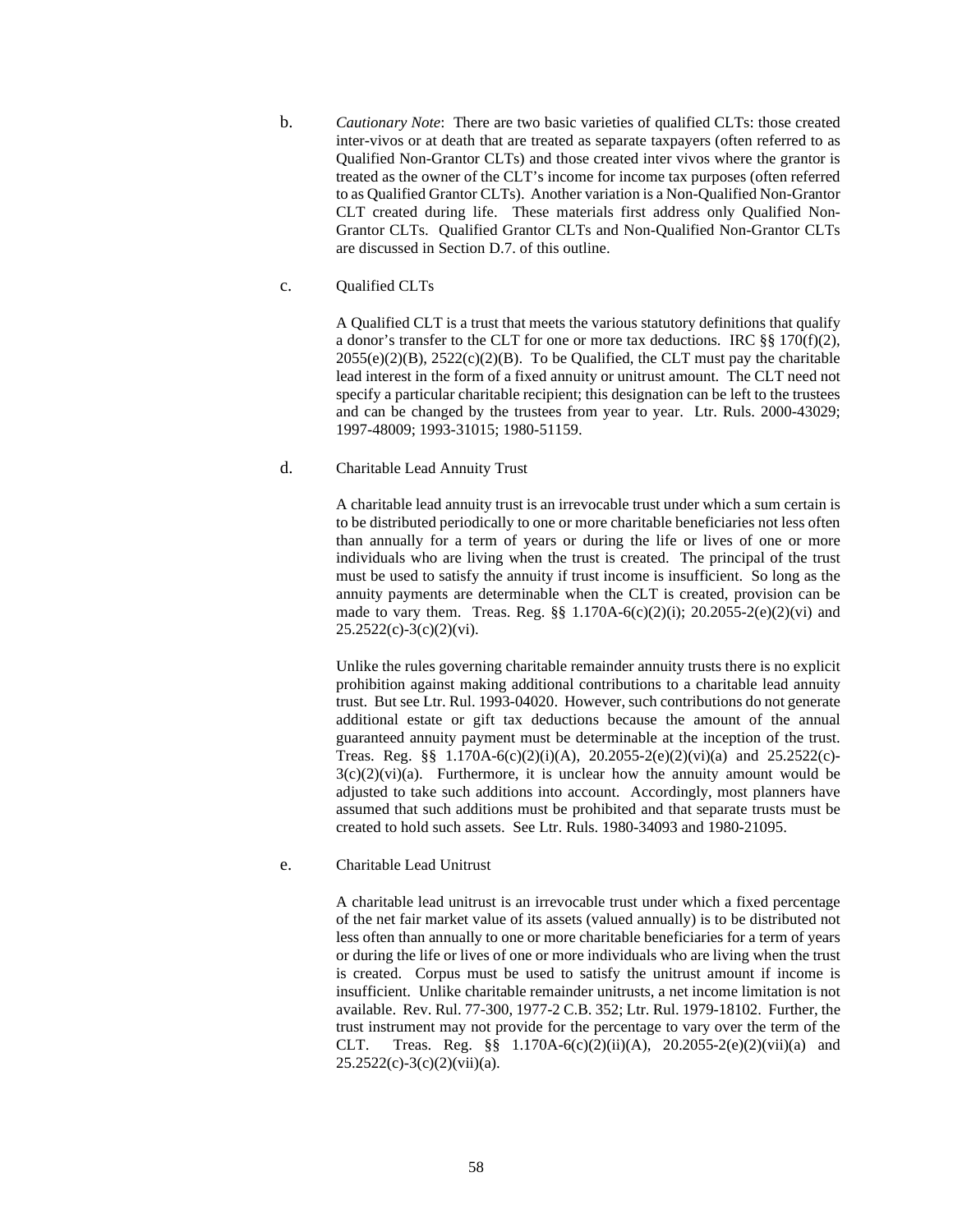b. *Cautionary Note*: There are two basic varieties of qualified CLTs: those created inter-vivos or at death that are treated as separate taxpayers (often referred to as Qualified Non-Grantor CLTs) and those created inter vivos where the grantor is treated as the owner of the CLT's income for income tax purposes (often referred to as Qualified Grantor CLTs). Another variation is a Non-Qualified Non-Grantor CLT created during life. These materials first address only Qualified Non-Grantor CLTs. Qualified Grantor CLTs and Non-Qualified Non-Grantor CLTs are discussed in Section D.7. of this outline.

c. Qualified CLTs

A Qualified CLT is a trust that meets the various statutory definitions that qualify a donor's transfer to the CLT for one or more tax deductions. IRC §§ 170(f)(2), 2055(e)(2)(B), 2522(c)(2)(B). To be Qualified, the CLT must pay the charitable lead interest in the form of a fixed annuity or unitrust amount. The CLT need not specify a particular charitable recipient; this designation can be left to the trustees and can be changed by the trustees from year to year. Ltr. Ruls. 2000-43029; 1997-48009; 1993-31015; 1980-51159.

d. Charitable Lead Annuity Trust

A charitable lead annuity trust is an irrevocable trust under which a sum certain is to be distributed periodically to one or more charitable beneficiaries not less often than annually for a term of years or during the life or lives of one or more individuals who are living when the trust is created. The principal of the trust must be used to satisfy the annuity if trust income is insufficient. So long as the annuity payments are determinable when the CLT is created, provision can be made to vary them. Treas. Reg. §§ 1.170A-6(c)(2)(i); 20.2055-2(e)(2)(vi) and 25.2522(c)-3(c)(2)(vi).

Unlike the rules governing charitable remainder annuity trusts there is no explicit prohibition against making additional contributions to a charitable lead annuity trust. But see Ltr. Rul. 1993-04020. However, such contributions do not generate additional estate or gift tax deductions because the amount of the annual guaranteed annuity payment must be determinable at the inception of the trust. Treas. Reg. §§ 1.170A-6(c)(2)(i)(A), 20.2055-2(e)(2)(vi)(a) and 25.2522(c)-3(c)(2)(vi)(a). Furthermore, it is unclear how the annuity amount would be adjusted to take such additions into account. Accordingly, most planners have assumed that such additions must be prohibited and that separate trusts must be created to hold such assets. See Ltr. Ruls. 1980-34093 and 1980-21095.

e. Charitable Lead Unitrust

A charitable lead unitrust is an irrevocable trust under which a fixed percentage of the net fair market value of its assets (valued annually) is to be distributed not less often than annually to one or more charitable beneficiaries for a term of years or during the life or lives of one or more individuals who are living when the trust is created. Corpus must be used to satisfy the unitrust amount if income is insufficient. Unlike charitable remainder unitrusts, a net income limitation is not available. Rev. Rul. 77-300, 1977-2 C.B. 352; Ltr. Rul. 1979-18102. Further, the trust instrument may not provide for the percentage to vary over the term of the CLT. Treas. Reg. §§ 1.170A-6(c)(2)(ii)(A), 20.2055-2(e)(2)(vii)(a) and 25.2522(c)-3(c)(2)(vii)(a).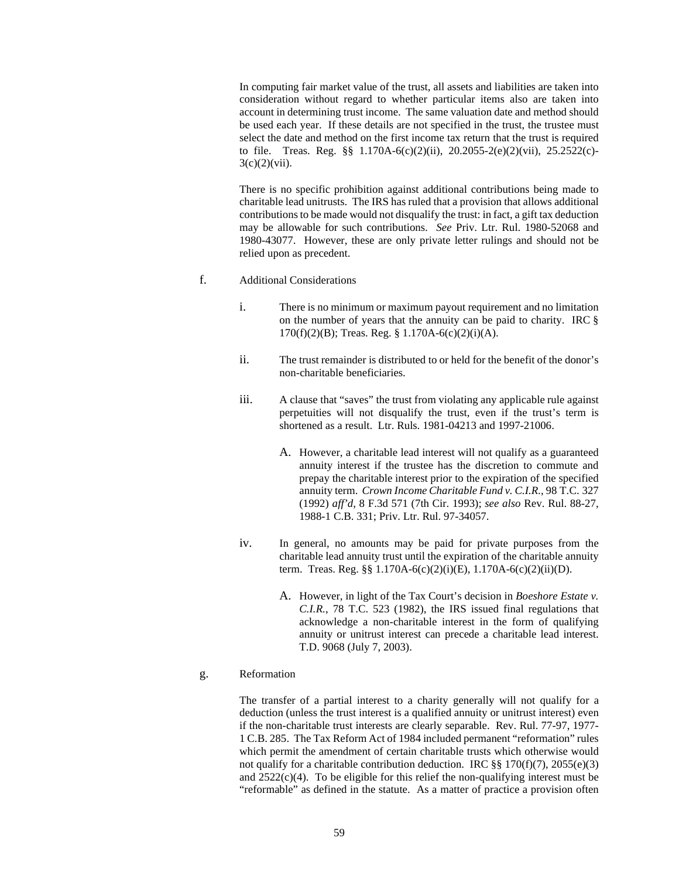In computing fair market value of the trust, all assets and liabilities are taken into consideration without regard to whether particular items also are taken into account in determining trust income. The same valuation date and method should be used each year. If these details are not specified in the trust, the trustee must select the date and method on the first income tax return that the trust is required to file. Treas. Reg. §§ 1.170A-6(c)(2)(ii), 20.2055-2(e)(2)(vii), 25.2522(c)-3(c)(2)(vii).

There is no specific prohibition against additional contributions being made to charitable lead unitrusts. The IRS has ruled that a provision that allows additional contributions to be made would not disqualify the trust: in fact, a gift tax deduction may be allowable for such contributions. *See* Priv. Ltr. Rul. 1980-52068 and 1980-43077. However, these are only private letter rulings and should not be relied upon as precedent.

f. Additional Considerations

i. There is no minimum or maximum payout requirement and no limitation on the number of years that the annuity can be paid to charity. IRC § 170(f)(2)(B); Treas. Reg. § 1.170A-6(c)(2)(i)(A).

ii. The trust remainder is distributed to or held for the benefit of the donor's non-charitable beneficiaries.

iii. A clause that "saves" the trust from violating any applicable rule against perpetuities will not disqualify the trust, even if the trust's term is shortened as a result. Ltr. Ruls. 1981-04213 and 1997-21006.

A. However, a charitable lead interest will not qualify as a guaranteed annuity interest if the trustee has the discretion to commute and prepay the charitable interest prior to the expiration of the specified annuity term. *Crown Income Charitable Fund v. C.I.R.*, 98 T.C. 327 (1992) *aff'd*, 8 F.3d 571 (7th Cir. 1993); *see also* Rev. Rul. 88-27, 1988-1 C.B. 331; Priv. Ltr. Rul. 97-34057.

iv. In general, no amounts may be paid for private purposes from the charitable lead annuity trust until the expiration of the charitable annuity term. Treas. Reg. §§ 1.170A-6(c)(2)(i)(E), 1.170A-6(c)(2)(ii)(D).

A. However, in light of the Tax Court's decision in *Boeshore Estate v. C.I.R.*, 78 T.C. 523 (1982), the IRS issued final regulations that acknowledge a non-charitable interest in the form of qualifying annuity or unitrust interest can precede a charitable lead interest. T.D. 9068 (July 7, 2003).

g. Reformation

The transfer of a partial interest to a charity generally will not qualify for a deduction (unless the trust interest is a qualified annuity or unitrust interest) even if the non-charitable trust interests are clearly separable. Rev. Rul. 77-97, 1977-1 C.B. 285. The Tax Reform Act of 1984 included permanent "reformation" rules which permit the amendment of certain charitable trusts which otherwise would not qualify for a charitable contribution deduction. IRC §§ 170(f)(7), 2055(e)(3) and 2522(c)(4). To be eligible for this relief the non-qualifying interest must be "reformable" as defined in the statute. As a matter of practice a provision often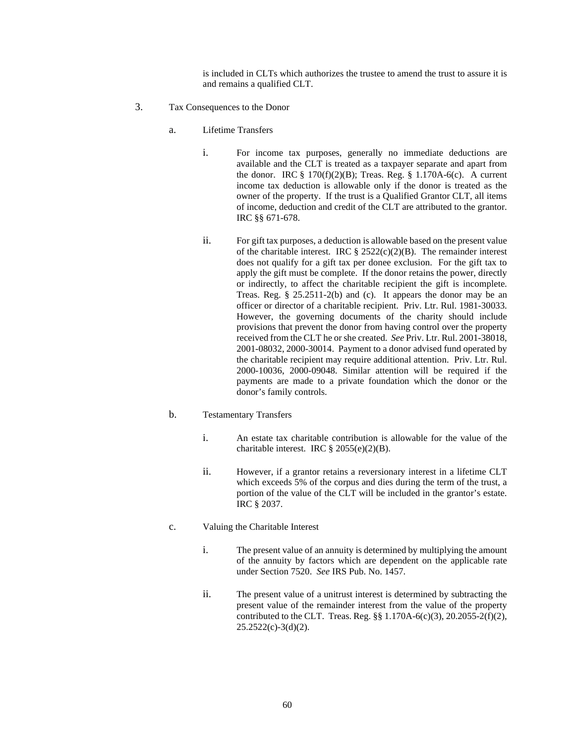is included in CLTs which authorizes the trustee to amend the trust to assure it is and remains a qualified CLT.

3. Tax Consequences to the Donor

   a. Lifetime Transfers

      i. For income tax purposes, generally no immediate deductions are available and the CLT is treated as a taxpayer separate and apart from the donor. IRC § 170(f)(2)(B); Treas. Reg. § 1.170A-6(c). A current income tax deduction is allowable only if the donor is treated as the owner of the property. If the trust is a Qualified Grantor CLT, all items of income, deduction and credit of the CLT are attributed to the grantor. IRC §§ 671-678.

      ii. For gift tax purposes, a deduction is allowable based on the present value of the charitable interest. IRC § 2522(c)(2)(B). The remainder interest does not qualify for a gift tax per donee exclusion. For the gift tax to apply the gift must be complete. If the donor retains the power, directly or indirectly, to affect the charitable recipient the gift is incomplete. Treas. Reg. § 25.2511-2(b) and (c). It appears the donor may be an officer or director of a charitable recipient. Priv. Ltr. Rul. 1981-30033. However, the governing documents of the charity should include provisions that prevent the donor from having control over the property received from the CLT he or she created. *See* Priv. Ltr. Rul. 2001-38018, 2001-08032, 2000-30014. Payment to a donor advised fund operated by the charitable recipient may require additional attention. Priv. Ltr. Rul. 2000-10036, 2000-09048. Similar attention will be required if the payments are made to a private foundation which the donor or the donor's family controls.

   b. Testamentary Transfers

      i. An estate tax charitable contribution is allowable for the value of the charitable interest. IRC § 2055(e)(2)(B).

      ii. However, if a grantor retains a reversionary interest in a lifetime CLT which exceeds 5% of the corpus and dies during the term of the trust, a portion of the value of the CLT will be included in the grantor's estate. IRC § 2037.

   c. Valuing the Charitable Interest

      i. The present value of an annuity is determined by multiplying the amount of the annuity by factors which are dependent on the applicable rate under Section 7520. *See* IRS Pub. No. 1457.

      ii. The present value of a unitrust interest is determined by subtracting the present value of the remainder interest from the value of the property contributed to the CLT. Treas. Reg. §§ 1.170A-6(c)(3), 20.2055-2(f)(2), 25.2522(c)-3(d)(2).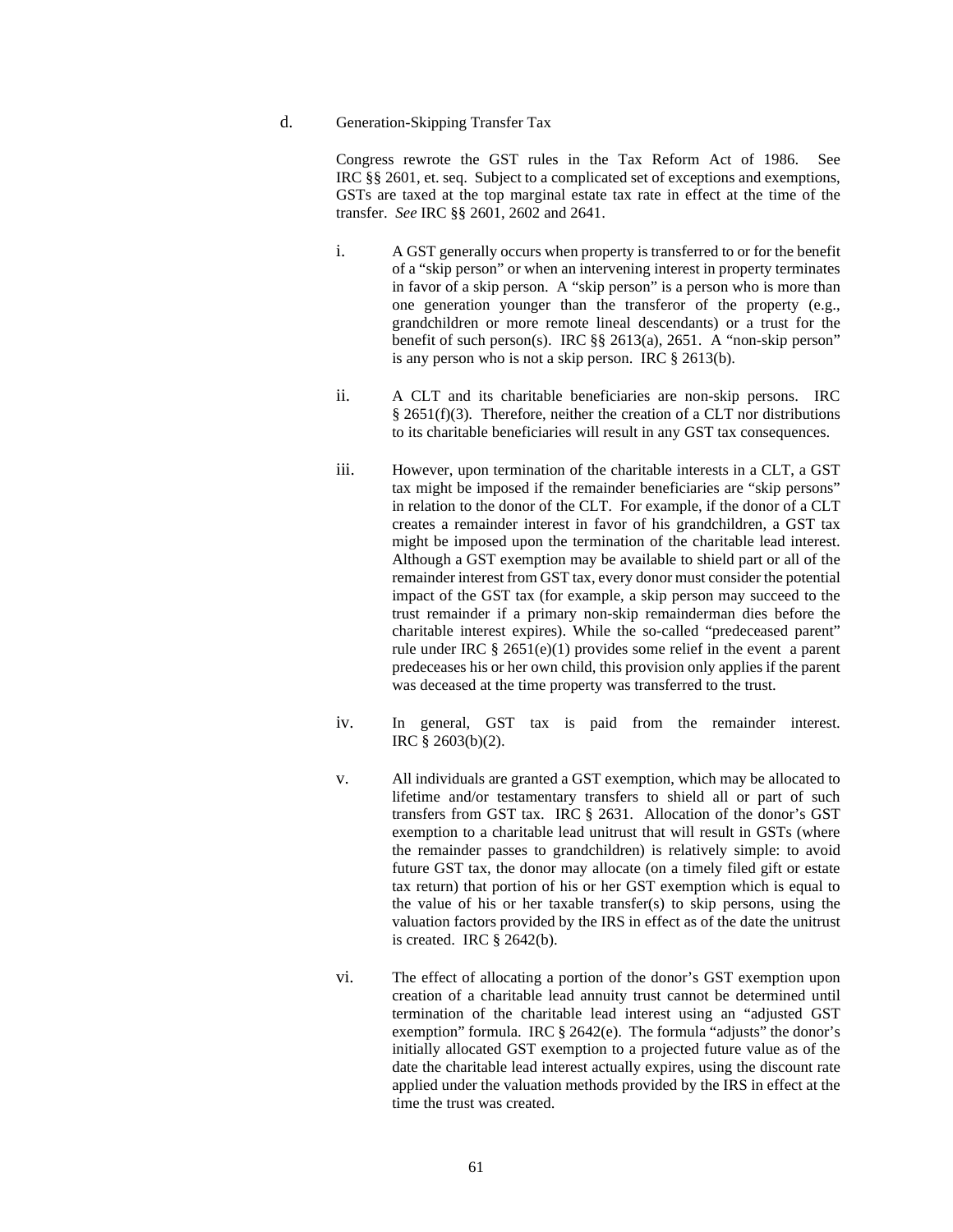d. Generation-Skipping Transfer Tax

Congress rewrote the GST rules in the Tax Reform Act of 1986. See IRC §§ 2601, et. seq. Subject to a complicated set of exceptions and exemptions, GSTs are taxed at the top marginal estate tax rate in effect at the time of the transfer. *See* IRC §§ 2601, 2602 and 2641.

i. A GST generally occurs when property is transferred to or for the benefit of a "skip person" or when an intervening interest in property terminates in favor of a skip person. A "skip person" is a person who is more than one generation younger than the transferor of the property (e.g., grandchildren or more remote lineal descendants) or a trust for the benefit of such person(s). IRC §§ 2613(a), 2651. A "non-skip person" is any person who is not a skip person. IRC § 2613(b).

ii. A CLT and its charitable beneficiaries are non-skip persons. IRC § 2651(f)(3). Therefore, neither the creation of a CLT nor distributions to its charitable beneficiaries will result in any GST tax consequences.

iii. However, upon termination of the charitable interests in a CLT, a GST tax might be imposed if the remainder beneficiaries are "skip persons" in relation to the donor of the CLT. For example, if the donor of a CLT creates a remainder interest in favor of his grandchildren, a GST tax might be imposed upon the termination of the charitable lead interest. Although a GST exemption may be available to shield part or all of the remainder interest from GST tax, every donor must consider the potential impact of the GST tax (for example, a skip person may succeed to the trust remainder if a primary non-skip remainderman dies before the charitable interest expires). While the so-called "predeceased parent" rule under IRC § 2651(e)(1) provides some relief in the event a parent predeceases his or her own child, this provision only applies if the parent was deceased at the time property was transferred to the trust.

iv. In general, GST tax is paid from the remainder interest. IRC § 2603(b)(2).

v. All individuals are granted a GST exemption, which may be allocated to lifetime and/or testamentary transfers to shield all or part of such transfers from GST tax. IRC § 2631. Allocation of the donor's GST exemption to a charitable lead unitrust that will result in GSTs (where the remainder passes to grandchildren) is relatively simple: to avoid future GST tax, the donor may allocate (on a timely filed gift or estate tax return) that portion of his or her GST exemption which is equal to the value of his or her taxable transfer(s) to skip persons, using the valuation factors provided by the IRS in effect as of the date the unitrust is created. IRC § 2642(b).

vi. The effect of allocating a portion of the donor's GST exemption upon creation of a charitable lead annuity trust cannot be determined until termination of the charitable lead interest using an "adjusted GST exemption" formula. IRC § 2642(e). The formula "adjusts" the donor's initially allocated GST exemption to a projected future value as of the date the charitable lead interest actually expires, using the discount rate applied under the valuation methods provided by the IRS in effect at the time the trust was created.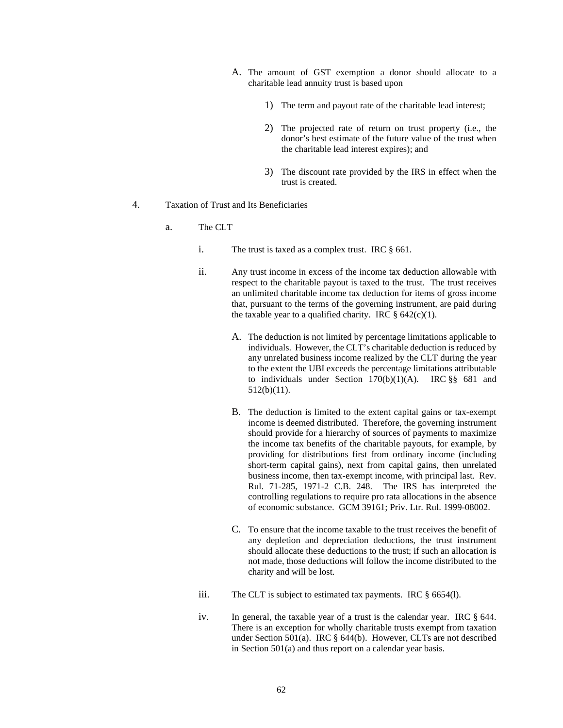A. The amount of GST exemption a donor should allocate to a charitable lead annuity trust is based upon

   1) The term and payout rate of the charitable lead interest;

   2) The projected rate of return on trust property (i.e., the donor's best estimate of the future value of the trust when the charitable lead interest expires); and

   3) The discount rate provided by the IRS in effect when the trust is created.

4. Taxation of Trust and Its Beneficiaries

   a. The CLT

      i. The trust is taxed as a complex trust. IRC § 661.

      ii. Any trust income in excess of the income tax deduction allowable with respect to the charitable payout is taxed to the trust. The trust receives an unlimited charitable income tax deduction for items of gross income that, pursuant to the terms of the governing instrument, are paid during the taxable year to a qualified charity. IRC § 642(c)(1).

         A. The deduction is not limited by percentage limitations applicable to individuals. However, the CLT's charitable deduction is reduced by any unrelated business income realized by the CLT during the year to the extent the UBI exceeds the percentage limitations attributable to individuals under Section 170(b)(1)(A). IRC §§ 681 and 512(b)(11).

         B. The deduction is limited to the extent capital gains or tax-exempt income is deemed distributed. Therefore, the governing instrument should provide for a hierarchy of sources of payments to maximize the income tax benefits of the charitable payouts, for example, by providing for distributions first from ordinary income (including short-term capital gains), next from capital gains, then unrelated business income, then tax-exempt income, with principal last. Rev. Rul. 71-285, 1971-2 C.B. 248. The IRS has interpreted the controlling regulations to require pro rata allocations in the absence of economic substance. GCM 39161; Priv. Ltr. Rul. 1999-08002.

         C. To ensure that the income taxable to the trust receives the benefit of any depletion and depreciation deductions, the trust instrument should allocate these deductions to the trust; if such an allocation is not made, those deductions will follow the income distributed to the charity and will be lost.

      iii. The CLT is subject to estimated tax payments. IRC § 6654(l).

      iv. In general, the taxable year of a trust is the calendar year. IRC § 644. There is an exception for wholly charitable trusts exempt from taxation under Section 501(a). IRC § 644(b). However, CLTs are not described in Section 501(a) and thus report on a calendar year basis.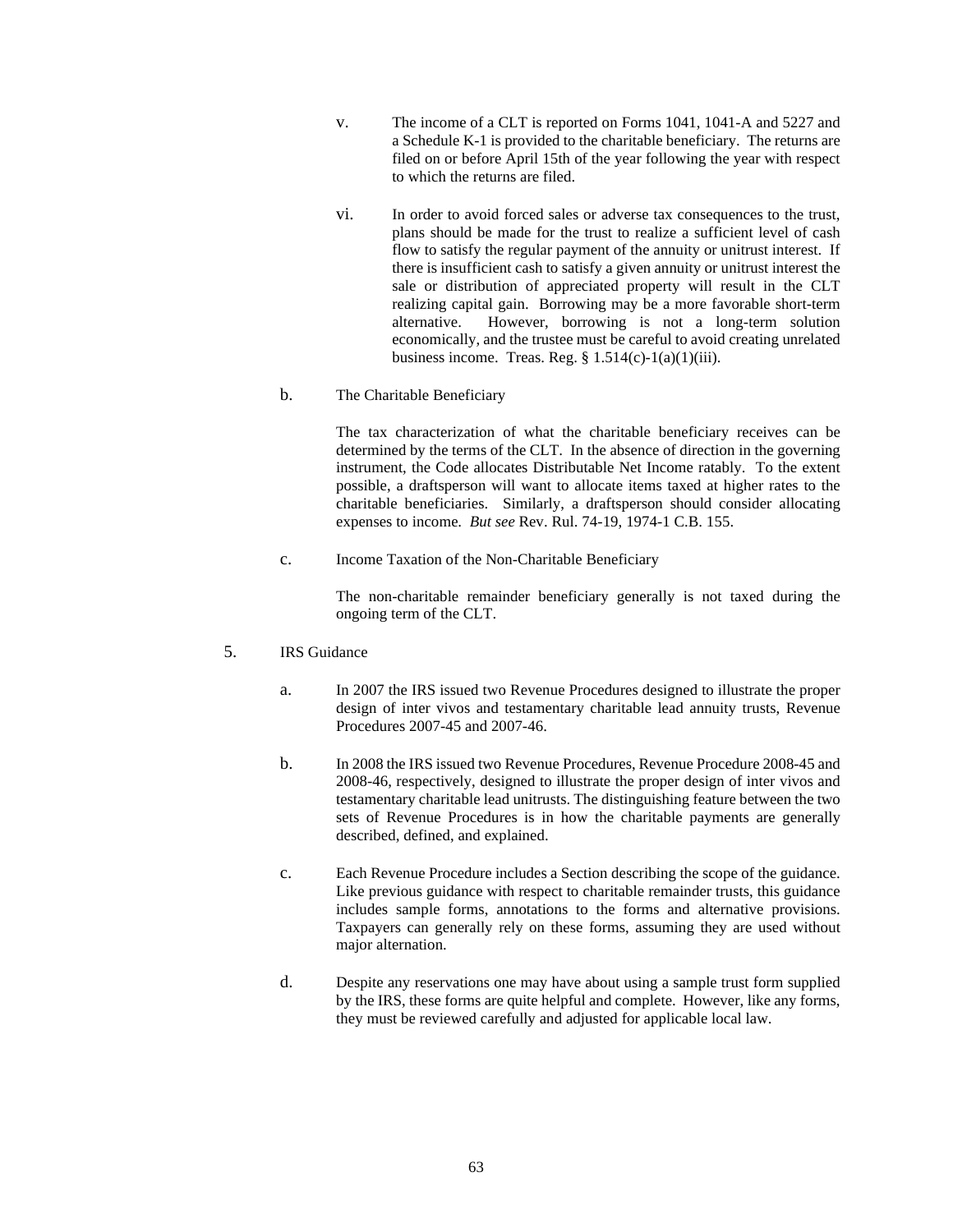v. The income of a CLT is reported on Forms 1041, 1041-A and 5227 and a Schedule K-1 is provided to the charitable beneficiary. The returns are filed on or before April 15th of the year following the year with respect to which the returns are filed.

vi. In order to avoid forced sales or adverse tax consequences to the trust, plans should be made for the trust to realize a sufficient level of cash flow to satisfy the regular payment of the annuity or unitrust interest. If there is insufficient cash to satisfy a given annuity or unitrust interest the sale or distribution of appreciated property will result in the CLT realizing capital gain. Borrowing may be a more favorable short-term alternative. However, borrowing is not a long-term solution economically, and the trustee must be careful to avoid creating unrelated business income. Treas. Reg. § 1.514(c)-1(a)(1)(iii).

b. The Charitable Beneficiary

The tax characterization of what the charitable beneficiary receives can be determined by the terms of the CLT. In the absence of direction in the governing instrument, the Code allocates Distributable Net Income ratably. To the extent possible, a draftsperson will want to allocate items taxed at higher rates to the charitable beneficiaries. Similarly, a draftsperson should consider allocating expenses to income. *But see* Rev. Rul. 74-19, 1974-1 C.B. 155.

c. Income Taxation of the Non-Charitable Beneficiary

The non-charitable remainder beneficiary generally is not taxed during the ongoing term of the CLT.

5. IRS Guidance

a. In 2007 the IRS issued two Revenue Procedures designed to illustrate the proper design of inter vivos and testamentary charitable lead annuity trusts, Revenue Procedures 2007-45 and 2007-46.

b. In 2008 the IRS issued two Revenue Procedures, Revenue Procedure 2008-45 and 2008-46, respectively, designed to illustrate the proper design of inter vivos and testamentary charitable lead unitrusts. The distinguishing feature between the two sets of Revenue Procedures is in how the charitable payments are generally described, defined, and explained.

c. Each Revenue Procedure includes a Section describing the scope of the guidance. Like previous guidance with respect to charitable remainder trusts, this guidance includes sample forms, annotations to the forms and alternative provisions. Taxpayers can generally rely on these forms, assuming they are used without major alternation.

d. Despite any reservations one may have about using a sample trust form supplied by the IRS, these forms are quite helpful and complete. However, like any forms, they must be reviewed carefully and adjusted for applicable local law.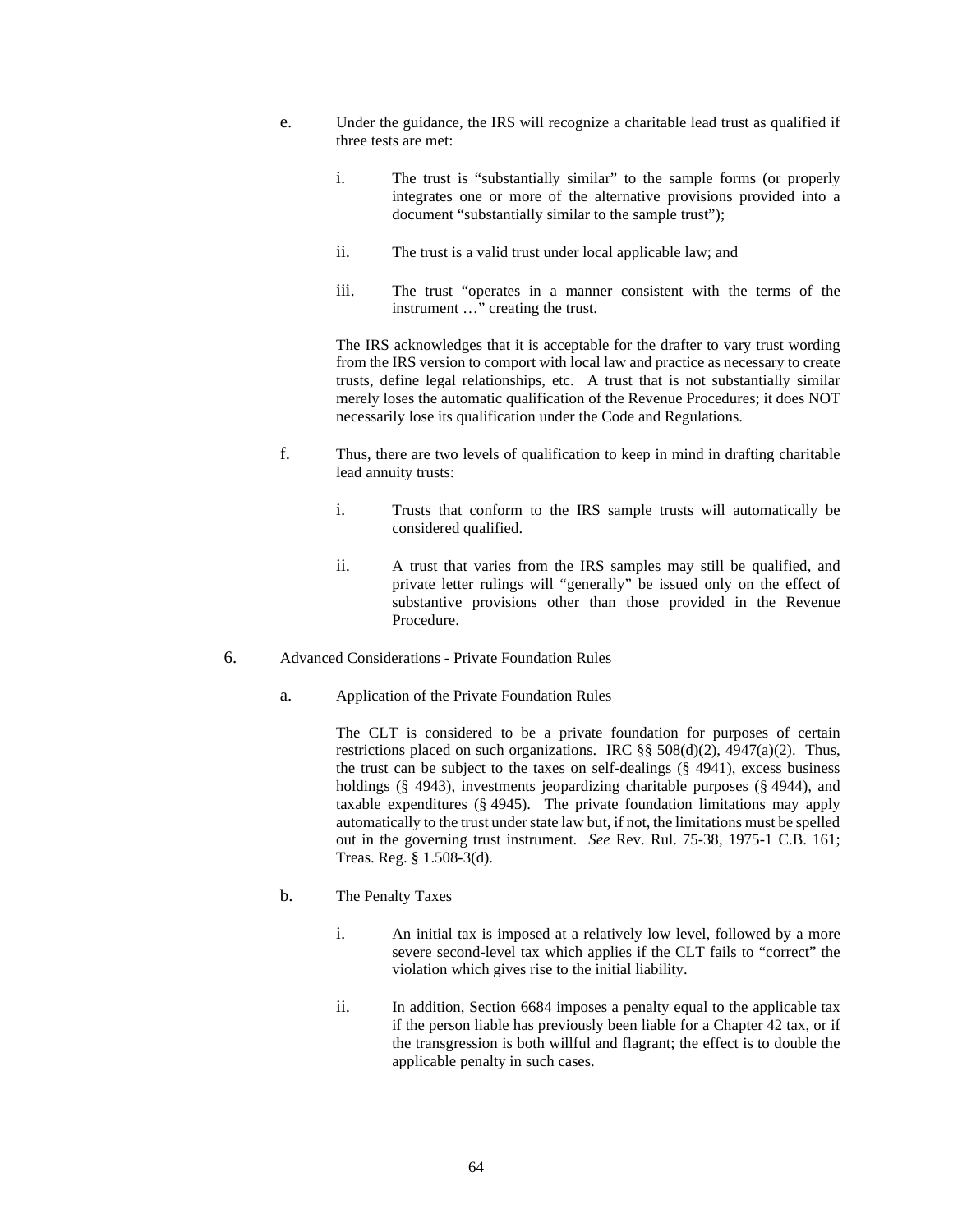e. Under the guidance, the IRS will recognize a charitable lead trust as qualified if three tests are met:

   i. The trust is "substantially similar" to the sample forms (or properly integrates one or more of the alternative provisions provided into a document "substantially similar to the sample trust");

   ii. The trust is a valid trust under local applicable law; and

   iii. The trust "operates in a manner consistent with the terms of the instrument …" creating the trust.

   The IRS acknowledges that it is acceptable for the drafter to vary trust wording from the IRS version to comport with local law and practice as necessary to create trusts, define legal relationships, etc. A trust that is not substantially similar merely loses the automatic qualification of the Revenue Procedures; it does NOT necessarily lose its qualification under the Code and Regulations.

f. Thus, there are two levels of qualification to keep in mind in drafting charitable lead annuity trusts:

   i. Trusts that conform to the IRS sample trusts will automatically be considered qualified.

   ii. A trust that varies from the IRS samples may still be qualified, and private letter rulings will "generally" be issued only on the effect of substantive provisions other than those provided in the Revenue Procedure.

6. Advanced Considerations - Private Foundation Rules

   a. Application of the Private Foundation Rules

   The CLT is considered to be a private foundation for purposes of certain restrictions placed on such organizations. IRC §§ 508(d)(2), 4947(a)(2). Thus, the trust can be subject to the taxes on self-dealings (§ 4941), excess business holdings (§ 4943), investments jeopardizing charitable purposes (§ 4944), and taxable expenditures (§ 4945). The private foundation limitations may apply automatically to the trust under state law but, if not, the limitations must be spelled out in the governing trust instrument. *See* Rev. Rul. 75-38, 1975-1 C.B. 161; Treas. Reg. § 1.508-3(d).

   b. The Penalty Taxes

      i. An initial tax is imposed at a relatively low level, followed by a more severe second-level tax which applies if the CLT fails to "correct" the violation which gives rise to the initial liability.

      ii. In addition, Section 6684 imposes a penalty equal to the applicable tax if the person liable has previously been liable for a Chapter 42 tax, or if the transgression is both willful and flagrant; the effect is to double the applicable penalty in such cases.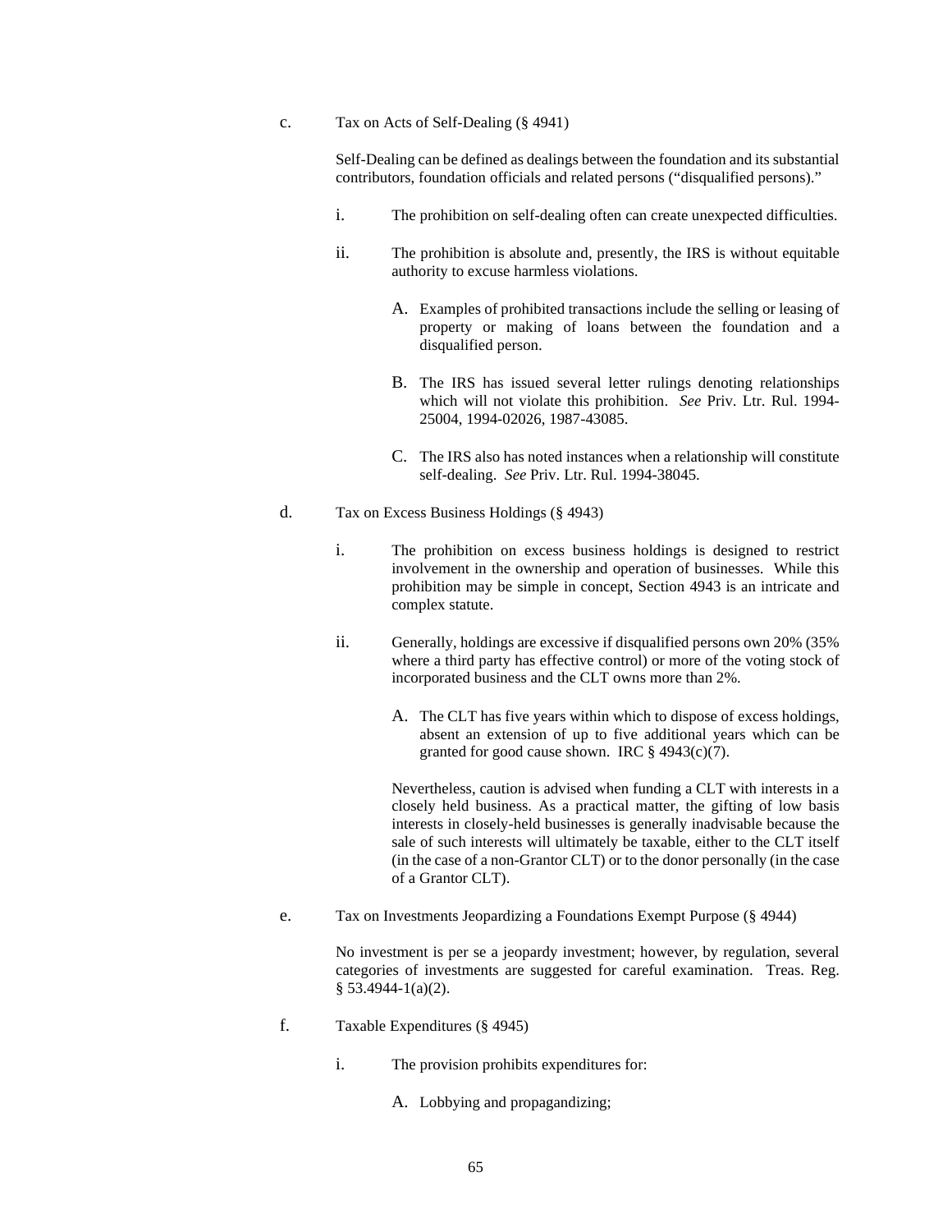c. Tax on Acts of Self-Dealing (§ 4941)

Self-Dealing can be defined as dealings between the foundation and its substantial contributors, foundation officials and related persons ("disqualified persons)."

i. The prohibition on self-dealing often can create unexpected difficulties.

ii. The prohibition is absolute and, presently, the IRS is without equitable authority to excuse harmless violations.

A. Examples of prohibited transactions include the selling or leasing of property or making of loans between the foundation and a disqualified person.

B. The IRS has issued several letter rulings denoting relationships which will not violate this prohibition. *See* Priv. Ltr. Rul. 1994-25004, 1994-02026, 1987-43085.

C. The IRS also has noted instances when a relationship will constitute self-dealing. *See* Priv. Ltr. Rul. 1994-38045.

d. Tax on Excess Business Holdings (§ 4943)

i. The prohibition on excess business holdings is designed to restrict involvement in the ownership and operation of businesses. While this prohibition may be simple in concept, Section 4943 is an intricate and complex statute.

ii. Generally, holdings are excessive if disqualified persons own 20% (35% where a third party has effective control) or more of the voting stock of incorporated business and the CLT owns more than 2%.

A. The CLT has five years within which to dispose of excess holdings, absent an extension of up to five additional years which can be granted for good cause shown. IRC § 4943(c)(7).

Nevertheless, caution is advised when funding a CLT with interests in a closely held business. As a practical matter, the gifting of low basis interests in closely-held businesses is generally inadvisable because the sale of such interests will ultimately be taxable, either to the CLT itself (in the case of a non-Grantor CLT) or to the donor personally (in the case of a Grantor CLT).

e. Tax on Investments Jeopardizing a Foundations Exempt Purpose (§ 4944)

No investment is per se a jeopardy investment; however, by regulation, several categories of investments are suggested for careful examination. Treas. Reg. § 53.4944-1(a)(2).

f. Taxable Expenditures (§ 4945)

i. The provision prohibits expenditures for:

A. Lobbying and propagandizing;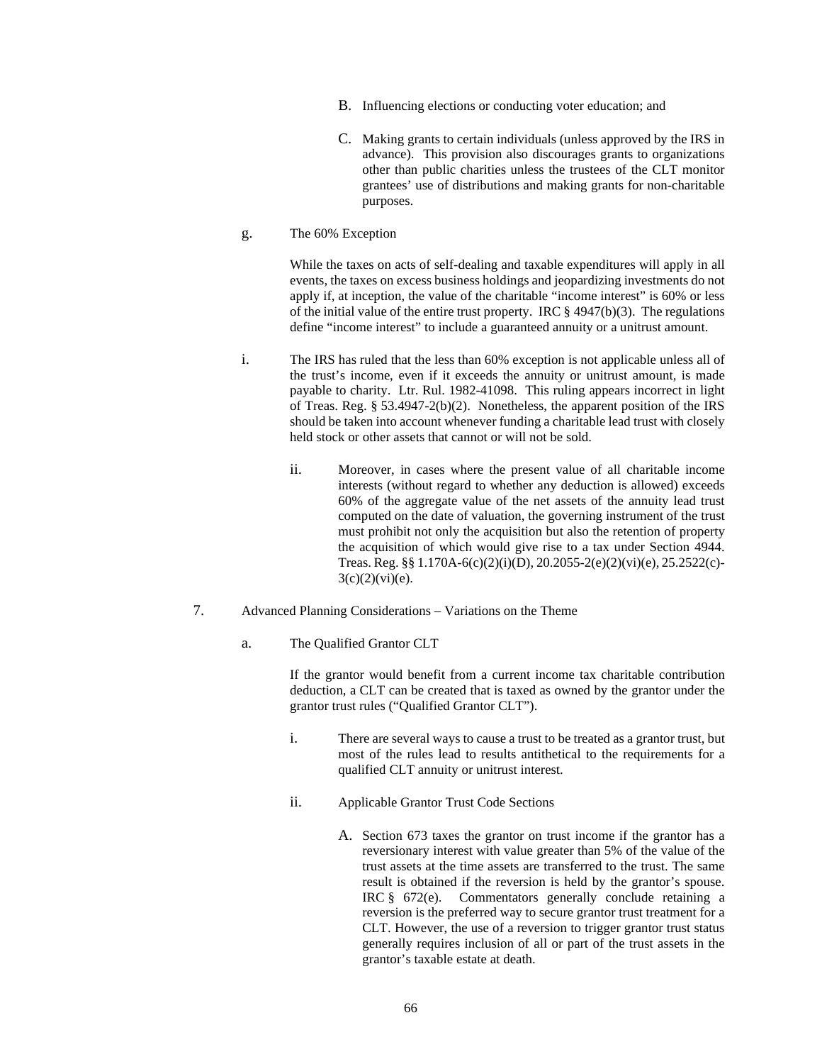B. Influencing elections or conducting voter education; and

C. Making grants to certain individuals (unless approved by the IRS in advance). This provision also discourages grants to organizations other than public charities unless the trustees of the CLT monitor grantees' use of distributions and making grants for non-charitable purposes.

g. The 60% Exception

While the taxes on acts of self-dealing and taxable expenditures will apply in all events, the taxes on excess business holdings and jeopardizing investments do not apply if, at inception, the value of the charitable "income interest" is 60% or less of the initial value of the entire trust property. IRC § 4947(b)(3). The regulations define "income interest" to include a guaranteed annuity or a unitrust amount.

i. The IRS has ruled that the less than 60% exception is not applicable unless all of the trust's income, even if it exceeds the annuity or unitrust amount, is made payable to charity. Ltr. Rul. 1982-41098. This ruling appears incorrect in light of Treas. Reg. § 53.4947-2(b)(2). Nonetheless, the apparent position of the IRS should be taken into account whenever funding a charitable lead trust with closely held stock or other assets that cannot or will not be sold.

ii. Moreover, in cases where the present value of all charitable income interests (without regard to whether any deduction is allowed) exceeds 60% of the aggregate value of the net assets of the annuity lead trust computed on the date of valuation, the governing instrument of the trust must prohibit not only the acquisition but also the retention of property the acquisition of which would give rise to a tax under Section 4944. Treas. Reg. §§ 1.170A-6(c)(2)(i)(D), 20.2055-2(e)(2)(vi)(e), 25.2522(c)-3(c)(2)(vi)(e).

7. Advanced Planning Considerations – Variations on the Theme

a. The Qualified Grantor CLT

If the grantor would benefit from a current income tax charitable contribution deduction, a CLT can be created that is taxed as owned by the grantor under the grantor trust rules ("Qualified Grantor CLT").

i. There are several ways to cause a trust to be treated as a grantor trust, but most of the rules lead to results antithetical to the requirements for a qualified CLT annuity or unitrust interest.

ii. Applicable Grantor Trust Code Sections

A. Section 673 taxes the grantor on trust income if the grantor has a reversionary interest with value greater than 5% of the value of the trust assets at the time assets are transferred to the trust. The same result is obtained if the reversion is held by the grantor's spouse. IRC § 672(e). Commentators generally conclude retaining a reversion is the preferred way to secure grantor trust treatment for a CLT. However, the use of a reversion to trigger grantor trust status generally requires inclusion of all or part of the trust assets in the grantor's taxable estate at death.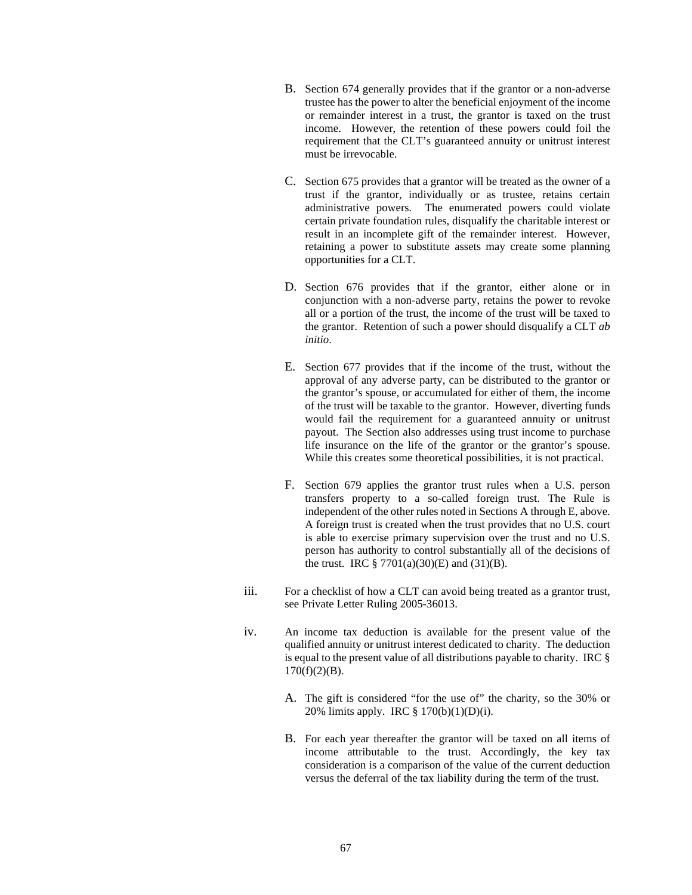B. Section 674 generally provides that if the grantor or a non-adverse trustee has the power to alter the beneficial enjoyment of the income or remainder interest in a trust, the grantor is taxed on the trust income. However, the retention of these powers could foil the requirement that the CLT's guaranteed annuity or unitrust interest must be irrevocable.

C. Section 675 provides that a grantor will be treated as the owner of a trust if the grantor, individually or as trustee, retains certain administrative powers. The enumerated powers could violate certain private foundation rules, disqualify the charitable interest or result in an incomplete gift of the remainder interest. However, retaining a power to substitute assets may create some planning opportunities for a CLT.

D. Section 676 provides that if the grantor, either alone or in conjunction with a non-adverse party, retains the power to revoke all or a portion of the trust, the income of the trust will be taxed to the grantor. Retention of such a power should disqualify a CLT *ab initio*.

E. Section 677 provides that if the income of the trust, without the approval of any adverse party, can be distributed to the grantor or the grantor's spouse, or accumulated for either of them, the income of the trust will be taxable to the grantor. However, diverting funds would fail the requirement for a guaranteed annuity or unitrust payout. The Section also addresses using trust income to purchase life insurance on the life of the grantor or the grantor's spouse. While this creates some theoretical possibilities, it is not practical.

F. Section 679 applies the grantor trust rules when a U.S. person transfers property to a so-called foreign trust. The Rule is independent of the other rules noted in Sections A through E, above. A foreign trust is created when the trust provides that no U.S. court is able to exercise primary supervision over the trust and no U.S. person has authority to control substantially all of the decisions of the trust. IRC § 7701(a)(30)(E) and (31)(B).

iii. For a checklist of how a CLT can avoid being treated as a grantor trust, see Private Letter Ruling 2005-36013.

iv. An income tax deduction is available for the present value of the qualified annuity or unitrust interest dedicated to charity. The deduction is equal to the present value of all distributions payable to charity. IRC § 170(f)(2)(B).

A. The gift is considered "for the use of" the charity, so the 30% or 20% limits apply. IRC § 170(b)(1)(D)(i).

B. For each year thereafter the grantor will be taxed on all items of income attributable to the trust. Accordingly, the key tax consideration is a comparison of the value of the current deduction versus the deferral of the tax liability during the term of the trust.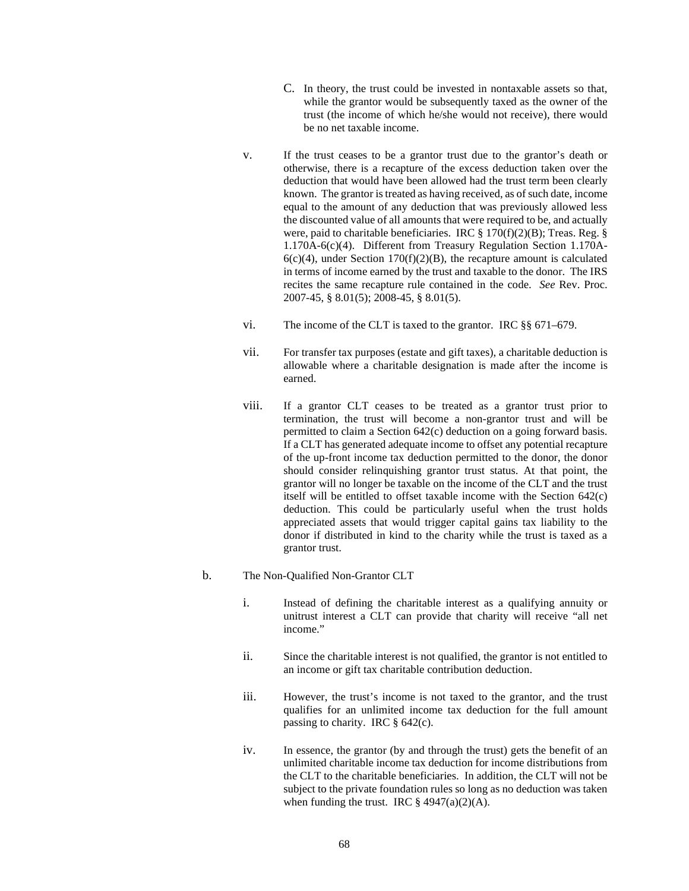C. In theory, the trust could be invested in nontaxable assets so that, while the grantor would be subsequently taxed as the owner of the trust (the income of which he/she would not receive), there would be no net taxable income.

v. If the trust ceases to be a grantor trust due to the grantor's death or otherwise, there is a recapture of the excess deduction taken over the deduction that would have been allowed had the trust term been clearly known. The grantor is treated as having received, as of such date, income equal to the amount of any deduction that was previously allowed less the discounted value of all amounts that were required to be, and actually were, paid to charitable beneficiaries. IRC § 170(f)(2)(B); Treas. Reg. § 1.170A-6(c)(4). Different from Treasury Regulation Section 1.170A-6(c)(4), under Section 170(f)(2)(B), the recapture amount is calculated in terms of income earned by the trust and taxable to the donor. The IRS recites the same recapture rule contained in the code. *See* Rev. Proc. 2007-45, § 8.01(5); 2008-45, § 8.01(5).

vi. The income of the CLT is taxed to the grantor. IRC §§ 671–679.

vii. For transfer tax purposes (estate and gift taxes), a charitable deduction is allowable where a charitable designation is made after the income is earned.

viii. If a grantor CLT ceases to be treated as a grantor trust prior to termination, the trust will become a non-grantor trust and will be permitted to claim a Section 642(c) deduction on a going forward basis. If a CLT has generated adequate income to offset any potential recapture of the up-front income tax deduction permitted to the donor, the donor should consider relinquishing grantor trust status. At that point, the grantor will no longer be taxable on the income of the CLT and the trust itself will be entitled to offset taxable income with the Section 642(c) deduction. This could be particularly useful when the trust holds appreciated assets that would trigger capital gains tax liability to the donor if distributed in kind to the charity while the trust is taxed as a grantor trust.

b. The Non-Qualified Non-Grantor CLT

i. Instead of defining the charitable interest as a qualifying annuity or unitrust interest a CLT can provide that charity will receive "all net income."

ii. Since the charitable interest is not qualified, the grantor is not entitled to an income or gift tax charitable contribution deduction.

iii. However, the trust's income is not taxed to the grantor, and the trust qualifies for an unlimited income tax deduction for the full amount passing to charity. IRC § 642(c).

iv. In essence, the grantor (by and through the trust) gets the benefit of an unlimited charitable income tax deduction for income distributions from the CLT to the charitable beneficiaries. In addition, the CLT will not be subject to the private foundation rules so long as no deduction was taken when funding the trust. IRC § 4947(a)(2)(A).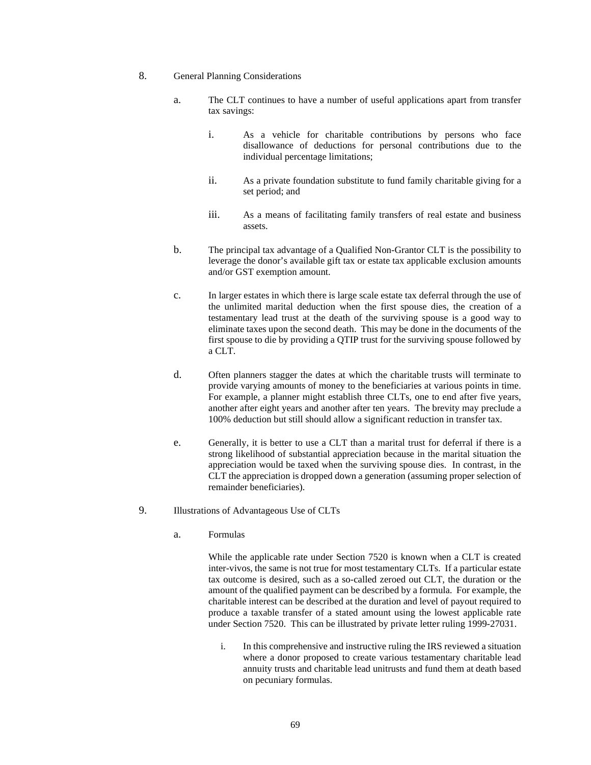8. General Planning Considerations

   a. The CLT continues to have a number of useful applications apart from transfer tax savings:

      i. As a vehicle for charitable contributions by persons who face disallowance of deductions for personal contributions due to the individual percentage limitations;

      ii. As a private foundation substitute to fund family charitable giving for a set period; and

      iii. As a means of facilitating family transfers of real estate and business assets.

   b. The principal tax advantage of a Qualified Non-Grantor CLT is the possibility to leverage the donor's available gift tax or estate tax applicable exclusion amounts and/or GST exemption amount.

   c. In larger estates in which there is large scale estate tax deferral through the use of the unlimited marital deduction when the first spouse dies, the creation of a testamentary lead trust at the death of the surviving spouse is a good way to eliminate taxes upon the second death. This may be done in the documents of the first spouse to die by providing a QTIP trust for the surviving spouse followed by a CLT.

   d. Often planners stagger the dates at which the charitable trusts will terminate to provide varying amounts of money to the beneficiaries at various points in time. For example, a planner might establish three CLTs, one to end after five years, another after eight years and another after ten years. The brevity may preclude a 100% deduction but still should allow a significant reduction in transfer tax.

   e. Generally, it is better to use a CLT than a marital trust for deferral if there is a strong likelihood of substantial appreciation because in the marital situation the appreciation would be taxed when the surviving spouse dies. In contrast, in the CLT the appreciation is dropped down a generation (assuming proper selection of remainder beneficiaries).

9. Illustrations of Advantageous Use of CLTs

   a. Formulas

      While the applicable rate under Section 7520 is known when a CLT is created inter-vivos, the same is not true for most testamentary CLTs. If a particular estate tax outcome is desired, such as a so-called zeroed out CLT, the duration or the amount of the qualified payment can be described by a formula. For example, the charitable interest can be described at the duration and level of payout required to produce a taxable transfer of a stated amount using the lowest applicable rate under Section 7520. This can be illustrated by private letter ruling 1999-27031.

      i. In this comprehensive and instructive ruling the IRS reviewed a situation where a donor proposed to create various testamentary charitable lead annuity trusts and charitable lead unitrusts and fund them at death based on pecuniary formulas.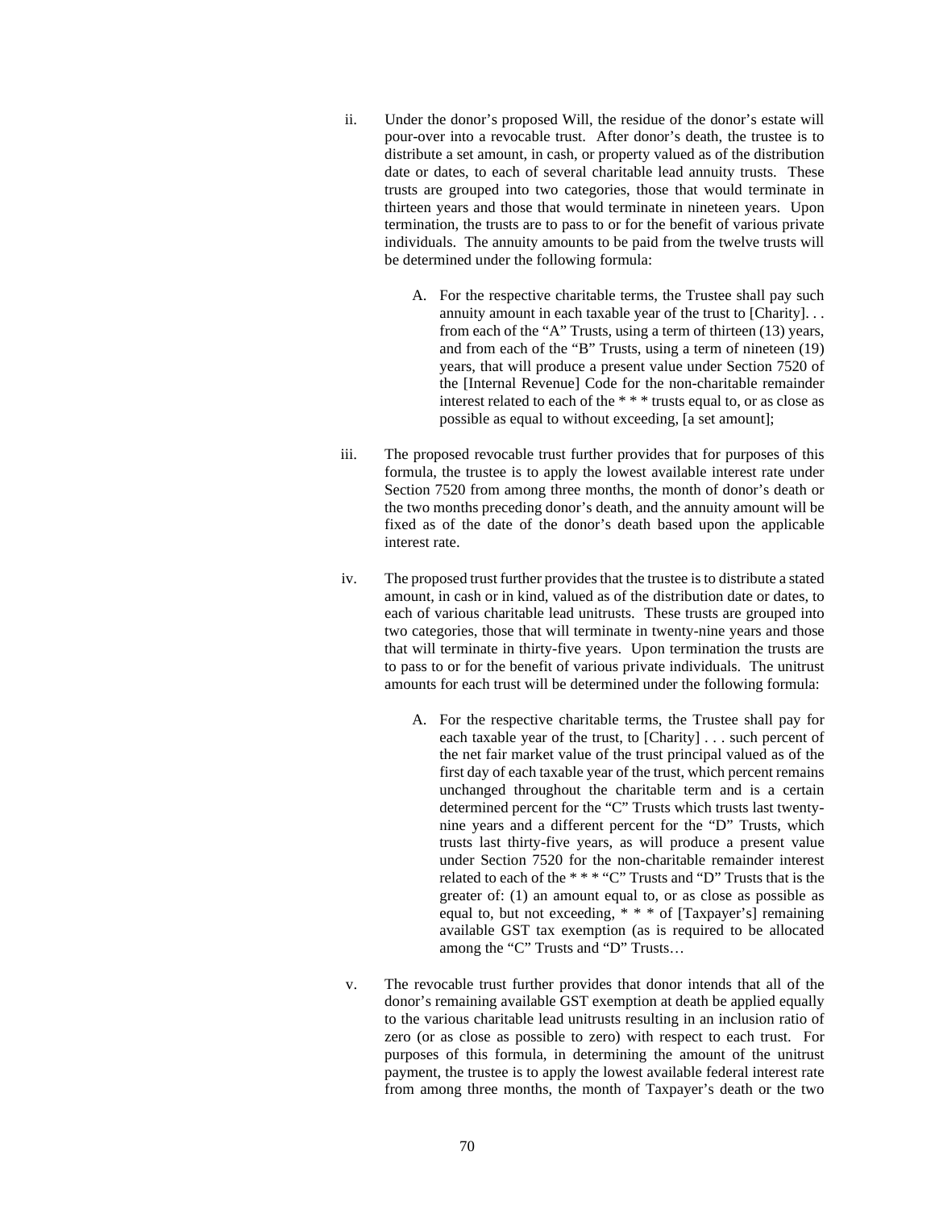ii. Under the donor's proposed Will, the residue of the donor's estate will pour-over into a revocable trust. After donor's death, the trustee is to distribute a set amount, in cash, or property valued as of the distribution date or dates, to each of several charitable lead annuity trusts. These trusts are grouped into two categories, those that would terminate in thirteen years and those that would terminate in nineteen years. Upon termination, the trusts are to pass to or for the benefit of various private individuals. The annuity amounts to be paid from the twelve trusts will be determined under the following formula:

   A. For the respective charitable terms, the Trustee shall pay such annuity amount in each taxable year of the trust to [Charity]. . . from each of the "A" Trusts, using a term of thirteen (13) years, and from each of the "B" Trusts, using a term of nineteen (19) years, that will produce a present value under Section 7520 of the [Internal Revenue] Code for the non-charitable remainder interest related to each of the * * * trusts equal to, or as close as possible as equal to without exceeding, [a set amount];

iii. The proposed revocable trust further provides that for purposes of this formula, the trustee is to apply the lowest available interest rate under Section 7520 from among three months, the month of donor's death or the two months preceding donor's death, and the annuity amount will be fixed as of the date of the donor's death based upon the applicable interest rate.

iv. The proposed trust further provides that the trustee is to distribute a stated amount, in cash or in kind, valued as of the distribution date or dates, to each of various charitable lead unitrusts. These trusts are grouped into two categories, those that will terminate in twenty-nine years and those that will terminate in thirty-five years. Upon termination the trusts are to pass to or for the benefit of various private individuals. The unitrust amounts for each trust will be determined under the following formula:

   A. For the respective charitable terms, the Trustee shall pay for each taxable year of the trust, to [Charity] . . . such percent of the net fair market value of the trust principal valued as of the first day of each taxable year of the trust, which percent remains unchanged throughout the charitable term and is a certain determined percent for the "C" Trusts which trusts last twenty-nine years and a different percent for the "D" Trusts, which trusts last thirty-five years, as will produce a present value under Section 7520 for the non-charitable remainder interest related to each of the * * * "C" Trusts and "D" Trusts that is the greater of: (1) an amount equal to, or as close as possible as equal to, but not exceeding, * * * of [Taxpayer's] remaining available GST tax exemption (as is required to be allocated among the "C" Trusts and "D" Trusts…

v. The revocable trust further provides that donor intends that all of the donor's remaining available GST exemption at death be applied equally to the various charitable lead unitrusts resulting in an inclusion ratio of zero (or as close as possible to zero) with respect to each trust. For purposes of this formula, in determining the amount of the unitrust payment, the trustee is to apply the lowest available federal interest rate from among three months, the month of Taxpayer's death or the two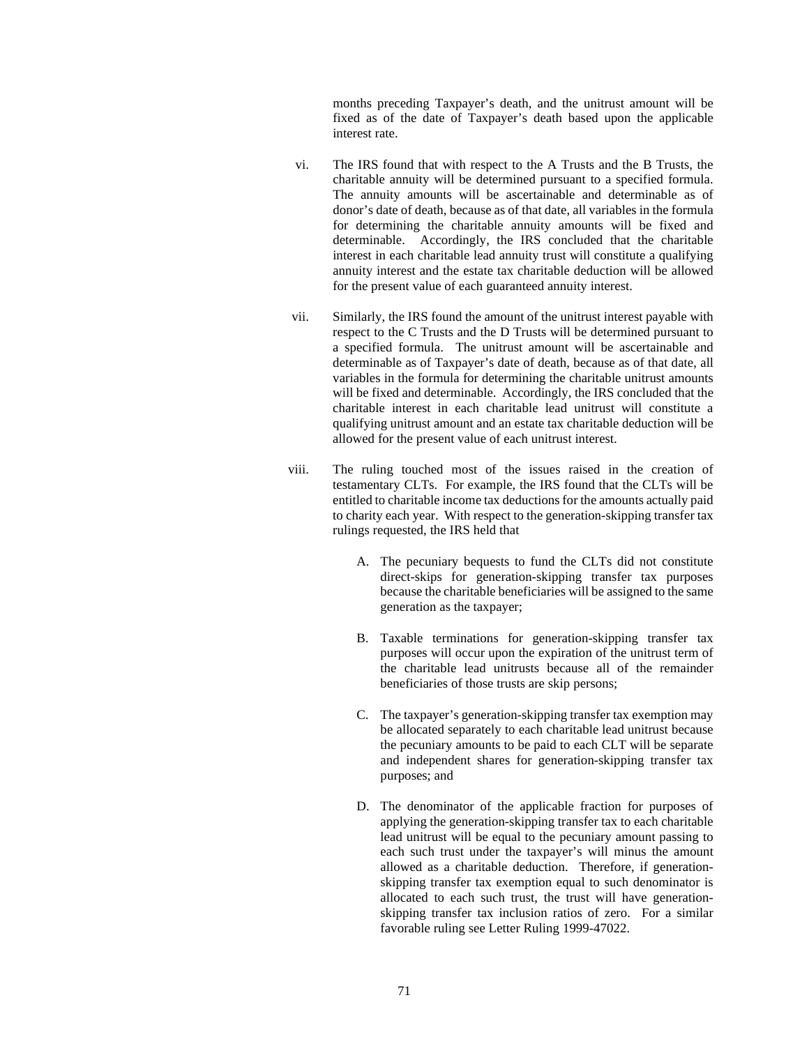months preceding Taxpayer's death, and the unitrust amount will be fixed as of the date of Taxpayer's death based upon the applicable interest rate.

vi. The IRS found that with respect to the A Trusts and the B Trusts, the charitable annuity will be determined pursuant to a specified formula. The annuity amounts will be ascertainable and determinable as of donor's date of death, because as of that date, all variables in the formula for determining the charitable annuity amounts will be fixed and determinable. Accordingly, the IRS concluded that the charitable interest in each charitable lead annuity trust will constitute a qualifying annuity interest and the estate tax charitable deduction will be allowed for the present value of each guaranteed annuity interest.

vii. Similarly, the IRS found the amount of the unitrust interest payable with respect to the C Trusts and the D Trusts will be determined pursuant to a specified formula. The unitrust amount will be ascertainable and determinable as of Taxpayer's date of death, because as of that date, all variables in the formula for determining the charitable unitrust amounts will be fixed and determinable. Accordingly, the IRS concluded that the charitable interest in each charitable lead unitrust will constitute a qualifying unitrust amount and an estate tax charitable deduction will be allowed for the present value of each unitrust interest.

viii. The ruling touched most of the issues raised in the creation of testamentary CLTs. For example, the IRS found that the CLTs will be entitled to charitable income tax deductions for the amounts actually paid to charity each year. With respect to the generation-skipping transfer tax rulings requested, the IRS held that

A. The pecuniary bequests to fund the CLTs did not constitute direct-skips for generation-skipping transfer tax purposes because the charitable beneficiaries will be assigned to the same generation as the taxpayer;

B. Taxable terminations for generation-skipping transfer tax purposes will occur upon the expiration of the unitrust term of the charitable lead unitrusts because all of the remainder beneficiaries of those trusts are skip persons;

C. The taxpayer's generation-skipping transfer tax exemption may be allocated separately to each charitable lead unitrust because the pecuniary amounts to be paid to each CLT will be separate and independent shares for generation-skipping transfer tax purposes; and

D. The denominator of the applicable fraction for purposes of applying the generation-skipping transfer tax to each charitable lead unitrust will be equal to the pecuniary amount passing to each such trust under the taxpayer's will minus the amount allowed as a charitable deduction. Therefore, if generation-skipping transfer tax exemption equal to such denominator is allocated to each such trust, the trust will have generation-skipping transfer tax inclusion ratios of zero. For a similar favorable ruling see Letter Ruling 1999-47022.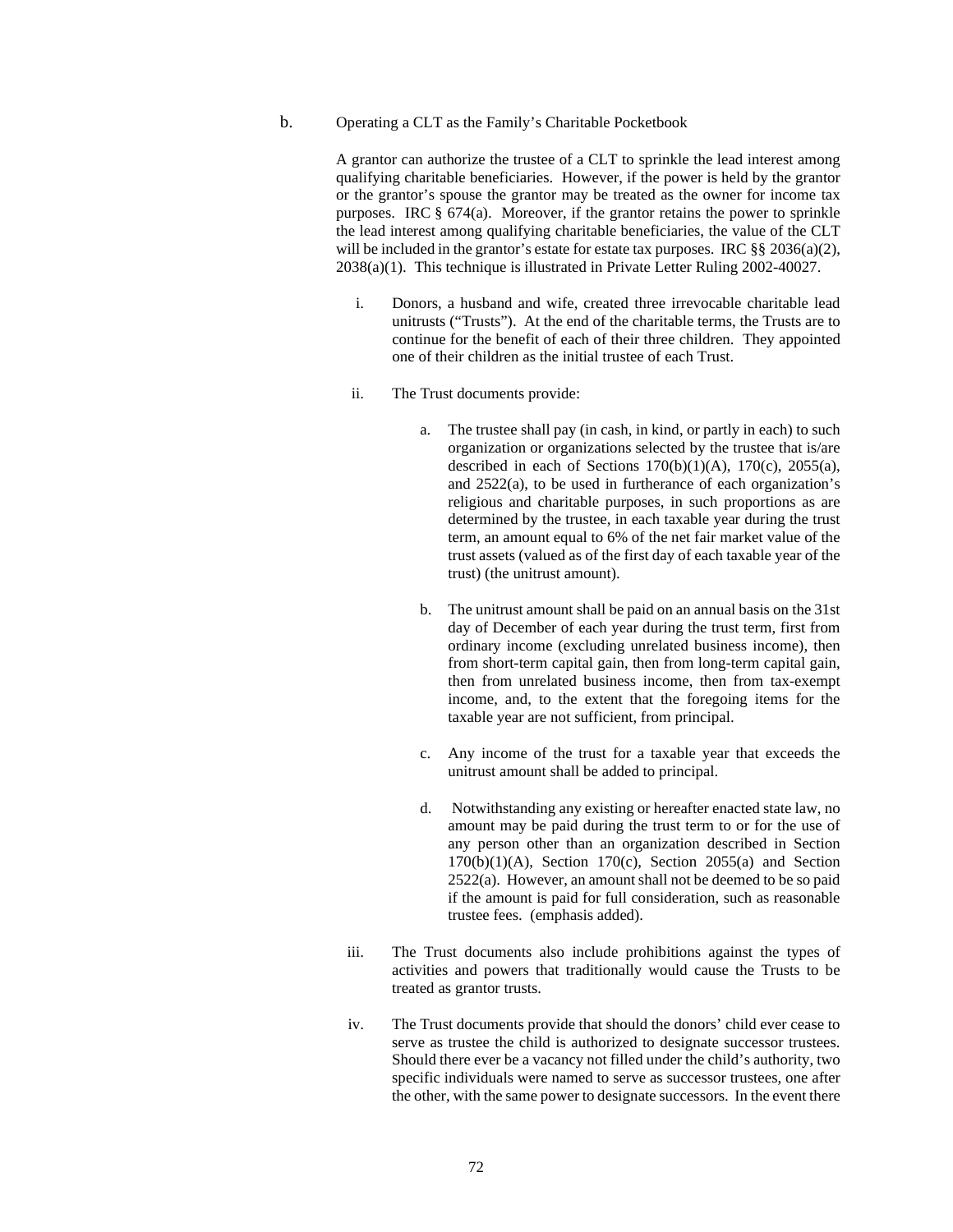b. Operating a CLT as the Family's Charitable Pocketbook

A grantor can authorize the trustee of a CLT to sprinkle the lead interest among qualifying charitable beneficiaries. However, if the power is held by the grantor or the grantor's spouse the grantor may be treated as the owner for income tax purposes. IRC § 674(a). Moreover, if the grantor retains the power to sprinkle the lead interest among qualifying charitable beneficiaries, the value of the CLT will be included in the grantor's estate for estate tax purposes. IRC §§ 2036(a)(2), 2038(a)(1). This technique is illustrated in Private Letter Ruling 2002-40027.

i. Donors, a husband and wife, created three irrevocable charitable lead unitrusts ("Trusts"). At the end of the charitable terms, the Trusts are to continue for the benefit of each of their three children. They appointed one of their children as the initial trustee of each Trust.

ii. The Trust documents provide:

   a. The trustee shall pay (in cash, in kind, or partly in each) to such organization or organizations selected by the trustee that is/are described in each of Sections 170(b)(1)(A), 170(c), 2055(a), and 2522(a), to be used in furtherance of each organization's religious and charitable purposes, in such proportions as are determined by the trustee, in each taxable year during the trust term, an amount equal to 6% of the net fair market value of the trust assets (valued as of the first day of each taxable year of the trust) (the unitrust amount).

   b. The unitrust amount shall be paid on an annual basis on the 31st day of December of each year during the trust term, first from ordinary income (excluding unrelated business income), then from short-term capital gain, then from long-term capital gain, then from unrelated business income, then from tax-exempt income, and, to the extent that the foregoing items for the taxable year are not sufficient, from principal.

   c. Any income of the trust for a taxable year that exceeds the unitrust amount shall be added to principal.

   d. Notwithstanding any existing or hereafter enacted state law, no amount may be paid during the trust term to or for the use of any person other than an organization described in Section 170(b)(1)(A), Section 170(c), Section 2055(a) and Section 2522(a). However, an amount shall not be deemed to be so paid if the amount is paid for full consideration, such as reasonable trustee fees. (emphasis added).

iii. The Trust documents also include prohibitions against the types of activities and powers that traditionally would cause the Trusts to be treated as grantor trusts.

iv. The Trust documents provide that should the donors' child ever cease to serve as trustee the child is authorized to designate successor trustees. Should there ever be a vacancy not filled under the child's authority, two specific individuals were named to serve as successor trustees, one after the other, with the same power to designate successors. In the event there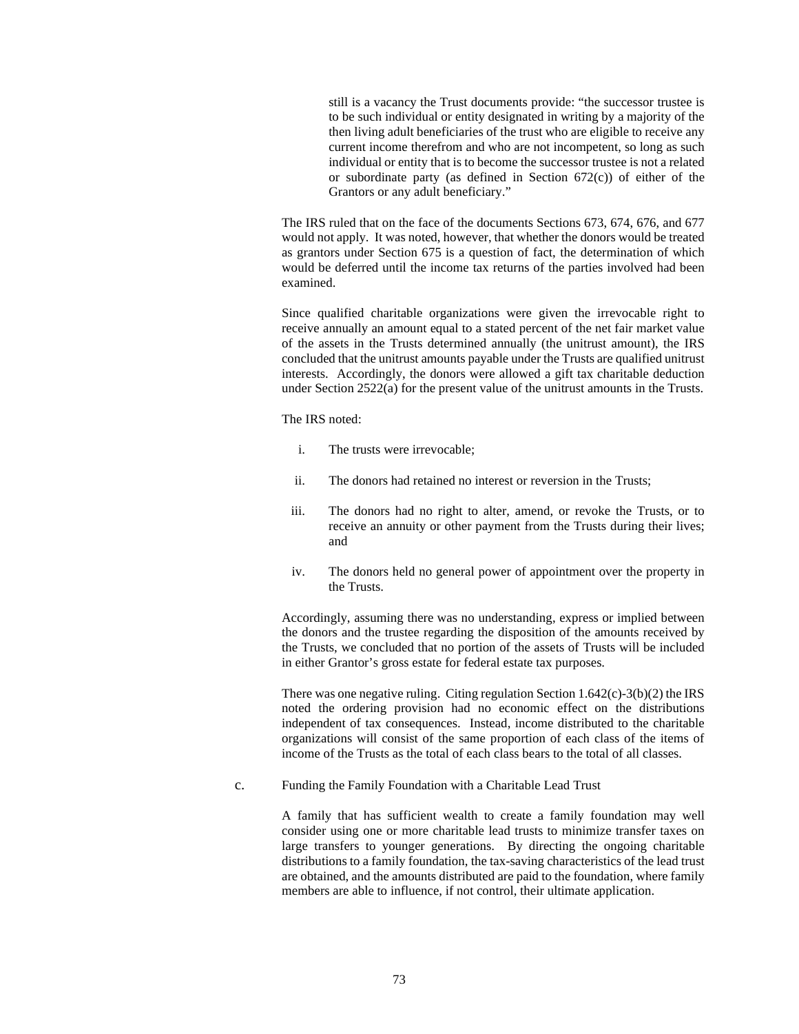still is a vacancy the Trust documents provide: "the successor trustee is to be such individual or entity designated in writing by a majority of the then living adult beneficiaries of the trust who are eligible to receive any current income therefrom and who are not incompetent, so long as such individual or entity that is to become the successor trustee is not a related or subordinate party (as defined in Section 672(c)) of either of the Grantors or any adult beneficiary."

The IRS ruled that on the face of the documents Sections 673, 674, 676, and 677 would not apply. It was noted, however, that whether the donors would be treated as grantors under Section 675 is a question of fact, the determination of which would be deferred until the income tax returns of the parties involved had been examined.

Since qualified charitable organizations were given the irrevocable right to receive annually an amount equal to a stated percent of the net fair market value of the assets in the Trusts determined annually (the unitrust amount), the IRS concluded that the unitrust amounts payable under the Trusts are qualified unitrust interests. Accordingly, the donors were allowed a gift tax charitable deduction under Section 2522(a) for the present value of the unitrust amounts in the Trusts.

The IRS noted:

i. The trusts were irrevocable;

ii. The donors had retained no interest or reversion in the Trusts;

iii. The donors had no right to alter, amend, or revoke the Trusts, or to receive an annuity or other payment from the Trusts during their lives; and

iv. The donors held no general power of appointment over the property in the Trusts.

Accordingly, assuming there was no understanding, express or implied between the donors and the trustee regarding the disposition of the amounts received by the Trusts, we concluded that no portion of the assets of Trusts will be included in either Grantor's gross estate for federal estate tax purposes.

There was one negative ruling. Citing regulation Section 1.642(c)-3(b)(2) the IRS noted the ordering provision had no economic effect on the distributions independent of tax consequences. Instead, income distributed to the charitable organizations will consist of the same proportion of each class of the items of income of the Trusts as the total of each class bears to the total of all classes.

c. Funding the Family Foundation with a Charitable Lead Trust

A family that has sufficient wealth to create a family foundation may well consider using one or more charitable lead trusts to minimize transfer taxes on large transfers to younger generations. By directing the ongoing charitable distributions to a family foundation, the tax-saving characteristics of the lead trust are obtained, and the amounts distributed are paid to the foundation, where family members are able to influence, if not control, their ultimate application.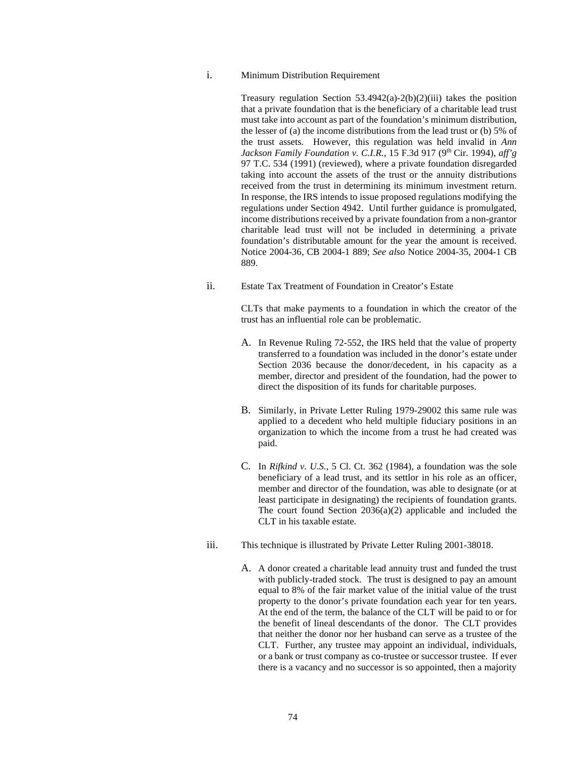i. Minimum Distribution Requirement

Treasury regulation Section 53.4942(a)-2(b)(2)(iii) takes the position that a private foundation that is the beneficiary of a charitable lead trust must take into account as part of the foundation's minimum distribution, the lesser of (a) the income distributions from the lead trust or (b) 5% of the trust assets. However, this regulation was held invalid in *Ann Jackson Family Foundation v. C.I.R.*, 15 F.3d 917 (9th Cir. 1994), *aff'g* 97 T.C. 534 (1991) (reviewed), where a private foundation disregarded taking into account the assets of the trust or the annuity distributions received from the trust in determining its minimum investment return. In response, the IRS intends to issue proposed regulations modifying the regulations under Section 4942. Until further guidance is promulgated, income distributions received by a private foundation from a non-grantor charitable lead trust will not be included in determining a private foundation's distributable amount for the year the amount is received. Notice 2004-36, CB 2004-1 889; *See also* Notice 2004-35, 2004-1 CB 889.

ii. Estate Tax Treatment of Foundation in Creator's Estate

CLTs that make payments to a foundation in which the creator of the trust has an influential role can be problematic.

A. In Revenue Ruling 72-552, the IRS held that the value of property transferred to a foundation was included in the donor's estate under Section 2036 because the donor/decedent, in his capacity as a member, director and president of the foundation, had the power to direct the disposition of its funds for charitable purposes.

B. Similarly, in Private Letter Ruling 1979-29002 this same rule was applied to a decedent who held multiple fiduciary positions in an organization to which the income from a trust he had created was paid.

C. In *Rifkind v. U.S.*, 5 Cl. Ct. 362 (1984), a foundation was the sole beneficiary of a lead trust, and its settlor in his role as an officer, member and director of the foundation, was able to designate (or at least participate in designating) the recipients of foundation grants. The court found Section 2036(a)(2) applicable and included the CLT in his taxable estate.

iii. This technique is illustrated by Private Letter Ruling 2001-38018.

A. A donor created a charitable lead annuity trust and funded the trust with publicly-traded stock. The trust is designed to pay an amount equal to 8% of the fair market value of the initial value of the trust property to the donor's private foundation each year for ten years. At the end of the term, the balance of the CLT will be paid to or for the benefit of lineal descendants of the donor. The CLT provides that neither the donor nor her husband can serve as a trustee of the CLT. Further, any trustee may appoint an individual, individuals, or a bank or trust company as co-trustee or successor trustee. If ever there is a vacancy and no successor is so appointed, then a majority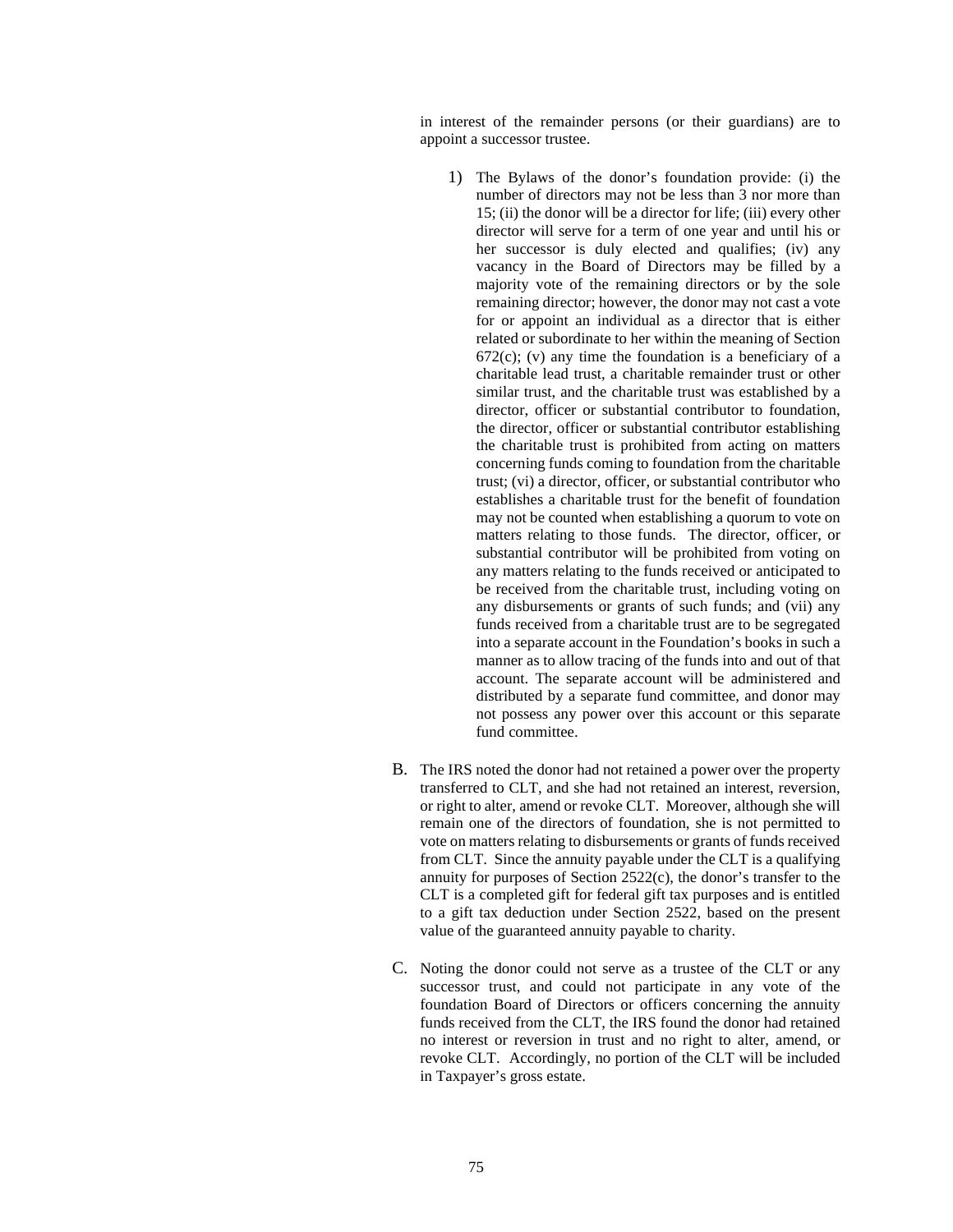in interest of the remainder persons (or their guardians) are to appoint a successor trustee.

1) The Bylaws of the donor's foundation provide: (i) the number of directors may not be less than 3 nor more than 15; (ii) the donor will be a director for life; (iii) every other director will serve for a term of one year and until his or her successor is duly elected and qualifies; (iv) any vacancy in the Board of Directors may be filled by a majority vote of the remaining directors or by the sole remaining director; however, the donor may not cast a vote for or appoint an individual as a director that is either related or subordinate to her within the meaning of Section 672(c); (v) any time the foundation is a beneficiary of a charitable lead trust, a charitable remainder trust or other similar trust, and the charitable trust was established by a director, officer or substantial contributor to foundation, the director, officer or substantial contributor establishing the charitable trust is prohibited from acting on matters concerning funds coming to foundation from the charitable trust; (vi) a director, officer, or substantial contributor who establishes a charitable trust for the benefit of foundation may not be counted when establishing a quorum to vote on matters relating to those funds. The director, officer, or substantial contributor will be prohibited from voting on any matters relating to the funds received or anticipated to be received from the charitable trust, including voting on any disbursements or grants of such funds; and (vii) any funds received from a charitable trust are to be segregated into a separate account in the Foundation's books in such a manner as to allow tracing of the funds into and out of that account. The separate account will be administered and distributed by a separate fund committee, and donor may not possess any power over this account or this separate fund committee.

B. The IRS noted the donor had not retained a power over the property transferred to CLT, and she had not retained an interest, reversion, or right to alter, amend or revoke CLT. Moreover, although she will remain one of the directors of foundation, she is not permitted to vote on matters relating to disbursements or grants of funds received from CLT. Since the annuity payable under the CLT is a qualifying annuity for purposes of Section 2522(c), the donor's transfer to the CLT is a completed gift for federal gift tax purposes and is entitled to a gift tax deduction under Section 2522, based on the present value of the guaranteed annuity payable to charity.

C. Noting the donor could not serve as a trustee of the CLT or any successor trust, and could not participate in any vote of the foundation Board of Directors or officers concerning the annuity funds received from the CLT, the IRS found the donor had retained no interest or reversion in trust and no right to alter, amend, or revoke CLT. Accordingly, no portion of the CLT will be included in Taxpayer's gross estate.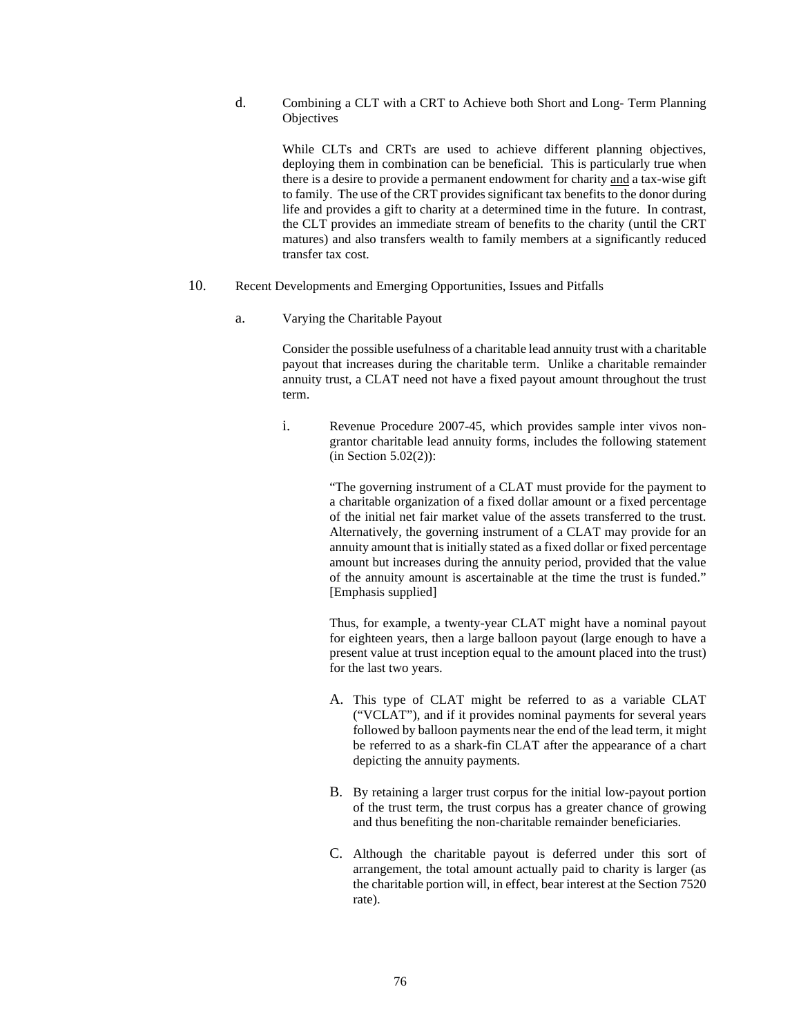d. Combining a CLT with a CRT to Achieve both Short and Long- Term Planning Objectives

While CLTs and CRTs are used to achieve different planning objectives, deploying them in combination can be beneficial. This is particularly true when there is a desire to provide a permanent endowment for charity <u>and</u> a tax-wise gift to family. The use of the CRT provides significant tax benefits to the donor during life and provides a gift to charity at a determined time in the future. In contrast, the CLT provides an immediate stream of benefits to the charity (until the CRT matures) and also transfers wealth to family members at a significantly reduced transfer tax cost.

10. Recent Developments and Emerging Opportunities, Issues and Pitfalls

a. Varying the Charitable Payout

Consider the possible usefulness of a charitable lead annuity trust with a charitable payout that increases during the charitable term. Unlike a charitable remainder annuity trust, a CLAT need not have a fixed payout amount throughout the trust term.

i. Revenue Procedure 2007-45, which provides sample inter vivos non-grantor charitable lead annuity forms, includes the following statement (in Section 5.02(2)):

"The governing instrument of a CLAT must provide for the payment to a charitable organization of a fixed dollar amount or a fixed percentage of the initial net fair market value of the assets transferred to the trust. Alternatively, the governing instrument of a CLAT may provide for an annuity amount that is initially stated as a fixed dollar or fixed percentage amount but increases during the annuity period, provided that the value of the annuity amount is ascertainable at the time the trust is funded." [Emphasis supplied]

Thus, for example, a twenty-year CLAT might have a nominal payout for eighteen years, then a large balloon payout (large enough to have a present value at trust inception equal to the amount placed into the trust) for the last two years.

A. This type of CLAT might be referred to as a variable CLAT ("VCLAT"), and if it provides nominal payments for several years followed by balloon payments near the end of the lead term, it might be referred to as a shark-fin CLAT after the appearance of a chart depicting the annuity payments.

B. By retaining a larger trust corpus for the initial low-payout portion of the trust term, the trust corpus has a greater chance of growing and thus benefiting the non-charitable remainder beneficiaries.

C. Although the charitable payout is deferred under this sort of arrangement, the total amount actually paid to charity is larger (as the charitable portion will, in effect, bear interest at the Section 7520 rate).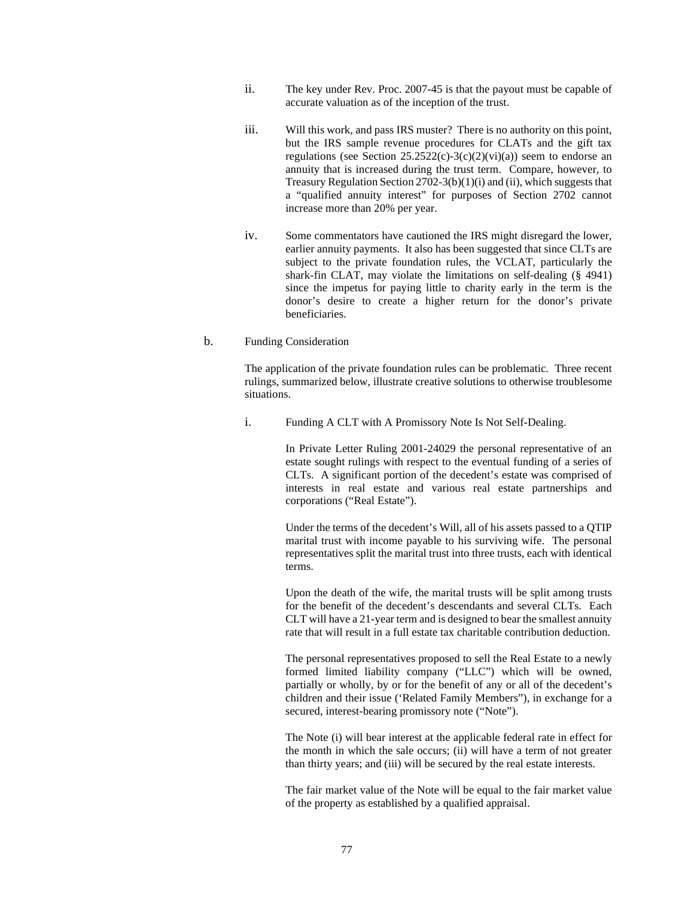ii. The key under Rev. Proc. 2007-45 is that the payout must be capable of accurate valuation as of the inception of the trust.

iii. Will this work, and pass IRS muster? There is no authority on this point, but the IRS sample revenue procedures for CLATs and the gift tax regulations (see Section 25.2522(c)-3(c)(2)(vi)(a)) seem to endorse an annuity that is increased during the trust term. Compare, however, to Treasury Regulation Section 2702-3(b)(1)(i) and (ii), which suggests that a "qualified annuity interest" for purposes of Section 2702 cannot increase more than 20% per year.

iv. Some commentators have cautioned the IRS might disregard the lower, earlier annuity payments. It also has been suggested that since CLTs are subject to the private foundation rules, the VCLAT, particularly the shark-fin CLAT, may violate the limitations on self-dealing (§ 4941) since the impetus for paying little to charity early in the term is the donor's desire to create a higher return for the donor's private beneficiaries.

b. Funding Consideration

The application of the private foundation rules can be problematic. Three recent rulings, summarized below, illustrate creative solutions to otherwise troublesome situations.

i. Funding A CLT with A Promissory Note Is Not Self-Dealing.

In Private Letter Ruling 2001-24029 the personal representative of an estate sought rulings with respect to the eventual funding of a series of CLTs. A significant portion of the decedent's estate was comprised of interests in real estate and various real estate partnerships and corporations ("Real Estate").

Under the terms of the decedent's Will, all of his assets passed to a QTIP marital trust with income payable to his surviving wife. The personal representatives split the marital trust into three trusts, each with identical terms.

Upon the death of the wife, the marital trusts will be split among trusts for the benefit of the decedent's descendants and several CLTs. Each CLT will have a 21-year term and is designed to bear the smallest annuity rate that will result in a full estate tax charitable contribution deduction.

The personal representatives proposed to sell the Real Estate to a newly formed limited liability company ("LLC") which will be owned, partially or wholly, by or for the benefit of any or all of the decedent's children and their issue ('Related Family Members"), in exchange for a secured, interest-bearing promissory note ("Note").

The Note (i) will bear interest at the applicable federal rate in effect for the month in which the sale occurs; (ii) will have a term of not greater than thirty years; and (iii) will be secured by the real estate interests.

The fair market value of the Note will be equal to the fair market value of the property as established by a qualified appraisal.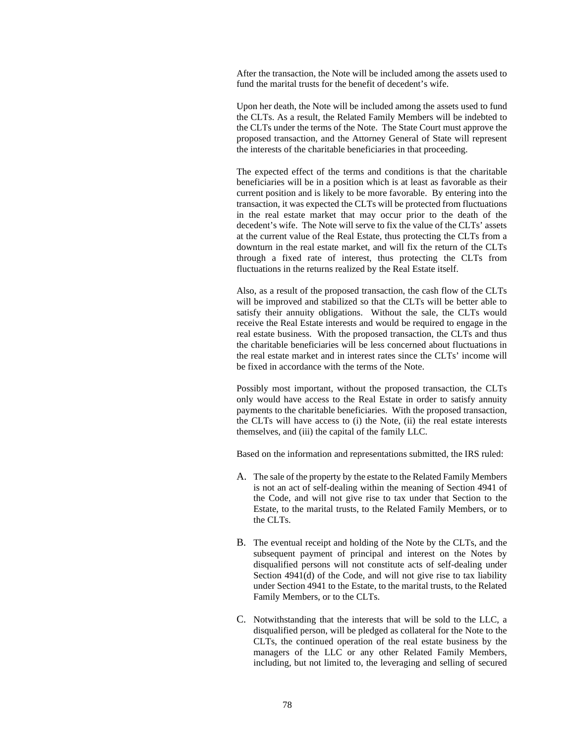After the transaction, the Note will be included among the assets used to fund the marital trusts for the benefit of decedent's wife.

Upon her death, the Note will be included among the assets used to fund the CLTs. As a result, the Related Family Members will be indebted to the CLTs under the terms of the Note. The State Court must approve the proposed transaction, and the Attorney General of State will represent the interests of the charitable beneficiaries in that proceeding.

The expected effect of the terms and conditions is that the charitable beneficiaries will be in a position which is at least as favorable as their current position and is likely to be more favorable. By entering into the transaction, it was expected the CLTs will be protected from fluctuations in the real estate market that may occur prior to the death of the decedent's wife. The Note will serve to fix the value of the CLTs' assets at the current value of the Real Estate, thus protecting the CLTs from a downturn in the real estate market, and will fix the return of the CLTs through a fixed rate of interest, thus protecting the CLTs from fluctuations in the returns realized by the Real Estate itself.

Also, as a result of the proposed transaction, the cash flow of the CLTs will be improved and stabilized so that the CLTs will be better able to satisfy their annuity obligations. Without the sale, the CLTs would receive the Real Estate interests and would be required to engage in the real estate business. With the proposed transaction, the CLTs and thus the charitable beneficiaries will be less concerned about fluctuations in the real estate market and in interest rates since the CLTs' income will be fixed in accordance with the terms of the Note.

Possibly most important, without the proposed transaction, the CLTs only would have access to the Real Estate in order to satisfy annuity payments to the charitable beneficiaries. With the proposed transaction, the CLTs will have access to (i) the Note, (ii) the real estate interests themselves, and (iii) the capital of the family LLC.

Based on the information and representations submitted, the IRS ruled:

A. The sale of the property by the estate to the Related Family Members is not an act of self-dealing within the meaning of Section 4941 of the Code, and will not give rise to tax under that Section to the Estate, to the marital trusts, to the Related Family Members, or to the CLTs.

B. The eventual receipt and holding of the Note by the CLTs, and the subsequent payment of principal and interest on the Notes by disqualified persons will not constitute acts of self-dealing under Section 4941(d) of the Code, and will not give rise to tax liability under Section 4941 to the Estate, to the marital trusts, to the Related Family Members, or to the CLTs.

C. Notwithstanding that the interests that will be sold to the LLC, a disqualified person, will be pledged as collateral for the Note to the CLTs, the continued operation of the real estate business by the managers of the LLC or any other Related Family Members, including, but not limited to, the leveraging and selling of secured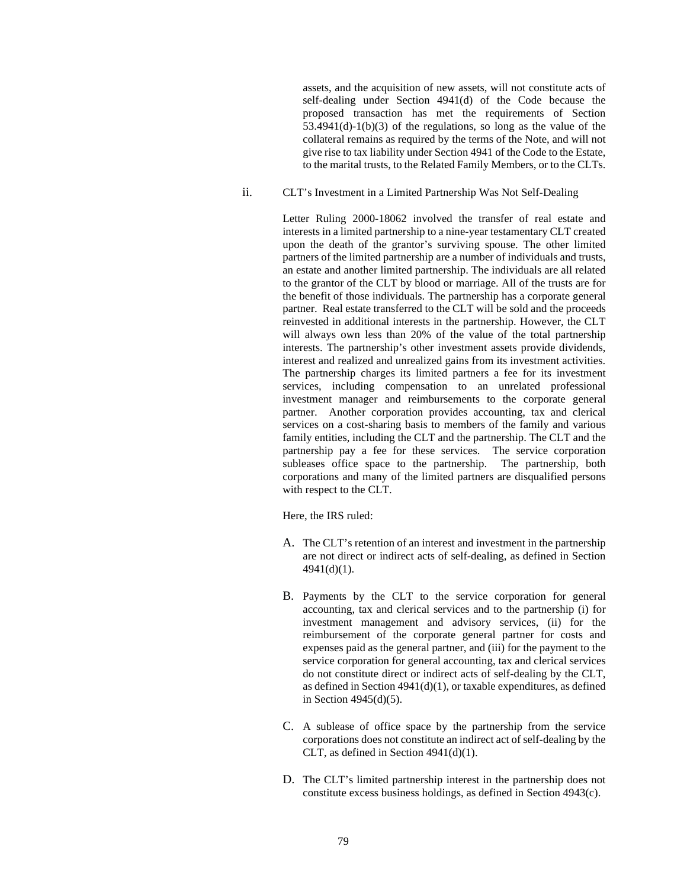assets, and the acquisition of new assets, will not constitute acts of self-dealing under Section 4941(d) of the Code because the proposed transaction has met the requirements of Section 53.4941(d)-1(b)(3) of the regulations, so long as the value of the collateral remains as required by the terms of the Note, and will not give rise to tax liability under Section 4941 of the Code to the Estate, to the marital trusts, to the Related Family Members, or to the CLTs.

ii. CLT's Investment in a Limited Partnership Was Not Self-Dealing

Letter Ruling 2000-18062 involved the transfer of real estate and interests in a limited partnership to a nine-year testamentary CLT created upon the death of the grantor's surviving spouse. The other limited partners of the limited partnership are a number of individuals and trusts, an estate and another limited partnership. The individuals are all related to the grantor of the CLT by blood or marriage. All of the trusts are for the benefit of those individuals. The partnership has a corporate general partner. Real estate transferred to the CLT will be sold and the proceeds reinvested in additional interests in the partnership. However, the CLT will always own less than 20% of the value of the total partnership interests. The partnership's other investment assets provide dividends, interest and realized and unrealized gains from its investment activities. The partnership charges its limited partners a fee for its investment services, including compensation to an unrelated professional investment manager and reimbursements to the corporate general partner. Another corporation provides accounting, tax and clerical services on a cost-sharing basis to members of the family and various family entities, including the CLT and the partnership. The CLT and the partnership pay a fee for these services. The service corporation subleases office space to the partnership. The partnership, both corporations and many of the limited partners are disqualified persons with respect to the CLT.

Here, the IRS ruled:

A. The CLT's retention of an interest and investment in the partnership are not direct or indirect acts of self-dealing, as defined in Section 4941(d)(1).

B. Payments by the CLT to the service corporation for general accounting, tax and clerical services and to the partnership (i) for investment management and advisory services, (ii) for the reimbursement of the corporate general partner for costs and expenses paid as the general partner, and (iii) for the payment to the service corporation for general accounting, tax and clerical services do not constitute direct or indirect acts of self-dealing by the CLT, as defined in Section 4941(d)(1), or taxable expenditures, as defined in Section 4945(d)(5).

C. A sublease of office space by the partnership from the service corporations does not constitute an indirect act of self-dealing by the CLT, as defined in Section 4941(d)(1).

D. The CLT's limited partnership interest in the partnership does not constitute excess business holdings, as defined in Section 4943(c).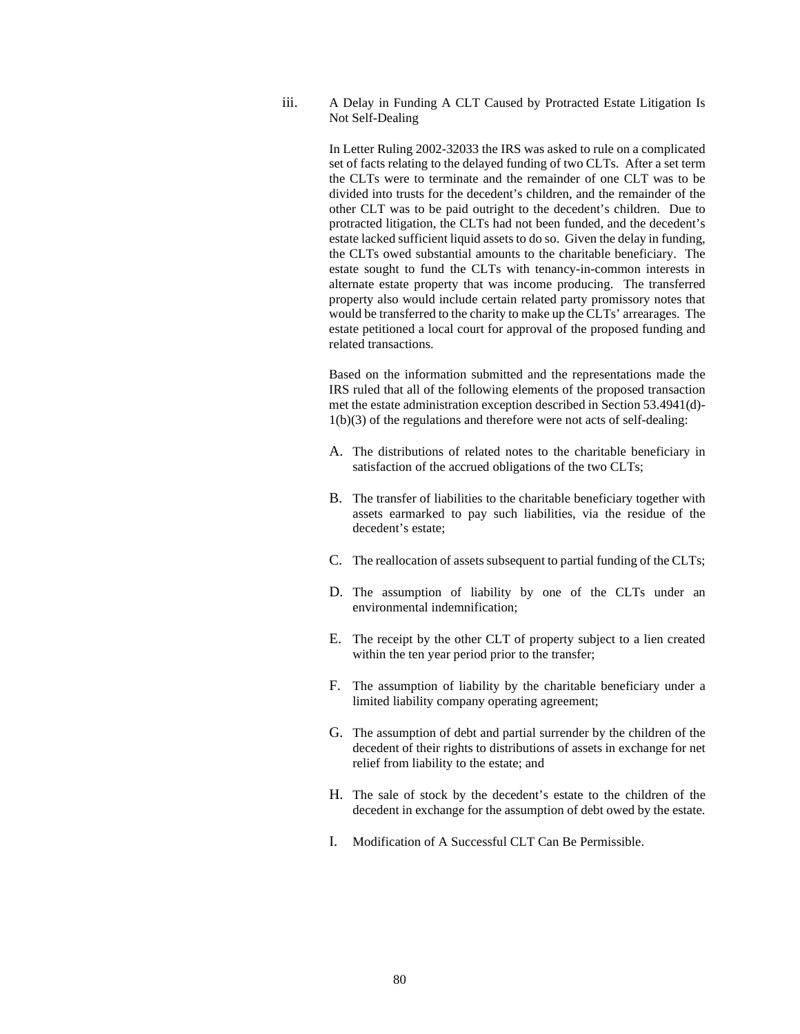iii. A Delay in Funding A CLT Caused by Protracted Estate Litigation Is Not Self-Dealing

In Letter Ruling 2002-32033 the IRS was asked to rule on a complicated set of facts relating to the delayed funding of two CLTs. After a set term the CLTs were to terminate and the remainder of one CLT was to be divided into trusts for the decedent's children, and the remainder of the other CLT was to be paid outright to the decedent's children. Due to protracted litigation, the CLTs had not been funded, and the decedent's estate lacked sufficient liquid assets to do so. Given the delay in funding, the CLTs owed substantial amounts to the charitable beneficiary. The estate sought to fund the CLTs with tenancy-in-common interests in alternate estate property that was income producing. The transferred property also would include certain related party promissory notes that would be transferred to the charity to make up the CLTs' arrearages. The estate petitioned a local court for approval of the proposed funding and related transactions.

Based on the information submitted and the representations made the IRS ruled that all of the following elements of the proposed transaction met the estate administration exception described in Section 53.4941(d)-1(b)(3) of the regulations and therefore were not acts of self-dealing:

A. The distributions of related notes to the charitable beneficiary in satisfaction of the accrued obligations of the two CLTs;

B. The transfer of liabilities to the charitable beneficiary together with assets earmarked to pay such liabilities, via the residue of the decedent's estate;

C. The reallocation of assets subsequent to partial funding of the CLTs;

D. The assumption of liability by one of the CLTs under an environmental indemnification;

E. The receipt by the other CLT of property subject to a lien created within the ten year period prior to the transfer;

F. The assumption of liability by the charitable beneficiary under a limited liability company operating agreement;

G. The assumption of debt and partial surrender by the children of the decedent of their rights to distributions of assets in exchange for net relief from liability to the estate; and

H. The sale of stock by the decedent's estate to the children of the decedent in exchange for the assumption of debt owed by the estate.

I. Modification of A Successful CLT Can Be Permissible.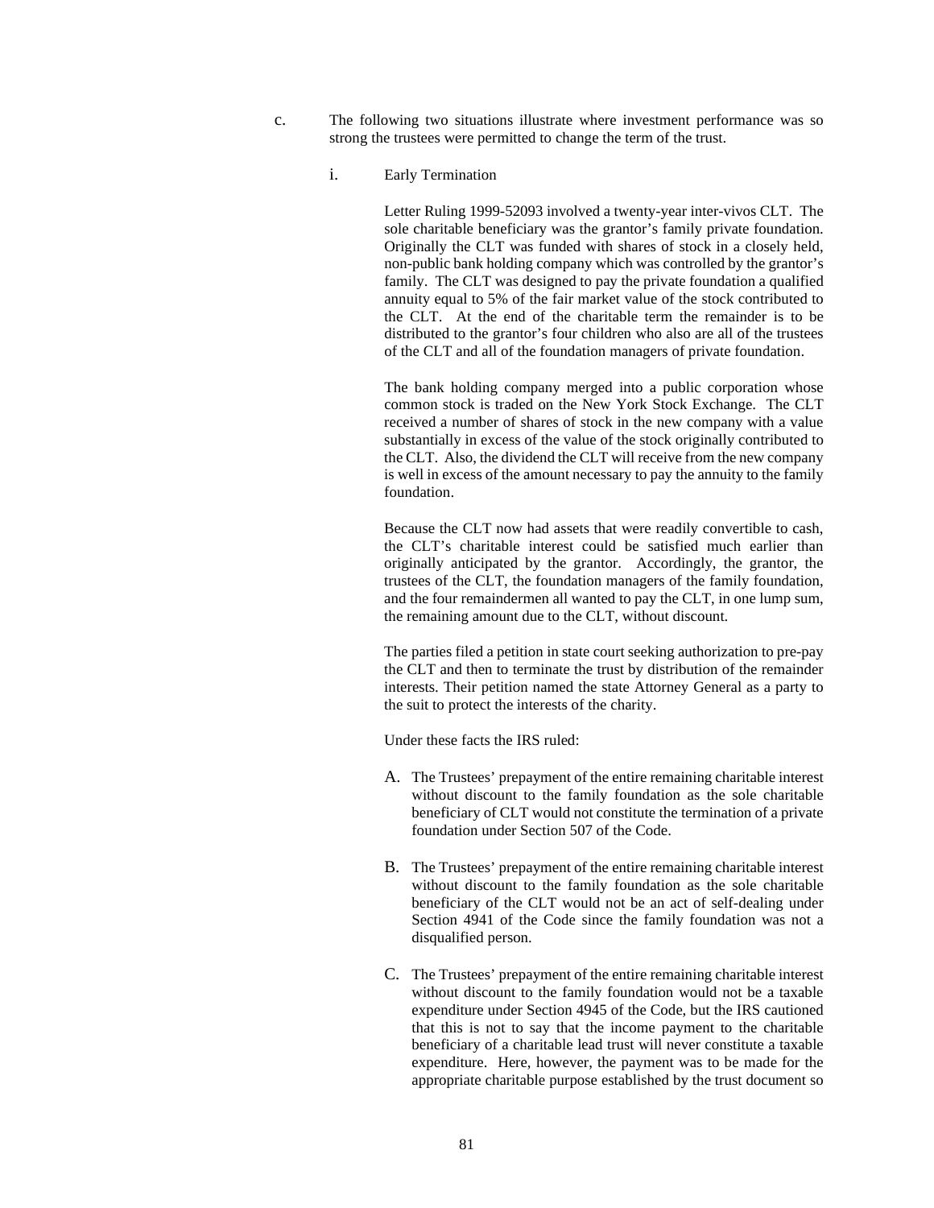c. The following two situations illustrate where investment performance was so strong the trustees were permitted to change the term of the trust.

i. Early Termination

Letter Ruling 1999-52093 involved a twenty-year inter-vivos CLT. The sole charitable beneficiary was the grantor's family private foundation. Originally the CLT was funded with shares of stock in a closely held, non-public bank holding company which was controlled by the grantor's family. The CLT was designed to pay the private foundation a qualified annuity equal to 5% of the fair market value of the stock contributed to the CLT. At the end of the charitable term the remainder is to be distributed to the grantor's four children who also are all of the trustees of the CLT and all of the foundation managers of private foundation.

The bank holding company merged into a public corporation whose common stock is traded on the New York Stock Exchange. The CLT received a number of shares of stock in the new company with a value substantially in excess of the value of the stock originally contributed to the CLT. Also, the dividend the CLT will receive from the new company is well in excess of the amount necessary to pay the annuity to the family foundation.

Because the CLT now had assets that were readily convertible to cash, the CLT's charitable interest could be satisfied much earlier than originally anticipated by the grantor. Accordingly, the grantor, the trustees of the CLT, the foundation managers of the family foundation, and the four remaindermen all wanted to pay the CLT, in one lump sum, the remaining amount due to the CLT, without discount.

The parties filed a petition in state court seeking authorization to pre-pay the CLT and then to terminate the trust by distribution of the remainder interests. Their petition named the state Attorney General as a party to the suit to protect the interests of the charity.

Under these facts the IRS ruled:

A. The Trustees' prepayment of the entire remaining charitable interest without discount to the family foundation as the sole charitable beneficiary of CLT would not constitute the termination of a private foundation under Section 507 of the Code.

B. The Trustees' prepayment of the entire remaining charitable interest without discount to the family foundation as the sole charitable beneficiary of the CLT would not be an act of self-dealing under Section 4941 of the Code since the family foundation was not a disqualified person.

C. The Trustees' prepayment of the entire remaining charitable interest without discount to the family foundation would not be a taxable expenditure under Section 4945 of the Code, but the IRS cautioned that this is not to say that the income payment to the charitable beneficiary of a charitable lead trust will never constitute a taxable expenditure. Here, however, the payment was to be made for the appropriate charitable purpose established by the trust document so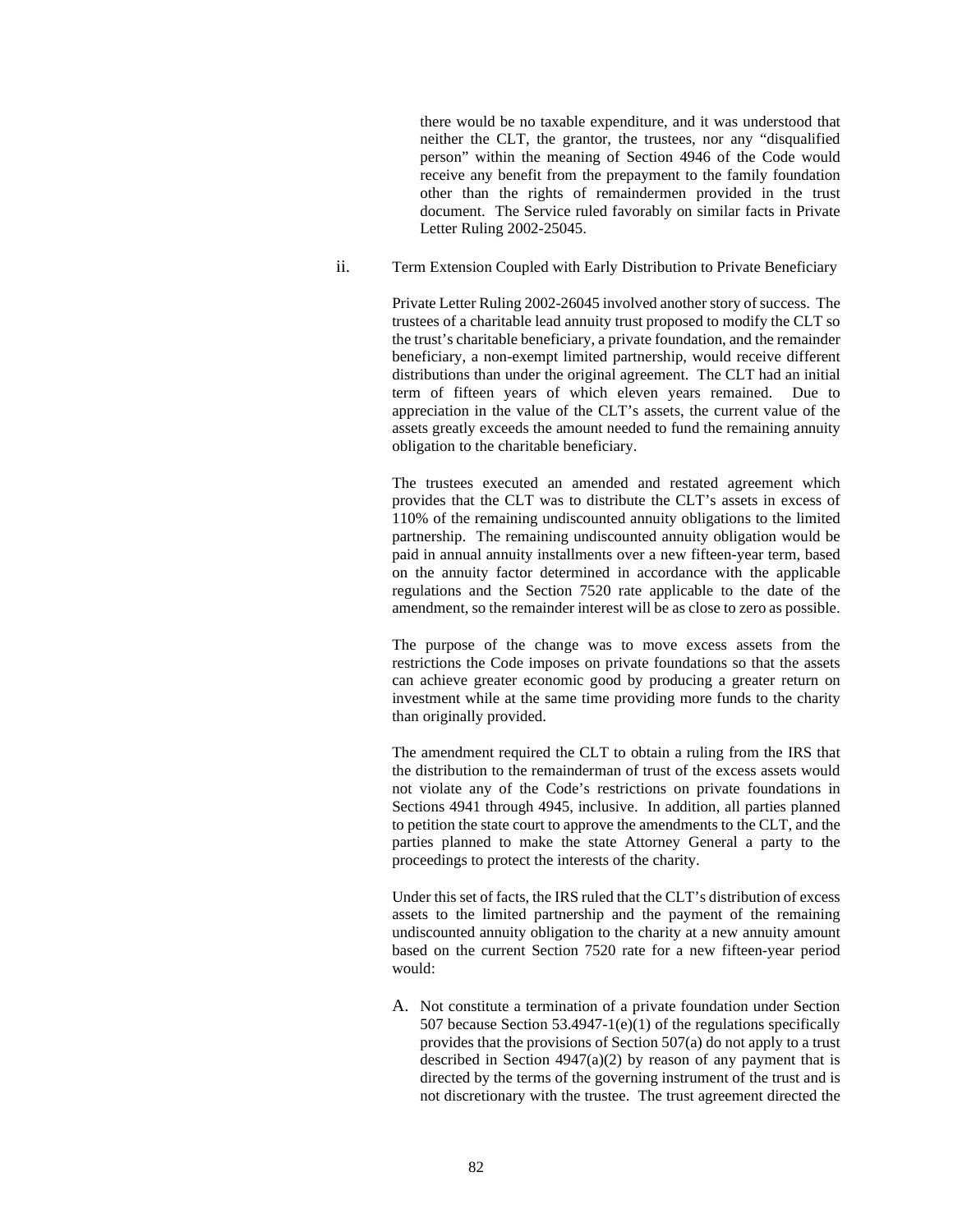there would be no taxable expenditure, and it was understood that neither the CLT, the grantor, the trustees, nor any "disqualified person" within the meaning of Section 4946 of the Code would receive any benefit from the prepayment to the family foundation other than the rights of remaindermen provided in the trust document. The Service ruled favorably on similar facts in Private Letter Ruling 2002-25045.

ii. Term Extension Coupled with Early Distribution to Private Beneficiary

Private Letter Ruling 2002-26045 involved another story of success. The trustees of a charitable lead annuity trust proposed to modify the CLT so the trust's charitable beneficiary, a private foundation, and the remainder beneficiary, a non-exempt limited partnership, would receive different distributions than under the original agreement. The CLT had an initial term of fifteen years of which eleven years remained. Due to appreciation in the value of the CLT's assets, the current value of the assets greatly exceeds the amount needed to fund the remaining annuity obligation to the charitable beneficiary.

The trustees executed an amended and restated agreement which provides that the CLT was to distribute the CLT's assets in excess of 110% of the remaining undiscounted annuity obligations to the limited partnership. The remaining undiscounted annuity obligation would be paid in annual annuity installments over a new fifteen-year term, based on the annuity factor determined in accordance with the applicable regulations and the Section 7520 rate applicable to the date of the amendment, so the remainder interest will be as close to zero as possible.

The purpose of the change was to move excess assets from the restrictions the Code imposes on private foundations so that the assets can achieve greater economic good by producing a greater return on investment while at the same time providing more funds to the charity than originally provided.

The amendment required the CLT to obtain a ruling from the IRS that the distribution to the remainderman of trust of the excess assets would not violate any of the Code's restrictions on private foundations in Sections 4941 through 4945, inclusive. In addition, all parties planned to petition the state court to approve the amendments to the CLT, and the parties planned to make the state Attorney General a party to the proceedings to protect the interests of the charity.

Under this set of facts, the IRS ruled that the CLT's distribution of excess assets to the limited partnership and the payment of the remaining undiscounted annuity obligation to the charity at a new annuity amount based on the current Section 7520 rate for a new fifteen-year period would:

A. Not constitute a termination of a private foundation under Section 507 because Section 53.4947-1(e)(1) of the regulations specifically provides that the provisions of Section 507(a) do not apply to a trust described in Section 4947(a)(2) by reason of any payment that is directed by the terms of the governing instrument of the trust and is not discretionary with the trustee. The trust agreement directed the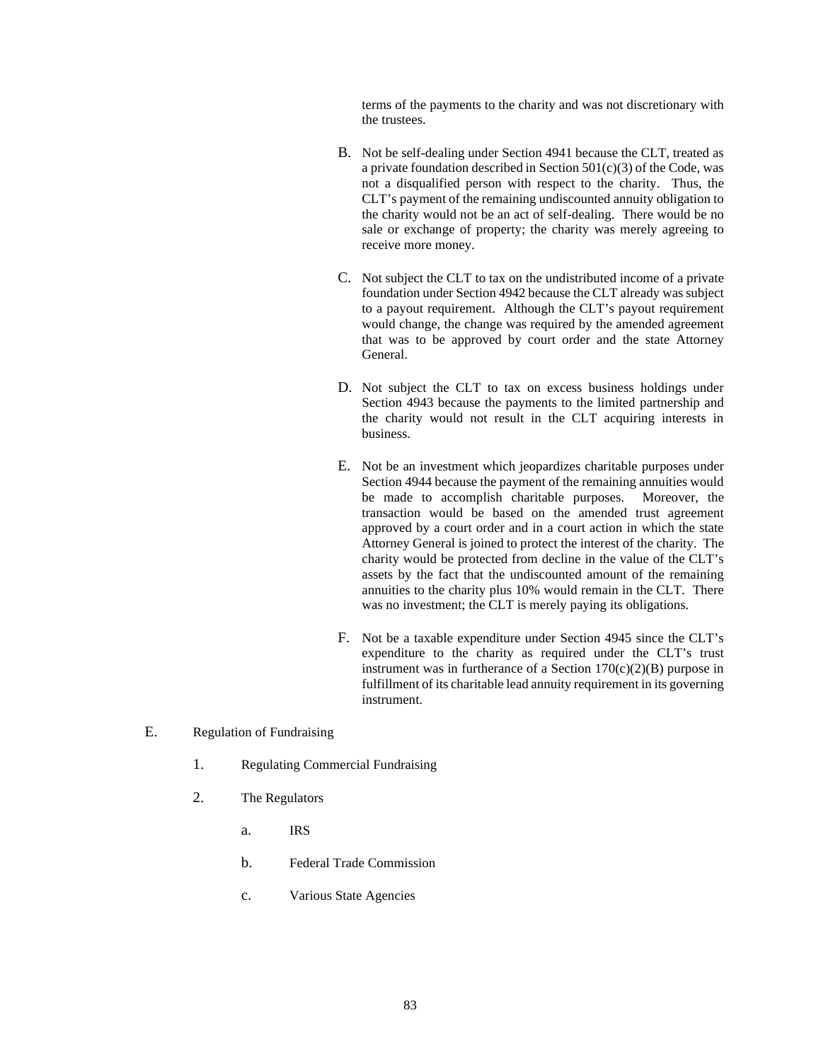terms of the payments to the charity and was not discretionary with the trustees.

B. Not be self-dealing under Section 4941 because the CLT, treated as a private foundation described in Section 501(c)(3) of the Code, was not a disqualified person with respect to the charity. Thus, the CLT's payment of the remaining undiscounted annuity obligation to the charity would not be an act of self-dealing. There would be no sale or exchange of property; the charity was merely agreeing to receive more money.

C. Not subject the CLT to tax on the undistributed income of a private foundation under Section 4942 because the CLT already was subject to a payout requirement. Although the CLT's payout requirement would change, the change was required by the amended agreement that was to be approved by court order and the state Attorney General.

D. Not subject the CLT to tax on excess business holdings under Section 4943 because the payments to the limited partnership and the charity would not result in the CLT acquiring interests in business.

E. Not be an investment which jeopardizes charitable purposes under Section 4944 because the payment of the remaining annuities would be made to accomplish charitable purposes. Moreover, the transaction would be based on the amended trust agreement approved by a court order and in a court action in which the state Attorney General is joined to protect the interest of the charity. The charity would be protected from decline in the value of the CLT's assets by the fact that the undiscounted amount of the remaining annuities to the charity plus 10% would remain in the CLT. There was no investment; the CLT is merely paying its obligations.

F. Not be a taxable expenditure under Section 4945 since the CLT's expenditure to the charity as required under the CLT's trust instrument was in furtherance of a Section 170(c)(2)(B) purpose in fulfillment of its charitable lead annuity requirement in its governing instrument.

E. Regulation of Fundraising

1. Regulating Commercial Fundraising

2. The Regulators

a. IRS

b. Federal Trade Commission

c. Various State Agencies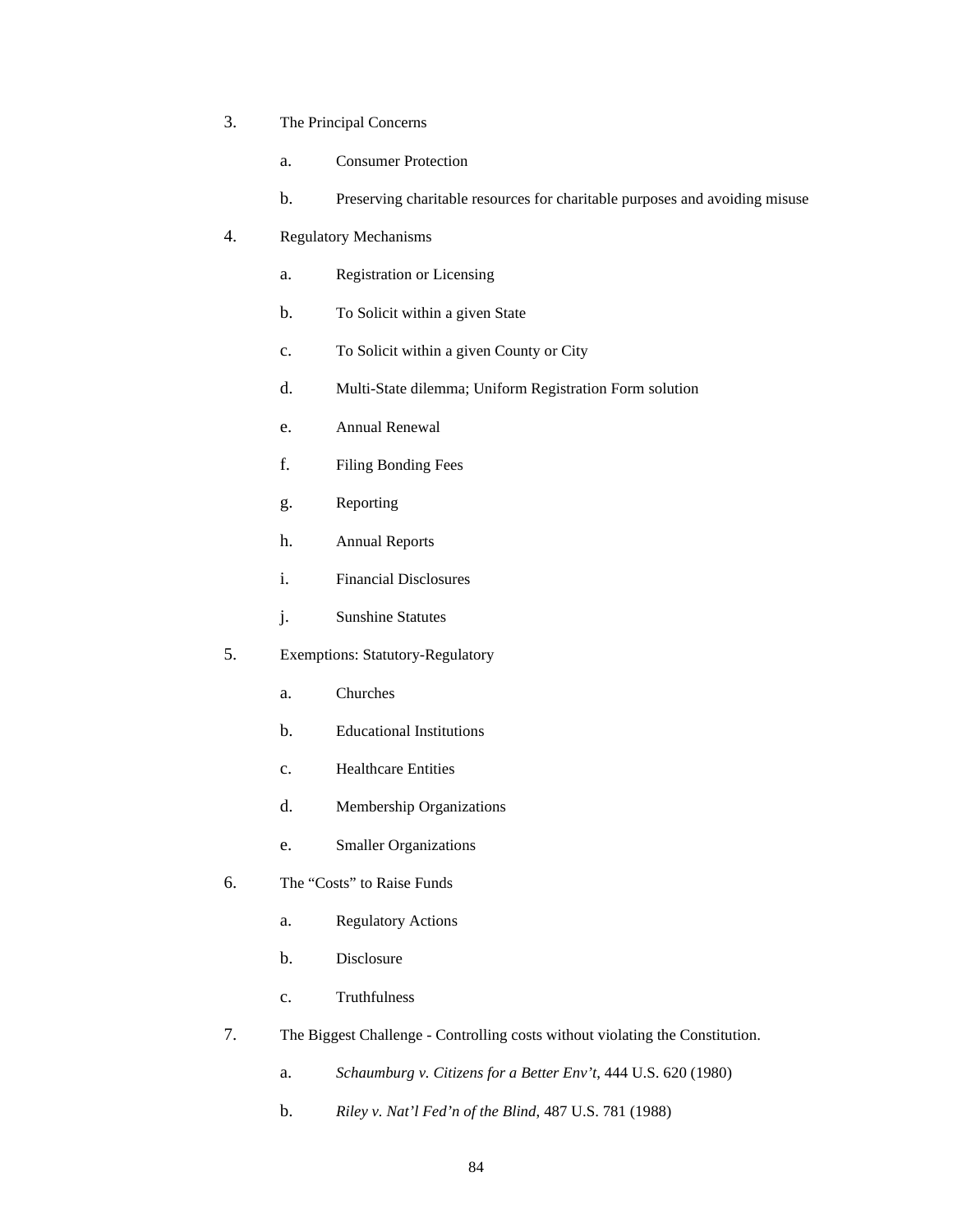3. The Principal Concerns

    a. Consumer Protection

    b. Preserving charitable resources for charitable purposes and avoiding misuse

4. Regulatory Mechanisms

    a. Registration or Licensing

    b. To Solicit within a given State

    c. To Solicit within a given County or City

    d. Multi-State dilemma; Uniform Registration Form solution

    e. Annual Renewal

    f. Filing Bonding Fees

    g. Reporting

    h. Annual Reports

    i. Financial Disclosures

    j. Sunshine Statutes

5. Exemptions: Statutory-Regulatory

    a. Churches

    b. Educational Institutions

    c. Healthcare Entities

    d. Membership Organizations

    e. Smaller Organizations

6. The “Costs” to Raise Funds

    a. Regulatory Actions

    b. Disclosure

    c. Truthfulness

7. The Biggest Challenge - Controlling costs without violating the Constitution.

    a. *Schaumburg v. Citizens for a Better Env’t*, 444 U.S. 620 (1980)

    b. *Riley v. Nat’l Fed’n of the Blind*, 487 U.S. 781 (1988)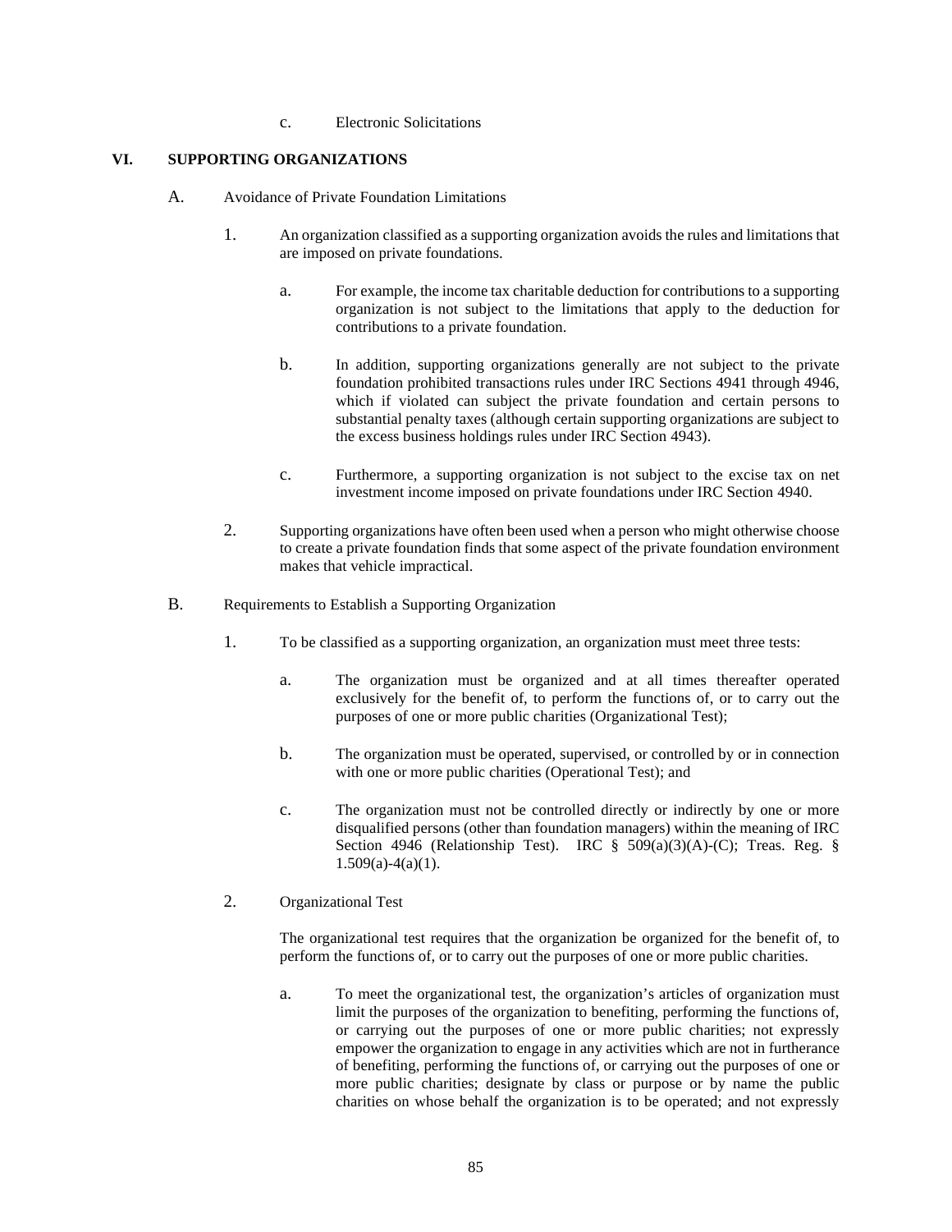c. Electronic Solicitations

## VI. SUPPORTING ORGANIZATIONS

### A. Avoidance of Private Foundation Limitations

1. An organization classified as a supporting organization avoids the rules and limitations that are imposed on private foundations.

   a. For example, the income tax charitable deduction for contributions to a supporting organization is not subject to the limitations that apply to the deduction for contributions to a private foundation.

   b. In addition, supporting organizations generally are not subject to the private foundation prohibited transactions rules under IRC Sections 4941 through 4946, which if violated can subject the private foundation and certain persons to substantial penalty taxes (although certain supporting organizations are subject to the excess business holdings rules under IRC Section 4943).

   c. Furthermore, a supporting organization is not subject to the excise tax on net investment income imposed on private foundations under IRC Section 4940.

2. Supporting organizations have often been used when a person who might otherwise choose to create a private foundation finds that some aspect of the private foundation environment makes that vehicle impractical.

### B. Requirements to Establish a Supporting Organization

1. To be classified as a supporting organization, an organization must meet three tests:

   a. The organization must be organized and at all times thereafter operated exclusively for the benefit of, to perform the functions of, or to carry out the purposes of one or more public charities (Organizational Test);

   b. The organization must be operated, supervised, or controlled by or in connection with one or more public charities (Operational Test); and

   c. The organization must not be controlled directly or indirectly by one or more disqualified persons (other than foundation managers) within the meaning of IRC Section 4946 (Relationship Test). IRC § 509(a)(3)(A)-(C); Treas. Reg. § 1.509(a)-4(a)(1).

2. Organizational Test

   The organizational test requires that the organization be organized for the benefit of, to perform the functions of, or to carry out the purposes of one or more public charities.

   a. To meet the organizational test, the organization's articles of organization must limit the purposes of the organization to benefiting, performing the functions of, or carrying out the purposes of one or more public charities; not expressly empower the organization to engage in any activities which are not in furtherance of benefiting, performing the functions of, or carrying out the purposes of one or more public charities; designate by class or purpose or by name the public charities on whose behalf the organization is to be operated; and not expressly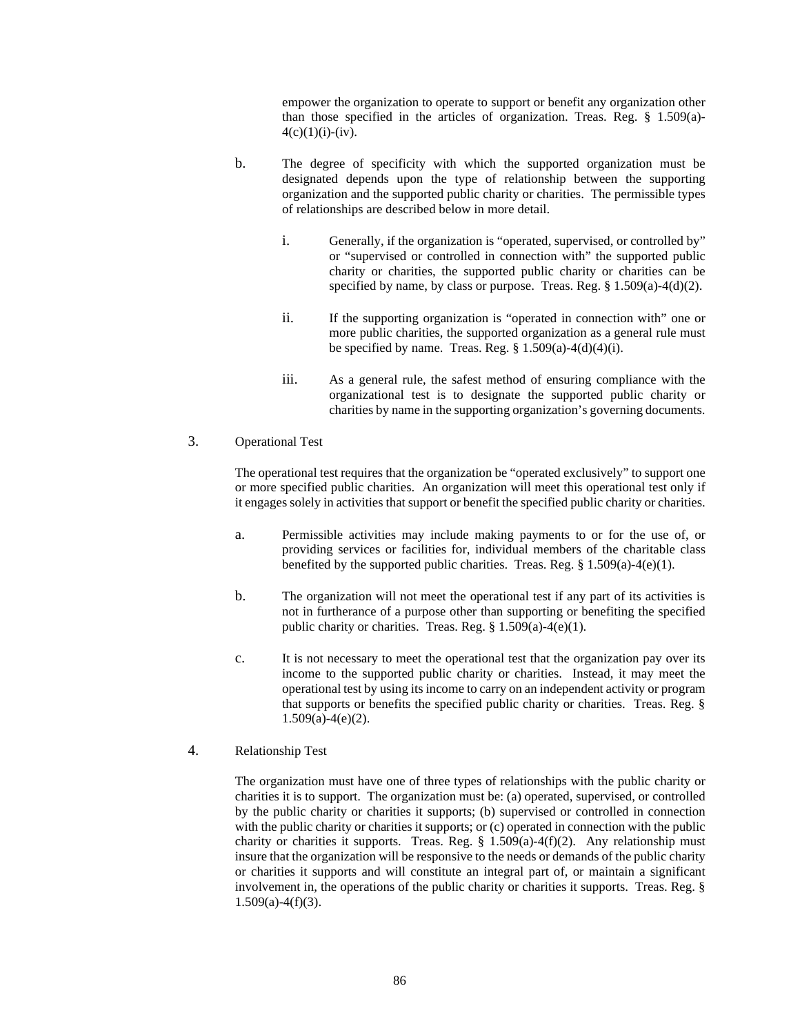empower the organization to operate to support or benefit any organization other than those specified in the articles of organization. Treas. Reg. § 1.509(a)-4(c)(1)(i)-(iv).

b. The degree of specificity with which the supported organization must be designated depends upon the type of relationship between the supporting organization and the supported public charity or charities. The permissible types of relationships are described below in more detail.

   i. Generally, if the organization is "operated, supervised, or controlled by" or "supervised or controlled in connection with" the supported public charity or charities, the supported public charity or charities can be specified by name, by class or purpose. Treas. Reg. § 1.509(a)-4(d)(2).

   ii. If the supporting organization is "operated in connection with" one or more public charities, the supported organization as a general rule must be specified by name. Treas. Reg. § 1.509(a)-4(d)(4)(i).

   iii. As a general rule, the safest method of ensuring compliance with the organizational test is to designate the supported public charity or charities by name in the supporting organization's governing documents.

3. Operational Test

The operational test requires that the organization be "operated exclusively" to support one or more specified public charities. An organization will meet this operational test only if it engages solely in activities that support or benefit the specified public charity or charities.

a. Permissible activities may include making payments to or for the use of, or providing services or facilities for, individual members of the charitable class benefited by the supported public charities. Treas. Reg. § 1.509(a)-4(e)(1).

b. The organization will not meet the operational test if any part of its activities is not in furtherance of a purpose other than supporting or benefiting the specified public charity or charities. Treas. Reg. § 1.509(a)-4(e)(1).

c. It is not necessary to meet the operational test that the organization pay over its income to the supported public charity or charities. Instead, it may meet the operational test by using its income to carry on an independent activity or program that supports or benefits the specified public charity or charities. Treas. Reg. § 1.509(a)-4(e)(2).

4. Relationship Test

The organization must have one of three types of relationships with the public charity or charities it is to support. The organization must be: (a) operated, supervised, or controlled by the public charity or charities it supports; (b) supervised or controlled in connection with the public charity or charities it supports; or (c) operated in connection with the public charity or charities it supports. Treas. Reg. § 1.509(a)-4(f)(2). Any relationship must insure that the organization will be responsive to the needs or demands of the public charity or charities it supports and will constitute an integral part of, or maintain a significant involvement in, the operations of the public charity or charities it supports. Treas. Reg. § 1.509(a)-4(f)(3).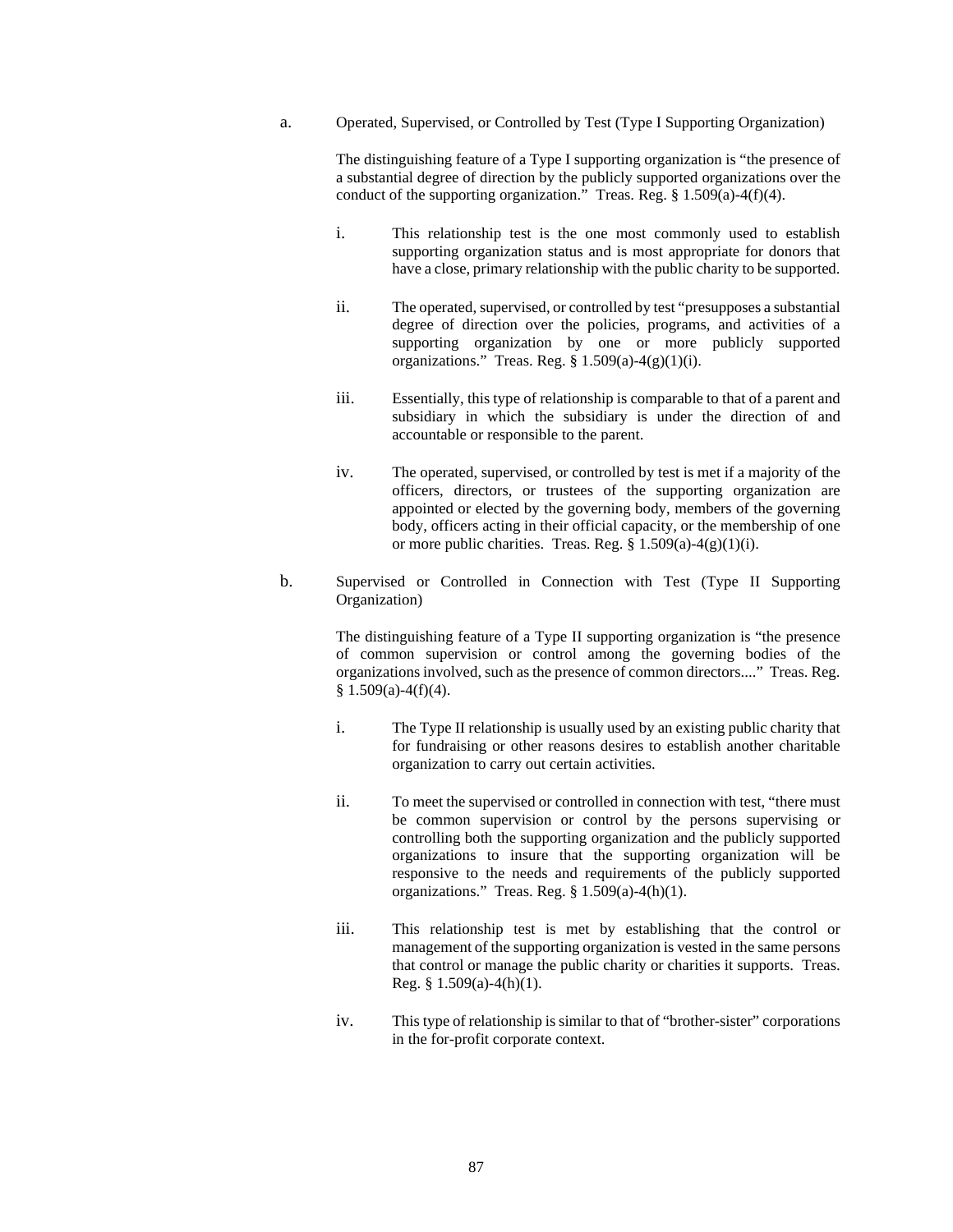a. Operated, Supervised, or Controlled by Test (Type I Supporting Organization)

The distinguishing feature of a Type I supporting organization is "the presence of a substantial degree of direction by the publicly supported organizations over the conduct of the supporting organization." Treas. Reg. § 1.509(a)-4(f)(4).

i. This relationship test is the one most commonly used to establish supporting organization status and is most appropriate for donors that have a close, primary relationship with the public charity to be supported.

ii. The operated, supervised, or controlled by test "presupposes a substantial degree of direction over the policies, programs, and activities of a supporting organization by one or more publicly supported organizations." Treas. Reg. § 1.509(a)-4(g)(1)(i).

iii. Essentially, this type of relationship is comparable to that of a parent and subsidiary in which the subsidiary is under the direction of and accountable or responsible to the parent.

iv. The operated, supervised, or controlled by test is met if a majority of the officers, directors, or trustees of the supporting organization are appointed or elected by the governing body, members of the governing body, officers acting in their official capacity, or the membership of one or more public charities. Treas. Reg. § 1.509(a)-4(g)(1)(i).

b. Supervised or Controlled in Connection with Test (Type II Supporting Organization)

The distinguishing feature of a Type II supporting organization is "the presence of common supervision or control among the governing bodies of the organizations involved, such as the presence of common directors...." Treas. Reg. § 1.509(a)-4(f)(4).

i. The Type II relationship is usually used by an existing public charity that for fundraising or other reasons desires to establish another charitable organization to carry out certain activities.

ii. To meet the supervised or controlled in connection with test, "there must be common supervision or control by the persons supervising or controlling both the supporting organization and the publicly supported organizations to insure that the supporting organization will be responsive to the needs and requirements of the publicly supported organizations." Treas. Reg. § 1.509(a)-4(h)(1).

iii. This relationship test is met by establishing that the control or management of the supporting organization is vested in the same persons that control or manage the public charity or charities it supports. Treas. Reg. § 1.509(a)-4(h)(1).

iv. This type of relationship is similar to that of "brother-sister" corporations in the for-profit corporate context.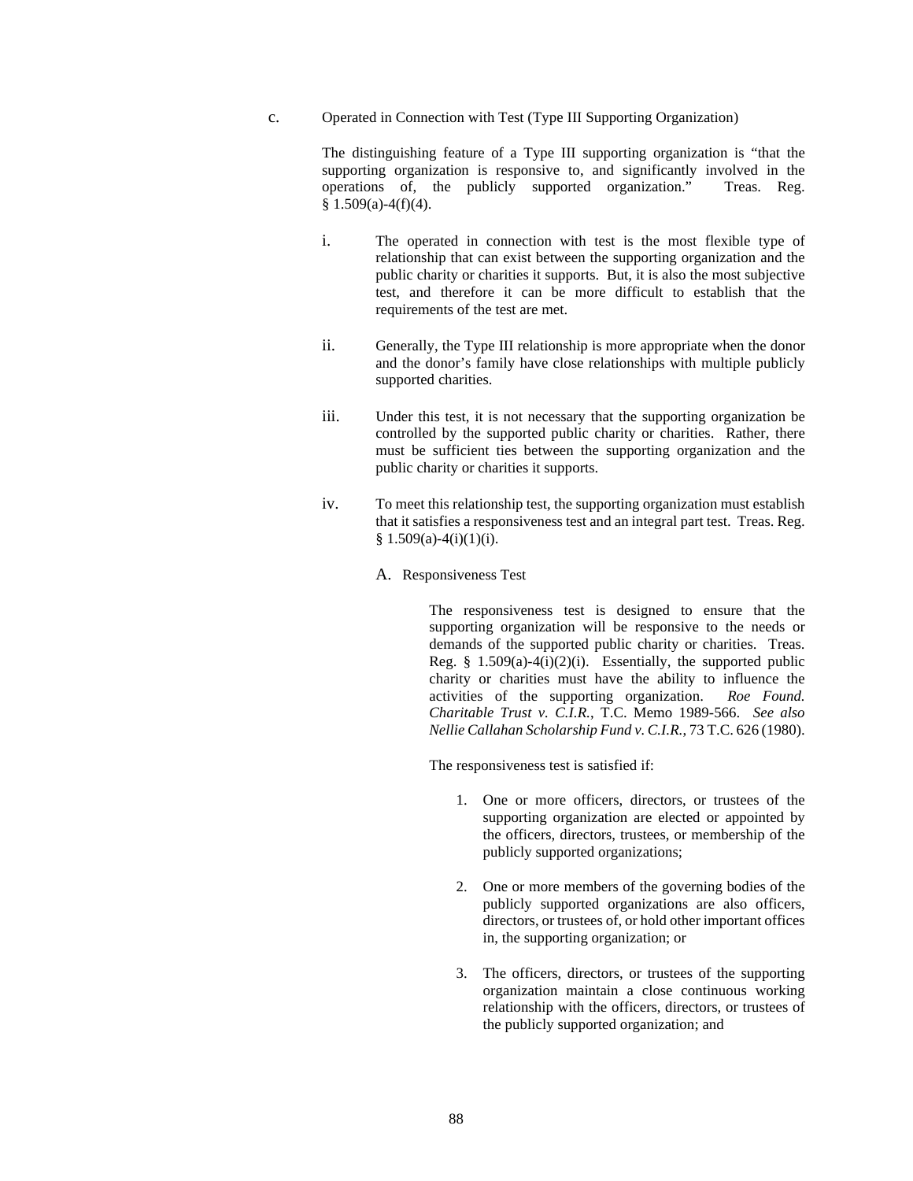c. Operated in Connection with Test (Type III Supporting Organization)

The distinguishing feature of a Type III supporting organization is "that the supporting organization is responsive to, and significantly involved in the operations of, the publicly supported organization." Treas. Reg. § 1.509(a)-4(f)(4).

i. The operated in connection with test is the most flexible type of relationship that can exist between the supporting organization and the public charity or charities it supports. But, it is also the most subjective test, and therefore it can be more difficult to establish that the requirements of the test are met.

ii. Generally, the Type III relationship is more appropriate when the donor and the donor's family have close relationships with multiple publicly supported charities.

iii. Under this test, it is not necessary that the supporting organization be controlled by the supported public charity or charities. Rather, there must be sufficient ties between the supporting organization and the public charity or charities it supports.

iv. To meet this relationship test, the supporting organization must establish that it satisfies a responsiveness test and an integral part test. Treas. Reg. § 1.509(a)-4(i)(1)(i).

A. Responsiveness Test

The responsiveness test is designed to ensure that the supporting organization will be responsive to the needs or demands of the supported public charity or charities. Treas. Reg. § 1.509(a)-4(i)(2)(i). Essentially, the supported public charity or charities must have the ability to influence the activities of the supporting organization. *Roe Found. Charitable Trust v. C.I.R.*, T.C. Memo 1989-566. *See also Nellie Callahan Scholarship Fund v. C.I.R.*, 73 T.C. 626 (1980).

The responsiveness test is satisfied if:

1. One or more officers, directors, or trustees of the supporting organization are elected or appointed by the officers, directors, trustees, or membership of the publicly supported organizations;

2. One or more members of the governing bodies of the publicly supported organizations are also officers, directors, or trustees of, or hold other important offices in, the supporting organization; or

3. The officers, directors, or trustees of the supporting organization maintain a close continuous working relationship with the officers, directors, or trustees of the publicly supported organization; and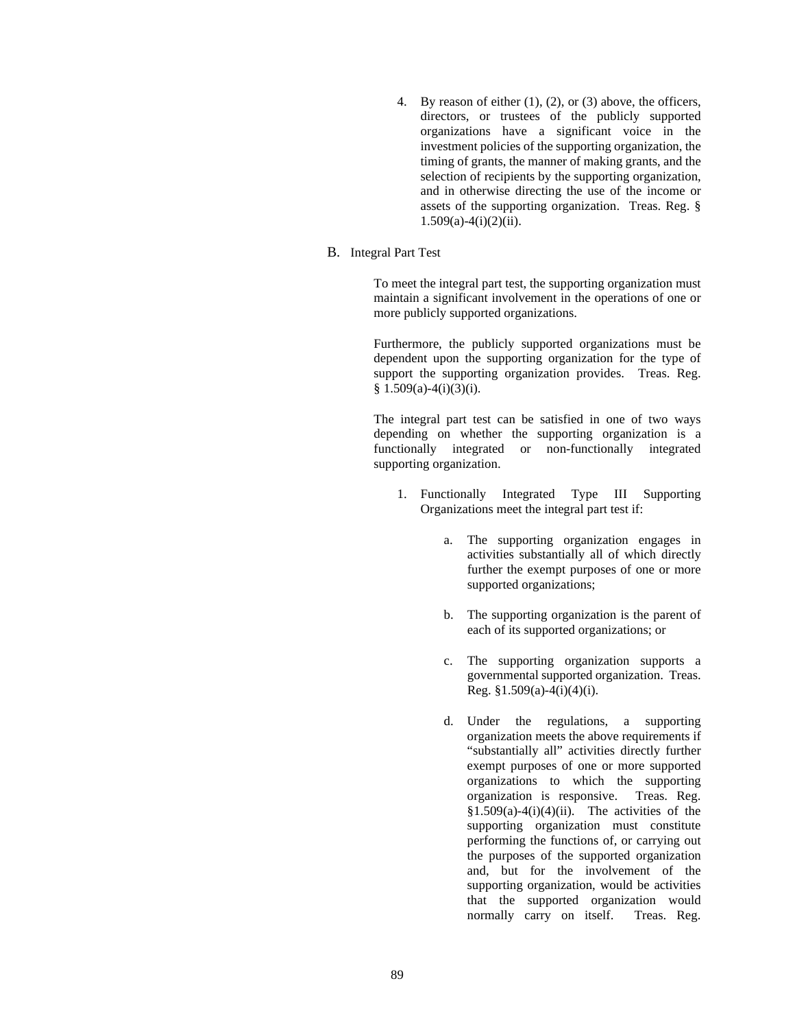4. By reason of either (1), (2), or (3) above, the officers, directors, or trustees of the publicly supported organizations have a significant voice in the investment policies of the supporting organization, the timing of grants, the manner of making grants, and the selection of recipients by the supporting organization, and in otherwise directing the use of the income or assets of the supporting organization. Treas. Reg. § 1.509(a)-4(i)(2)(ii).

## B. Integral Part Test

To meet the integral part test, the supporting organization must maintain a significant involvement in the operations of one or more publicly supported organizations.

Furthermore, the publicly supported organizations must be dependent upon the supporting organization for the type of support the supporting organization provides. Treas. Reg. § 1.509(a)-4(i)(3)(i).

The integral part test can be satisfied in one of two ways depending on whether the supporting organization is a functionally integrated or non-functionally integrated supporting organization.

1. Functionally Integrated Type III Supporting Organizations meet the integral part test if:

    a. The supporting organization engages in activities substantially all of which directly further the exempt purposes of one or more supported organizations;

    b. The supporting organization is the parent of each of its supported organizations; or

    c. The supporting organization supports a governmental supported organization. Treas. Reg. §1.509(a)-4(i)(4)(i).

    d. Under the regulations, a supporting organization meets the above requirements if "substantially all" activities directly further exempt purposes of one or more supported organizations to which the supporting organization is responsive. Treas. Reg. §1.509(a)-4(i)(4)(ii). The activities of the supporting organization must constitute performing the functions of, or carrying out the purposes of the supported organization and, but for the involvement of the supporting organization, would be activities that the supported organization would normally carry on itself. Treas. Reg.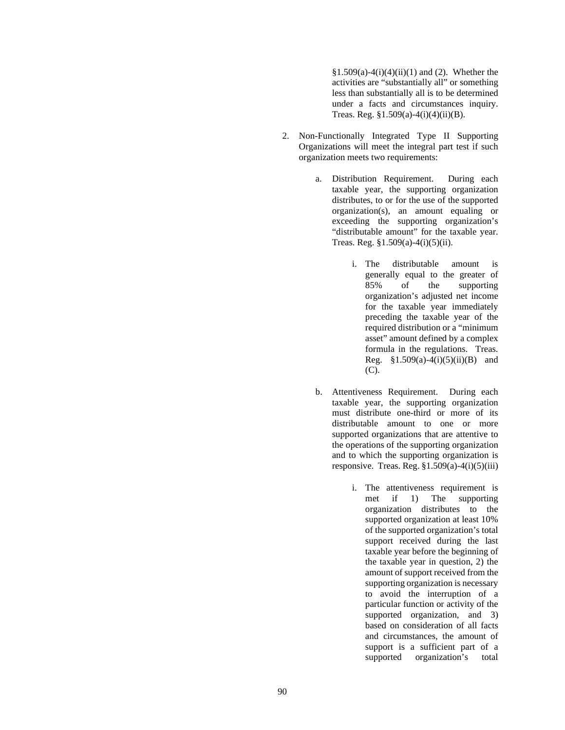§1.509(a)-4(i)(4)(ii)(1) and (2). Whether the activities are "substantially all" or something less than substantially all is to be determined under a facts and circumstances inquiry. Treas. Reg. §1.509(a)-4(i)(4)(ii)(B).

2. Non-Functionally Integrated Type II Supporting Organizations will meet the integral part test if such organization meets two requirements:

   a. Distribution Requirement. During each taxable year, the supporting organization distributes, to or for the use of the supported organization(s), an amount equaling or exceeding the supporting organization's "distributable amount" for the taxable year. Treas. Reg. §1.509(a)-4(i)(5)(ii).

      i. The distributable amount is generally equal to the greater of 85% of the supporting organization's adjusted net income for the taxable year immediately preceding the taxable year of the required distribution or a "minimum asset" amount defined by a complex formula in the regulations. Treas. Reg. §1.509(a)-4(i)(5)(ii)(B) and (C).

   b. Attentiveness Requirement. During each taxable year, the supporting organization must distribute one-third or more of its distributable amount to one or more supported organizations that are attentive to the operations of the supporting organization and to which the supporting organization is responsive. Treas. Reg. §1.509(a)-4(i)(5)(iii)

      i. The attentiveness requirement is met if 1) The supporting organization distributes to the supported organization at least 10% of the supported organization's total support received during the last taxable year before the beginning of the taxable year in question, 2) the amount of support received from the supporting organization is necessary to avoid the interruption of a particular function or activity of the supported organization, and 3) based on consideration of all facts and circumstances, the amount of support is a sufficient part of a supported organization's total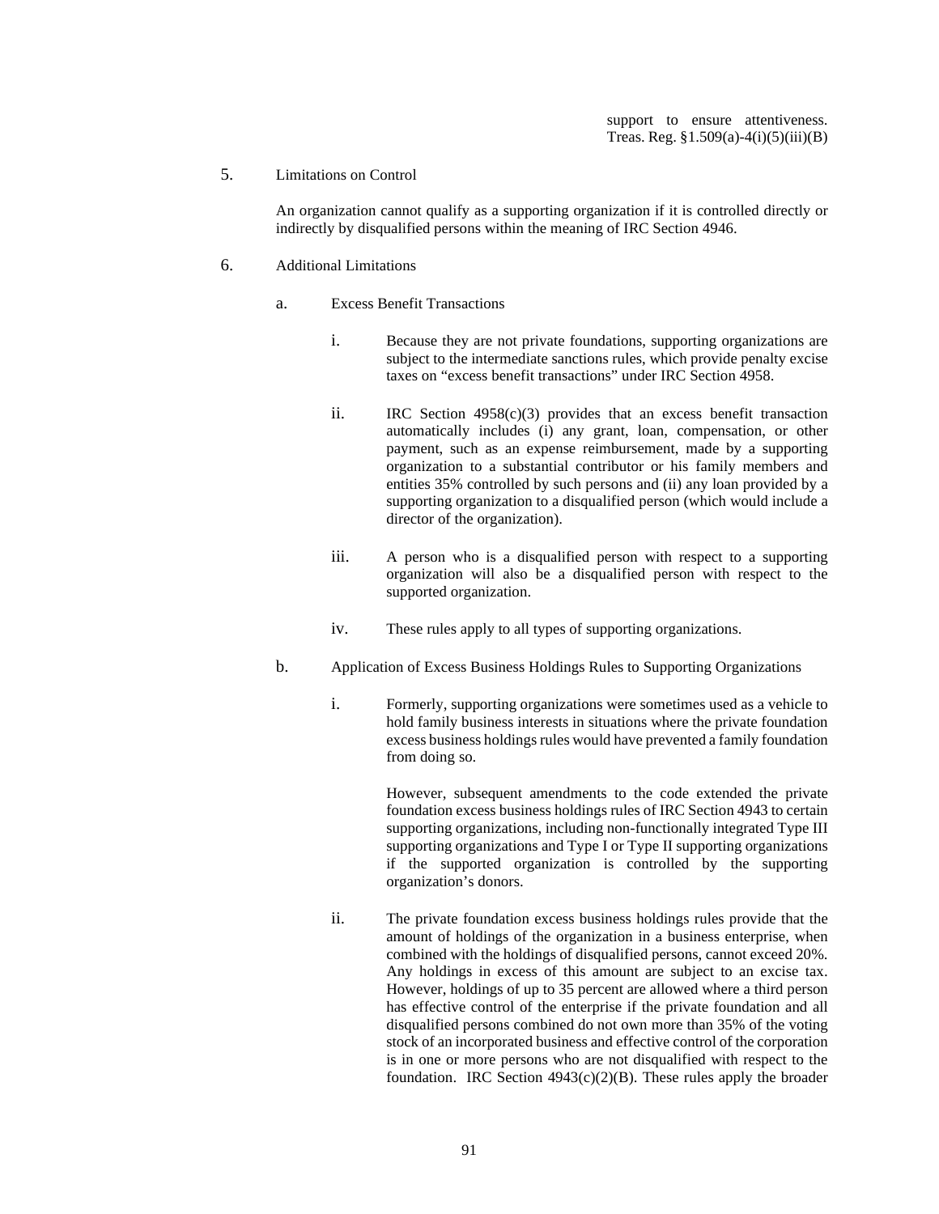support to ensure attentiveness. Treas. Reg. §1.509(a)-4(i)(5)(iii)(B)

5. Limitations on Control

   An organization cannot qualify as a supporting organization if it is controlled directly or indirectly by disqualified persons within the meaning of IRC Section 4946.

6. Additional Limitations

   a. Excess Benefit Transactions

      i. Because they are not private foundations, supporting organizations are subject to the intermediate sanctions rules, which provide penalty excise taxes on "excess benefit transactions" under IRC Section 4958.

      ii. IRC Section 4958(c)(3) provides that an excess benefit transaction automatically includes (i) any grant, loan, compensation, or other payment, such as an expense reimbursement, made by a supporting organization to a substantial contributor or his family members and entities 35% controlled by such persons and (ii) any loan provided by a supporting organization to a disqualified person (which would include a director of the organization).

      iii. A person who is a disqualified person with respect to a supporting organization will also be a disqualified person with respect to the supported organization.

      iv. These rules apply to all types of supporting organizations.

   b. Application of Excess Business Holdings Rules to Supporting Organizations

      i. Formerly, supporting organizations were sometimes used as a vehicle to hold family business interests in situations where the private foundation excess business holdings rules would have prevented a family foundation from doing so.

         However, subsequent amendments to the code extended the private foundation excess business holdings rules of IRC Section 4943 to certain supporting organizations, including non-functionally integrated Type III supporting organizations and Type I or Type II supporting organizations if the supported organization is controlled by the supporting organization's donors.

      ii. The private foundation excess business holdings rules provide that the amount of holdings of the organization in a business enterprise, when combined with the holdings of disqualified persons, cannot exceed 20%. Any holdings in excess of this amount are subject to an excise tax. However, holdings of up to 35 percent are allowed where a third person has effective control of the enterprise if the private foundation and all disqualified persons combined do not own more than 35% of the voting stock of an incorporated business and effective control of the corporation is in one or more persons who are not disqualified with respect to the foundation. IRC Section 4943(c)(2)(B). These rules apply the broader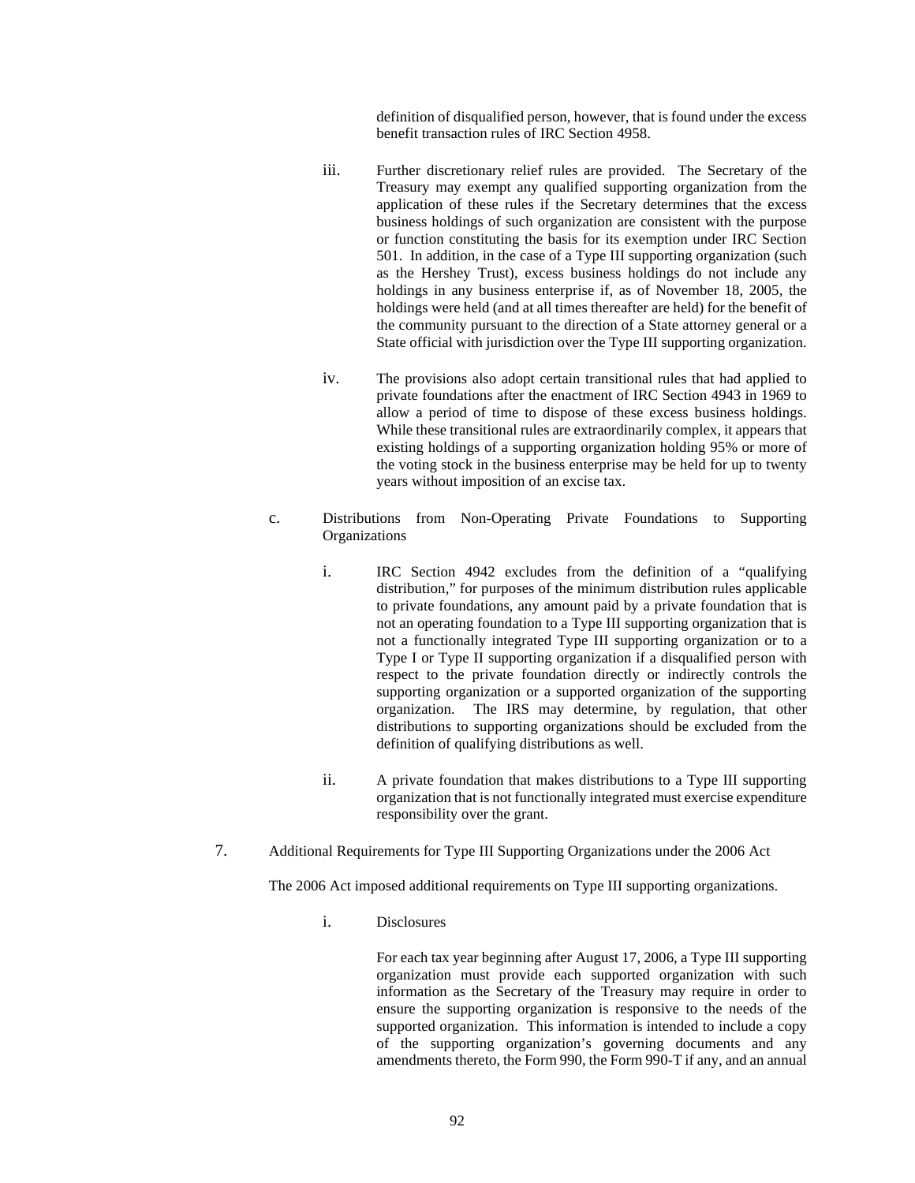definition of disqualified person, however, that is found under the excess benefit transaction rules of IRC Section 4958.

iii. Further discretionary relief rules are provided. The Secretary of the Treasury may exempt any qualified supporting organization from the application of these rules if the Secretary determines that the excess business holdings of such organization are consistent with the purpose or function constituting the basis for its exemption under IRC Section 501. In addition, in the case of a Type III supporting organization (such as the Hershey Trust), excess business holdings do not include any holdings in any business enterprise if, as of November 18, 2005, the holdings were held (and at all times thereafter are held) for the benefit of the community pursuant to the direction of a State attorney general or a State official with jurisdiction over the Type III supporting organization.

iv. The provisions also adopt certain transitional rules that had applied to private foundations after the enactment of IRC Section 4943 in 1969 to allow a period of time to dispose of these excess business holdings. While these transitional rules are extraordinarily complex, it appears that existing holdings of a supporting organization holding 95% or more of the voting stock in the business enterprise may be held for up to twenty years without imposition of an excise tax.

c. Distributions from Non-Operating Private Foundations to Supporting Organizations

i. IRC Section 4942 excludes from the definition of a "qualifying distribution," for purposes of the minimum distribution rules applicable to private foundations, any amount paid by a private foundation that is not an operating foundation to a Type III supporting organization that is not a functionally integrated Type III supporting organization or to a Type I or Type II supporting organization if a disqualified person with respect to the private foundation directly or indirectly controls the supporting organization or a supported organization of the supporting organization. The IRS may determine, by regulation, that other distributions to supporting organizations should be excluded from the definition of qualifying distributions as well.

ii. A private foundation that makes distributions to a Type III supporting organization that is not functionally integrated must exercise expenditure responsibility over the grant.

7. Additional Requirements for Type III Supporting Organizations under the 2006 Act

The 2006 Act imposed additional requirements on Type III supporting organizations.

i. Disclosures

For each tax year beginning after August 17, 2006, a Type III supporting organization must provide each supported organization with such information as the Secretary of the Treasury may require in order to ensure the supporting organization is responsive to the needs of the supported organization. This information is intended to include a copy of the supporting organization's governing documents and any amendments thereto, the Form 990, the Form 990-T if any, and an annual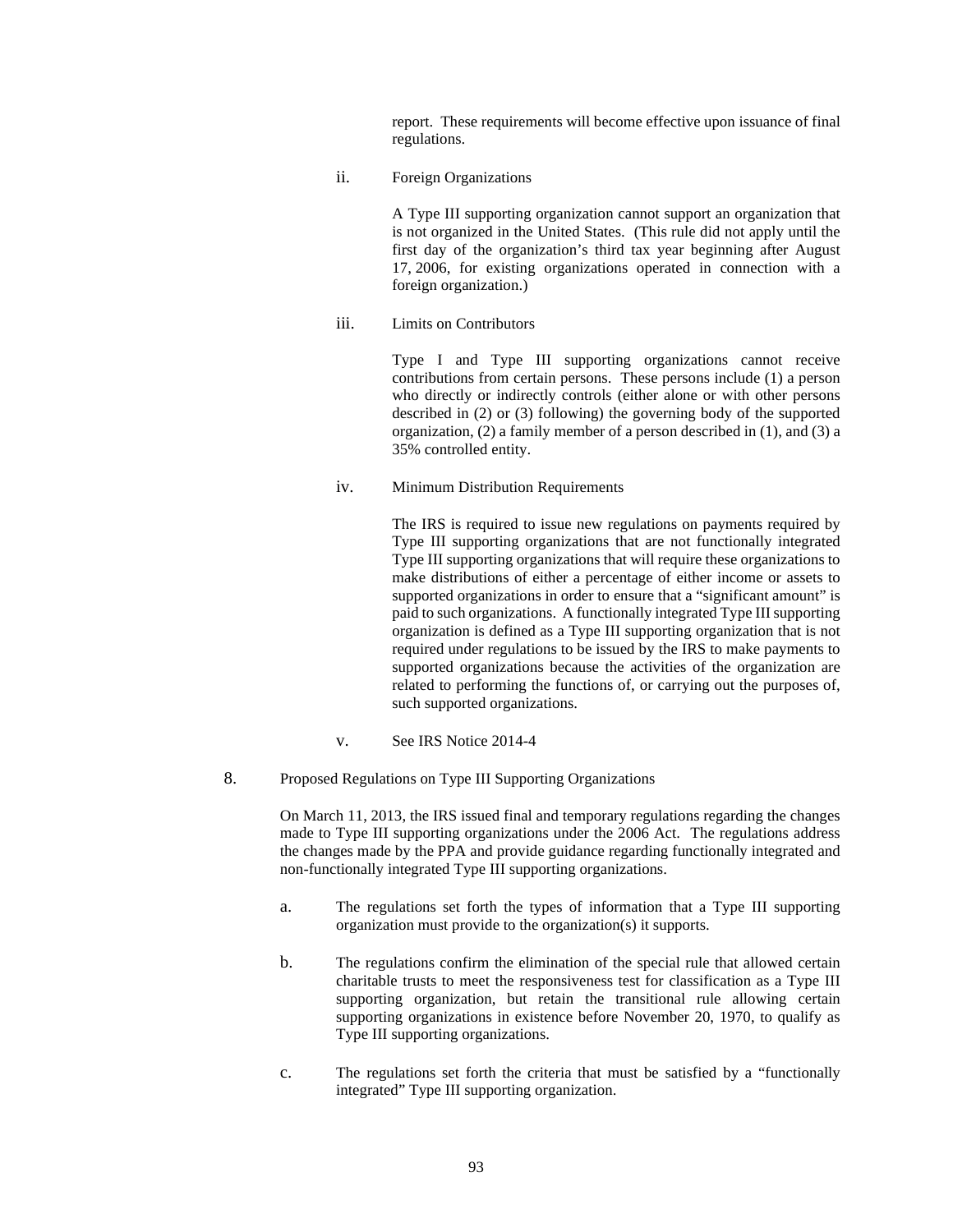report. These requirements will become effective upon issuance of final regulations.

ii. Foreign Organizations

A Type III supporting organization cannot support an organization that is not organized in the United States. (This rule did not apply until the first day of the organization's third tax year beginning after August 17, 2006, for existing organizations operated in connection with a foreign organization.)

iii. Limits on Contributors

Type I and Type III supporting organizations cannot receive contributions from certain persons. These persons include (1) a person who directly or indirectly controls (either alone or with other persons described in (2) or (3) following) the governing body of the supported organization, (2) a family member of a person described in (1), and (3) a 35% controlled entity.

iv. Minimum Distribution Requirements

The IRS is required to issue new regulations on payments required by Type III supporting organizations that are not functionally integrated Type III supporting organizations that will require these organizations to make distributions of either a percentage of either income or assets to supported organizations in order to ensure that a "significant amount" is paid to such organizations. A functionally integrated Type III supporting organization is defined as a Type III supporting organization that is not required under regulations to be issued by the IRS to make payments to supported organizations because the activities of the organization are related to performing the functions of, or carrying out the purposes of, such supported organizations.

v. See IRS Notice 2014-4

8. Proposed Regulations on Type III Supporting Organizations

On March 11, 2013, the IRS issued final and temporary regulations regarding the changes made to Type III supporting organizations under the 2006 Act. The regulations address the changes made by the PPA and provide guidance regarding functionally integrated and non-functionally integrated Type III supporting organizations.

a. The regulations set forth the types of information that a Type III supporting organization must provide to the organization(s) it supports.

b. The regulations confirm the elimination of the special rule that allowed certain charitable trusts to meet the responsiveness test for classification as a Type III supporting organization, but retain the transitional rule allowing certain supporting organizations in existence before November 20, 1970, to qualify as Type III supporting organizations.

c. The regulations set forth the criteria that must be satisfied by a "functionally integrated" Type III supporting organization.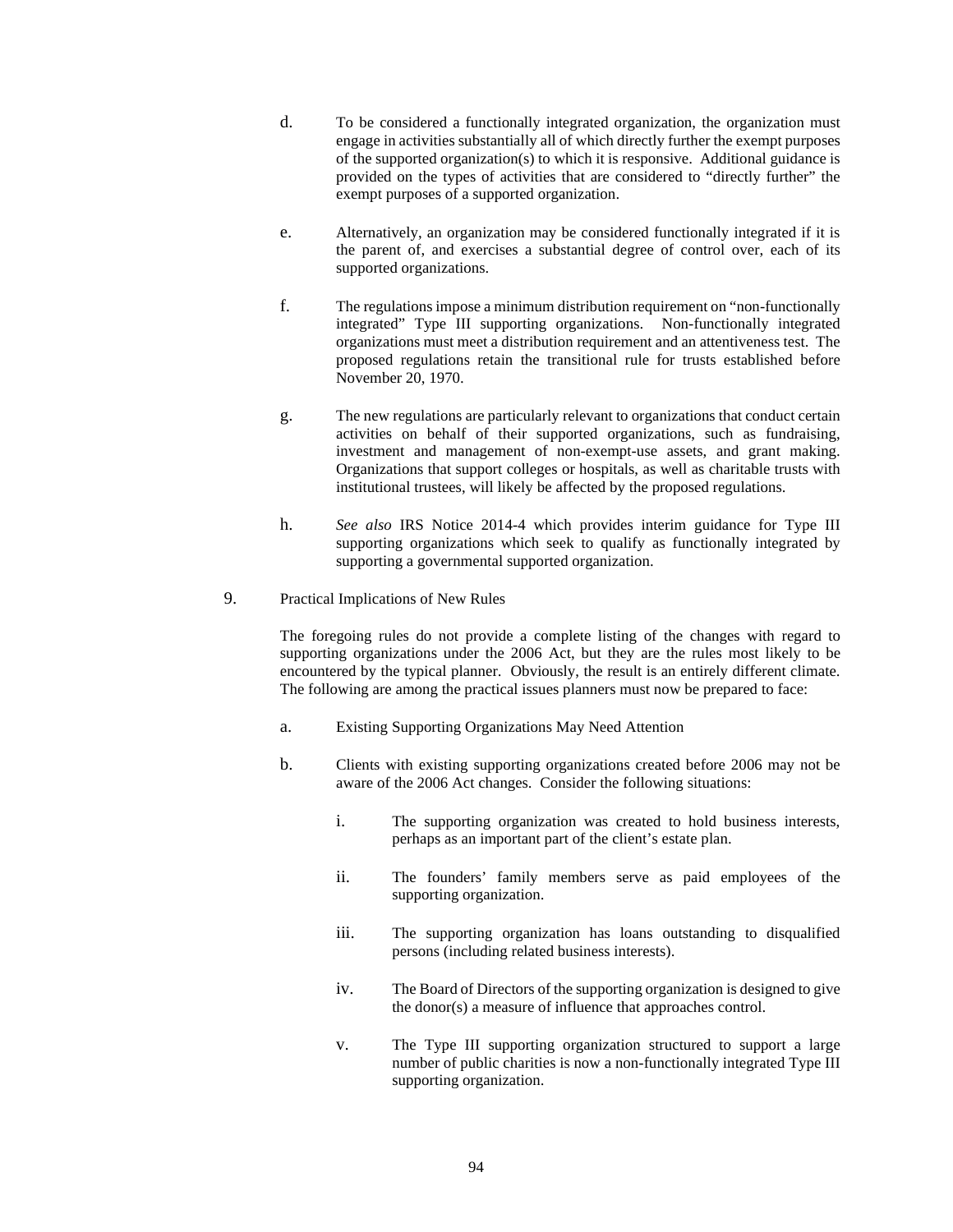d. To be considered a functionally integrated organization, the organization must engage in activities substantially all of which directly further the exempt purposes of the supported organization(s) to which it is responsive. Additional guidance is provided on the types of activities that are considered to "directly further" the exempt purposes of a supported organization.

e. Alternatively, an organization may be considered functionally integrated if it is the parent of, and exercises a substantial degree of control over, each of its supported organizations.

f. The regulations impose a minimum distribution requirement on "non-functionally integrated" Type III supporting organizations. Non-functionally integrated organizations must meet a distribution requirement and an attentiveness test. The proposed regulations retain the transitional rule for trusts established before November 20, 1970.

g. The new regulations are particularly relevant to organizations that conduct certain activities on behalf of their supported organizations, such as fundraising, investment and management of non-exempt-use assets, and grant making. Organizations that support colleges or hospitals, as well as charitable trusts with institutional trustees, will likely be affected by the proposed regulations.

h. *See also* IRS Notice 2014-4 which provides interim guidance for Type III supporting organizations which seek to qualify as functionally integrated by supporting a governmental supported organization.

9. Practical Implications of New Rules

The foregoing rules do not provide a complete listing of the changes with regard to supporting organizations under the 2006 Act, but they are the rules most likely to be encountered by the typical planner. Obviously, the result is an entirely different climate. The following are among the practical issues planners must now be prepared to face:

a. Existing Supporting Organizations May Need Attention

b. Clients with existing supporting organizations created before 2006 may not be aware of the 2006 Act changes. Consider the following situations:

i. The supporting organization was created to hold business interests, perhaps as an important part of the client's estate plan.

ii. The founders' family members serve as paid employees of the supporting organization.

iii. The supporting organization has loans outstanding to disqualified persons (including related business interests).

iv. The Board of Directors of the supporting organization is designed to give the donor(s) a measure of influence that approaches control.

v. The Type III supporting organization structured to support a large number of public charities is now a non-functionally integrated Type III supporting organization.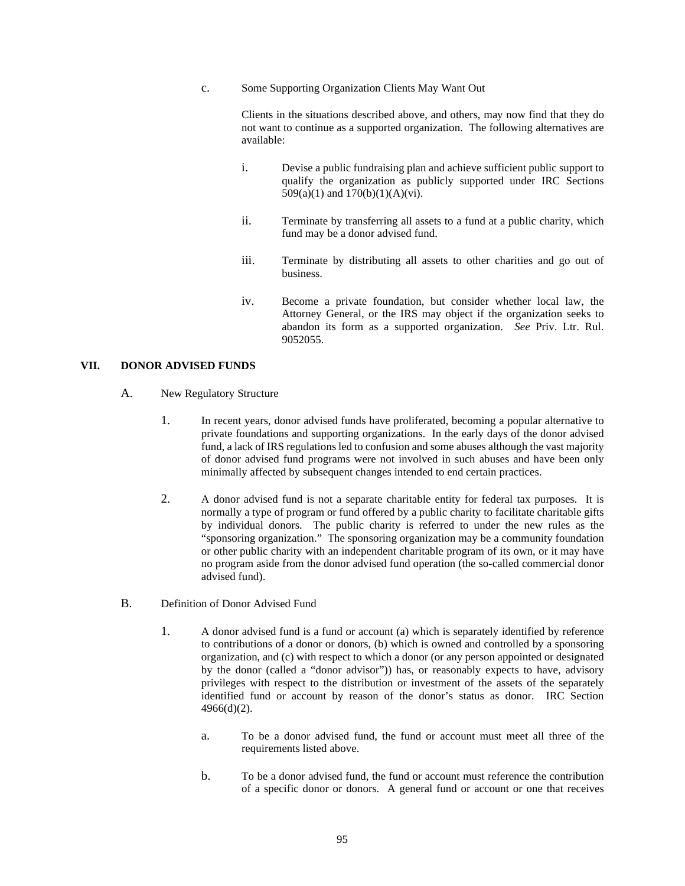c. Some Supporting Organization Clients May Want Out

Clients in the situations described above, and others, may now find that they do not want to continue as a supported organization. The following alternatives are available:

i. Devise a public fundraising plan and achieve sufficient public support to qualify the organization as publicly supported under IRC Sections 509(a)(1) and 170(b)(1)(A)(vi).

ii. Terminate by transferring all assets to a fund at a public charity, which fund may be a donor advised fund.

iii. Terminate by distributing all assets to other charities and go out of business.

iv. Become a private foundation, but consider whether local law, the Attorney General, or the IRS may object if the organization seeks to abandon its form as a supported organization. *See* Priv. Ltr. Rul. 9052055.

## VII. DONOR ADVISED FUNDS

A. New Regulatory Structure

1. In recent years, donor advised funds have proliferated, becoming a popular alternative to private foundations and supporting organizations. In the early days of the donor advised fund, a lack of IRS regulations led to confusion and some abuses although the vast majority of donor advised fund programs were not involved in such abuses and have been only minimally affected by subsequent changes intended to end certain practices.

2. A donor advised fund is not a separate charitable entity for federal tax purposes. It is normally a type of program or fund offered by a public charity to facilitate charitable gifts by individual donors. The public charity is referred to under the new rules as the "sponsoring organization." The sponsoring organization may be a community foundation or other public charity with an independent charitable program of its own, or it may have no program aside from the donor advised fund operation (the so-called commercial donor advised fund).

B. Definition of Donor Advised Fund

1. A donor advised fund is a fund or account (a) which is separately identified by reference to contributions of a donor or donors, (b) which is owned and controlled by a sponsoring organization, and (c) with respect to which a donor (or any person appointed or designated by the donor (called a "donor advisor")) has, or reasonably expects to have, advisory privileges with respect to the distribution or investment of the assets of the separately identified fund or account by reason of the donor's status as donor. IRC Section 4966(d)(2).

a. To be a donor advised fund, the fund or account must meet all three of the requirements listed above.

b. To be a donor advised fund, the fund or account must reference the contribution of a specific donor or donors. A general fund or account or one that receives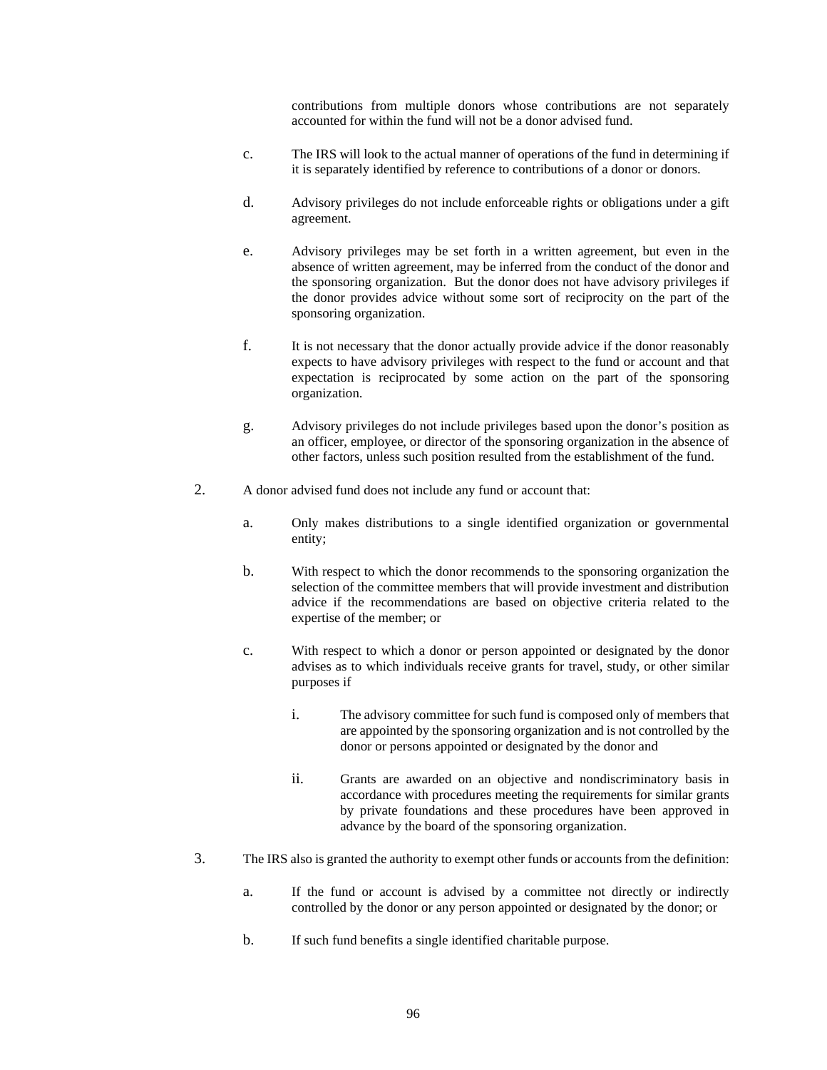contributions from multiple donors whose contributions are not separately accounted for within the fund will not be a donor advised fund.

c. The IRS will look to the actual manner of operations of the fund in determining if it is separately identified by reference to contributions of a donor or donors.

d. Advisory privileges do not include enforceable rights or obligations under a gift agreement.

e. Advisory privileges may be set forth in a written agreement, but even in the absence of written agreement, may be inferred from the conduct of the donor and the sponsoring organization. But the donor does not have advisory privileges if the donor provides advice without some sort of reciprocity on the part of the sponsoring organization.

f. It is not necessary that the donor actually provide advice if the donor reasonably expects to have advisory privileges with respect to the fund or account and that expectation is reciprocated by some action on the part of the sponsoring organization.

g. Advisory privileges do not include privileges based upon the donor's position as an officer, employee, or director of the sponsoring organization in the absence of other factors, unless such position resulted from the establishment of the fund.

2. A donor advised fund does not include any fund or account that:

   a. Only makes distributions to a single identified organization or governmental entity;

   b. With respect to which the donor recommends to the sponsoring organization the selection of the committee members that will provide investment and distribution advice if the recommendations are based on objective criteria related to the expertise of the member; or

   c. With respect to which a donor or person appointed or designated by the donor advises as to which individuals receive grants for travel, study, or other similar purposes if

      i. The advisory committee for such fund is composed only of members that are appointed by the sponsoring organization and is not controlled by the donor or persons appointed or designated by the donor and

      ii. Grants are awarded on an objective and nondiscriminatory basis in accordance with procedures meeting the requirements for similar grants by private foundations and these procedures have been approved in advance by the board of the sponsoring organization.

3. The IRS also is granted the authority to exempt other funds or accounts from the definition:

   a. If the fund or account is advised by a committee not directly or indirectly controlled by the donor or any person appointed or designated by the donor; or

   b. If such fund benefits a single identified charitable purpose.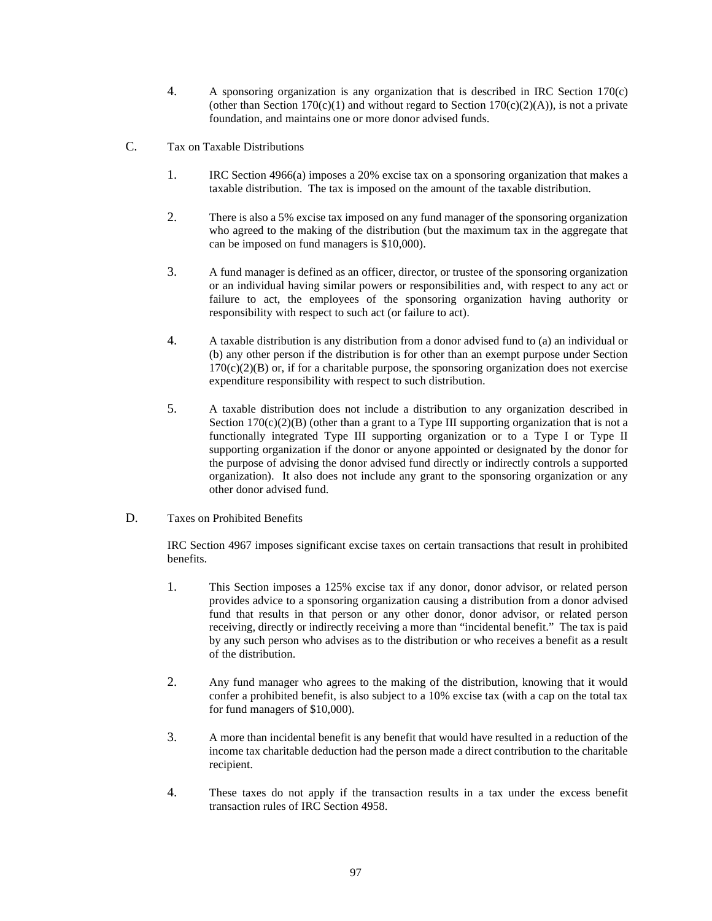4. A sponsoring organization is any organization that is described in IRC Section 170(c) (other than Section 170(c)(1) and without regard to Section 170(c)(2)(A)), is not a private foundation, and maintains one or more donor advised funds.

C. Tax on Taxable Distributions

1. IRC Section 4966(a) imposes a 20% excise tax on a sponsoring organization that makes a taxable distribution. The tax is imposed on the amount of the taxable distribution.

2. There is also a 5% excise tax imposed on any fund manager of the sponsoring organization who agreed to the making of the distribution (but the maximum tax in the aggregate that can be imposed on fund managers is $10,000).

3. A fund manager is defined as an officer, director, or trustee of the sponsoring organization or an individual having similar powers or responsibilities and, with respect to any act or failure to act, the employees of the sponsoring organization having authority or responsibility with respect to such act (or failure to act).

4. A taxable distribution is any distribution from a donor advised fund to (a) an individual or (b) any other person if the distribution is for other than an exempt purpose under Section 170(c)(2)(B) or, if for a charitable purpose, the sponsoring organization does not exercise expenditure responsibility with respect to such distribution.

5. A taxable distribution does not include a distribution to any organization described in Section 170(c)(2)(B) (other than a grant to a Type III supporting organization that is not a functionally integrated Type III supporting organization or to a Type I or Type II supporting organization if the donor or anyone appointed or designated by the donor for the purpose of advising the donor advised fund directly or indirectly controls a supported organization). It also does not include any grant to the sponsoring organization or any other donor advised fund.

D. Taxes on Prohibited Benefits

IRC Section 4967 imposes significant excise taxes on certain transactions that result in prohibited benefits.

1. This Section imposes a 125% excise tax if any donor, donor advisor, or related person provides advice to a sponsoring organization causing a distribution from a donor advised fund that results in that person or any other donor, donor advisor, or related person receiving, directly or indirectly receiving a more than "incidental benefit." The tax is paid by any such person who advises as to the distribution or who receives a benefit as a result of the distribution.

2. Any fund manager who agrees to the making of the distribution, knowing that it would confer a prohibited benefit, is also subject to a 10% excise tax (with a cap on the total tax for fund managers of $10,000).

3. A more than incidental benefit is any benefit that would have resulted in a reduction of the income tax charitable deduction had the person made a direct contribution to the charitable recipient.

4. These taxes do not apply if the transaction results in a tax under the excess benefit transaction rules of IRC Section 4958.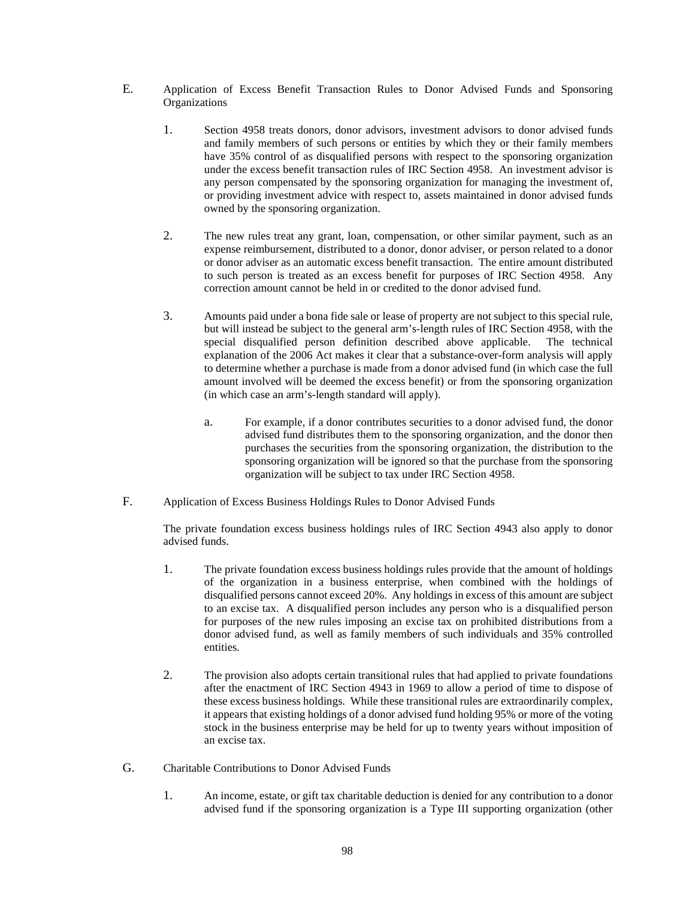E. Application of Excess Benefit Transaction Rules to Donor Advised Funds and Sponsoring Organizations

1. Section 4958 treats donors, donor advisors, investment advisors to donor advised funds and family members of such persons or entities by which they or their family members have 35% control of as disqualified persons with respect to the sponsoring organization under the excess benefit transaction rules of IRC Section 4958. An investment advisor is any person compensated by the sponsoring organization for managing the investment of, or providing investment advice with respect to, assets maintained in donor advised funds owned by the sponsoring organization.

2. The new rules treat any grant, loan, compensation, or other similar payment, such as an expense reimbursement, distributed to a donor, donor adviser, or person related to a donor or donor adviser as an automatic excess benefit transaction. The entire amount distributed to such person is treated as an excess benefit for purposes of IRC Section 4958. Any correction amount cannot be held in or credited to the donor advised fund.

3. Amounts paid under a bona fide sale or lease of property are not subject to this special rule, but will instead be subject to the general arm's-length rules of IRC Section 4958, with the special disqualified person definition described above applicable. The technical explanation of the 2006 Act makes it clear that a substance-over-form analysis will apply to determine whether a purchase is made from a donor advised fund (in which case the full amount involved will be deemed the excess benefit) or from the sponsoring organization (in which case an arm's-length standard will apply).

   a. For example, if a donor contributes securities to a donor advised fund, the donor advised fund distributes them to the sponsoring organization, and the donor then purchases the securities from the sponsoring organization, the distribution to the sponsoring organization will be ignored so that the purchase from the sponsoring organization will be subject to tax under IRC Section 4958.

F. Application of Excess Business Holdings Rules to Donor Advised Funds

The private foundation excess business holdings rules of IRC Section 4943 also apply to donor advised funds.

1. The private foundation excess business holdings rules provide that the amount of holdings of the organization in a business enterprise, when combined with the holdings of disqualified persons cannot exceed 20%. Any holdings in excess of this amount are subject to an excise tax. A disqualified person includes any person who is a disqualified person for purposes of the new rules imposing an excise tax on prohibited distributions from a donor advised fund, as well as family members of such individuals and 35% controlled entities.

2. The provision also adopts certain transitional rules that had applied to private foundations after the enactment of IRC Section 4943 in 1969 to allow a period of time to dispose of these excess business holdings. While these transitional rules are extraordinarily complex, it appears that existing holdings of a donor advised fund holding 95% or more of the voting stock in the business enterprise may be held for up to twenty years without imposition of an excise tax.

G. Charitable Contributions to Donor Advised Funds

1. An income, estate, or gift tax charitable deduction is denied for any contribution to a donor advised fund if the sponsoring organization is a Type III supporting organization (other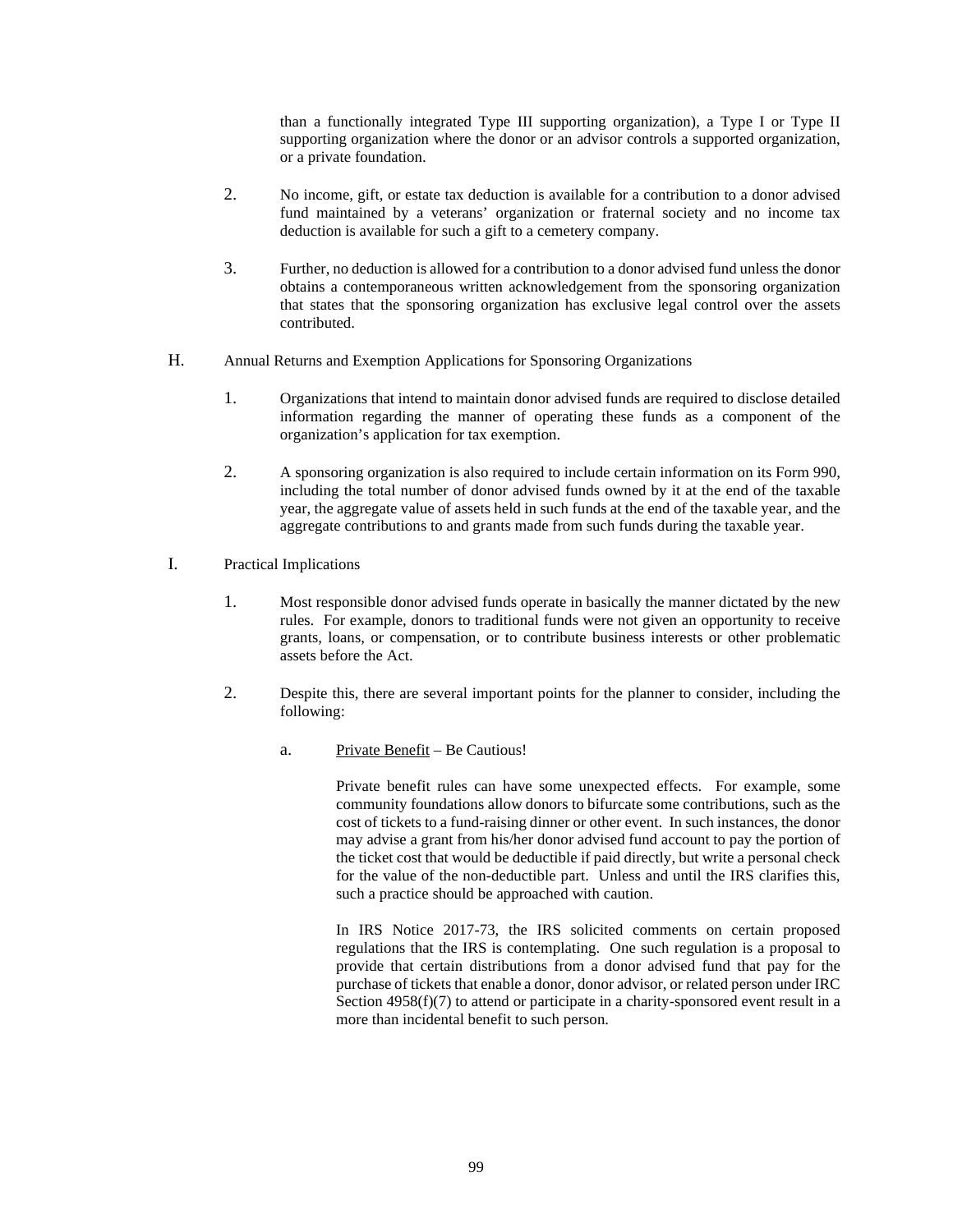than a functionally integrated Type III supporting organization), a Type I or Type II supporting organization where the donor or an advisor controls a supported organization, or a private foundation.

2. No income, gift, or estate tax deduction is available for a contribution to a donor advised fund maintained by a veterans' organization or fraternal society and no income tax deduction is available for such a gift to a cemetery company.

3. Further, no deduction is allowed for a contribution to a donor advised fund unless the donor obtains a contemporaneous written acknowledgement from the sponsoring organization that states that the sponsoring organization has exclusive legal control over the assets contributed.

H. Annual Returns and Exemption Applications for Sponsoring Organizations

1. Organizations that intend to maintain donor advised funds are required to disclose detailed information regarding the manner of operating these funds as a component of the organization's application for tax exemption.

2. A sponsoring organization is also required to include certain information on its Form 990, including the total number of donor advised funds owned by it at the end of the taxable year, the aggregate value of assets held in such funds at the end of the taxable year, and the aggregate contributions to and grants made from such funds during the taxable year.

I. Practical Implications

1. Most responsible donor advised funds operate in basically the manner dictated by the new rules. For example, donors to traditional funds were not given an opportunity to receive grants, loans, or compensation, or to contribute business interests or other problematic assets before the Act.

2. Despite this, there are several important points for the planner to consider, including the following:

a. <u>Private Benefit</u> – Be Cautious!

Private benefit rules can have some unexpected effects. For example, some community foundations allow donors to bifurcate some contributions, such as the cost of tickets to a fund-raising dinner or other event. In such instances, the donor may advise a grant from his/her donor advised fund account to pay the portion of the ticket cost that would be deductible if paid directly, but write a personal check for the value of the non-deductible part. Unless and until the IRS clarifies this, such a practice should be approached with caution.

In IRS Notice 2017-73, the IRS solicited comments on certain proposed regulations that the IRS is contemplating. One such regulation is a proposal to provide that certain distributions from a donor advised fund that pay for the purchase of tickets that enable a donor, donor advisor, or related person under IRC Section 4958(f)(7) to attend or participate in a charity-sponsored event result in a more than incidental benefit to such person.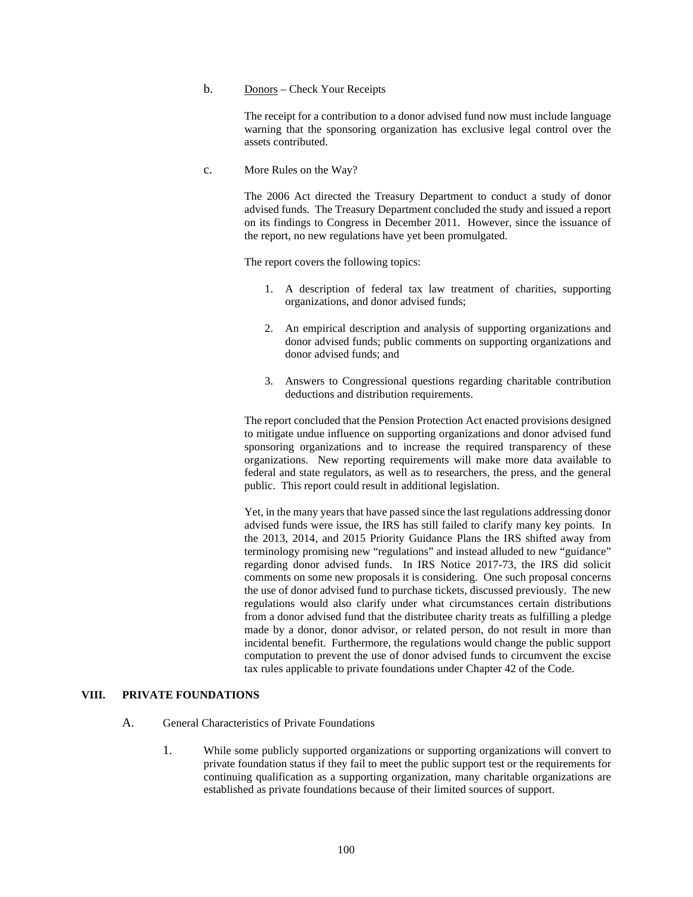b. Donors – Check Your Receipts

The receipt for a contribution to a donor advised fund now must include language warning that the sponsoring organization has exclusive legal control over the assets contributed.

c. More Rules on the Way?

The 2006 Act directed the Treasury Department to conduct a study of donor advised funds. The Treasury Department concluded the study and issued a report on its findings to Congress in December 2011. However, since the issuance of the report, no new regulations have yet been promulgated.

The report covers the following topics:

1. A description of federal tax law treatment of charities, supporting organizations, and donor advised funds;

2. An empirical description and analysis of supporting organizations and donor advised funds; public comments on supporting organizations and donor advised funds; and

3. Answers to Congressional questions regarding charitable contribution deductions and distribution requirements.

The report concluded that the Pension Protection Act enacted provisions designed to mitigate undue influence on supporting organizations and donor advised fund sponsoring organizations and to increase the required transparency of these organizations. New reporting requirements will make more data available to federal and state regulators, as well as to researchers, the press, and the general public. This report could result in additional legislation.

Yet, in the many years that have passed since the last regulations addressing donor advised funds were issue, the IRS has still failed to clarify many key points. In the 2013, 2014, and 2015 Priority Guidance Plans the IRS shifted away from terminology promising new "regulations" and instead alluded to new "guidance" regarding donor advised funds. In IRS Notice 2017-73, the IRS did solicit comments on some new proposals it is considering. One such proposal concerns the use of donor advised fund to purchase tickets, discussed previously. The new regulations would also clarify under what circumstances certain distributions from a donor advised fund that the distributee charity treats as fulfilling a pledge made by a donor, donor advisor, or related person, do not result in more than incidental benefit. Furthermore, the regulations would change the public support computation to prevent the use of donor advised funds to circumvent the excise tax rules applicable to private foundations under Chapter 42 of the Code.

## VIII. PRIVATE FOUNDATIONS

### A. General Characteristics of Private Foundations

1. While some publicly supported organizations or supporting organizations will convert to private foundation status if they fail to meet the public support test or the requirements for continuing qualification as a supporting organization, many charitable organizations are established as private foundations because of their limited sources of support.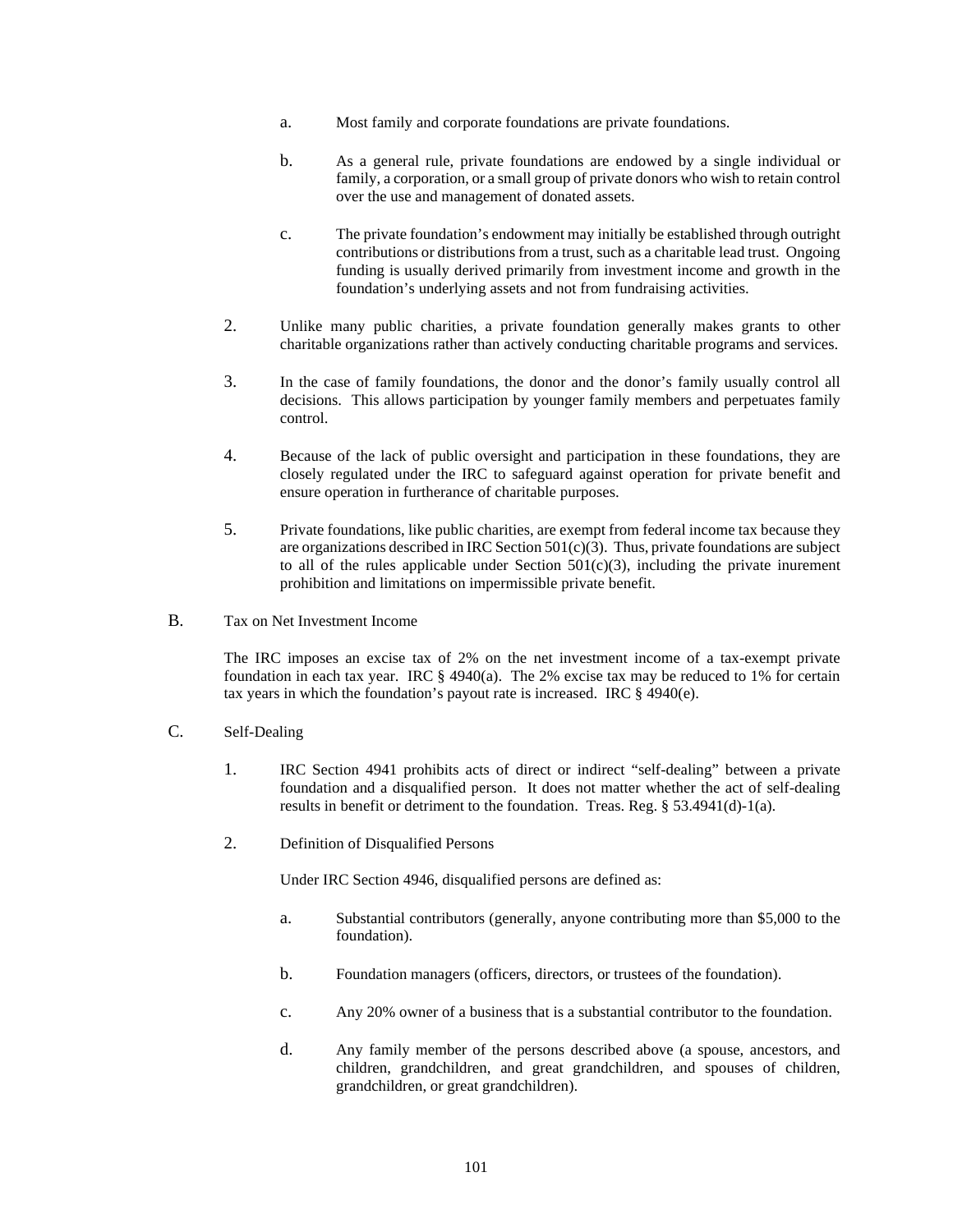a. Most family and corporate foundations are private foundations.

b. As a general rule, private foundations are endowed by a single individual or family, a corporation, or a small group of private donors who wish to retain control over the use and management of donated assets.

c. The private foundation's endowment may initially be established through outright contributions or distributions from a trust, such as a charitable lead trust. Ongoing funding is usually derived primarily from investment income and growth in the foundation's underlying assets and not from fundraising activities.

2. Unlike many public charities, a private foundation generally makes grants to other charitable organizations rather than actively conducting charitable programs and services.

3. In the case of family foundations, the donor and the donor's family usually control all decisions. This allows participation by younger family members and perpetuates family control.

4. Because of the lack of public oversight and participation in these foundations, they are closely regulated under the IRC to safeguard against operation for private benefit and ensure operation in furtherance of charitable purposes.

5. Private foundations, like public charities, are exempt from federal income tax because they are organizations described in IRC Section 501(c)(3). Thus, private foundations are subject to all of the rules applicable under Section 501(c)(3), including the private inurement prohibition and limitations on impermissible private benefit.

B. Tax on Net Investment Income

The IRC imposes an excise tax of 2% on the net investment income of a tax-exempt private foundation in each tax year. IRC § 4940(a). The 2% excise tax may be reduced to 1% for certain tax years in which the foundation's payout rate is increased. IRC § 4940(e).

C. Self-Dealing

1. IRC Section 4941 prohibits acts of direct or indirect "self-dealing" between a private foundation and a disqualified person. It does not matter whether the act of self-dealing results in benefit or detriment to the foundation. Treas. Reg. § 53.4941(d)-1(a).

2. Definition of Disqualified Persons

Under IRC Section 4946, disqualified persons are defined as:

a. Substantial contributors (generally, anyone contributing more than $5,000 to the foundation).

b. Foundation managers (officers, directors, or trustees of the foundation).

c. Any 20% owner of a business that is a substantial contributor to the foundation.

d. Any family member of the persons described above (a spouse, ancestors, and children, grandchildren, and great grandchildren, and spouses of children, grandchildren, or great grandchildren).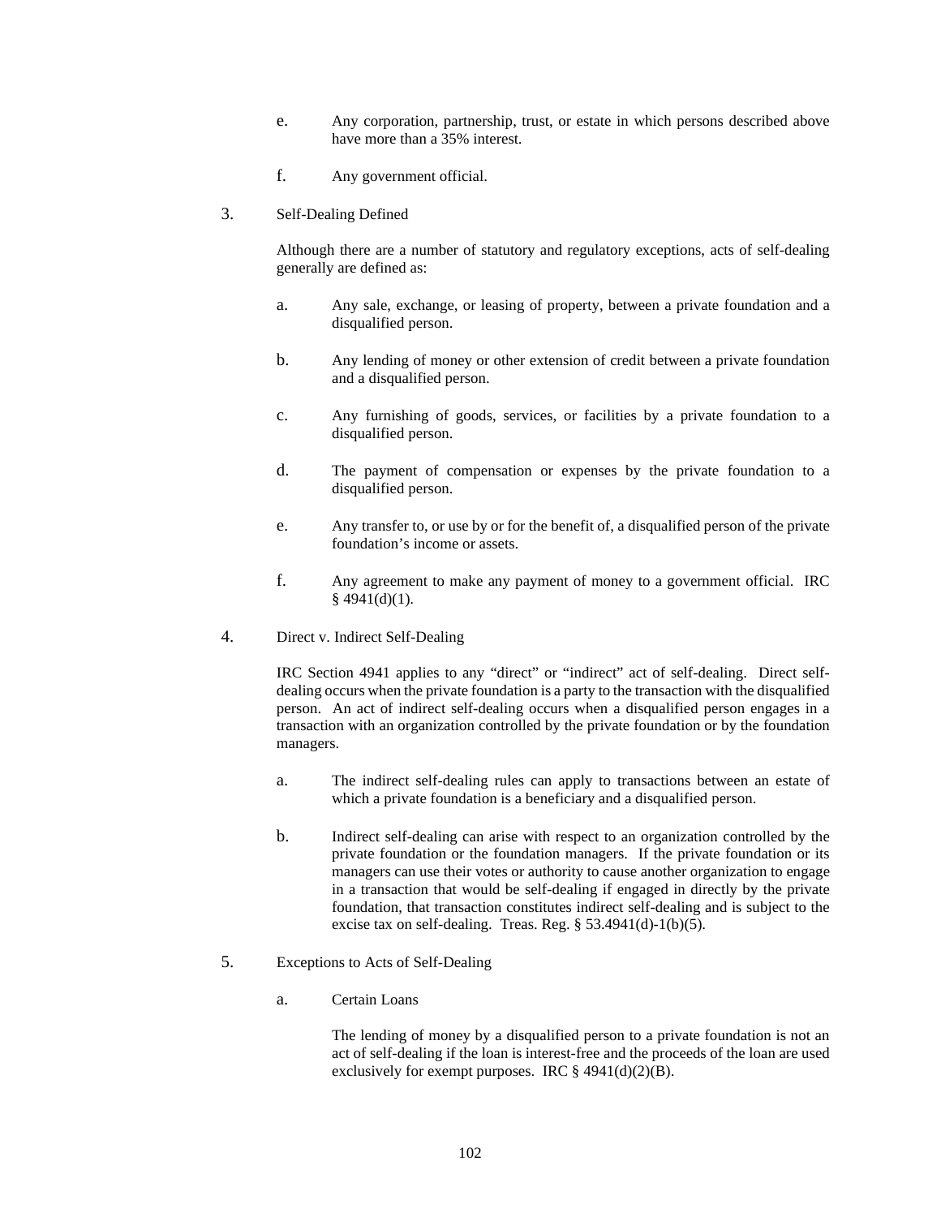e. Any corporation, partnership, trust, or estate in which persons described above have more than a 35% interest.

f. Any government official.

3. Self-Dealing Defined

Although there are a number of statutory and regulatory exceptions, acts of self-dealing generally are defined as:

a. Any sale, exchange, or leasing of property, between a private foundation and a disqualified person.

b. Any lending of money or other extension of credit between a private foundation and a disqualified person.

c. Any furnishing of goods, services, or facilities by a private foundation to a disqualified person.

d. The payment of compensation or expenses by the private foundation to a disqualified person.

e. Any transfer to, or use by or for the benefit of, a disqualified person of the private foundation's income or assets.

f. Any agreement to make any payment of money to a government official. IRC § 4941(d)(1).

4. Direct v. Indirect Self-Dealing

IRC Section 4941 applies to any "direct" or "indirect" act of self-dealing. Direct self-dealing occurs when the private foundation is a party to the transaction with the disqualified person. An act of indirect self-dealing occurs when a disqualified person engages in a transaction with an organization controlled by the private foundation or by the foundation managers.

a. The indirect self-dealing rules can apply to transactions between an estate of which a private foundation is a beneficiary and a disqualified person.

b. Indirect self-dealing can arise with respect to an organization controlled by the private foundation or the foundation managers. If the private foundation or its managers can use their votes or authority to cause another organization to engage in a transaction that would be self-dealing if engaged in directly by the private foundation, that transaction constitutes indirect self-dealing and is subject to the excise tax on self-dealing. Treas. Reg. § 53.4941(d)-1(b)(5).

5. Exceptions to Acts of Self-Dealing

a. Certain Loans

The lending of money by a disqualified person to a private foundation is not an act of self-dealing if the loan is interest-free and the proceeds of the loan are used exclusively for exempt purposes. IRC § 4941(d)(2)(B).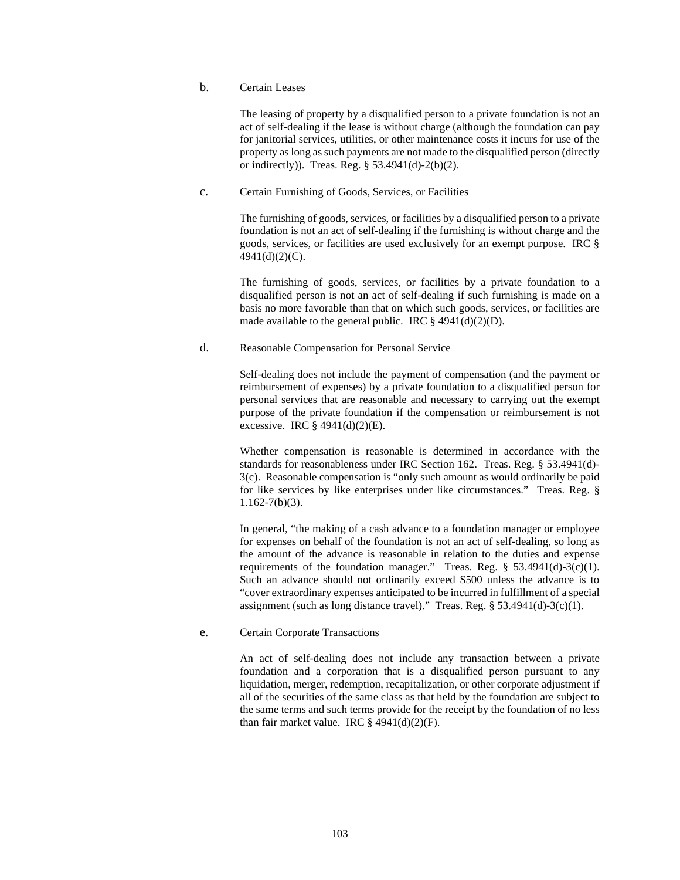b. Certain Leases

The leasing of property by a disqualified person to a private foundation is not an act of self-dealing if the lease is without charge (although the foundation can pay for janitorial services, utilities, or other maintenance costs it incurs for use of the property as long as such payments are not made to the disqualified person (directly or indirectly)). Treas. Reg. § 53.4941(d)-2(b)(2).

c. Certain Furnishing of Goods, Services, or Facilities

The furnishing of goods, services, or facilities by a disqualified person to a private foundation is not an act of self-dealing if the furnishing is without charge and the goods, services, or facilities are used exclusively for an exempt purpose. IRC § 4941(d)(2)(C).

The furnishing of goods, services, or facilities by a private foundation to a disqualified person is not an act of self-dealing if such furnishing is made on a basis no more favorable than that on which such goods, services, or facilities are made available to the general public. IRC § 4941(d)(2)(D).

d. Reasonable Compensation for Personal Service

Self-dealing does not include the payment of compensation (and the payment or reimbursement of expenses) by a private foundation to a disqualified person for personal services that are reasonable and necessary to carrying out the exempt purpose of the private foundation if the compensation or reimbursement is not excessive. IRC § 4941(d)(2)(E).

Whether compensation is reasonable is determined in accordance with the standards for reasonableness under IRC Section 162. Treas. Reg. § 53.4941(d)-3(c). Reasonable compensation is "only such amount as would ordinarily be paid for like services by like enterprises under like circumstances." Treas. Reg. § 1.162-7(b)(3).

In general, "the making of a cash advance to a foundation manager or employee for expenses on behalf of the foundation is not an act of self-dealing, so long as the amount of the advance is reasonable in relation to the duties and expense requirements of the foundation manager." Treas. Reg. § 53.4941(d)-3(c)(1). Such an advance should not ordinarily exceed $500 unless the advance is to "cover extraordinary expenses anticipated to be incurred in fulfillment of a special assignment (such as long distance travel)." Treas. Reg. § 53.4941(d)-3(c)(1).

e. Certain Corporate Transactions

An act of self-dealing does not include any transaction between a private foundation and a corporation that is a disqualified person pursuant to any liquidation, merger, redemption, recapitalization, or other corporate adjustment if all of the securities of the same class as that held by the foundation are subject to the same terms and such terms provide for the receipt by the foundation of no less than fair market value. IRC § 4941(d)(2)(F).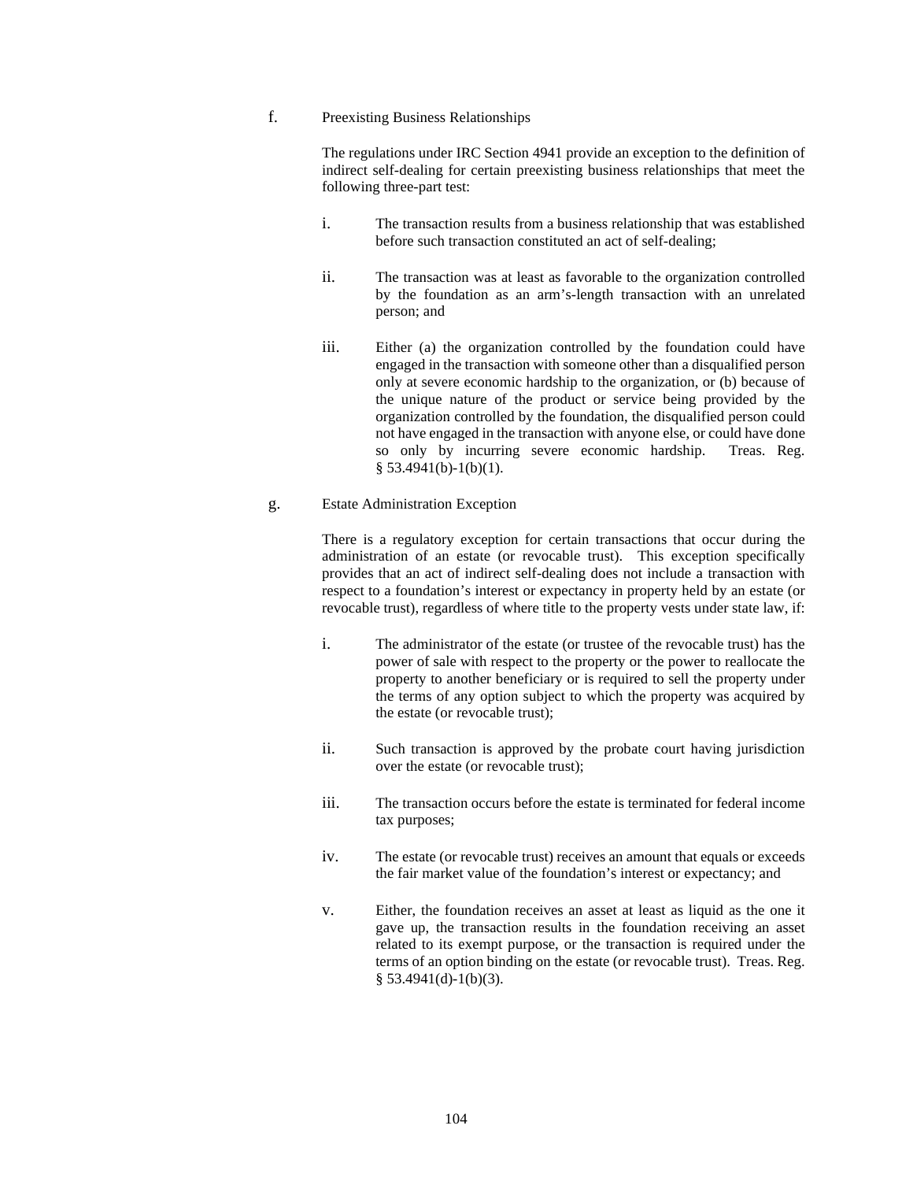f. Preexisting Business Relationships

The regulations under IRC Section 4941 provide an exception to the definition of indirect self-dealing for certain preexisting business relationships that meet the following three-part test:

i. The transaction results from a business relationship that was established before such transaction constituted an act of self-dealing;

ii. The transaction was at least as favorable to the organization controlled by the foundation as an arm's-length transaction with an unrelated person; and

iii. Either (a) the organization controlled by the foundation could have engaged in the transaction with someone other than a disqualified person only at severe economic hardship to the organization, or (b) because of the unique nature of the product or service being provided by the organization controlled by the foundation, the disqualified person could not have engaged in the transaction with anyone else, or could have done so only by incurring severe economic hardship. Treas. Reg. § 53.4941(b)-1(b)(1).

g. Estate Administration Exception

There is a regulatory exception for certain transactions that occur during the administration of an estate (or revocable trust). This exception specifically provides that an act of indirect self-dealing does not include a transaction with respect to a foundation's interest or expectancy in property held by an estate (or revocable trust), regardless of where title to the property vests under state law, if:

i. The administrator of the estate (or trustee of the revocable trust) has the power of sale with respect to the property or the power to reallocate the property to another beneficiary or is required to sell the property under the terms of any option subject to which the property was acquired by the estate (or revocable trust);

ii. Such transaction is approved by the probate court having jurisdiction over the estate (or revocable trust);

iii. The transaction occurs before the estate is terminated for federal income tax purposes;

iv. The estate (or revocable trust) receives an amount that equals or exceeds the fair market value of the foundation's interest or expectancy; and

v. Either, the foundation receives an asset at least as liquid as the one it gave up, the transaction results in the foundation receiving an asset related to its exempt purpose, or the transaction is required under the terms of an option binding on the estate (or revocable trust). Treas. Reg. § 53.4941(d)-1(b)(3).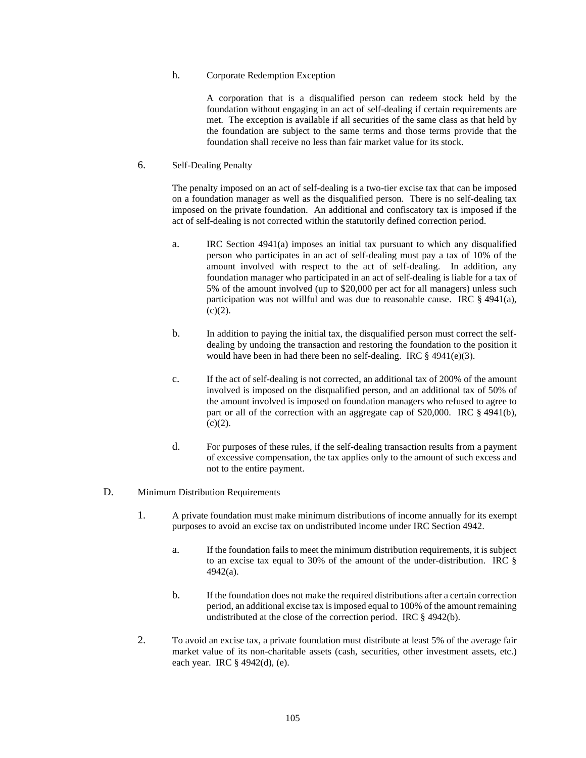h. Corporate Redemption Exception

A corporation that is a disqualified person can redeem stock held by the foundation without engaging in an act of self-dealing if certain requirements are met. The exception is available if all securities of the same class as that held by the foundation are subject to the same terms and those terms provide that the foundation shall receive no less than fair market value for its stock.

6. Self-Dealing Penalty

The penalty imposed on an act of self-dealing is a two-tier excise tax that can be imposed on a foundation manager as well as the disqualified person. There is no self-dealing tax imposed on the private foundation. An additional and confiscatory tax is imposed if the act of self-dealing is not corrected within the statutorily defined correction period.

a. IRC Section 4941(a) imposes an initial tax pursuant to which any disqualified person who participates in an act of self-dealing must pay a tax of 10% of the amount involved with respect to the act of self-dealing. In addition, any foundation manager who participated in an act of self-dealing is liable for a tax of 5% of the amount involved (up to $20,000 per act for all managers) unless such participation was not willful and was due to reasonable cause. IRC § 4941(a), (c)(2).

b. In addition to paying the initial tax, the disqualified person must correct the self-dealing by undoing the transaction and restoring the foundation to the position it would have been in had there been no self-dealing. IRC § 4941(e)(3).

c. If the act of self-dealing is not corrected, an additional tax of 200% of the amount involved is imposed on the disqualified person, and an additional tax of 50% of the amount involved is imposed on foundation managers who refused to agree to part or all of the correction with an aggregate cap of $20,000. IRC § 4941(b), (c)(2).

d. For purposes of these rules, if the self-dealing transaction results from a payment of excessive compensation, the tax applies only to the amount of such excess and not to the entire payment.

D. Minimum Distribution Requirements

1. A private foundation must make minimum distributions of income annually for its exempt purposes to avoid an excise tax on undistributed income under IRC Section 4942.

a. If the foundation fails to meet the minimum distribution requirements, it is subject to an excise tax equal to 30% of the amount of the under-distribution. IRC § 4942(a).

b. If the foundation does not make the required distributions after a certain correction period, an additional excise tax is imposed equal to 100% of the amount remaining undistributed at the close of the correction period. IRC § 4942(b).

2. To avoid an excise tax, a private foundation must distribute at least 5% of the average fair market value of its non-charitable assets (cash, securities, other investment assets, etc.) each year. IRC § 4942(d), (e).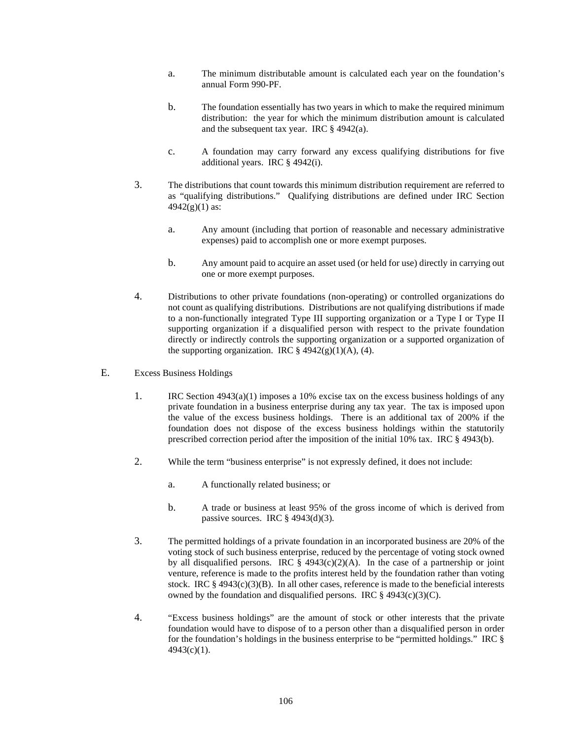a. The minimum distributable amount is calculated each year on the foundation's annual Form 990-PF.

b. The foundation essentially has two years in which to make the required minimum distribution: the year for which the minimum distribution amount is calculated and the subsequent tax year. IRC § 4942(a).

c. A foundation may carry forward any excess qualifying distributions for five additional years. IRC § 4942(i).

3. The distributions that count towards this minimum distribution requirement are referred to as "qualifying distributions." Qualifying distributions are defined under IRC Section 4942(g)(1) as:

   a. Any amount (including that portion of reasonable and necessary administrative expenses) paid to accomplish one or more exempt purposes.

   b. Any amount paid to acquire an asset used (or held for use) directly in carrying out one or more exempt purposes.

4. Distributions to other private foundations (non-operating) or controlled organizations do not count as qualifying distributions. Distributions are not qualifying distributions if made to a non-functionally integrated Type III supporting organization or a Type I or Type II supporting organization if a disqualified person with respect to the private foundation directly or indirectly controls the supporting organization or a supported organization of the supporting organization. IRC § 4942(g)(1)(A), (4).

E. Excess Business Holdings

1. IRC Section 4943(a)(1) imposes a 10% excise tax on the excess business holdings of any private foundation in a business enterprise during any tax year. The tax is imposed upon the value of the excess business holdings. There is an additional tax of 200% if the foundation does not dispose of the excess business holdings within the statutorily prescribed correction period after the imposition of the initial 10% tax. IRC § 4943(b).

2. While the term "business enterprise" is not expressly defined, it does not include:

   a. A functionally related business; or

   b. A trade or business at least 95% of the gross income of which is derived from passive sources. IRC § 4943(d)(3).

3. The permitted holdings of a private foundation in an incorporated business are 20% of the voting stock of such business enterprise, reduced by the percentage of voting stock owned by all disqualified persons. IRC § 4943(c)(2)(A). In the case of a partnership or joint venture, reference is made to the profits interest held by the foundation rather than voting stock. IRC § 4943(c)(3)(B). In all other cases, reference is made to the beneficial interests owned by the foundation and disqualified persons. IRC § 4943(c)(3)(C).

4. "Excess business holdings" are the amount of stock or other interests that the private foundation would have to dispose of to a person other than a disqualified person in order for the foundation's holdings in the business enterprise to be "permitted holdings." IRC § 4943(c)(1).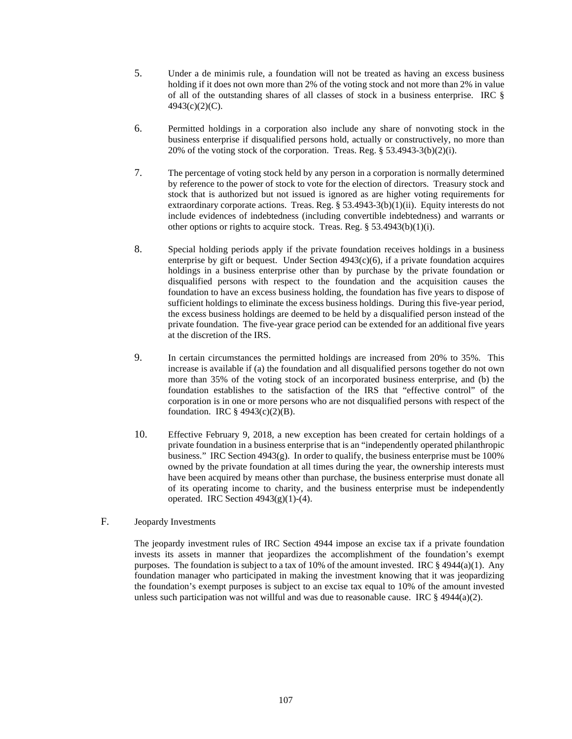5. Under a de minimis rule, a foundation will not be treated as having an excess business holding if it does not own more than 2% of the voting stock and not more than 2% in value of all of the outstanding shares of all classes of stock in a business enterprise. IRC § 4943(c)(2)(C).

6. Permitted holdings in a corporation also include any share of nonvoting stock in the business enterprise if disqualified persons hold, actually or constructively, no more than 20% of the voting stock of the corporation. Treas. Reg. § 53.4943-3(b)(2)(i).

7. The percentage of voting stock held by any person in a corporation is normally determined by reference to the power of stock to vote for the election of directors. Treasury stock and stock that is authorized but not issued is ignored as are higher voting requirements for extraordinary corporate actions. Treas. Reg. § 53.4943-3(b)(1)(ii). Equity interests do not include evidences of indebtedness (including convertible indebtedness) and warrants or other options or rights to acquire stock. Treas. Reg. § 53.4943(b)(1)(i).

8. Special holding periods apply if the private foundation receives holdings in a business enterprise by gift or bequest. Under Section 4943(c)(6), if a private foundation acquires holdings in a business enterprise other than by purchase by the private foundation or disqualified persons with respect to the foundation and the acquisition causes the foundation to have an excess business holding, the foundation has five years to dispose of sufficient holdings to eliminate the excess business holdings. During this five-year period, the excess business holdings are deemed to be held by a disqualified person instead of the private foundation. The five-year grace period can be extended for an additional five years at the discretion of the IRS.

9. In certain circumstances the permitted holdings are increased from 20% to 35%. This increase is available if (a) the foundation and all disqualified persons together do not own more than 35% of the voting stock of an incorporated business enterprise, and (b) the foundation establishes to the satisfaction of the IRS that "effective control" of the corporation is in one or more persons who are not disqualified persons with respect of the foundation. IRC § 4943(c)(2)(B).

10. Effective February 9, 2018, a new exception has been created for certain holdings of a private foundation in a business enterprise that is an "independently operated philanthropic business." IRC Section 4943(g). In order to qualify, the business enterprise must be 100% owned by the private foundation at all times during the year, the ownership interests must have been acquired by means other than purchase, the business enterprise must donate all of its operating income to charity, and the business enterprise must be independently operated. IRC Section 4943(g)(1)-(4).

F. Jeopardy Investments

The jeopardy investment rules of IRC Section 4944 impose an excise tax if a private foundation invests its assets in manner that jeopardizes the accomplishment of the foundation's exempt purposes. The foundation is subject to a tax of 10% of the amount invested. IRC § 4944(a)(1). Any foundation manager who participated in making the investment knowing that it was jeopardizing the foundation's exempt purposes is subject to an excise tax equal to 10% of the amount invested unless such participation was not willful and was due to reasonable cause. IRC § 4944(a)(2).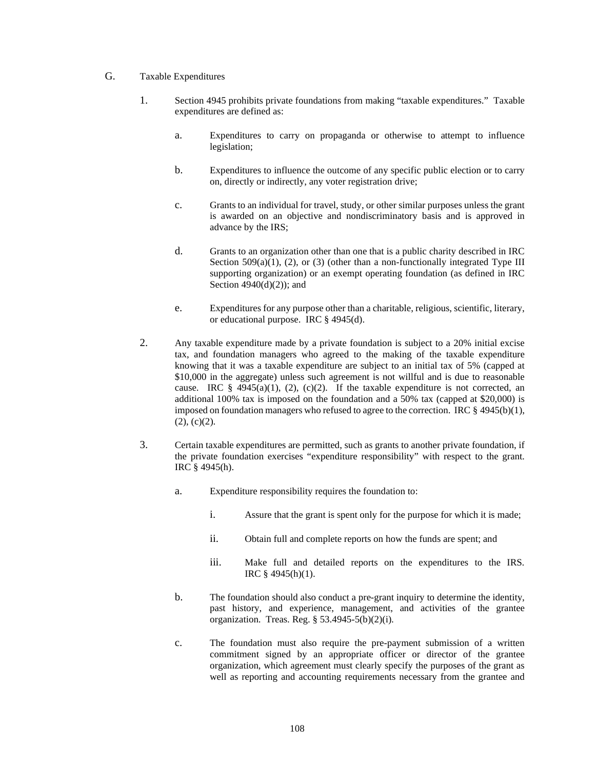G. Taxable Expenditures

1. Section 4945 prohibits private foundations from making "taxable expenditures." Taxable expenditures are defined as:

   a. Expenditures to carry on propaganda or otherwise to attempt to influence legislation;

   b. Expenditures to influence the outcome of any specific public election or to carry on, directly or indirectly, any voter registration drive;

   c. Grants to an individual for travel, study, or other similar purposes unless the grant is awarded on an objective and nondiscriminatory basis and is approved in advance by the IRS;

   d. Grants to an organization other than one that is a public charity described in IRC Section 509(a)(1), (2), or (3) (other than a non-functionally integrated Type III supporting organization) or an exempt operating foundation (as defined in IRC Section 4940(d)(2)); and

   e. Expenditures for any purpose other than a charitable, religious, scientific, literary, or educational purpose. IRC § 4945(d).

2. Any taxable expenditure made by a private foundation is subject to a 20% initial excise tax, and foundation managers who agreed to the making of the taxable expenditure knowing that it was a taxable expenditure are subject to an initial tax of 5% (capped at $10,000 in the aggregate) unless such agreement is not willful and is due to reasonable cause. IRC § 4945(a)(1), (2), (c)(2). If the taxable expenditure is not corrected, an additional 100% tax is imposed on the foundation and a 50% tax (capped at $20,000) is imposed on foundation managers who refused to agree to the correction. IRC § 4945(b)(1), (2), (c)(2).

3. Certain taxable expenditures are permitted, such as grants to another private foundation, if the private foundation exercises "expenditure responsibility" with respect to the grant. IRC § 4945(h).

   a. Expenditure responsibility requires the foundation to:

      i. Assure that the grant is spent only for the purpose for which it is made;

      ii. Obtain full and complete reports on how the funds are spent; and

      iii. Make full and detailed reports on the expenditures to the IRS. IRC § 4945(h)(1).

   b. The foundation should also conduct a pre-grant inquiry to determine the identity, past history, and experience, management, and activities of the grantee organization. Treas. Reg. § 53.4945-5(b)(2)(i).

   c. The foundation must also require the pre-payment submission of a written commitment signed by an appropriate officer or director of the grantee organization, which agreement must clearly specify the purposes of the grant as well as reporting and accounting requirements necessary from the grantee and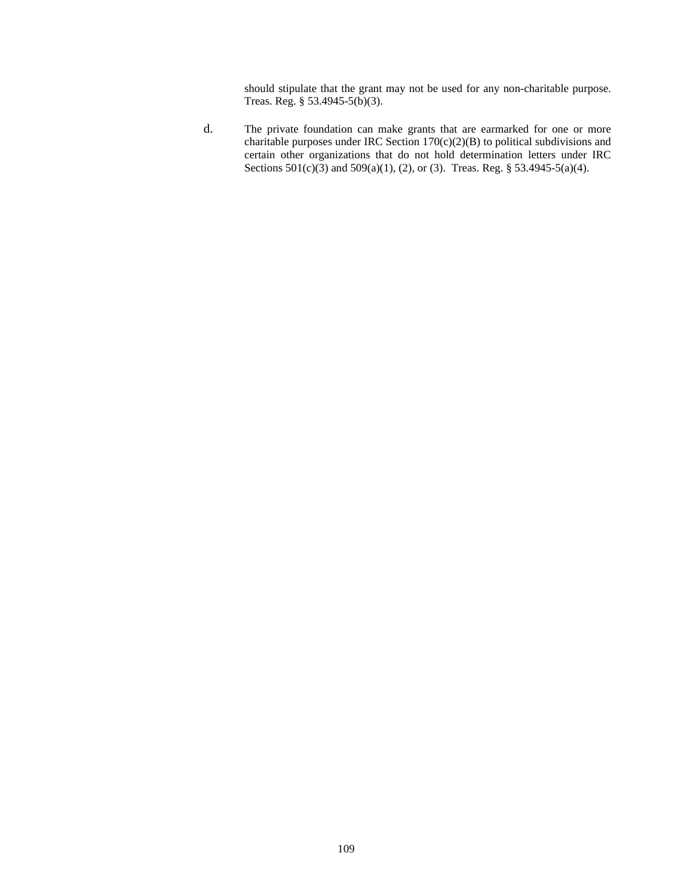should stipulate that the grant may not be used for any non-charitable purpose. Treas. Reg. § 53.4945-5(b)(3).

d. The private foundation can make grants that are earmarked for one or more charitable purposes under IRC Section 170(c)(2)(B) to political subdivisions and certain other organizations that do not hold determination letters under IRC Sections 501(c)(3) and 509(a)(1), (2), or (3). Treas. Reg. § 53.4945-5(a)(4).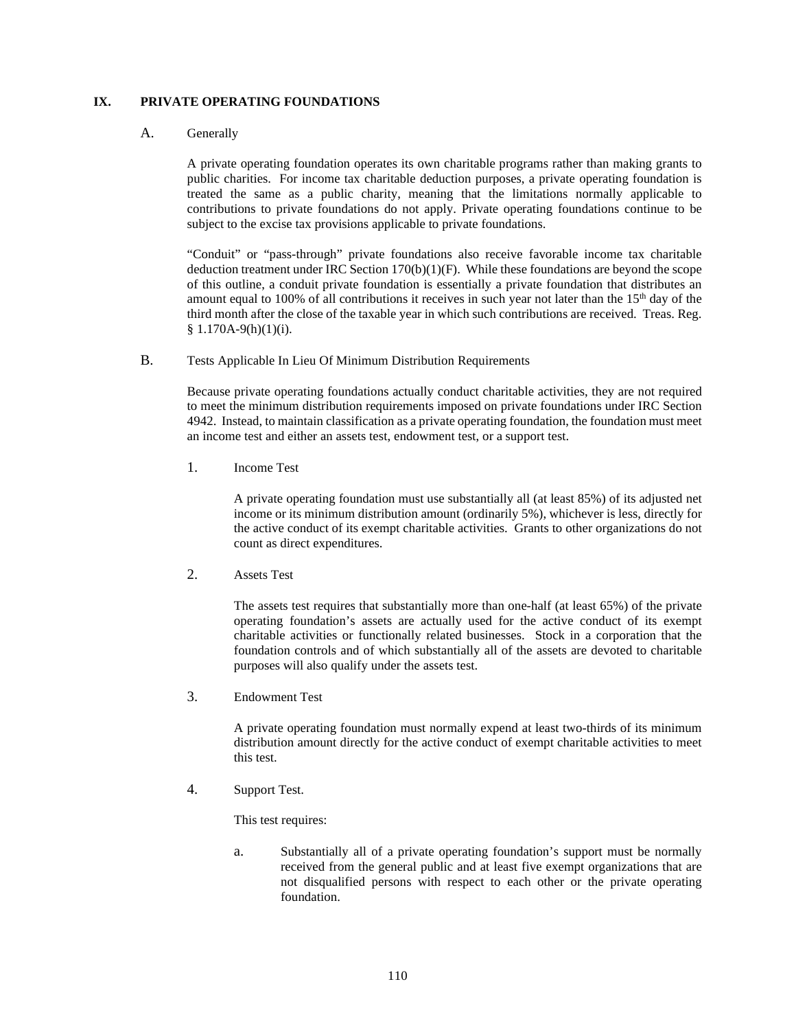## IX. PRIVATE OPERATING FOUNDATIONS

### A. Generally

A private operating foundation operates its own charitable programs rather than making grants to public charities. For income tax charitable deduction purposes, a private operating foundation is treated the same as a public charity, meaning that the limitations normally applicable to contributions to private foundations do not apply. Private operating foundations continue to be subject to the excise tax provisions applicable to private foundations.

"Conduit" or "pass-through" private foundations also receive favorable income tax charitable deduction treatment under IRC Section 170(b)(1)(F). While these foundations are beyond the scope of this outline, a conduit private foundation is essentially a private foundation that distributes an amount equal to 100% of all contributions it receives in such year not later than the 15th day of the third month after the close of the taxable year in which such contributions are received. Treas. Reg. § 1.170A-9(h)(1)(i).

### B. Tests Applicable In Lieu Of Minimum Distribution Requirements

Because private operating foundations actually conduct charitable activities, they are not required to meet the minimum distribution requirements imposed on private foundations under IRC Section 4942. Instead, to maintain classification as a private operating foundation, the foundation must meet an income test and either an assets test, endowment test, or a support test.

#### 1. Income Test

A private operating foundation must use substantially all (at least 85%) of its adjusted net income or its minimum distribution amount (ordinarily 5%), whichever is less, directly for the active conduct of its exempt charitable activities. Grants to other organizations do not count as direct expenditures.

#### 2. Assets Test

The assets test requires that substantially more than one-half (at least 65%) of the private operating foundation's assets are actually used for the active conduct of its exempt charitable activities or functionally related businesses. Stock in a corporation that the foundation controls and of which substantially all of the assets are devoted to charitable purposes will also qualify under the assets test.

#### 3. Endowment Test

A private operating foundation must normally expend at least two-thirds of its minimum distribution amount directly for the active conduct of exempt charitable activities to meet this test.

#### 4. Support Test.

This test requires:

a. Substantially all of a private operating foundation's support must be normally received from the general public and at least five exempt organizations that are not disqualified persons with respect to each other or the private operating foundation.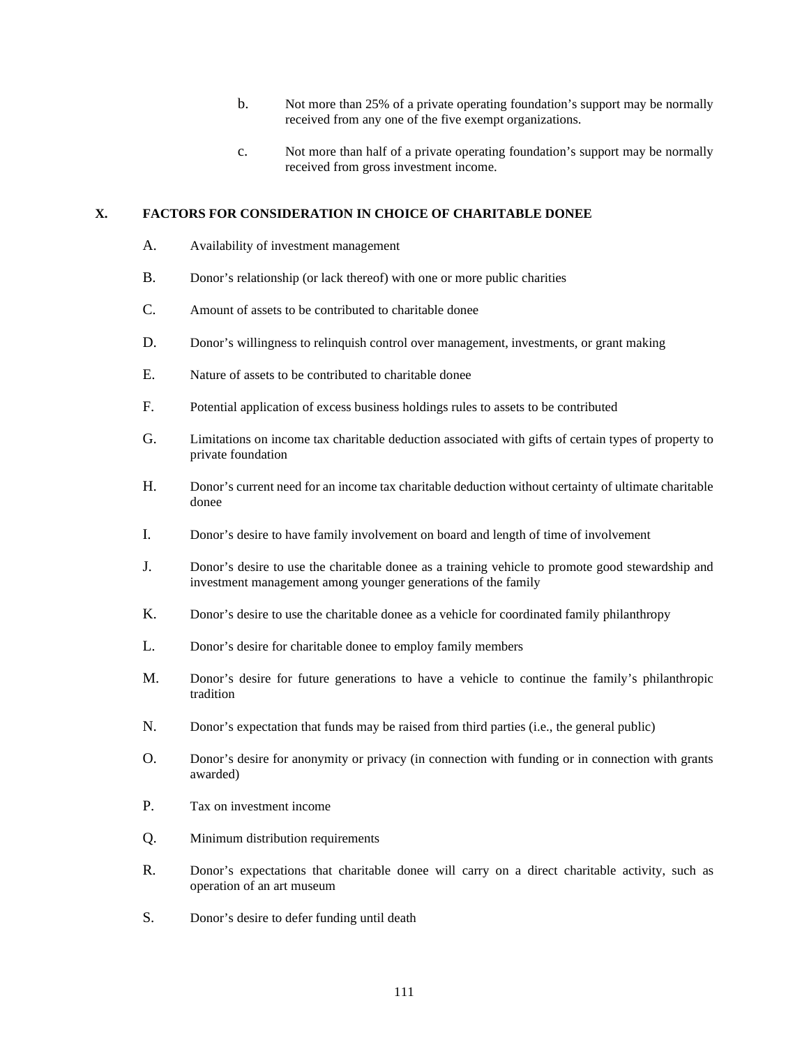b. Not more than 25% of a private operating foundation's support may be normally received from any one of the five exempt organizations.

c. Not more than half of a private operating foundation's support may be normally received from gross investment income.

## X. FACTORS FOR CONSIDERATION IN CHOICE OF CHARITABLE DONEE

A. Availability of investment management

B. Donor's relationship (or lack thereof) with one or more public charities

C. Amount of assets to be contributed to charitable donee

D. Donor's willingness to relinquish control over management, investments, or grant making

E. Nature of assets to be contributed to charitable donee

F. Potential application of excess business holdings rules to assets to be contributed

G. Limitations on income tax charitable deduction associated with gifts of certain types of property to private foundation

H. Donor's current need for an income tax charitable deduction without certainty of ultimate charitable donee

I. Donor's desire to have family involvement on board and length of time of involvement

J. Donor's desire to use the charitable donee as a training vehicle to promote good stewardship and investment management among younger generations of the family

K. Donor's desire to use the charitable donee as a vehicle for coordinated family philanthropy

L. Donor's desire for charitable donee to employ family members

M. Donor's desire for future generations to have a vehicle to continue the family's philanthropic tradition

N. Donor's expectation that funds may be raised from third parties (i.e., the general public)

O. Donor's desire for anonymity or privacy (in connection with funding or in connection with grants awarded)

P. Tax on investment income

Q. Minimum distribution requirements

R. Donor's expectations that charitable donee will carry on a direct charitable activity, such as operation of an art museum

S. Donor's desire to defer funding until death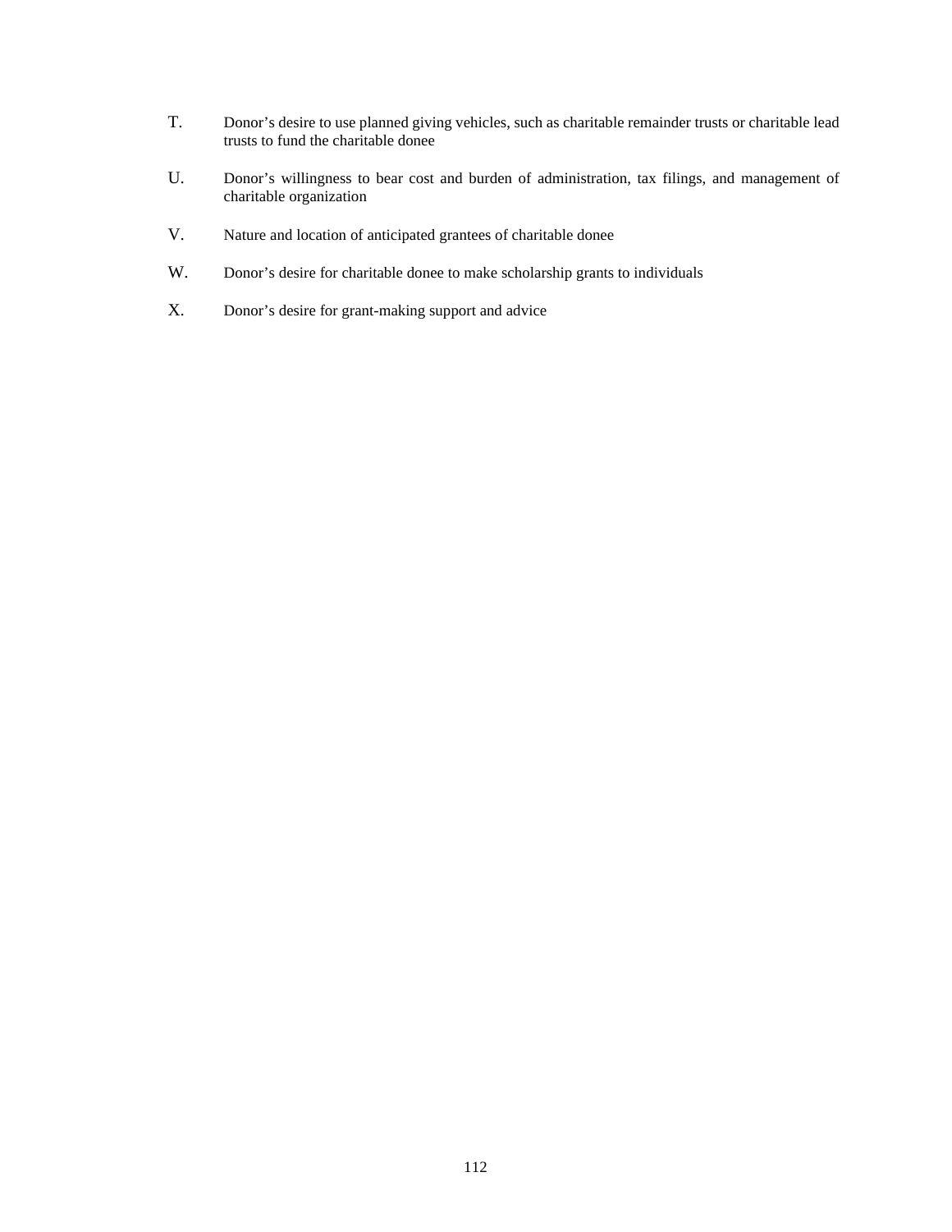T. Donor's desire to use planned giving vehicles, such as charitable remainder trusts or charitable lead trusts to fund the charitable donee

U. Donor's willingness to bear cost and burden of administration, tax filings, and management of charitable organization

V. Nature and location of anticipated grantees of charitable donee

W. Donor's desire for charitable donee to make scholarship grants to individuals

X. Donor's desire for grant-making support and advice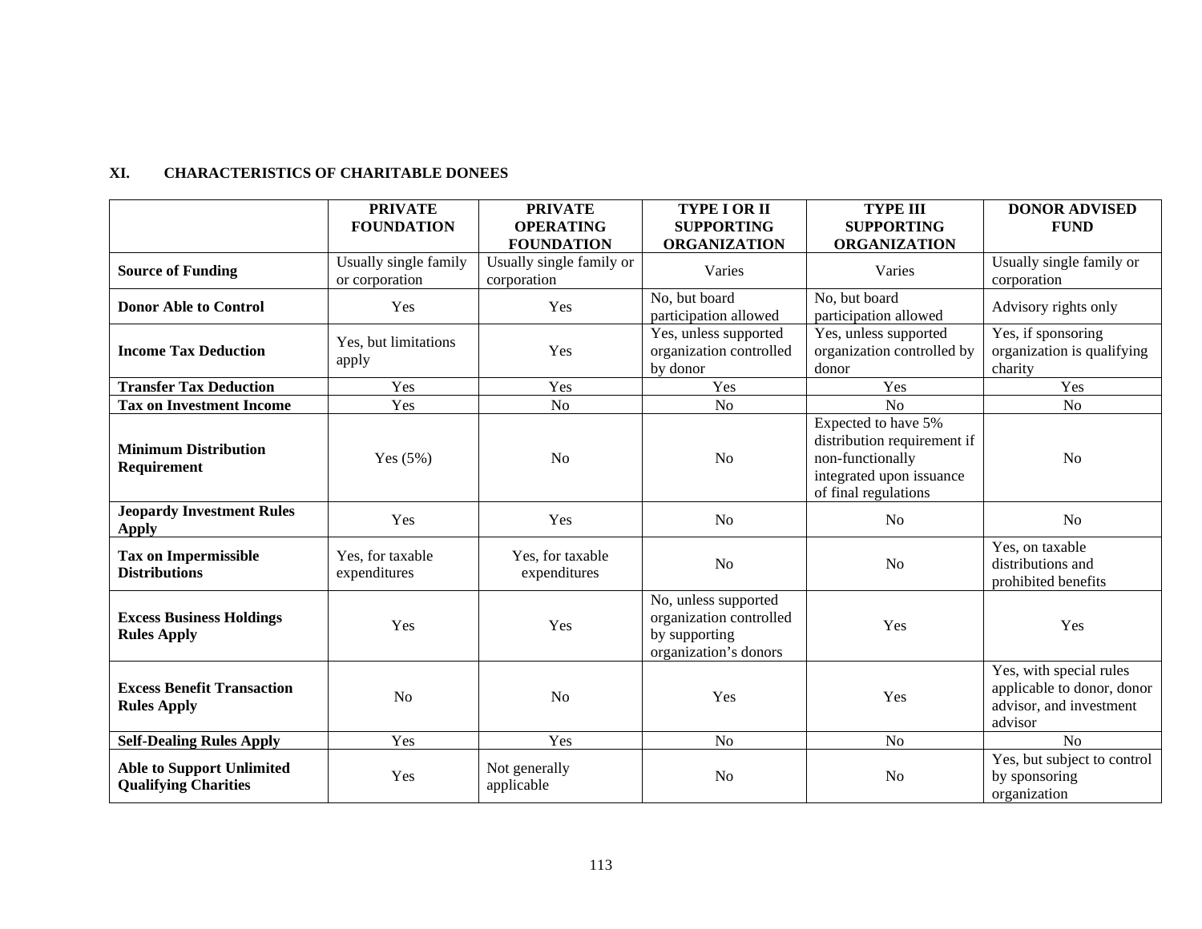## XI. CHARACTERISTICS OF CHARITABLE DONEES

| | PRIVATE FOUNDATION | PRIVATE OPERATING FOUNDATION | TYPE I OR II SUPPORTING ORGANIZATION | TYPE III SUPPORTING ORGANIZATION | DONOR ADVISED FUND |
|---|---|---|---|---|---|
| **Source of Funding** | Usually single family or corporation | Usually single family or corporation | Varies | Varies | Usually single family or corporation |
| **Donor Able to Control** | Yes | Yes | No, but board participation allowed | No, but board participation allowed | Advisory rights only |
| **Income Tax Deduction** | Yes, but limitations apply | Yes | Yes, unless supported organization controlled by donor | Yes, unless supported organization controlled by donor | Yes, if sponsoring organization is qualifying charity |
| **Transfer Tax Deduction** | Yes | Yes | Yes | Yes | Yes |
| **Tax on Investment Income** | Yes | No | No | No | No |
| **Minimum Distribution Requirement** | Yes (5%) | No | No | Expected to have 5% distribution requirement if non-functionally integrated upon issuance of final regulations | No |
| **Jeopardy Investment Rules Apply** | Yes | Yes | No | No | No |
| **Tax on Impermissible Distributions** | Yes, for taxable expenditures | Yes, for taxable expenditures | No | No | Yes, on taxable distributions and prohibited benefits |
| **Excess Business Holdings Rules Apply** | Yes | Yes | No, unless supported organization controlled by supporting organization's donors | Yes | Yes |
| **Excess Benefit Transaction Rules Apply** | No | No | Yes | Yes | Yes, with special rules applicable to donor, donor advisor, and investment advisor |
| **Self-Dealing Rules Apply** | Yes | Yes | No | No | No |
| **Able to Support Unlimited Qualifying Charities** | Yes | Not generally applicable | No | No | Yes, but subject to control by sponsoring organization |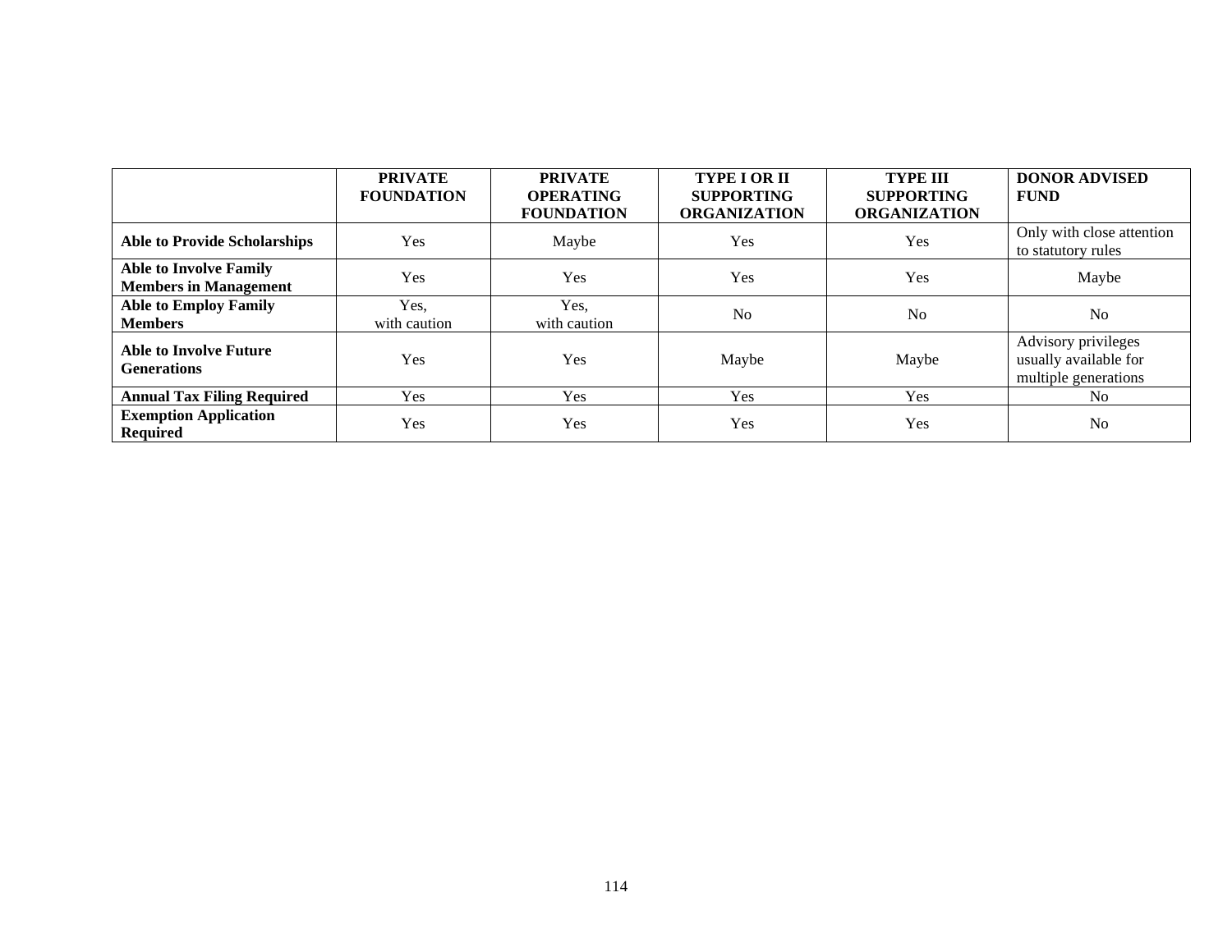| | **PRIVATE FOUNDATION** | **PRIVATE OPERATING FOUNDATION** | **TYPE I OR II SUPPORTING ORGANIZATION** | **TYPE III SUPPORTING ORGANIZATION** | **DONOR ADVISED FUND** |
|---|---|---|---|---|---|
| **Able to Provide Scholarships** | Yes | Maybe | Yes | Yes | Only with close attention to statutory rules |
| **Able to Involve Family Members in Management** | Yes | Yes | Yes | Yes | Maybe |
| **Able to Employ Family Members** | Yes, with caution | Yes, with caution | No | No | No |
| **Able to Involve Future Generations** | Yes | Yes | Maybe | Maybe | Advisory privileges usually available for multiple generations |
| **Annual Tax Filing Required** | Yes | Yes | Yes | Yes | No |
| **Exemption Application Required** | Yes | Yes | Yes | Yes | No |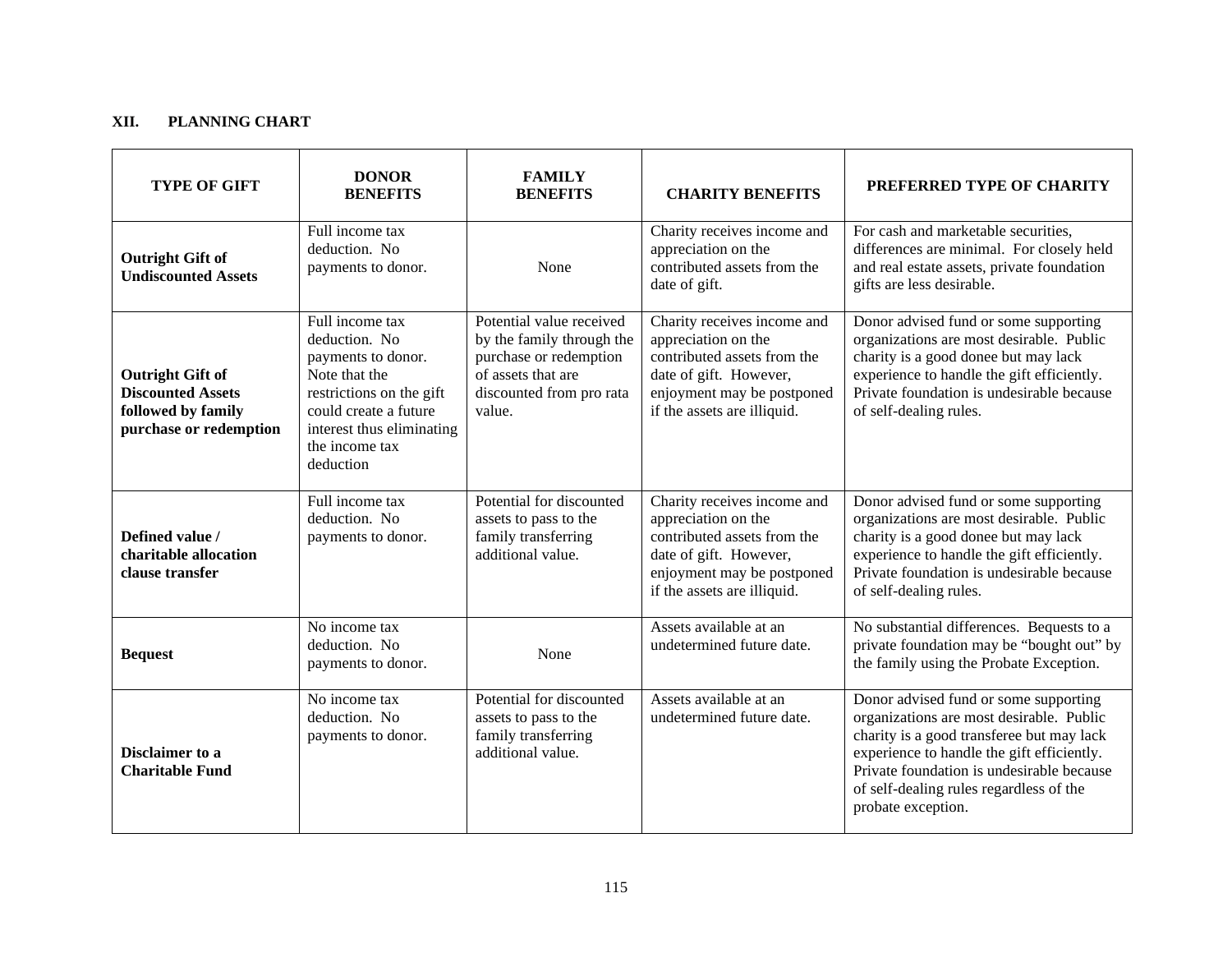## XII. PLANNING CHART

| TYPE OF GIFT | DONOR BENEFITS | FAMILY BENEFITS | CHARITY BENEFITS | PREFERRED TYPE OF CHARITY |
|---|---|---|---|---|
| **Outright Gift of Undiscounted Assets** | Full income tax deduction. No payments to donor. | None | Charity receives income and appreciation on the contributed assets from the date of gift. | For cash and marketable securities, differences are minimal. For closely held and real estate assets, private foundation gifts are less desirable. |
| **Outright Gift of Discounted Assets followed by family purchase or redemption** | Full income tax deduction. No payments to donor. Note that the restrictions on the gift could create a future interest thus eliminating the income tax deduction | Potential value received by the family through the purchase or redemption of assets that are discounted from pro rata value. | Charity receives income and appreciation on the contributed assets from the date of gift. However, enjoyment may be postponed if the assets are illiquid. | Donor advised fund or some supporting organizations are most desirable. Public charity is a good donee but may lack experience to handle the gift efficiently. Private foundation is undesirable because of self-dealing rules. |
| **Defined value / charitable allocation clause transfer** | Full income tax deduction. No payments to donor. | Potential for discounted assets to pass to the family transferring additional value. | Charity receives income and appreciation on the contributed assets from the date of gift. However, enjoyment may be postponed if the assets are illiquid. | Donor advised fund or some supporting organizations are most desirable. Public charity is a good donee but may lack experience to handle the gift efficiently. Private foundation is undesirable because of self-dealing rules. |
| **Bequest** | No income tax deduction. No payments to donor. | None | Assets available at an undetermined future date. | No substantial differences. Bequests to a private foundation may be "bought out" by the family using the Probate Exception. |
| **Disclaimer to a Charitable Fund** | No income tax deduction. No payments to donor. | Potential for discounted assets to pass to the family transferring additional value. | Assets available at an undetermined future date. | Donor advised fund or some supporting organizations are most desirable. Public charity is a good transferee but may lack experience to handle the gift efficiently. Private foundation is undesirable because of self-dealing rules regardless of the probate exception. |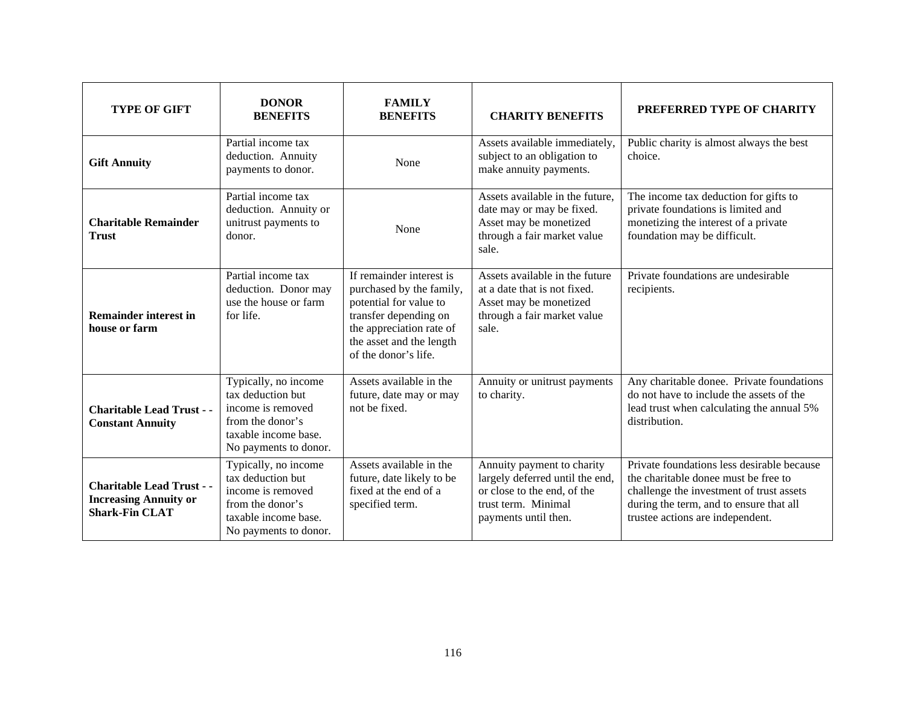| TYPE OF GIFT | DONOR BENEFITS | FAMILY BENEFITS | CHARITY BENEFITS | PREFERRED TYPE OF CHARITY |
|---|---|---|---|---|
| **Gift Annuity** | Partial income tax deduction. Annuity payments to donor. | None | Assets available immediately, subject to an obligation to make annuity payments. | Public charity is almost always the best choice. |
| **Charitable Remainder Trust** | Partial income tax deduction. Annuity or unitrust payments to donor. | None | Assets available in the future, date may or may be fixed. Asset may be monetized through a fair market value sale. | The income tax deduction for gifts to private foundations is limited and monetizing the interest of a private foundation may be difficult. |
| **Remainder interest in house or farm** | Partial income tax deduction. Donor may use the house or farm for life. | If remainder interest is purchased by the family, potential for value to transfer depending on the appreciation rate of the asset and the length of the donor's life. | Assets available in the future at a date that is not fixed. Asset may be monetized through a fair market value sale. | Private foundations are undesirable recipients. |
| **Charitable Lead Trust - - Constant Annuity** | Typically, no income tax deduction but income is removed from the donor's taxable income base. No payments to donor. | Assets available in the future, date may or may not be fixed. | Annuity or unitrust payments to charity. | Any charitable donee. Private foundations do not have to include the assets of the lead trust when calculating the annual 5% distribution. |
| **Charitable Lead Trust - - Increasing Annuity or Shark-Fin CLAT** | Typically, no income tax deduction but income is removed from the donor's taxable income base. No payments to donor. | Assets available in the future, date likely to be fixed at the end of a specified term. | Annuity payment to charity largely deferred until the end, or close to the end, of the trust term. Minimal payments until then. | Private foundations less desirable because the charitable donee must be free to challenge the investment of trust assets during the term, and to ensure that all trustee actions are independent. |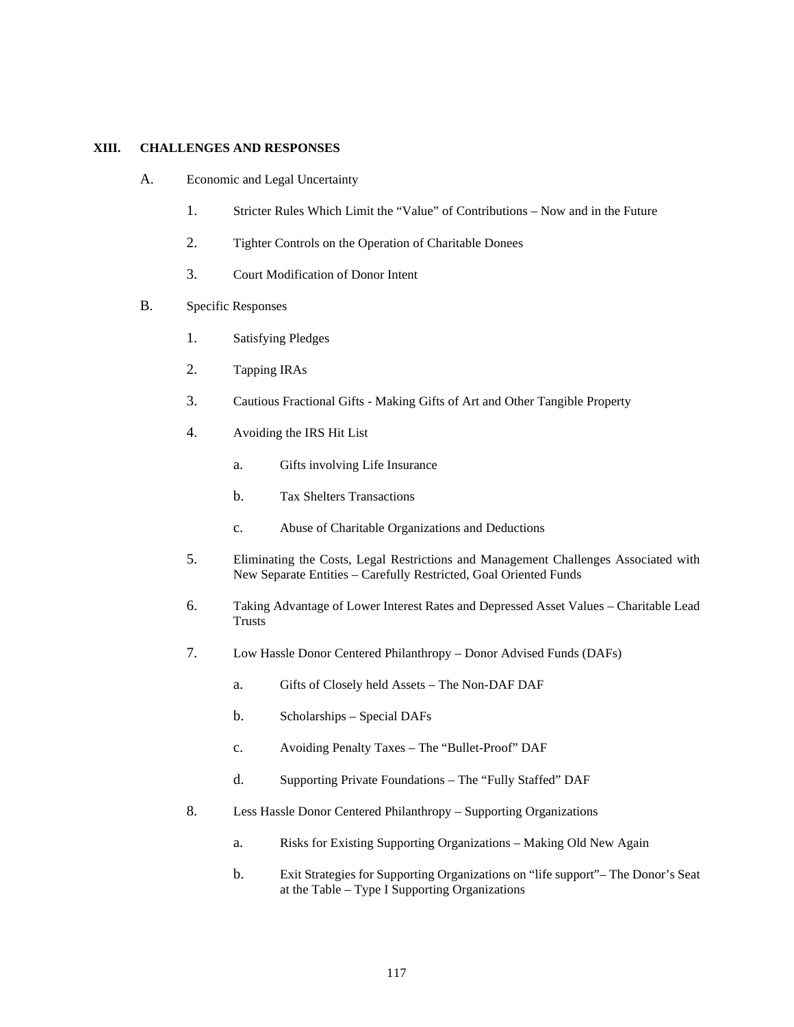## XIII. CHALLENGES AND RESPONSES

A. Economic and Legal Uncertainty

1. Stricter Rules Which Limit the “Value” of Contributions – Now and in the Future

2. Tighter Controls on the Operation of Charitable Donees

3. Court Modification of Donor Intent

B. Specific Responses

1. Satisfying Pledges

2. Tapping IRAs

3. Cautious Fractional Gifts - Making Gifts of Art and Other Tangible Property

4. Avoiding the IRS Hit List

   a. Gifts involving Life Insurance

   b. Tax Shelters Transactions

   c. Abuse of Charitable Organizations and Deductions

5. Eliminating the Costs, Legal Restrictions and Management Challenges Associated with New Separate Entities – Carefully Restricted, Goal Oriented Funds

6. Taking Advantage of Lower Interest Rates and Depressed Asset Values – Charitable Lead Trusts

7. Low Hassle Donor Centered Philanthropy – Donor Advised Funds (DAFs)

   a. Gifts of Closely held Assets – The Non-DAF DAF

   b. Scholarships – Special DAFs

   c. Avoiding Penalty Taxes – The “Bullet-Proof” DAF

   d. Supporting Private Foundations – The “Fully Staffed” DAF

8. Less Hassle Donor Centered Philanthropy – Supporting Organizations

   a. Risks for Existing Supporting Organizations – Making Old New Again

   b. Exit Strategies for Supporting Organizations on “life support”– The Donor’s Seat at the Table – Type I Supporting Organizations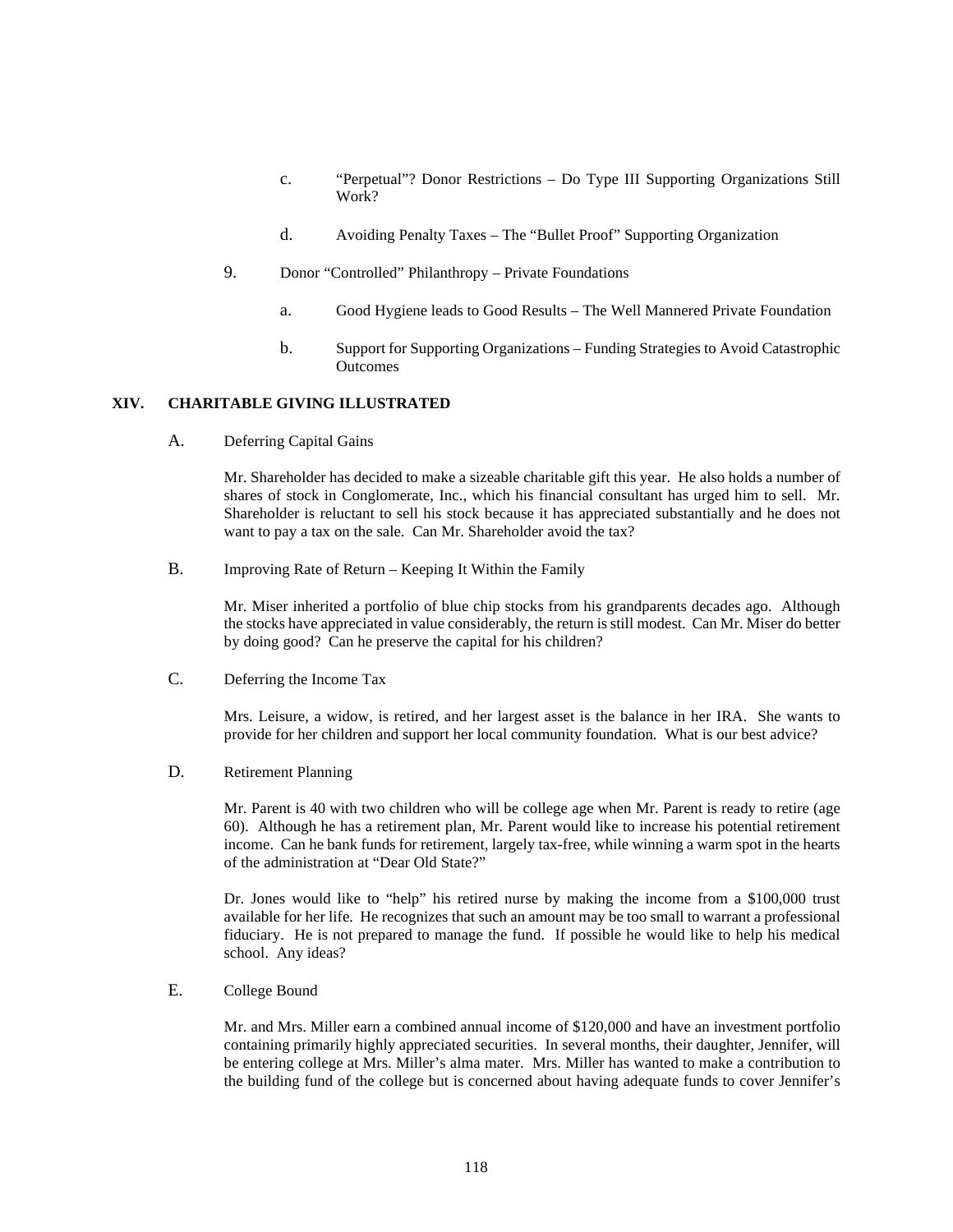c. "Perpetual"? Donor Restrictions – Do Type III Supporting Organizations Still Work?

d. Avoiding Penalty Taxes – The "Bullet Proof" Supporting Organization

9. Donor "Controlled" Philanthropy – Private Foundations

a. Good Hygiene leads to Good Results – The Well Mannered Private Foundation

b. Support for Supporting Organizations – Funding Strategies to Avoid Catastrophic Outcomes

## XIV. CHARITABLE GIVING ILLUSTRATED

### A. Deferring Capital Gains

Mr. Shareholder has decided to make a sizeable charitable gift this year. He also holds a number of shares of stock in Conglomerate, Inc., which his financial consultant has urged him to sell. Mr. Shareholder is reluctant to sell his stock because it has appreciated substantially and he does not want to pay a tax on the sale. Can Mr. Shareholder avoid the tax?

### B. Improving Rate of Return – Keeping It Within the Family

Mr. Miser inherited a portfolio of blue chip stocks from his grandparents decades ago. Although the stocks have appreciated in value considerably, the return is still modest. Can Mr. Miser do better by doing good? Can he preserve the capital for his children?

### C. Deferring the Income Tax

Mrs. Leisure, a widow, is retired, and her largest asset is the balance in her IRA. She wants to provide for her children and support her local community foundation. What is our best advice?

### D. Retirement Planning

Mr. Parent is 40 with two children who will be college age when Mr. Parent is ready to retire (age 60). Although he has a retirement plan, Mr. Parent would like to increase his potential retirement income. Can he bank funds for retirement, largely tax-free, while winning a warm spot in the hearts of the administration at "Dear Old State?"

Dr. Jones would like to "help" his retired nurse by making the income from a $100,000 trust available for her life. He recognizes that such an amount may be too small to warrant a professional fiduciary. He is not prepared to manage the fund. If possible he would like to help his medical school. Any ideas?

### E. College Bound

Mr. and Mrs. Miller earn a combined annual income of $120,000 and have an investment portfolio containing primarily highly appreciated securities. In several months, their daughter, Jennifer, will be entering college at Mrs. Miller's alma mater. Mrs. Miller has wanted to make a contribution to the building fund of the college but is concerned about having adequate funds to cover Jennifer's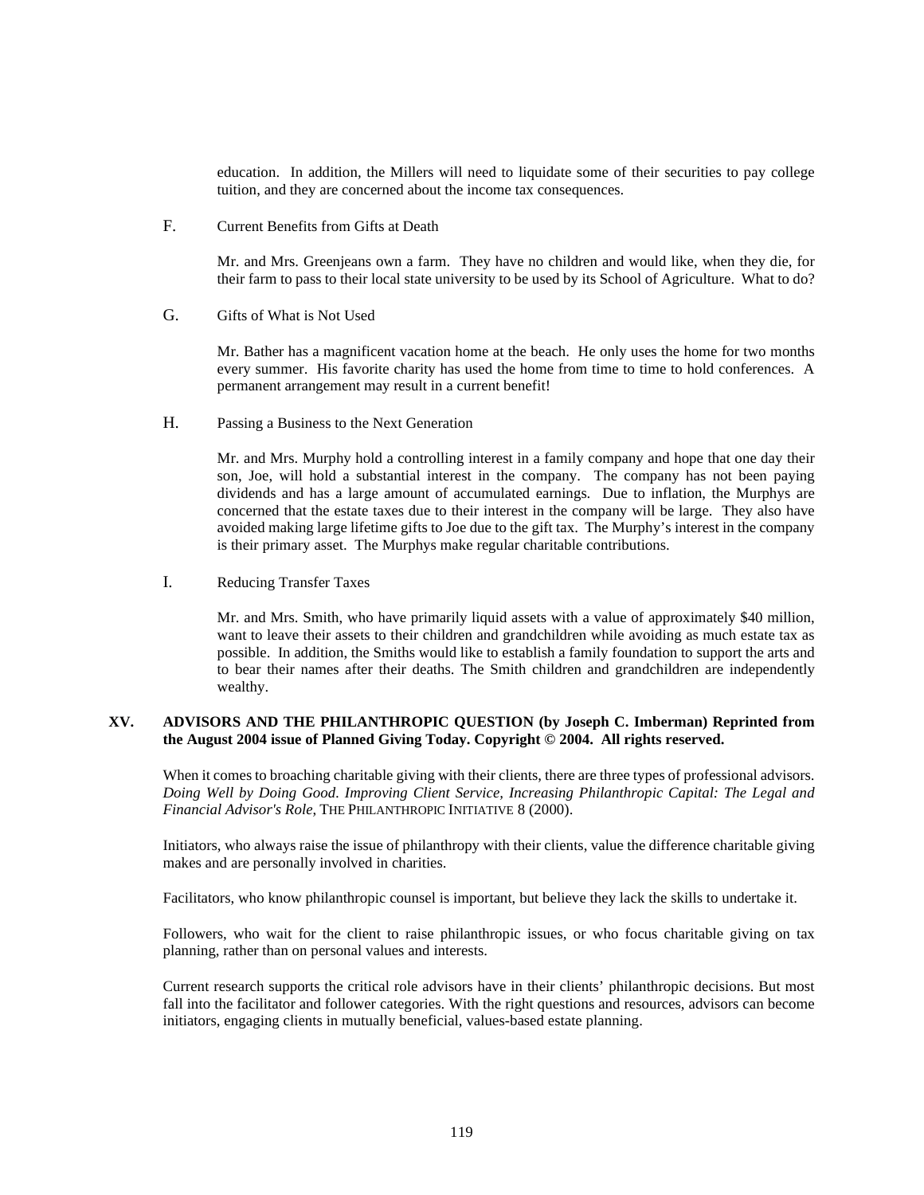education. In addition, the Millers will need to liquidate some of their securities to pay college tuition, and they are concerned about the income tax consequences.

F. Current Benefits from Gifts at Death

Mr. and Mrs. Greenjeans own a farm. They have no children and would like, when they die, for their farm to pass to their local state university to be used by its School of Agriculture. What to do?

G. Gifts of What is Not Used

Mr. Bather has a magnificent vacation home at the beach. He only uses the home for two months every summer. His favorite charity has used the home from time to time to hold conferences. A permanent arrangement may result in a current benefit!

H. Passing a Business to the Next Generation

Mr. and Mrs. Murphy hold a controlling interest in a family company and hope that one day their son, Joe, will hold a substantial interest in the company. The company has not been paying dividends and has a large amount of accumulated earnings. Due to inflation, the Murphys are concerned that the estate taxes due to their interest in the company will be large. They also have avoided making large lifetime gifts to Joe due to the gift tax. The Murphy's interest in the company is their primary asset. The Murphys make regular charitable contributions.

I. Reducing Transfer Taxes

Mr. and Mrs. Smith, who have primarily liquid assets with a value of approximately $40 million, want to leave their assets to their children and grandchildren while avoiding as much estate tax as possible. In addition, the Smiths would like to establish a family foundation to support the arts and to bear their names after their deaths. The Smith children and grandchildren are independently wealthy.

## XV. ADVISORS AND THE PHILANTHROPIC QUESTION (by Joseph C. Imberman) Reprinted from the August 2004 issue of Planned Giving Today. Copyright © 2004. All rights reserved.

When it comes to broaching charitable giving with their clients, there are three types of professional advisors. *Doing Well by Doing Good. Improving Client Service, Increasing Philanthropic Capital: The Legal and Financial Advisor's Role*, THE PHILANTHROPIC INITIATIVE 8 (2000).

Initiators, who always raise the issue of philanthropy with their clients, value the difference charitable giving makes and are personally involved in charities.

Facilitators, who know philanthropic counsel is important, but believe they lack the skills to undertake it.

Followers, who wait for the client to raise philanthropic issues, or who focus charitable giving on tax planning, rather than on personal values and interests.

Current research supports the critical role advisors have in their clients' philanthropic decisions. But most fall into the facilitator and follower categories. With the right questions and resources, advisors can become initiators, engaging clients in mutually beneficial, values-based estate planning.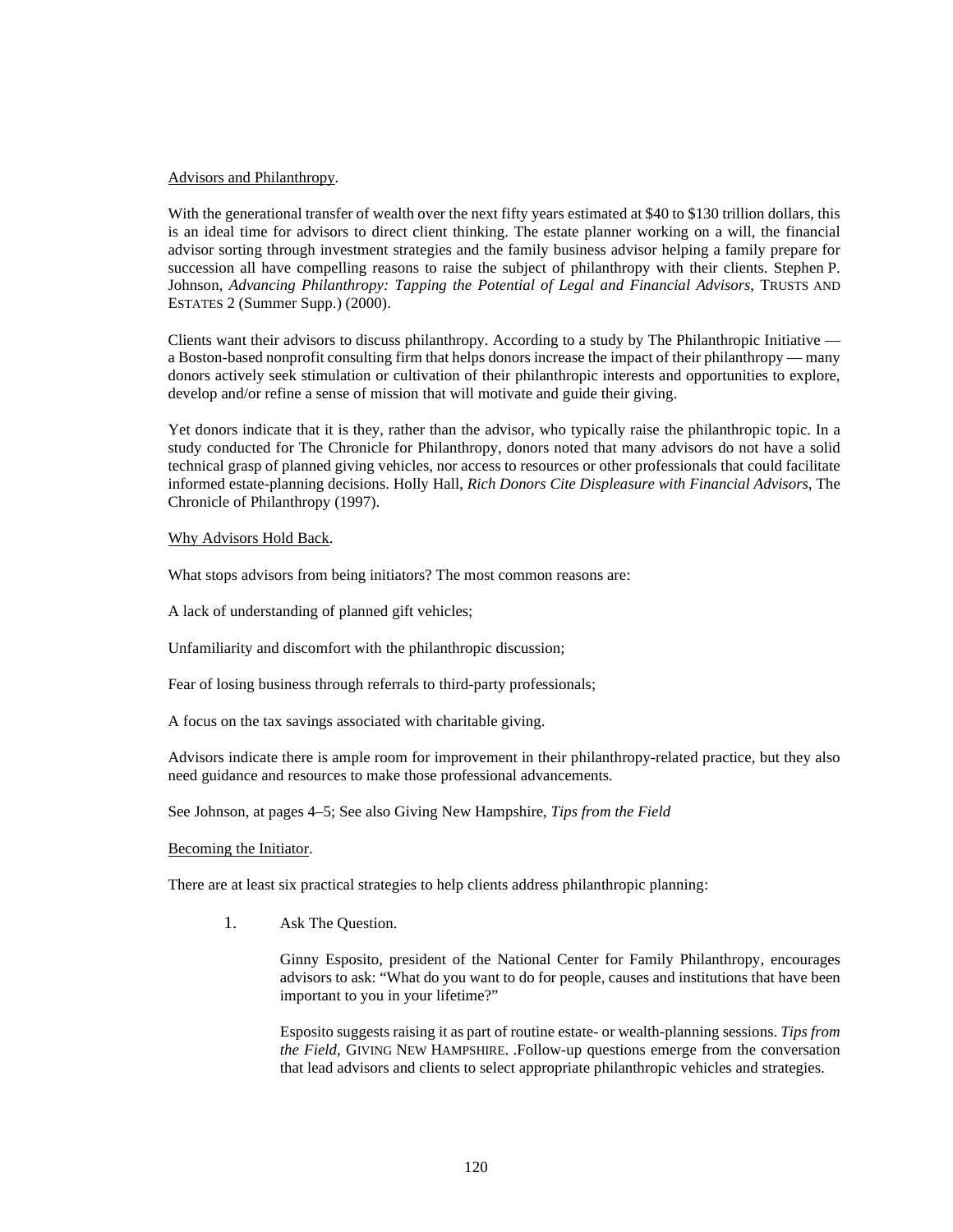Advisors and Philanthropy.

With the generational transfer of wealth over the next fifty years estimated at $40 to $130 trillion dollars, this is an ideal time for advisors to direct client thinking. The estate planner working on a will, the financial advisor sorting through investment strategies and the family business advisor helping a family prepare for succession all have compelling reasons to raise the subject of philanthropy with their clients. Stephen P. Johnson, *Advancing Philanthropy: Tapping the Potential of Legal and Financial Advisors*, TRUSTS AND ESTATES 2 (Summer Supp.) (2000).

Clients want their advisors to discuss philanthropy. According to a study by The Philanthropic Initiative — a Boston-based nonprofit consulting firm that helps donors increase the impact of their philanthropy — many donors actively seek stimulation or cultivation of their philanthropic interests and opportunities to explore, develop and/or refine a sense of mission that will motivate and guide their giving.

Yet donors indicate that it is they, rather than the advisor, who typically raise the philanthropic topic. In a study conducted for The Chronicle for Philanthropy, donors noted that many advisors do not have a solid technical grasp of planned giving vehicles, nor access to resources or other professionals that could facilitate informed estate-planning decisions. Holly Hall, *Rich Donors Cite Displeasure with Financial Advisors*, The Chronicle of Philanthropy (1997).

Why Advisors Hold Back.

What stops advisors from being initiators? The most common reasons are:

A lack of understanding of planned gift vehicles;

Unfamiliarity and discomfort with the philanthropic discussion;

Fear of losing business through referrals to third-party professionals;

A focus on the tax savings associated with charitable giving.

Advisors indicate there is ample room for improvement in their philanthropy-related practice, but they also need guidance and resources to make those professional advancements.

See Johnson, at pages 4–5; See also Giving New Hampshire, *Tips from the Field*

Becoming the Initiator.

There are at least six practical strategies to help clients address philanthropic planning:

1. Ask The Question.

   Ginny Esposito, president of the National Center for Family Philanthropy, encourages advisors to ask: “What do you want to do for people, causes and institutions that have been important to you in your lifetime?”

   Esposito suggests raising it as part of routine estate- or wealth-planning sessions. *Tips from the Field*, GIVING NEW HAMPSHIRE. .Follow-up questions emerge from the conversation that lead advisors and clients to select appropriate philanthropic vehicles and strategies.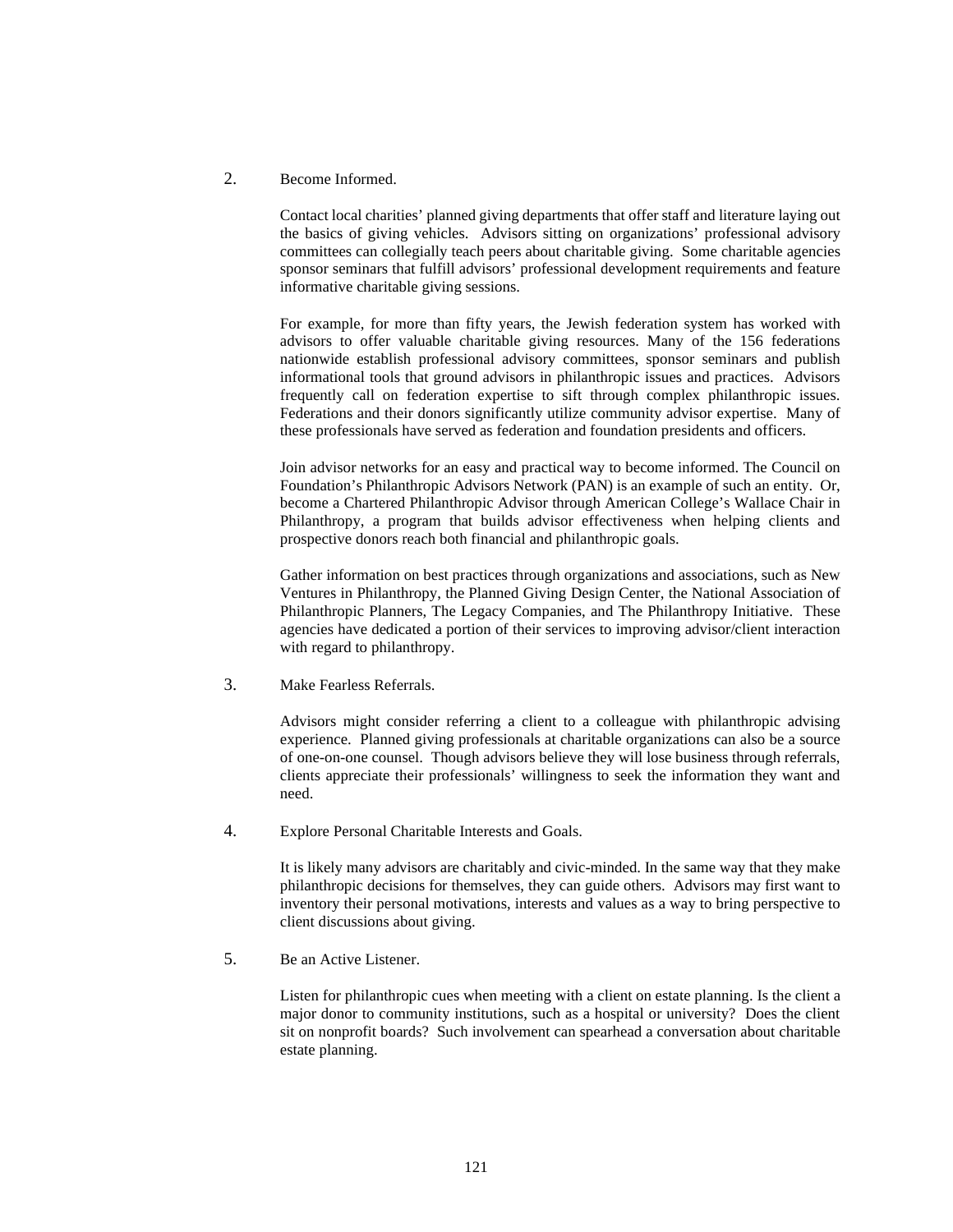2. Become Informed.

   Contact local charities' planned giving departments that offer staff and literature laying out the basics of giving vehicles. Advisors sitting on organizations' professional advisory committees can collegially teach peers about charitable giving. Some charitable agencies sponsor seminars that fulfill advisors' professional development requirements and feature informative charitable giving sessions.

   For example, for more than fifty years, the Jewish federation system has worked with advisors to offer valuable charitable giving resources. Many of the 156 federations nationwide establish professional advisory committees, sponsor seminars and publish informational tools that ground advisors in philanthropic issues and practices. Advisors frequently call on federation expertise to sift through complex philanthropic issues. Federations and their donors significantly utilize community advisor expertise. Many of these professionals have served as federation and foundation presidents and officers.

   Join advisor networks for an easy and practical way to become informed. The Council on Foundation's Philanthropic Advisors Network (PAN) is an example of such an entity. Or, become a Chartered Philanthropic Advisor through American College's Wallace Chair in Philanthropy, a program that builds advisor effectiveness when helping clients and prospective donors reach both financial and philanthropic goals.

   Gather information on best practices through organizations and associations, such as New Ventures in Philanthropy, the Planned Giving Design Center, the National Association of Philanthropic Planners, The Legacy Companies, and The Philanthropy Initiative. These agencies have dedicated a portion of their services to improving advisor/client interaction with regard to philanthropy.

3. Make Fearless Referrals.

   Advisors might consider referring a client to a colleague with philanthropic advising experience. Planned giving professionals at charitable organizations can also be a source of one-on-one counsel. Though advisors believe they will lose business through referrals, clients appreciate their professionals' willingness to seek the information they want and need.

4. Explore Personal Charitable Interests and Goals.

   It is likely many advisors are charitably and civic-minded. In the same way that they make philanthropic decisions for themselves, they can guide others. Advisors may first want to inventory their personal motivations, interests and values as a way to bring perspective to client discussions about giving.

5. Be an Active Listener.

   Listen for philanthropic cues when meeting with a client on estate planning. Is the client a major donor to community institutions, such as a hospital or university? Does the client sit on nonprofit boards? Such involvement can spearhead a conversation about charitable estate planning.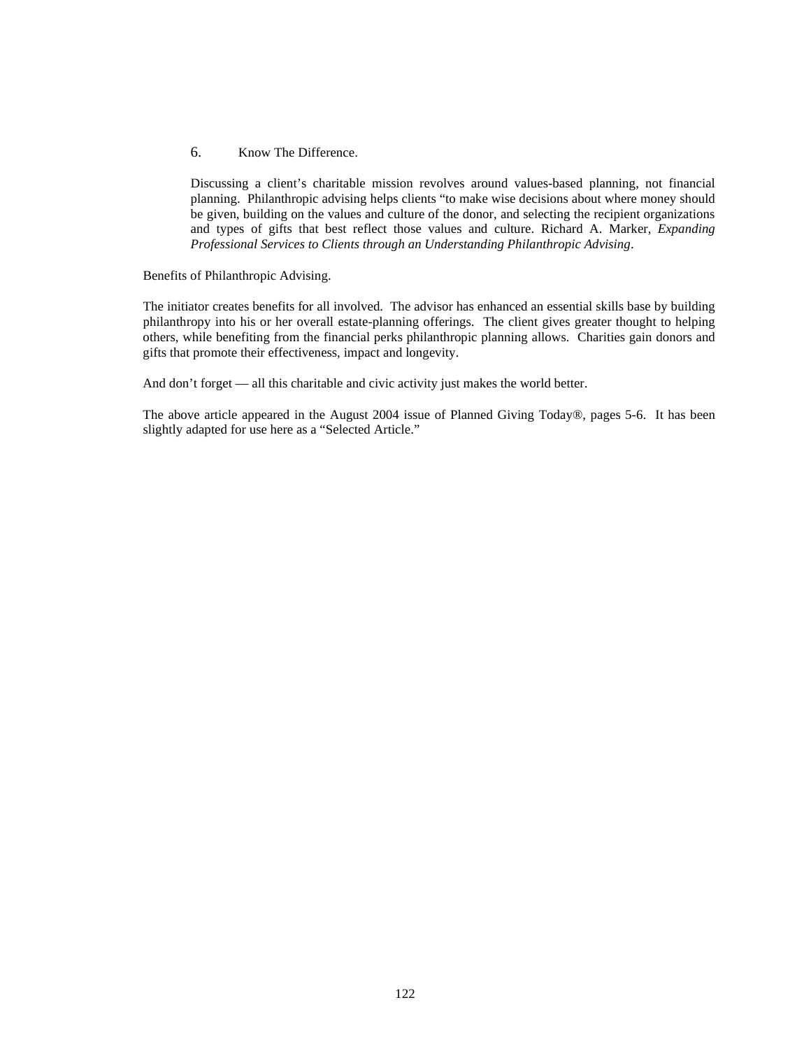6. Know The Difference.

Discussing a client's charitable mission revolves around values-based planning, not financial planning. Philanthropic advising helps clients "to make wise decisions about where money should be given, building on the values and culture of the donor, and selecting the recipient organizations and types of gifts that best reflect those values and culture. Richard A. Marker, *Expanding Professional Services to Clients through an Understanding Philanthropic Advising*.

Benefits of Philanthropic Advising.

The initiator creates benefits for all involved. The advisor has enhanced an essential skills base by building philanthropy into his or her overall estate-planning offerings. The client gives greater thought to helping others, while benefiting from the financial perks philanthropic planning allows. Charities gain donors and gifts that promote their effectiveness, impact and longevity.

And don't forget — all this charitable and civic activity just makes the world better.

The above article appeared in the August 2004 issue of Planned Giving Today®, pages 5-6. It has been slightly adapted for use here as a "Selected Article."